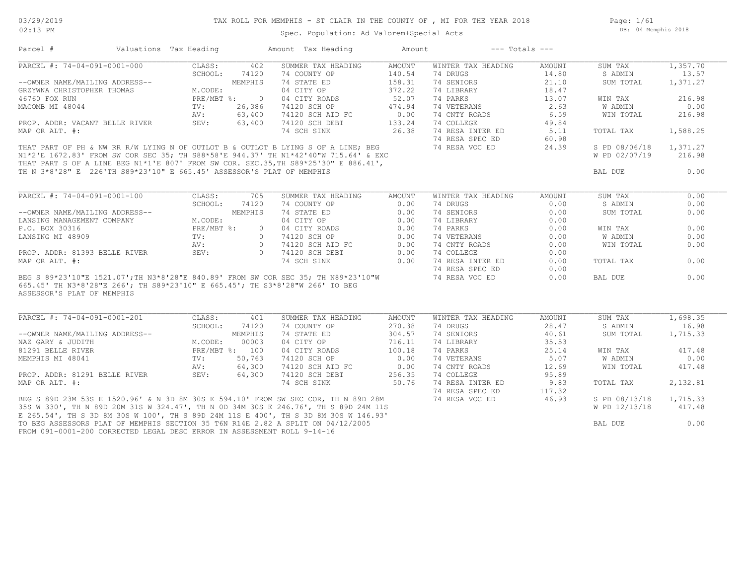# TAX ROLL FOR MEMPHIS - ST CLAIR IN THE COUNTY OF , MI FOR THE YEAR 2018

Spec. Population: Ad Valorem+Special Acts

03/29/2019
02:13 PM

DB: 04 Memphis 2018

| Parcel # | Valuations | Tax Heading | Amount | Tax Heading | Amount | --- Totals --- | |
|---|---|---|---|---|---|---|---|

## PARCEL #: 74-04-091-0001-000

| | | | | | | | |
|---|---|---|---|---|---|---|---|
| | CLASS: 402 | SUMMER TAX HEADING | AMOUNT | WINTER TAX HEADING | AMOUNT | SUM TAX | 1,357.70 |
| | SCHOOL: 74120 | 74 COUNTY OP | 140.54 | 74 DRUGS | 14.80 | S ADMIN | 13.57 |
| --OWNER NAME/MAILING ADDRESS-- | MEMPHIS | 74 STATE ED | 158.31 | 74 SENIORS | 21.10 | SUM TOTAL | 1,371.27 |
| GRZYWNA CHRISTOPHER THOMAS | M.CODE: | 04 CITY OP | 372.22 | 74 LIBRARY | 18.47 | | |
| 46760 FOX RUN | PRE/MBT %: 0 | 04 CITY ROADS | 52.07 | 74 PARKS | 13.07 | WIN TAX | 216.98 |
| MACOMB MI 48044 | TV: 26,386 | 74120 SCH OP | 474.94 | 74 VETERANS | 2.63 | W ADMIN | 0.00 |
| | AV: 63,400 | 74120 SCH AID FC | 0.00 | 74 CNTY ROADS | 6.59 | WIN TOTAL | 216.98 |
| PROP. ADDR: VACANT BELLE RIVER | SEV: 63,400 | 74120 SCH DEBT | 133.24 | 74 COLLEGE | 49.84 | | |
| MAP OR ALT. #: | | 74 SCH SINK | 26.38 | 74 RESA INTER ED | 5.11 | TOTAL TAX | 1,588.25 |
| | | | | 74 RESA SPEC ED | 60.98 | | |
| | | | | 74 RESA VOC ED | 24.39 | S PD 08/06/18 | 1,371.27 |
| | | | | | | W PD 02/07/19 | 216.98 |
| | | | | | | BAL DUE | 0.00 |

THAT PART OF PH & NW RR R/W LYING N OF OUTLOT B & OUTLOT B LYING S OF A LINE; BEG N1*2'E 1672.83' FROM SW COR SEC 35; TH S88*58'E 944.37' TH N1*42'40"W 715.64' & EXC THAT PART S OF A LINE BEG N1*1'E 807' FROM SW COR. SEC.35,TH S89*25'30" E 886.41', TH N 3*8'28" E 226'TH S89*23'10" E 665.45' ASSESSOR'S PLAT OF MEMPHIS

## PARCEL #: 74-04-091-0001-100

| | | | | | | | |
|---|---|---|---|---|---|---|---|
| | CLASS: 705 | SUMMER TAX HEADING | AMOUNT | WINTER TAX HEADING | AMOUNT | SUM TAX | 0.00 |
| | SCHOOL: 74120 | 74 COUNTY OP | 0.00 | 74 DRUGS | 0.00 | S ADMIN | 0.00 |
| --OWNER NAME/MAILING ADDRESS-- | MEMPHIS | 74 STATE ED | 0.00 | 74 SENIORS | 0.00 | SUM TOTAL | 0.00 |
| LANSING MANAGEMENT COMPANY | M.CODE: | 04 CITY OP | 0.00 | 74 LIBRARY | 0.00 | | |
| P.O. BOX 30316 | PRE/MBT %: 0 | 04 CITY ROADS | 0.00 | 74 PARKS | 0.00 | WIN TAX | 0.00 |
| LANSING MI 48909 | TV: 0 | 74120 SCH OP | 0.00 | 74 VETERANS | 0.00 | W ADMIN | 0.00 |
| | AV: 0 | 74120 SCH AID FC | 0.00 | 74 CNTY ROADS | 0.00 | WIN TOTAL | 0.00 |
| PROP. ADDR: 81393 BELLE RIVER | SEV: 0 | 74120 SCH DEBT | 0.00 | 74 COLLEGE | 0.00 | | |
| MAP OR ALT. #: | | 74 SCH SINK | 0.00 | 74 RESA INTER ED | 0.00 | TOTAL TAX | 0.00 |
| | | | | 74 RESA SPEC ED | 0.00 | | |
| | | | | 74 RESA VOC ED | 0.00 | BAL DUE | 0.00 |

BEG S 89*23'10"E 1521.07';TH N3*8'28"E 840.89' FROM SW COR SEC 35; TH N89*23'10"W 665.45' TH N3*8'28"E 266'; TH S89*23'10" E 665.45'; TH S3*8'28"W 266' TO BEG ASSESSOR'S PLAT OF MEMPHIS

## PARCEL #: 74-04-091-0001-201

| | | | | | | | |
|---|---|---|---|---|---|---|---|
| | CLASS: 401 | SUMMER TAX HEADING | AMOUNT | WINTER TAX HEADING | AMOUNT | SUM TAX | 1,698.35 |
| | SCHOOL: 74120 | 74 COUNTY OP | 270.38 | 74 DRUGS | 28.47 | S ADMIN | 16.98 |
| --OWNER NAME/MAILING ADDRESS-- | MEMPHIS | 74 STATE ED | 304.57 | 74 SENIORS | 40.61 | SUM TOTAL | 1,715.33 |
| NAZ GARY & JUDITH | M.CODE: 00003 | 04 CITY OP | 716.11 | 74 LIBRARY | 35.53 | | |
| 81291 BELLE RIVER | PRE/MBT %: 100 | 04 CITY ROADS | 100.18 | 74 PARKS | 25.14 | WIN TAX | 417.48 |
| MEMPHIS MI 48041 | TV: 50,763 | 74120 SCH OP | 0.00 | 74 VETERANS | 5.07 | W ADMIN | 0.00 |
| | AV: 64,300 | 74120 SCH AID FC | 0.00 | 74 CNTY ROADS | 12.69 | WIN TOTAL | 417.48 |
| PROP. ADDR: 81291 BELLE RIVER | SEV: 64,300 | 74120 SCH DEBT | 256.35 | 74 COLLEGE | 95.89 | | |
| MAP OR ALT. #: | | 74 SCH SINK | 50.76 | 74 RESA INTER ED | 9.83 | TOTAL TAX | 2,132.81 |
| | | | | 74 RESA SPEC ED | 117.32 | | |
| | | | | 74 RESA VOC ED | 46.93 | S PD 08/13/18 | 1,715.33 |
| | | | | | | W PD 12/13/18 | 417.48 |
| | | | | | | BAL DUE | 0.00 |

BEG S 89D 23M 53S E 1520.96' & N 3D 8M 30S E 594.10' FROM SW SEC COR, TH N 89D 28M 35S W 330', TH N 89D 20M 31S W 324.47', TH N 0D 34M 30S E 246.76', TH S 89D 24M 11S E 265.54', TH S 3D 8M 30S W 100', TH S 89D 24M 11S E 400', TH S 3D 8M 30S W 146.93' TO BEG ASSESSORS PLAT OF MEMPHIS SECTION 35 T6N R14E 2.82 A SPLIT ON 04/12/2005 FROM 091-0001-200 CORRECTED LEGAL DESC ERROR IN ASSESSMENT ROLL 9-14-16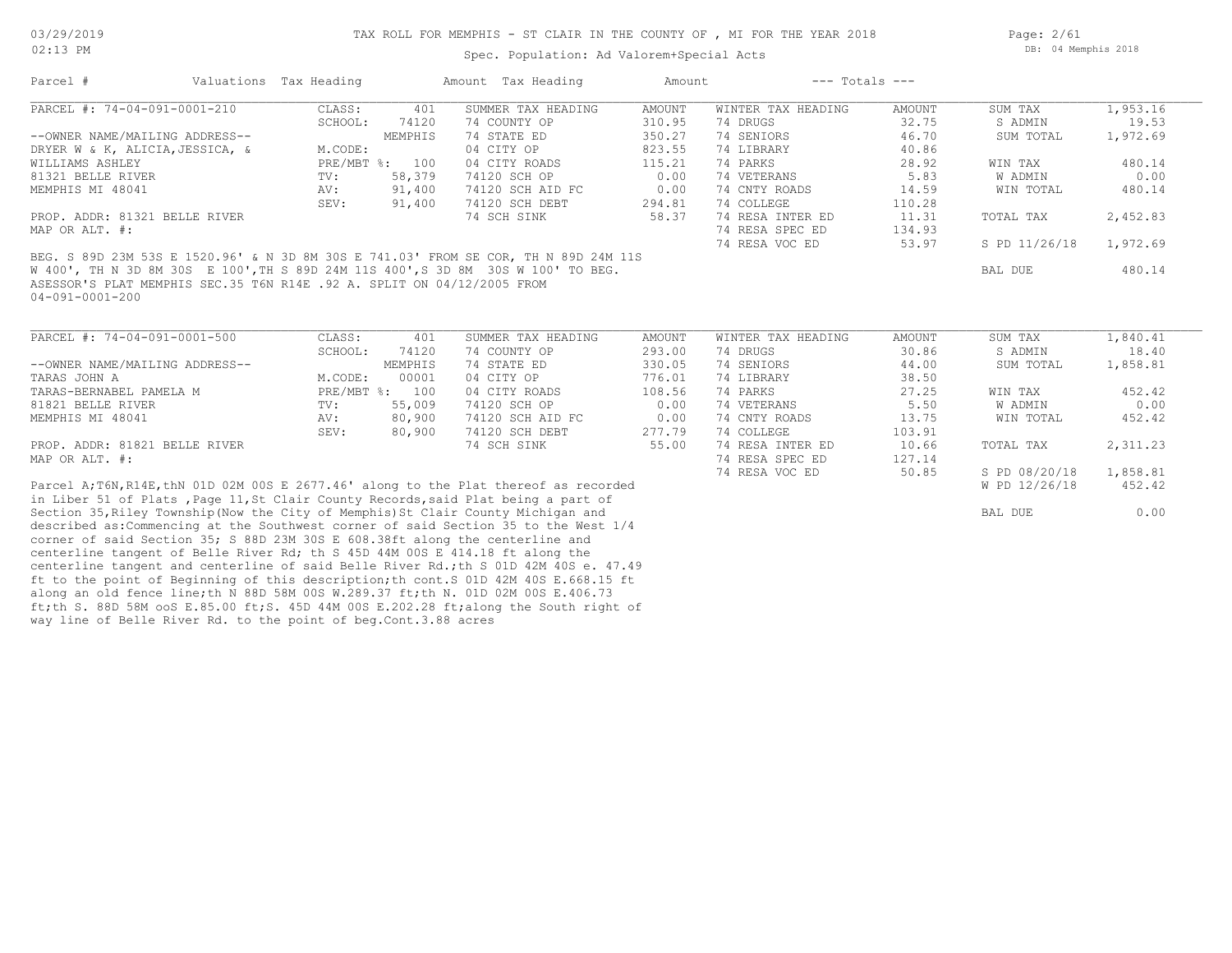TAX ROLL FOR MEMPHIS - ST CLAIR IN THE COUNTY OF , MI FOR THE YEAR 2018

Spec. Population: Ad Valorem+Special Acts

| Parcel # | Valuations | Tax Heading | Amount | Tax Heading | Amount | --- Totals --- | |
|---|---|---|---|---|---|---|---|
| PARCEL #: 74-04-091-0001-210 | CLASS: 401 | SUMMER TAX HEADING | AMOUNT | WINTER TAX HEADING | AMOUNT | SUM TAX | 1,953.16 |
| | SCHOOL: 74120 | 74 COUNTY OP | 310.95 | 74 DRUGS | 32.75 | S ADMIN | 19.53 |
| --OWNER NAME/MAILING ADDRESS-- | MEMPHIS | 74 STATE ED | 350.27 | 74 SENIORS | 46.70 | SUM TOTAL | 1,972.69 |
| DRYER W & K, ALICIA,JESSICA, & | M.CODE: | 04 CITY OP | 823.55 | 74 LIBRARY | 40.86 | | |
| WILLIAMS ASHLEY | PRE/MBT %: 100 | 04 CITY ROADS | 115.21 | 74 PARKS | 28.92 | WIN TAX | 480.14 |
| 81321 BELLE RIVER | TV: 58,379 | 74120 SCH OP | 0.00 | 74 VETERANS | 5.83 | W ADMIN | 0.00 |
| MEMPHIS MI 48041 | AV: 91,400 | 74120 SCH AID FC | 0.00 | 74 CNTY ROADS | 14.59 | WIN TOTAL | 480.14 |
| | SEV: 91,400 | 74120 SCH DEBT | 294.81 | 74 COLLEGE | 110.28 | | |
| PROP. ADDR: 81321 BELLE RIVER | | 74 SCH SINK | 58.37 | 74 RESA INTER ED | 11.31 | TOTAL TAX | 2,452.83 |
| MAP OR ALT. #: | | | | 74 RESA SPEC ED | 134.93 | | |
| | | | | 74 RESA VOC ED | 53.97 | S PD 11/26/18 | 1,972.69 |
| | | | | | | BAL DUE | 480.14 |

BEG. S 89D 23M 53S E 1520.96' & N 3D 8M 30S E 741.03' FROM SE COR, TH N 89D 24M 11S W 400', TH N 3D 8M 30S E 100',TH S 89D 24M 11S 400',S 3D 8M 30S W 100' TO BEG. ASESSOR'S PLAT MEMPHIS SEC.35 T6N R14E .92 A. SPLIT ON 04/12/2005 FROM 04-091-0001-200

| Parcel # | Valuations | Tax Heading | Amount | Tax Heading | Amount | --- Totals --- | |
|---|---|---|---|---|---|---|---|
| PARCEL #: 74-04-091-0001-500 | CLASS: 401 | SUMMER TAX HEADING | AMOUNT | WINTER TAX HEADING | AMOUNT | SUM TAX | 1,840.41 |
| | SCHOOL: 74120 | 74 COUNTY OP | 293.00 | 74 DRUGS | 30.86 | S ADMIN | 18.40 |
| --OWNER NAME/MAILING ADDRESS-- | MEMPHIS | 74 STATE ED | 330.05 | 74 SENIORS | 44.00 | SUM TOTAL | 1,858.81 |
| TARAS JOHN A | M.CODE: 00001 | 04 CITY OP | 776.01 | 74 LIBRARY | 38.50 | | |
| TARAS-BERNABEL PAMELA M | PRE/MBT %: 100 | 04 CITY ROADS | 108.56 | 74 PARKS | 27.25 | WIN TAX | 452.42 |
| 81821 BELLE RIVER | TV: 55,009 | 74120 SCH OP | 0.00 | 74 VETERANS | 5.50 | W ADMIN | 0.00 |
| MEMPHIS MI 48041 | AV: 80,900 | 74120 SCH AID FC | 0.00 | 74 CNTY ROADS | 13.75 | WIN TOTAL | 452.42 |
| | SEV: 80,900 | 74120 SCH DEBT | 277.79 | 74 COLLEGE | 103.91 | | |
| PROP. ADDR: 81821 BELLE RIVER | | 74 SCH SINK | 55.00 | 74 RESA INTER ED | 10.66 | TOTAL TAX | 2,311.23 |
| MAP OR ALT. #: | | | | 74 RESA SPEC ED | 127.14 | | |
| | | | | 74 RESA VOC ED | 50.85 | S PD 08/20/18 | 1,858.81 |
| | | | | | | W PD 12/26/18 | 452.42 |
| | | | | | | BAL DUE | 0.00 |

Parcel A;T6N,R14E,thN 01D 02M 00S E 2677.46' along to the Plat thereof as recorded in Liber 51 of Plats ,Page 11,St Clair County Records,said Plat being a part of Section 35,Riley Township(Now the City of Memphis)St Clair County Michigan and described as:Commencing at the Southwest corner of said Section 35 to the West 1/4 corner of said Section 35; S 88D 23M 30S E 608.38ft along the centerline and centerline tangent of Belle River Rd; th S 45D 44M 00S E 414.18 ft along the centerline tangent and centerline of said Belle River Rd.;th S 01D 42M 40S e. 47.49 ft to the point of Beginning of this description;th cont.S 01D 42M 40S E.668.15 ft along an old fence line;th N 88D 58M 00S W.289.37 ft;th N. 01D 02M 00S E.406.73 ft;th S. 88D 58M ooS E.85.00 ft;S. 45D 44M 00S E.202.28 ft;along the South right of way line of Belle River Rd. to the point of beg.Cont.3.88 acres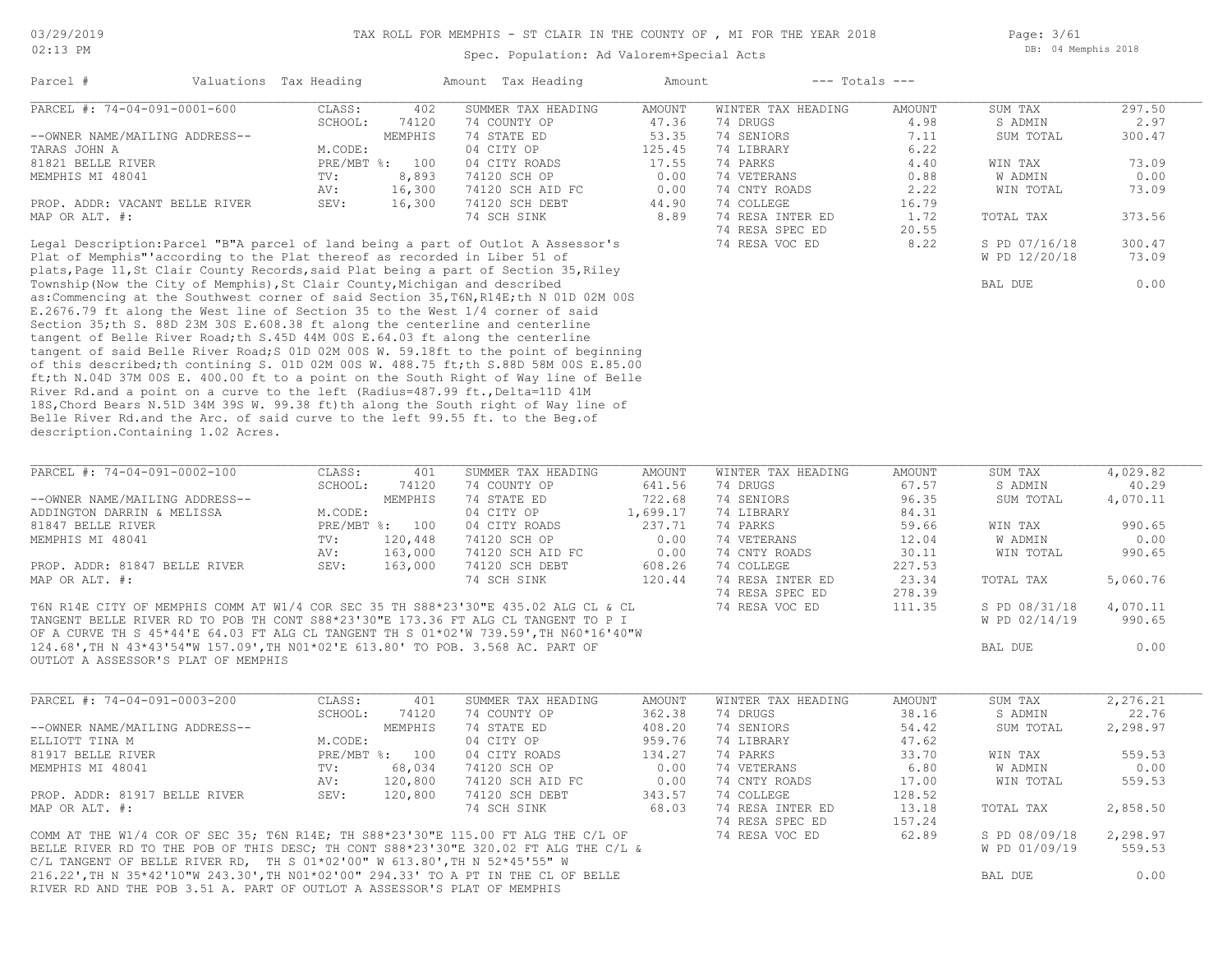TAX ROLL FOR MEMPHIS - ST CLAIR IN THE COUNTY OF , MI FOR THE YEAR 2018

Spec. Population: Ad Valorem+Special Acts

| Parcel # | Valuations | Tax Heading | Amount | Tax Heading | Amount | --- Totals --- | |
|---|---|---|---|---|---|---|---|

## PARCEL #: 74-04-091-0001-600

| | | | SUMMER TAX HEADING | AMOUNT | WINTER TAX HEADING | AMOUNT | | |
|---|---|---|---|---|---|---|---|---|
| --OWNER NAME/MAILING ADDRESS-- | CLASS: | 402 | 74 COUNTY OP | 47.36 | 74 DRUGS | 4.98 | SUM TAX | 297.50 |
| TARAS JOHN A | SCHOOL: | 74120 | 74 STATE ED | 53.35 | 74 SENIORS | 7.11 | S ADMIN | 2.97 |
| 81821 BELLE RIVER | | MEMPHIS | 04 CITY OP | 125.45 | 74 LIBRARY | 6.22 | SUM TOTAL | 300.47 |
| MEMPHIS MI 48041 | M.CODE: | | 04 CITY ROADS | 17.55 | 74 PARKS | 4.40 | | |
| | PRE/MBT %: | 100 | 74120 SCH OP | 0.00 | 74 VETERANS | 0.88 | WIN TAX | 73.09 |
| PROP. ADDR: VACANT BELLE RIVER | TV: | 8,893 | 74120 SCH AID FC | 0.00 | 74 CNTY ROADS | 2.22 | W ADMIN | 0.00 |
| MAP OR ALT. #: | AV: | 16,300 | 74120 SCH DEBT | 44.90 | 74 COLLEGE | 16.79 | WIN TOTAL | 73.09 |
| | SEV: | 16,300 | 74 SCH SINK | 8.89 | 74 RESA INTER ED | 1.72 | | |
| | | | | | 74 RESA SPEC ED | 20.55 | TOTAL TAX | 373.56 |
| | | | | | 74 RESA VOC ED | 8.22 | S PD 07/16/18 | 300.47 |
| | | | | | | | W PD 12/20/18 | 73.09 |
| | | | | | | | BAL DUE | 0.00 |

Legal Description:Parcel "B"A parcel of land being a part of Outlot A Assessor's Plat of Memphis"'according to the Plat thereof as recorded in Liber 51 of plats,Page 11,St Clair County Records,said Plat being a part of Section 35,Riley Township(Now the City of Memphis),St Clair County,Michigan and described as:Commencing at the Southwest corner of said Section 35,T6N,R14E;th N 01D 02M 00S E.2676.79 ft along the West line of Section 35 to the West 1/4 corner of said Section 35;th S. 88D 23M 30S E.608.38 ft along the centerline and centerline tangent of Belle River Road;th S.45D 44M 00S E.64.03 ft along the centerline tangent of said Belle River Road;S 01D 02M 00S W. 59.18ft to the point of beginning of this described;th contining S. 01D 02M 00S W. 488.75 ft;th S.88D 58M 00S E.85.00 ft;th N.04D 37M 00S E. 400.00 ft to a point on the South Right of Way line of Belle River Rd.and a point on a curve to the left (Radius=487.99 ft.,Delta=11D 41M 18S,Chord Bears N.51D 34M 39S W. 99.38 ft)th along the South right of Way line of Belle River Rd.and the Arc. of said curve to the left 99.55 ft. to the Beg.of description.Containing 1.02 Acres.

## PARCEL #: 74-04-091-0002-100

| | | | SUMMER TAX HEADING | AMOUNT | WINTER TAX HEADING | AMOUNT | | |
|---|---|---|---|---|---|---|---|---|
| --OWNER NAME/MAILING ADDRESS-- | CLASS: | 401 | 74 COUNTY OP | 641.56 | 74 DRUGS | 67.57 | SUM TAX | 4,029.82 |
| ADDINGTON DARRIN & MELISSA | SCHOOL: | 74120 | 74 STATE ED | 722.68 | 74 SENIORS | 96.35 | S ADMIN | 40.29 |
| 81847 BELLE RIVER | | MEMPHIS | 04 CITY OP | 1,699.17 | 74 LIBRARY | 84.31 | SUM TOTAL | 4,070.11 |
| MEMPHIS MI 48041 | M.CODE: | | 04 CITY ROADS | 237.71 | 74 PARKS | 59.66 | | |
| | PRE/MBT %: | 100 | 74120 SCH OP | 0.00 | 74 VETERANS | 12.04 | WIN TAX | 990.65 |
| PROP. ADDR: 81847 BELLE RIVER | TV: | 120,448 | 74120 SCH AID FC | 0.00 | 74 CNTY ROADS | 30.11 | W ADMIN | 0.00 |
| MAP OR ALT. #: | AV: | 163,000 | 74120 SCH DEBT | 608.26 | 74 COLLEGE | 227.53 | WIN TOTAL | 990.65 |
| | SEV: | 163,000 | 74 SCH SINK | 120.44 | 74 RESA INTER ED | 23.34 | | |
| | | | | | 74 RESA SPEC ED | 278.39 | TOTAL TAX | 5,060.76 |
| | | | | | 74 RESA VOC ED | 111.35 | S PD 08/31/18 | 4,070.11 |
| | | | | | | | W PD 02/14/19 | 990.65 |
| | | | | | | | BAL DUE | 0.00 |

T6N R14E CITY OF MEMPHIS COMM AT W1/4 COR SEC 35 TH S88*23'30"E 435.02 ALG CL & CL TANGENT BELLE RIVER RD TO POB TH CONT S88*23'30"E 173.36 FT ALG CL TANGENT TO P I OF A CURVE TH S 45*44'E 64.03 FT ALG CL TANGENT TH S 01*02'W 739.59',TH N60*16'40"W 124.68',TH N 43*43'54"W 157.09',TH N01*02'E 613.80' TO POB. 3.568 AC. PART OF OUTLOT A ASSESSOR'S PLAT OF MEMPHIS

## PARCEL #: 74-04-091-0003-200

| | | | SUMMER TAX HEADING | AMOUNT | WINTER TAX HEADING | AMOUNT | | |
|---|---|---|---|---|---|---|---|---|
| --OWNER NAME/MAILING ADDRESS-- | CLASS: | 401 | 74 COUNTY OP | 362.38 | 74 DRUGS | 38.16 | SUM TAX | 2,276.21 |
| ELLIOTT TINA M | SCHOOL: | 74120 | 74 STATE ED | 408.20 | 74 SENIORS | 54.42 | S ADMIN | 22.76 |
| 81917 BELLE RIVER | | MEMPHIS | 04 CITY OP | 959.76 | 74 LIBRARY | 47.62 | SUM TOTAL | 2,298.97 |
| MEMPHIS MI 48041 | M.CODE: | | 04 CITY ROADS | 134.27 | 74 PARKS | 33.70 | | |
| | PRE/MBT %: | 100 | 74120 SCH OP | 0.00 | 74 VETERANS | 6.80 | WIN TAX | 559.53 |
| PROP. ADDR: 81917 BELLE RIVER | TV: | 68,034 | 74120 SCH AID FC | 0.00 | 74 CNTY ROADS | 17.00 | W ADMIN | 0.00 |
| MAP OR ALT. #: | AV: | 120,800 | 74120 SCH DEBT | 343.57 | 74 COLLEGE | 128.52 | WIN TOTAL | 559.53 |
| | SEV: | 120,800 | 74 SCH SINK | 68.03 | 74 RESA INTER ED | 13.18 | | |
| | | | | | 74 RESA SPEC ED | 157.24 | TOTAL TAX | 2,858.50 |
| | | | | | 74 RESA VOC ED | 62.89 | S PD 08/09/18 | 2,298.97 |
| | | | | | | | W PD 01/09/19 | 559.53 |
| | | | | | | | BAL DUE | 0.00 |

COMM AT THE W1/4 COR OF SEC 35; T6N R14E; TH S88*23'30"E 115.00 FT ALG THE C/L OF BELLE RIVER RD TO THE POB OF THIS DESC; TH CONT S88*23'30"E 320.02 FT ALG THE C/L & C/L TANGENT OF BELLE RIVER RD, TH S 01*02'00" W 613.80',TH N 52*45'55" W 216.22',TH N 35*42'10"W 243.30',TH N01*02'00" 294.33' TO A PT IN THE CL OF BELLE RIVER RD AND THE POB 3.51 A. PART OF OUTLOT A ASSESSOR'S PLAT OF MEMPHIS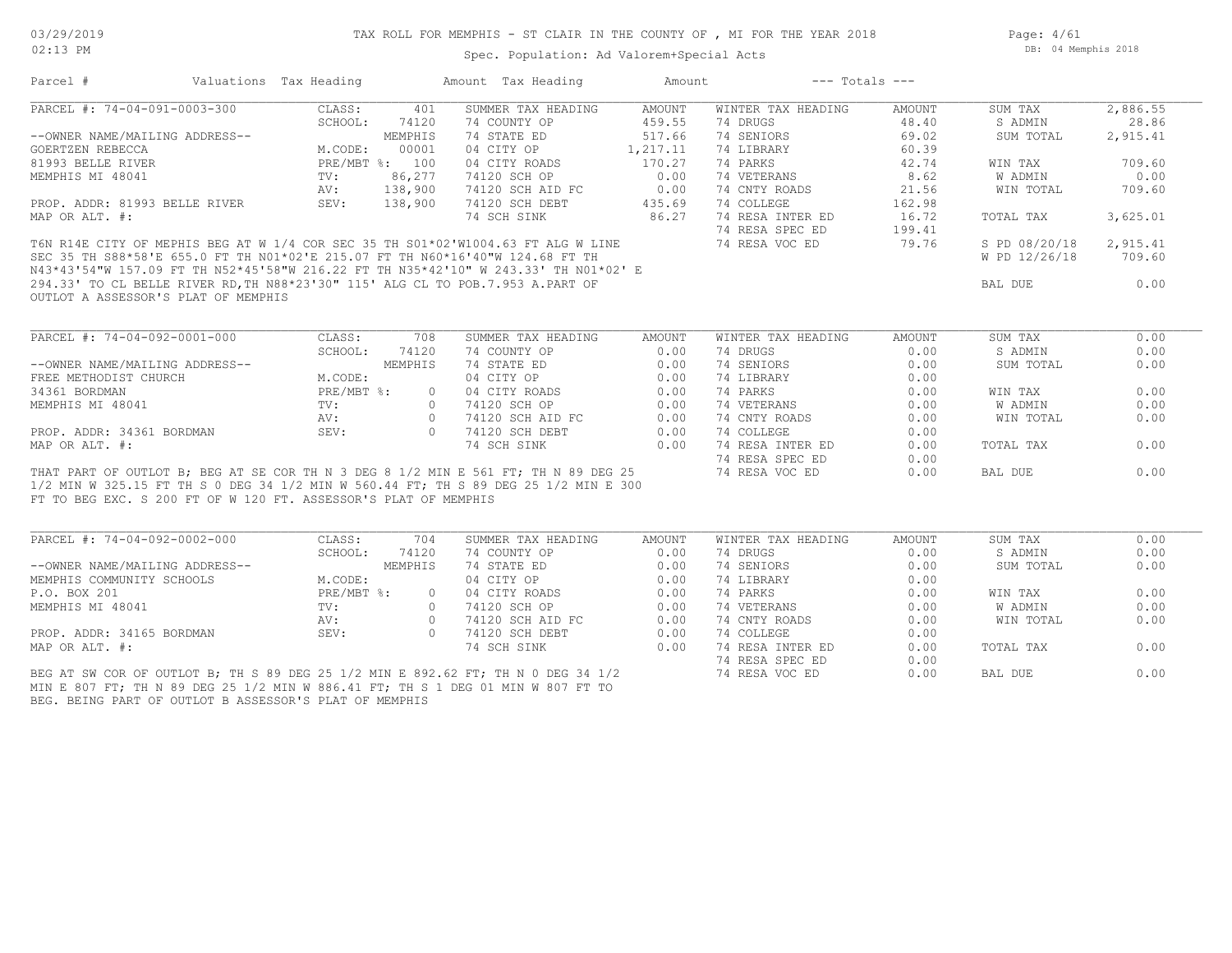# TAX ROLL FOR MEMPHIS - ST CLAIR IN THE COUNTY OF , MI FOR THE YEAR 2018

Spec. Population: Ad Valorem+Special Acts

| Parcel # | Valuations | Tax Heading | Amount | Tax Heading | Amount | --- Totals --- | |
|---|---|---|---|---|---|---|---|
| PARCEL #: 74-04-091-0003-300 | CLASS: 401 | SUMMER TAX HEADING | AMOUNT | WINTER TAX HEADING | AMOUNT | SUM TAX | 2,886.55 |
| | SCHOOL: 74120 | 74 COUNTY OP | 459.55 | 74 DRUGS | 48.40 | S ADMIN | 28.86 |
| --OWNER NAME/MAILING ADDRESS-- | MEMPHIS | 74 STATE ED | 517.66 | 74 SENIORS | 69.02 | SUM TOTAL | 2,915.41 |
| GOERTZEN REBECCA | M.CODE: 00001 | 04 CITY OP | 1,217.11 | 74 LIBRARY | 60.39 | | |
| 81993 BELLE RIVER | PRE/MBT %: 100 | 04 CITY ROADS | 170.27 | 74 PARKS | 42.74 | WIN TAX | 709.60 |
| MEMPHIS MI 48041 | TV: 86,277 | 74120 SCH OP | 0.00 | 74 VETERANS | 8.62 | W ADMIN | 0.00 |
| | AV: 138,900 | 74120 SCH AID FC | 0.00 | 74 CNTY ROADS | 21.56 | WIN TOTAL | 709.60 |
| PROP. ADDR: 81993 BELLE RIVER | SEV: 138,900 | 74120 SCH DEBT | 435.69 | 74 COLLEGE | 162.98 | | |
| MAP OR ALT. #: | | 74 SCH SINK | 86.27 | 74 RESA INTER ED | 16.72 | TOTAL TAX | 3,625.01 |
| | | | | 74 RESA SPEC ED | 199.41 | | |
| | | | | 74 RESA VOC ED | 79.76 | S PD 08/20/18 | 2,915.41 |
| | | | | | | W PD 12/26/18 | 709.60 |
| | | | | | | BAL DUE | 0.00 |

T6N R14E CITY OF MEPHIS BEG AT W 1/4 COR SEC 35 TH S01*02'W1004.63 FT ALG W LINE SEC 35 TH S88*58'E 655.0 FT TH N01*02'E 215.07 FT TH N60*16'40"W 124.68 FT TH N43*43'54"W 157.09 FT TH N52*45'58"W 216.22 FT TH N35*42'10" W 243.33' TH N01*02' E 294.33' TO CL BELLE RIVER RD,TH N88*23'30" 115' ALG CL TO POB.7.953 A.PART OF OUTLOT A ASSESSOR'S PLAT OF MEMPHIS

| Parcel # | Valuations | Tax Heading | Amount | Tax Heading | Amount | --- Totals --- | |
|---|---|---|---|---|---|---|---|
| PARCEL #: 74-04-092-0001-000 | CLASS: 708 | SUMMER TAX HEADING | AMOUNT | WINTER TAX HEADING | AMOUNT | SUM TAX | 0.00 |
| | SCHOOL: 74120 | 74 COUNTY OP | 0.00 | 74 DRUGS | 0.00 | S ADMIN | 0.00 |
| --OWNER NAME/MAILING ADDRESS-- | MEMPHIS | 74 STATE ED | 0.00 | 74 SENIORS | 0.00 | SUM TOTAL | 0.00 |
| FREE METHODIST CHURCH | M.CODE: | 04 CITY OP | 0.00 | 74 LIBRARY | 0.00 | | |
| 34361 BORDMAN | PRE/MBT %: 0 | 04 CITY ROADS | 0.00 | 74 PARKS | 0.00 | WIN TAX | 0.00 |
| MEMPHIS MI 48041 | TV: 0 | 74120 SCH OP | 0.00 | 74 VETERANS | 0.00 | W ADMIN | 0.00 |
| | AV: 0 | 74120 SCH AID FC | 0.00 | 74 CNTY ROADS | 0.00 | WIN TOTAL | 0.00 |
| PROP. ADDR: 34361 BORDMAN | SEV: 0 | 74120 SCH DEBT | 0.00 | 74 COLLEGE | 0.00 | | |
| MAP OR ALT. #: | | 74 SCH SINK | 0.00 | 74 RESA INTER ED | 0.00 | TOTAL TAX | 0.00 |
| | | | | 74 RESA SPEC ED | 0.00 | | |
| | | | | 74 RESA VOC ED | 0.00 | BAL DUE | 0.00 |

THAT PART OF OUTLOT B; BEG AT SE COR TH N 3 DEG 8 1/2 MIN E 561 FT; TH N 89 DEG 25 1/2 MIN W 325.15 FT TH S 0 DEG 34 1/2 MIN W 560.44 FT; TH S 89 DEG 25 1/2 MIN E 300 FT TO BEG EXC. S 200 FT OF W 120 FT. ASSESSOR'S PLAT OF MEMPHIS

| Parcel # | Valuations | Tax Heading | Amount | Tax Heading | Amount | --- Totals --- | |
|---|---|---|---|---|---|---|---|
| PARCEL #: 74-04-092-0002-000 | CLASS: 704 | SUMMER TAX HEADING | AMOUNT | WINTER TAX HEADING | AMOUNT | SUM TAX | 0.00 |
| | SCHOOL: 74120 | 74 COUNTY OP | 0.00 | 74 DRUGS | 0.00 | S ADMIN | 0.00 |
| --OWNER NAME/MAILING ADDRESS-- | MEMPHIS | 74 STATE ED | 0.00 | 74 SENIORS | 0.00 | SUM TOTAL | 0.00 |
| MEMPHIS COMMUNITY SCHOOLS | M.CODE: | 04 CITY OP | 0.00 | 74 LIBRARY | 0.00 | | |
| P.O. BOX 201 | PRE/MBT %: 0 | 04 CITY ROADS | 0.00 | 74 PARKS | 0.00 | WIN TAX | 0.00 |
| MEMPHIS MI 48041 | TV: 0 | 74120 SCH OP | 0.00 | 74 VETERANS | 0.00 | W ADMIN | 0.00 |
| | AV: 0 | 74120 SCH AID FC | 0.00 | 74 CNTY ROADS | 0.00 | WIN TOTAL | 0.00 |
| PROP. ADDR: 34165 BORDMAN | SEV: 0 | 74120 SCH DEBT | 0.00 | 74 COLLEGE | 0.00 | | |
| MAP OR ALT. #: | | 74 SCH SINK | 0.00 | 74 RESA INTER ED | 0.00 | TOTAL TAX | 0.00 |
| | | | | 74 RESA SPEC ED | 0.00 | | |
| | | | | 74 RESA VOC ED | 0.00 | BAL DUE | 0.00 |

BEG AT SW COR OF OUTLOT B; TH S 89 DEG 25 1/2 MIN E 892.62 FT; TH N 0 DEG 34 1/2 MIN E 807 FT; TH N 89 DEG 25 1/2 MIN W 886.41 FT; TH S 1 DEG 01 MIN W 807 FT TO BEG. BEING PART OF OUTLOT B ASSESSOR'S PLAT OF MEMPHIS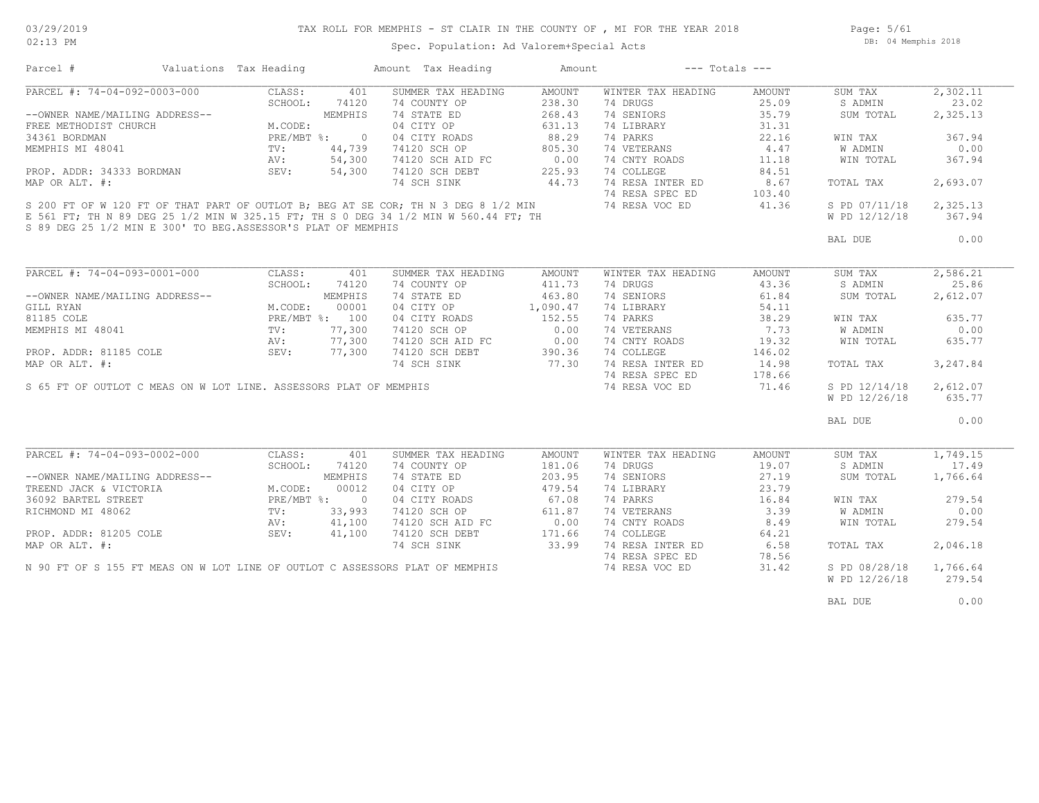# TAX ROLL FOR MEMPHIS - ST CLAIR IN THE COUNTY OF , MI FOR THE YEAR 2018

03/29/2019
02:13 PM

Spec. Population: Ad Valorem+Special Acts

DB: 04 Memphis 2018

| Parcel # | Valuations | Tax Heading | Amount | Tax Heading | Amount | --- Totals --- | |
|---|---|---|---|---|---|---|---|

## PARCEL #: 74-04-092-0003-000

| | | | | | | | |
|---|---|---|---|---|---|---|---|
| CLASS: | 401 | SUMMER TAX HEADING | AMOUNT | WINTER TAX HEADING | AMOUNT | SUM TAX | 2,302.11 |
| SCHOOL: | 74120 | 74 COUNTY OP | 238.30 | 74 DRUGS | 25.09 | S ADMIN | 23.02 |
| | MEMPHIS | 74 STATE ED | 268.43 | 74 SENIORS | 35.79 | SUM TOTAL | 2,325.13 |
| M.CODE: | | 04 CITY OP | 631.13 | 74 LIBRARY | 31.31 | | |
| PRE/MBT %: | 0 | 04 CITY ROADS | 88.29 | 74 PARKS | 22.16 | WIN TAX | 367.94 |
| TV: | 44,739 | 74120 SCH OP | 805.30 | 74 VETERANS | 4.47 | W ADMIN | 0.00 |
| AV: | 54,300 | 74120 SCH AID FC | 0.00 | 74 CNTY ROADS | 11.18 | WIN TOTAL | 367.94 |
| SEV: | 54,300 | 74120 SCH DEBT | 225.93 | 74 COLLEGE | 84.51 | | |
| | | 74 SCH SINK | 44.73 | 74 RESA INTER ED | 8.67 | TOTAL TAX | 2,693.07 |
| | | | | 74 RESA SPEC ED | 103.40 | | |
| | | | | 74 RESA VOC ED | 41.36 | S PD 07/11/18 | 2,325.13 |
| | | | | | | W PD 12/12/18 | 367.94 |
| | | | | | | BAL DUE | 0.00 |

--OWNER NAME/MAILING ADDRESS--
FREE METHODIST CHURCH
34361 BORDMAN
MEMPHIS MI 48041

PROP. ADDR: 34333 BORDMAN
MAP OR ALT. #:

S 200 FT OF W 120 FT OF THAT PART OF OUTLOT B; BEG AT SE COR; TH N 3 DEG 8 1/2 MIN E 561 FT; TH N 89 DEG 25 1/2 MIN W 325.15 FT; TH S 0 DEG 34 1/2 MIN W 560.44 FT; TH S 89 DEG 25 1/2 MIN E 300' TO BEG.ASSESSOR'S PLAT OF MEMPHIS

## PARCEL #: 74-04-093-0001-000

| | | | | | | | |
|---|---|---|---|---|---|---|---|
| CLASS: | 401 | SUMMER TAX HEADING | AMOUNT | WINTER TAX HEADING | AMOUNT | SUM TAX | 2,586.21 |
| SCHOOL: | 74120 | 74 COUNTY OP | 411.73 | 74 DRUGS | 43.36 | S ADMIN | 25.86 |
| | MEMPHIS | 74 STATE ED | 463.80 | 74 SENIORS | 61.84 | SUM TOTAL | 2,612.07 |
| M.CODE: | 00001 | 04 CITY OP | 1,090.47 | 74 LIBRARY | 54.11 | | |
| PRE/MBT %: | 100 | 04 CITY ROADS | 152.55 | 74 PARKS | 38.29 | WIN TAX | 635.77 |
| TV: | 77,300 | 74120 SCH OP | 0.00 | 74 VETERANS | 7.73 | W ADMIN | 0.00 |
| AV: | 77,300 | 74120 SCH AID FC | 0.00 | 74 CNTY ROADS | 19.32 | WIN TOTAL | 635.77 |
| SEV: | 77,300 | 74120 SCH DEBT | 390.36 | 74 COLLEGE | 146.02 | | |
| | | 74 SCH SINK | 77.30 | 74 RESA INTER ED | 14.98 | TOTAL TAX | 3,247.84 |
| | | | | 74 RESA SPEC ED | 178.66 | | |
| | | | | 74 RESA VOC ED | 71.46 | S PD 12/14/18 | 2,612.07 |
| | | | | | | W PD 12/26/18 | 635.77 |
| | | | | | | BAL DUE | 0.00 |

--OWNER NAME/MAILING ADDRESS--
GILL RYAN
81185 COLE
MEMPHIS MI 48041

PROP. ADDR: 81185 COLE
MAP OR ALT. #:

S 65 FT OF OUTLOT C MEAS ON W LOT LINE. ASSESSORS PLAT OF MEMPHIS

## PARCEL #: 74-04-093-0002-000

| | | | | | | | |
|---|---|---|---|---|---|---|---|
| CLASS: | 401 | SUMMER TAX HEADING | AMOUNT | WINTER TAX HEADING | AMOUNT | SUM TAX | 1,749.15 |
| SCHOOL: | 74120 | 74 COUNTY OP | 181.06 | 74 DRUGS | 19.07 | S ADMIN | 17.49 |
| | MEMPHIS | 74 STATE ED | 203.95 | 74 SENIORS | 27.19 | SUM TOTAL | 1,766.64 |
| M.CODE: | 00012 | 04 CITY OP | 479.54 | 74 LIBRARY | 23.79 | | |
| PRE/MBT %: | 0 | 04 CITY ROADS | 67.08 | 74 PARKS | 16.84 | WIN TAX | 279.54 |
| TV: | 33,993 | 74120 SCH OP | 611.87 | 74 VETERANS | 3.39 | W ADMIN | 0.00 |
| AV: | 41,100 | 74120 SCH AID FC | 0.00 | 74 CNTY ROADS | 8.49 | WIN TOTAL | 279.54 |
| SEV: | 41,100 | 74120 SCH DEBT | 171.66 | 74 COLLEGE | 64.21 | | |
| | | 74 SCH SINK | 33.99 | 74 RESA INTER ED | 6.58 | TOTAL TAX | 2,046.18 |
| | | | | 74 RESA SPEC ED | 78.56 | | |
| | | | | 74 RESA VOC ED | 31.42 | S PD 08/28/18 | 1,766.64 |
| | | | | | | W PD 12/26/18 | 279.54 |
| | | | | | | BAL DUE | 0.00 |

--OWNER NAME/MAILING ADDRESS--
TREEND JACK & VICTORIA
36092 BARTEL STREET
RICHMOND MI 48062

PROP. ADDR: 81205 COLE
MAP OR ALT. #:

N 90 FT OF S 155 FT MEAS ON W LOT LINE OF OUTLOT C ASSESSORS PLAT OF MEMPHIS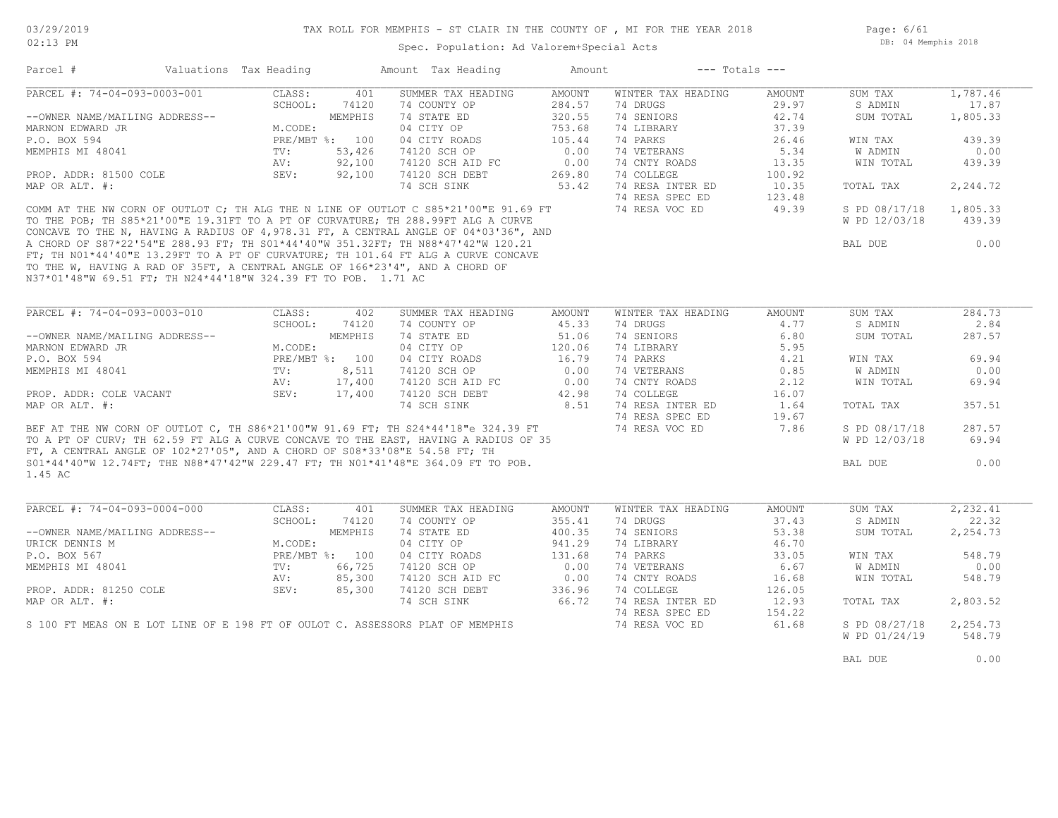TAX ROLL FOR MEMPHIS - ST CLAIR IN THE COUNTY OF , MI FOR THE YEAR 2018

Spec. Population: Ad Valorem+Special Acts

03/29/2019 02:13 PM — DB: 04 Memphis 2018

| Parcel # | Valuations | Tax Heading | Amount | Tax Heading | Amount | --- Totals --- | |
|---|---|---|---|---|---|---|---|
| PARCEL #: 74-04-093-0003-001 | CLASS: 401 | SUMMER TAX HEADING | AMOUNT | WINTER TAX HEADING | AMOUNT | SUM TAX | 1,787.46 |
| | SCHOOL: 74120 | 74 COUNTY OP | 284.57 | 74 DRUGS | 29.97 | S ADMIN | 17.87 |
| --OWNER NAME/MAILING ADDRESS-- | MEMPHIS | 74 STATE ED | 320.55 | 74 SENIORS | 42.74 | SUM TOTAL | 1,805.33 |
| MARNON EDWARD JR | M.CODE: | 04 CITY OP | 753.68 | 74 LIBRARY | 37.39 | | |
| P.O. BOX 594 | PRE/MBT %: 100 | 04 CITY ROADS | 105.44 | 74 PARKS | 26.46 | WIN TAX | 439.39 |
| MEMPHIS MI 48041 | TV: 53,426 | 74120 SCH OP | 0.00 | 74 VETERANS | 5.34 | W ADMIN | 0.00 |
| | AV: 92,100 | 74120 SCH AID FC | 0.00 | 74 CNTY ROADS | 13.35 | WIN TOTAL | 439.39 |
| PROP. ADDR: 81500 COLE | SEV: 92,100 | 74120 SCH DEBT | 269.80 | 74 COLLEGE | 100.92 | | |
| MAP OR ALT. #: | | 74 SCH SINK | 53.42 | 74 RESA INTER ED | 10.35 | TOTAL TAX | 2,244.72 |
| | | | | 74 RESA SPEC ED | 123.48 | | |
| | | | | 74 RESA VOC ED | 49.39 | S PD 08/17/18 | 1,805.33 |
| | | | | | | W PD 12/03/18 | 439.39 |
| | | | | | | BAL DUE | 0.00 |

COMM AT THE NW CORN OF OUTLOT C; TH ALG THE N LINE OF OUTLOT C S85*21'00"E 91.69 FT TO THE POB; TH S85*21'00"E 19.31FT TO A PT OF CURVATURE; TH 288.99FT ALG A CURVE CONCAVE TO THE N, HAVING A RADIUS OF 4,978.31 FT, A CENTRAL ANGLE OF 04*03'36", AND A CHORD OF S87*22'54"E 288.93 FT; TH S01*44'40"W 351.32FT; TH N88*47'42"W 120.21 FT; TH N01*44'40"E 13.29FT TO A PT OF CURVATURE; TH 101.64 FT ALG A CURVE CONCAVE TO THE W, HAVING A RAD OF 35FT, A CENTRAL ANGLE OF 166*23'4", AND A CHORD OF N37*01'48"W 69.51 FT; TH N24*44'18"W 324.39 FT TO POB. 1.71 AC

| Parcel # | Valuations | Tax Heading | Amount | Tax Heading | Amount | --- Totals --- | |
|---|---|---|---|---|---|---|---|
| PARCEL #: 74-04-093-0003-010 | CLASS: 402 | SUMMER TAX HEADING | AMOUNT | WINTER TAX HEADING | AMOUNT | SUM TAX | 284.73 |
| | SCHOOL: 74120 | 74 COUNTY OP | 45.33 | 74 DRUGS | 4.77 | S ADMIN | 2.84 |
| --OWNER NAME/MAILING ADDRESS-- | MEMPHIS | 74 STATE ED | 51.06 | 74 SENIORS | 6.80 | SUM TOTAL | 287.57 |
| MARNON EDWARD JR | M.CODE: | 04 CITY OP | 120.06 | 74 LIBRARY | 5.95 | | |
| P.O. BOX 594 | PRE/MBT %: 100 | 04 CITY ROADS | 16.79 | 74 PARKS | 4.21 | WIN TAX | 69.94 |
| MEMPHIS MI 48041 | TV: 8,511 | 74120 SCH OP | 0.00 | 74 VETERANS | 0.85 | W ADMIN | 0.00 |
| | AV: 17,400 | 74120 SCH AID FC | 0.00 | 74 CNTY ROADS | 2.12 | WIN TOTAL | 69.94 |
| PROP. ADDR: COLE VACANT | SEV: 17,400 | 74120 SCH DEBT | 42.98 | 74 COLLEGE | 16.07 | | |
| MAP OR ALT. #: | | 74 SCH SINK | 8.51 | 74 RESA INTER ED | 1.64 | TOTAL TAX | 357.51 |
| | | | | 74 RESA SPEC ED | 19.67 | | |
| | | | | 74 RESA VOC ED | 7.86 | S PD 08/17/18 | 287.57 |
| | | | | | | W PD 12/03/18 | 69.94 |
| | | | | | | BAL DUE | 0.00 |

BEF AT THE NW CORN OF OUTLOT C, TH S86*21'00"W 91.69 FT; TH S24*44'18"e 324.39 FT TO A PT OF CURV; TH 62.59 FT ALG A CURVE CONCAVE TO THE EAST, HAVING A RADIUS OF 35 FT, A CENTRAL ANGLE OF 102*27'05", AND A CHORD OF S08*33'08"E 54.58 FT; TH S01*44'40"W 12.74FT; THE N88*47'42"W 229.47 FT; TH N01*41'48"E 364.09 FT TO POB. 1.45 AC

| Parcel # | Valuations | Tax Heading | Amount | Tax Heading | Amount | --- Totals --- | |
|---|---|---|---|---|---|---|---|
| PARCEL #: 74-04-093-0004-000 | CLASS: 401 | SUMMER TAX HEADING | AMOUNT | WINTER TAX HEADING | AMOUNT | SUM TAX | 2,232.41 |
| | SCHOOL: 74120 | 74 COUNTY OP | 355.41 | 74 DRUGS | 37.43 | S ADMIN | 22.32 |
| --OWNER NAME/MAILING ADDRESS-- | MEMPHIS | 74 STATE ED | 400.35 | 74 SENIORS | 53.38 | SUM TOTAL | 2,254.73 |
| URICK DENNIS M | M.CODE: | 04 CITY OP | 941.29 | 74 LIBRARY | 46.70 | | |
| P.O. BOX 567 | PRE/MBT %: 100 | 04 CITY ROADS | 131.68 | 74 PARKS | 33.05 | WIN TAX | 548.79 |
| MEMPHIS MI 48041 | TV: 66,725 | 74120 SCH OP | 0.00 | 74 VETERANS | 6.67 | W ADMIN | 0.00 |
| | AV: 85,300 | 74120 SCH AID FC | 0.00 | 74 CNTY ROADS | 16.68 | WIN TOTAL | 548.79 |
| PROP. ADDR: 81250 COLE | SEV: 85,300 | 74120 SCH DEBT | 336.96 | 74 COLLEGE | 126.05 | | |
| MAP OR ALT. #: | | 74 SCH SINK | 66.72 | 74 RESA INTER ED | 12.93 | TOTAL TAX | 2,803.52 |
| | | | | 74 RESA SPEC ED | 154.22 | | |
| | | | | 74 RESA VOC ED | 61.68 | S PD 08/27/18 | 2,254.73 |
| | | | | | | W PD 01/24/19 | 548.79 |
| | | | | | | BAL DUE | 0.00 |

S 100 FT MEAS ON E LOT LINE OF E 198 FT OF OULOT C. ASSESSORS PLAT OF MEMPHIS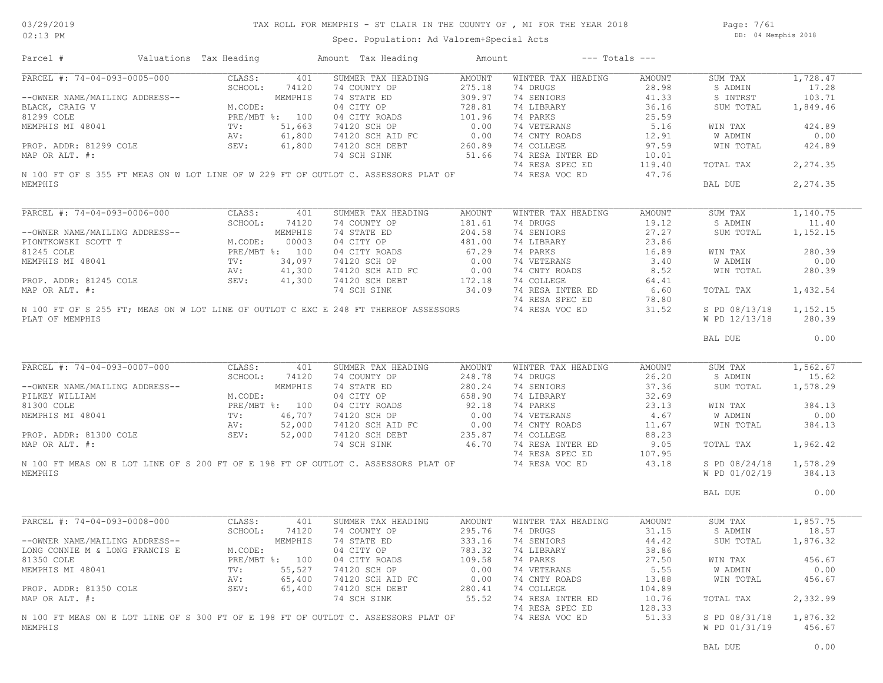# TAX ROLL FOR MEMPHIS - ST CLAIR IN THE COUNTY OF , MI FOR THE YEAR 2018

Spec. Population: Ad Valorem+Special Acts

03/29/2019 02:13 PM — DB: 04 Memphis 2018

| Parcel # | Valuations | Tax Heading | Amount | Tax Heading | Amount | --- Totals --- | |
|---|---|---|---|---|---|---|---|

## PARCEL #: 74-04-093-0005-000

| | | Summer Tax Heading | Amount | Winter Tax Heading | Amount | Totals | |
|---|---|---|---|---|---|---|---|
| CLASS: | 401 | SUMMER TAX HEADING | AMOUNT | WINTER TAX HEADING | AMOUNT | SUM TAX | 1,728.47 |
| SCHOOL: | 74120 | 74 COUNTY OP | 275.18 | 74 DRUGS | 28.98 | S ADMIN | 17.28 |
| | MEMPHIS | 74 STATE ED | 309.97 | 74 SENIORS | 41.33 | S INTRST | 103.71 |
| M.CODE: | | 04 CITY OP | 728.81 | 74 LIBRARY | 36.16 | SUM TOTAL | 1,849.46 |
| PRE/MBT %: | 100 | 04 CITY ROADS | 101.96 | 74 PARKS | 25.59 | | |
| TV: | 51,663 | 74120 SCH OP | 0.00 | 74 VETERANS | 5.16 | WIN TAX | 424.89 |
| AV: | 61,800 | 74120 SCH AID FC | 0.00 | 74 CNTY ROADS | 12.91 | W ADMIN | 0.00 |
| SEV: | 61,800 | 74120 SCH DEBT | 260.89 | 74 COLLEGE | 97.59 | WIN TOTAL | 424.89 |
| | | 74 SCH SINK | 51.66 | 74 RESA INTER ED | 10.01 | | |
| | | | | 74 RESA SPEC ED | 119.40 | TOTAL TAX | 2,274.35 |
| | | | | 74 RESA VOC ED | 47.76 | | |
| | | | | | | BAL DUE | 2,274.35 |

--OWNER NAME/MAILING ADDRESS--
BLACK, CRAIG V
81299 COLE
MEMPHIS MI 48041

PROP. ADDR: 81299 COLE
MAP OR ALT. #:

N 100 FT OF S 355 FT MEAS ON W LOT LINE OF W 229 FT OF OUTLOT C. ASSESSORS PLAT OF MEMPHIS

## PARCEL #: 74-04-093-0006-000

| | | Summer Tax Heading | Amount | Winter Tax Heading | Amount | Totals | |
|---|---|---|---|---|---|---|---|
| CLASS: | 401 | SUMMER TAX HEADING | AMOUNT | WINTER TAX HEADING | AMOUNT | SUM TAX | 1,140.75 |
| SCHOOL: | 74120 | 74 COUNTY OP | 181.61 | 74 DRUGS | 19.12 | S ADMIN | 11.40 |
| | MEMPHIS | 74 STATE ED | 204.58 | 74 SENIORS | 27.27 | SUM TOTAL | 1,152.15 |
| M.CODE: | 00003 | 04 CITY OP | 481.00 | 74 LIBRARY | 23.86 | | |
| PRE/MBT %: | 100 | 04 CITY ROADS | 67.29 | 74 PARKS | 16.89 | WIN TAX | 280.39 |
| TV: | 34,097 | 74120 SCH OP | 0.00 | 74 VETERANS | 3.40 | W ADMIN | 0.00 |
| AV: | 41,300 | 74120 SCH AID FC | 0.00 | 74 CNTY ROADS | 8.52 | WIN TOTAL | 280.39 |
| SEV: | 41,300 | 74120 SCH DEBT | 172.18 | 74 COLLEGE | 64.41 | | |
| | | 74 SCH SINK | 34.09 | 74 RESA INTER ED | 6.60 | TOTAL TAX | 1,432.54 |
| | | | | 74 RESA SPEC ED | 78.80 | | |
| | | | | 74 RESA VOC ED | 31.52 | S PD 08/13/18 | 1,152.15 |
| | | | | | | W PD 12/13/18 | 280.39 |
| | | | | | | BAL DUE | 0.00 |

--OWNER NAME/MAILING ADDRESS--
PIONTKOWSKI SCOTT T
81245 COLE
MEMPHIS MI 48041

PROP. ADDR: 81245 COLE
MAP OR ALT. #:

N 100 FT OF S 255 FT; MEAS ON W LOT LINE OF OUTLOT C EXC E 248 FT THEREOF ASSESSORS PLAT OF MEMPHIS

## PARCEL #: 74-04-093-0007-000

| | | Summer Tax Heading | Amount | Winter Tax Heading | Amount | Totals | |
|---|---|---|---|---|---|---|---|
| CLASS: | 401 | SUMMER TAX HEADING | AMOUNT | WINTER TAX HEADING | AMOUNT | SUM TAX | 1,562.67 |
| SCHOOL: | 74120 | 74 COUNTY OP | 248.78 | 74 DRUGS | 26.20 | S ADMIN | 15.62 |
| | MEMPHIS | 74 STATE ED | 280.24 | 74 SENIORS | 37.36 | SUM TOTAL | 1,578.29 |
| M.CODE: | | 04 CITY OP | 658.90 | 74 LIBRARY | 32.69 | | |
| PRE/MBT %: | 100 | 04 CITY ROADS | 92.18 | 74 PARKS | 23.13 | WIN TAX | 384.13 |
| TV: | 46,707 | 74120 SCH OP | 0.00 | 74 VETERANS | 4.67 | W ADMIN | 0.00 |
| AV: | 52,000 | 74120 SCH AID FC | 0.00 | 74 CNTY ROADS | 11.67 | WIN TOTAL | 384.13 |
| SEV: | 52,000 | 74120 SCH DEBT | 235.87 | 74 COLLEGE | 88.23 | | |
| | | 74 SCH SINK | 46.70 | 74 RESA INTER ED | 9.05 | TOTAL TAX | 1,962.42 |
| | | | | 74 RESA SPEC ED | 107.95 | | |
| | | | | 74 RESA VOC ED | 43.18 | S PD 08/24/18 | 1,578.29 |
| | | | | | | W PD 01/02/19 | 384.13 |
| | | | | | | BAL DUE | 0.00 |

--OWNER NAME/MAILING ADDRESS--
PILKEY WILLIAM
81300 COLE
MEMPHIS MI 48041

PROP. ADDR: 81300 COLE
MAP OR ALT. #:

N 100 FT MEAS ON E LOT LINE OF S 200 FT OF E 198 FT OF OUTLOT C. ASSESSORS PLAT OF MEMPHIS

## PARCEL #: 74-04-093-0008-000

| | | Summer Tax Heading | Amount | Winter Tax Heading | Amount | Totals | |
|---|---|---|---|---|---|---|---|
| CLASS: | 401 | SUMMER TAX HEADING | AMOUNT | WINTER TAX HEADING | AMOUNT | SUM TAX | 1,857.75 |
| SCHOOL: | 74120 | 74 COUNTY OP | 295.76 | 74 DRUGS | 31.15 | S ADMIN | 18.57 |
| | MEMPHIS | 74 STATE ED | 333.16 | 74 SENIORS | 44.42 | SUM TOTAL | 1,876.32 |
| M.CODE: | | 04 CITY OP | 783.32 | 74 LIBRARY | 38.86 | | |
| PRE/MBT %: | 100 | 04 CITY ROADS | 109.58 | 74 PARKS | 27.50 | WIN TAX | 456.67 |
| TV: | 55,527 | 74120 SCH OP | 0.00 | 74 VETERANS | 5.55 | W ADMIN | 0.00 |
| AV: | 65,400 | 74120 SCH AID FC | 0.00 | 74 CNTY ROADS | 13.88 | WIN TOTAL | 456.67 |
| SEV: | 65,400 | 74120 SCH DEBT | 280.41 | 74 COLLEGE | 104.89 | | |
| | | 74 SCH SINK | 55.52 | 74 RESA INTER ED | 10.76 | TOTAL TAX | 2,332.99 |
| | | | | 74 RESA SPEC ED | 128.33 | | |
| | | | | 74 RESA VOC ED | 51.33 | S PD 08/31/18 | 1,876.32 |
| | | | | | | W PD 01/31/19 | 456.67 |
| | | | | | | BAL DUE | 0.00 |

--OWNER NAME/MAILING ADDRESS--
LONG CONNIE M & LONG FRANCIS E
81350 COLE
MEMPHIS MI 48041

PROP. ADDR: 81350 COLE
MAP OR ALT. #:

N 100 FT MEAS ON E LOT LINE OF S 300 FT OF E 198 FT OF OUTLOT C. ASSESSORS PLAT OF MEMPHIS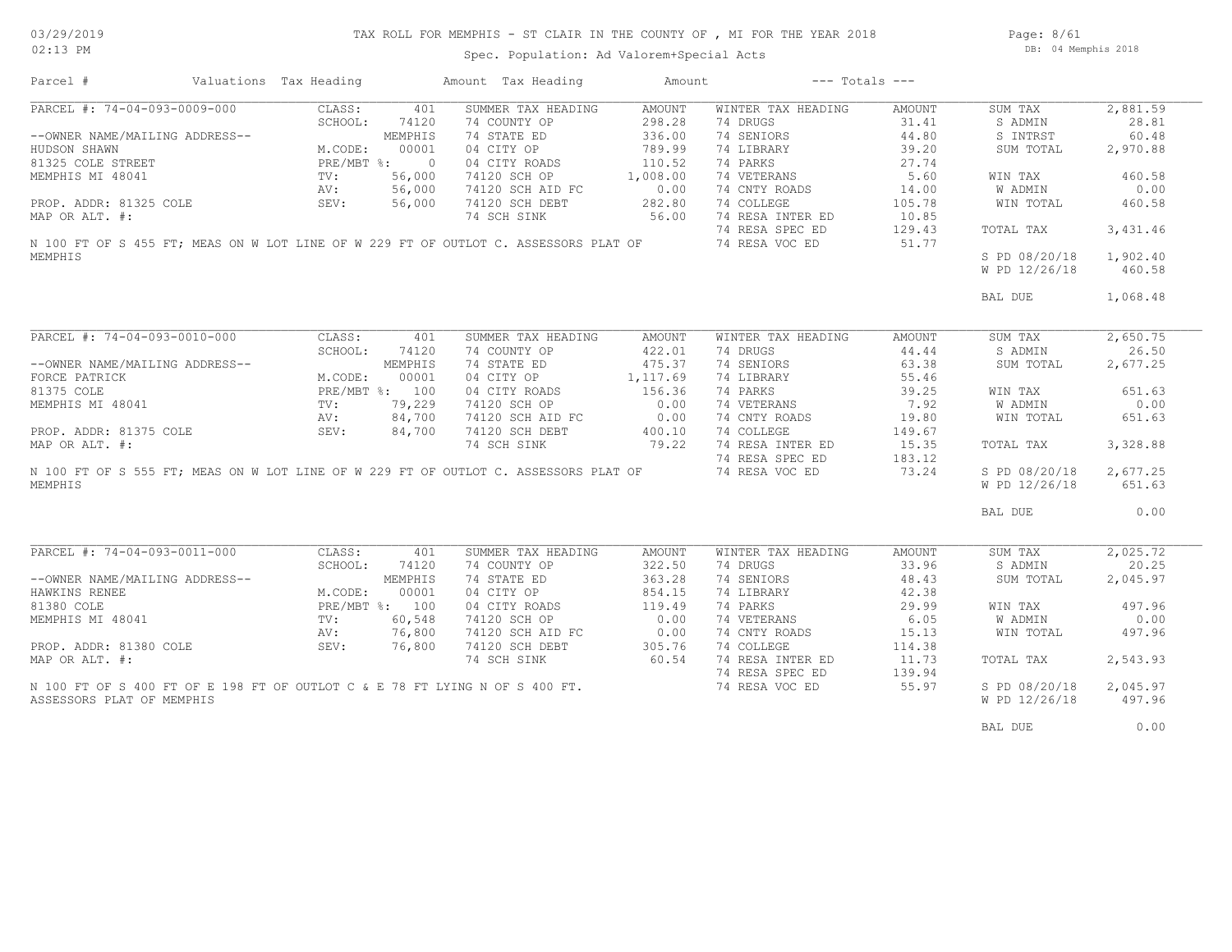# TAX ROLL FOR MEMPHIS - ST CLAIR IN THE COUNTY OF , MI FOR THE YEAR 2018

Spec. Population: Ad Valorem+Special Acts

DB: 04 Memphis 2018

| Parcel # | Valuations | Tax Heading | Amount | Tax Heading | Amount | --- Totals --- | |
|---|---|---|---|---|---|---|---|

## PARCEL #: 74-04-093-0009-000

| | | | | | | | |
|---|---|---|---|---|---|---|---|
| CLASS: | 401 | SUMMER TAX HEADING | AMOUNT | WINTER TAX HEADING | AMOUNT | SUM TAX | 2,881.59 |
| SCHOOL: | 74120 | 74 COUNTY OP | 298.28 | 74 DRUGS | 31.41 | S ADMIN | 28.81 |
| | MEMPHIS | 74 STATE ED | 336.00 | 74 SENIORS | 44.80 | S INTRST | 60.48 |
| M.CODE: | 00001 | 04 CITY OP | 789.99 | 74 LIBRARY | 39.20 | SUM TOTAL | 2,970.88 |
| PRE/MBT %: | 0 | 04 CITY ROADS | 110.52 | 74 PARKS | 27.74 | | |
| TV: | 56,000 | 74120 SCH OP | 1,008.00 | 74 VETERANS | 5.60 | WIN TAX | 460.58 |
| AV: | 56,000 | 74120 SCH AID FC | 0.00 | 74 CNTY ROADS | 14.00 | W ADMIN | 0.00 |
| SEV: | 56,000 | 74120 SCH DEBT | 282.80 | 74 COLLEGE | 105.78 | WIN TOTAL | 460.58 |
| | | 74 SCH SINK | 56.00 | 74 RESA INTER ED | 10.85 | | |
| | | | | 74 RESA SPEC ED | 129.43 | TOTAL TAX | 3,431.46 |
| | | | | 74 RESA VOC ED | 51.77 | | |
| | | | | | | S PD 08/20/18 | 1,902.40 |
| | | | | | | W PD 12/26/18 | 460.58 |
| | | | | | | BAL DUE | 1,068.48 |

--OWNER NAME/MAILING ADDRESS--
HUDSON SHAWN
81325 COLE STREET
MEMPHIS MI 48041

PROP. ADDR: 81325 COLE
MAP OR ALT. #:

N 100 FT OF S 455 FT; MEAS ON W LOT LINE OF W 229 FT OF OUTLOT C. ASSESSORS PLAT OF MEMPHIS

## PARCEL #: 74-04-093-0010-000

| | | | | | | | |
|---|---|---|---|---|---|---|---|
| CLASS: | 401 | SUMMER TAX HEADING | AMOUNT | WINTER TAX HEADING | AMOUNT | SUM TAX | 2,650.75 |
| SCHOOL: | 74120 | 74 COUNTY OP | 422.01 | 74 DRUGS | 44.44 | S ADMIN | 26.50 |
| | MEMPHIS | 74 STATE ED | 475.37 | 74 SENIORS | 63.38 | SUM TOTAL | 2,677.25 |
| M.CODE: | 00001 | 04 CITY OP | 1,117.69 | 74 LIBRARY | 55.46 | | |
| PRE/MBT %: | 100 | 04 CITY ROADS | 156.36 | 74 PARKS | 39.25 | WIN TAX | 651.63 |
| TV: | 79,229 | 74120 SCH OP | 0.00 | 74 VETERANS | 7.92 | W ADMIN | 0.00 |
| AV: | 84,700 | 74120 SCH AID FC | 0.00 | 74 CNTY ROADS | 19.80 | WIN TOTAL | 651.63 |
| SEV: | 84,700 | 74120 SCH DEBT | 400.10 | 74 COLLEGE | 149.67 | | |
| | | 74 SCH SINK | 79.22 | 74 RESA INTER ED | 15.35 | TOTAL TAX | 3,328.88 |
| | | | | 74 RESA SPEC ED | 183.12 | | |
| | | | | 74 RESA VOC ED | 73.24 | S PD 08/20/18 | 2,677.25 |
| | | | | | | W PD 12/26/18 | 651.63 |
| | | | | | | BAL DUE | 0.00 |

--OWNER NAME/MAILING ADDRESS--
FORCE PATRICK
81375 COLE
MEMPHIS MI 48041

PROP. ADDR: 81375 COLE
MAP OR ALT. #:

N 100 FT OF S 555 FT; MEAS ON W LOT LINE OF W 229 FT OF OUTLOT C. ASSESSORS PLAT OF MEMPHIS

## PARCEL #: 74-04-093-0011-000

| | | | | | | | |
|---|---|---|---|---|---|---|---|
| CLASS: | 401 | SUMMER TAX HEADING | AMOUNT | WINTER TAX HEADING | AMOUNT | SUM TAX | 2,025.72 |
| SCHOOL: | 74120 | 74 COUNTY OP | 322.50 | 74 DRUGS | 33.96 | S ADMIN | 20.25 |
| | MEMPHIS | 74 STATE ED | 363.28 | 74 SENIORS | 48.43 | SUM TOTAL | 2,045.97 |
| M.CODE: | 00001 | 04 CITY OP | 854.15 | 74 LIBRARY | 42.38 | | |
| PRE/MBT %: | 100 | 04 CITY ROADS | 119.49 | 74 PARKS | 29.99 | WIN TAX | 497.96 |
| TV: | 60,548 | 74120 SCH OP | 0.00 | 74 VETERANS | 6.05 | W ADMIN | 0.00 |
| AV: | 76,800 | 74120 SCH AID FC | 0.00 | 74 CNTY ROADS | 15.13 | WIN TOTAL | 497.96 |
| SEV: | 76,800 | 74120 SCH DEBT | 305.76 | 74 COLLEGE | 114.38 | | |
| | | 74 SCH SINK | 60.54 | 74 RESA INTER ED | 11.73 | TOTAL TAX | 2,543.93 |
| | | | | 74 RESA SPEC ED | 139.94 | | |
| | | | | 74 RESA VOC ED | 55.97 | S PD 08/20/18 | 2,045.97 |
| | | | | | | W PD 12/26/18 | 497.96 |
| | | | | | | BAL DUE | 0.00 |

--OWNER NAME/MAILING ADDRESS--
HAWKINS RENEE
81380 COLE
MEMPHIS MI 48041

PROP. ADDR: 81380 COLE
MAP OR ALT. #:

N 100 FT OF S 400 FT OF E 198 FT OF OUTLOT C & E 78 FT LYING N OF S 400 FT. ASSESSORS PLAT OF MEMPHIS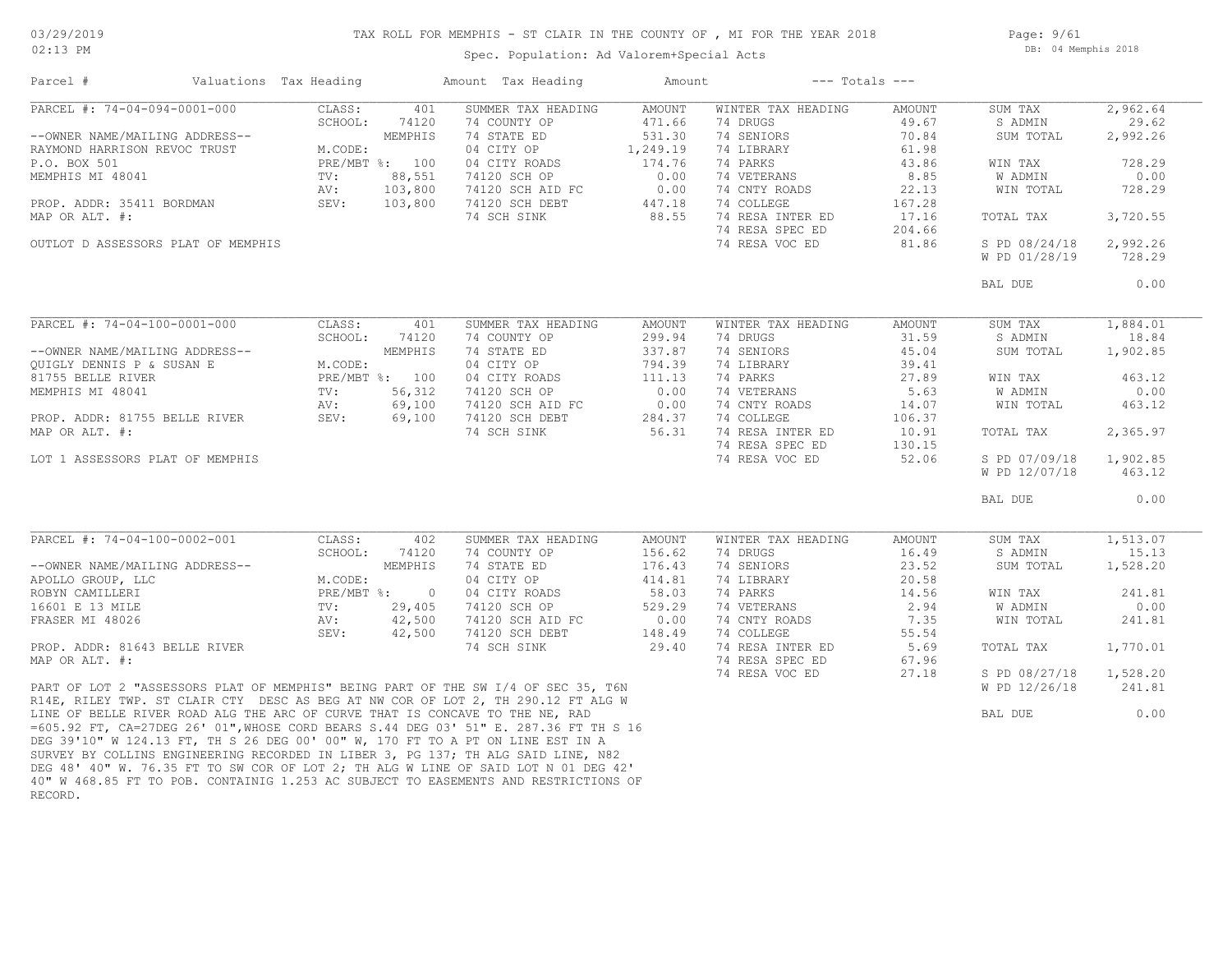# TAX ROLL FOR MEMPHIS - ST CLAIR IN THE COUNTY OF , MI FOR THE YEAR 2018

03/29/2019
02:13 PM

DB: 04 Memphis 2018

Spec. Population: Ad Valorem+Special Acts

| Parcel # | Valuations | Tax Heading | Amount | Tax Heading | Amount | --- Totals --- | |
|---|---|---|---|---|---|---|---|
| PARCEL #: 74-04-094-0001-000 | CLASS: 401 | SUMMER TAX HEADING | AMOUNT | WINTER TAX HEADING | AMOUNT | SUM TAX | 2,962.64 |
| | SCHOOL: 74120 | 74 COUNTY OP | 471.66 | 74 DRUGS | 49.67 | S ADMIN | 29.62 |
| --OWNER NAME/MAILING ADDRESS-- | MEMPHIS | 74 STATE ED | 531.30 | 74 SENIORS | 70.84 | SUM TOTAL | 2,992.26 |
| RAYMOND HARRISON REVOC TRUST | M.CODE: | 04 CITY OP | 1,249.19 | 74 LIBRARY | 61.98 | | |
| P.O. BOX 501 | PRE/MBT %: 100 | 04 CITY ROADS | 174.76 | 74 PARKS | 43.86 | WIN TAX | 728.29 |
| MEMPHIS MI 48041 | TV: 88,551 | 74120 SCH OP | 0.00 | 74 VETERANS | 8.85 | W ADMIN | 0.00 |
| | AV: 103,800 | 74120 SCH AID FC | 0.00 | 74 CNTY ROADS | 22.13 | WIN TOTAL | 728.29 |
| PROP. ADDR: 35411 BORDMAN | SEV: 103,800 | 74120 SCH DEBT | 447.18 | 74 COLLEGE | 167.28 | | |
| MAP OR ALT. #: | | 74 SCH SINK | 88.55 | 74 RESA INTER ED | 17.16 | TOTAL TAX | 3,720.55 |
| | | | | 74 RESA SPEC ED | 204.66 | | |
| OUTLOT D ASSESSORS PLAT OF MEMPHIS | | | | 74 RESA VOC ED | 81.86 | S PD 08/24/18 | 2,992.26 |
| | | | | | | W PD 01/28/19 | 728.29 |
| | | | | | | BAL DUE | 0.00 |

| Parcel # | Valuations | Tax Heading | Amount | Tax Heading | Amount | --- Totals --- | |
|---|---|---|---|---|---|---|---|
| PARCEL #: 74-04-100-0001-000 | CLASS: 401 | SUMMER TAX HEADING | AMOUNT | WINTER TAX HEADING | AMOUNT | SUM TAX | 1,884.01 |
| | SCHOOL: 74120 | 74 COUNTY OP | 299.94 | 74 DRUGS | 31.59 | S ADMIN | 18.84 |
| --OWNER NAME/MAILING ADDRESS-- | MEMPHIS | 74 STATE ED | 337.87 | 74 SENIORS | 45.04 | SUM TOTAL | 1,902.85 |
| QUIGLY DENNIS P & SUSAN E | M.CODE: | 04 CITY OP | 794.39 | 74 LIBRARY | 39.41 | | |
| 81755 BELLE RIVER | PRE/MBT %: 100 | 04 CITY ROADS | 111.13 | 74 PARKS | 27.89 | WIN TAX | 463.12 |
| MEMPHIS MI 48041 | TV: 56,312 | 74120 SCH OP | 0.00 | 74 VETERANS | 5.63 | W ADMIN | 0.00 |
| | AV: 69,100 | 74120 SCH AID FC | 0.00 | 74 CNTY ROADS | 14.07 | WIN TOTAL | 463.12 |
| PROP. ADDR: 81755 BELLE RIVER | SEV: 69,100 | 74120 SCH DEBT | 284.37 | 74 COLLEGE | 106.37 | | |
| MAP OR ALT. #: | | 74 SCH SINK | 56.31 | 74 RESA INTER ED | 10.91 | TOTAL TAX | 2,365.97 |
| | | | | 74 RESA SPEC ED | 130.15 | | |
| LOT 1 ASSESSORS PLAT OF MEMPHIS | | | | 74 RESA VOC ED | 52.06 | S PD 07/09/18 | 1,902.85 |
| | | | | | | W PD 12/07/18 | 463.12 |
| | | | | | | BAL DUE | 0.00 |

| Parcel # | Valuations | Tax Heading | Amount | Tax Heading | Amount | --- Totals --- | |
|---|---|---|---|---|---|---|---|
| PARCEL #: 74-04-100-0002-001 | CLASS: 402 | SUMMER TAX HEADING | AMOUNT | WINTER TAX HEADING | AMOUNT | SUM TAX | 1,513.07 |
| | SCHOOL: 74120 | 74 COUNTY OP | 156.62 | 74 DRUGS | 16.49 | S ADMIN | 15.13 |
| --OWNER NAME/MAILING ADDRESS-- | MEMPHIS | 74 STATE ED | 176.43 | 74 SENIORS | 23.52 | SUM TOTAL | 1,528.20 |
| APOLLO GROUP, LLC | M.CODE: | 04 CITY OP | 414.81 | 74 LIBRARY | 20.58 | | |
| ROBYN CAMILLERI | PRE/MBT %: 0 | 04 CITY ROADS | 58.03 | 74 PARKS | 14.56 | WIN TAX | 241.81 |
| 16601 E 13 MILE | TV: 29,405 | 74120 SCH OP | 529.29 | 74 VETERANS | 2.94 | W ADMIN | 0.00 |
| FRASER MI 48026 | AV: 42,500 | 74120 SCH AID FC | 0.00 | 74 CNTY ROADS | 7.35 | WIN TOTAL | 241.81 |
| | SEV: 42,500 | 74120 SCH DEBT | 148.49 | 74 COLLEGE | 55.54 | | |
| PROP. ADDR: 81643 BELLE RIVER | | 74 SCH SINK | 29.40 | 74 RESA INTER ED | 5.69 | TOTAL TAX | 1,770.01 |
| MAP OR ALT. #: | | | | 74 RESA SPEC ED | 67.96 | | |
| | | | | 74 RESA VOC ED | 27.18 | S PD 08/27/18 | 1,528.20 |
| | | | | | | W PD 12/26/18 | 241.81 |
| | | | | | | BAL DUE | 0.00 |

PART OF LOT 2 "ASSESSORS PLAT OF MEMPHIS" BEING PART OF THE SW I/4 OF SEC 35, T6N R14E, RILEY TWP. ST CLAIR CTY DESC AS BEG AT NW COR OF LOT 2, TH 290.12 FT ALG W LINE OF BELLE RIVER ROAD ALG THE ARC OF CURVE THAT IS CONCAVE TO THE NE, RAD =605.92 FT, CA=27DEG 26' 01",WHOSE CORD BEARS S.44 DEG 03' 51" E. 287.36 FT TH S 16 DEG 39'10" W 124.13 FT, TH S 26 DEG 00' 00" W, 170 FT TO A PT ON LINE EST IN A SURVEY BY COLLINS ENGINEERING RECORDED IN LIBER 3, PG 137; TH ALG SAID LINE, N82 DEG 48' 40" W. 76.35 FT TO SW COR OF LOT 2; TH ALG W LINE OF SAID LOT N 01 DEG 42' 40" W 468.85 FT TO POB. CONTAINIG 1.253 AC SUBJECT TO EASEMENTS AND RESTRICTIONS OF RECORD.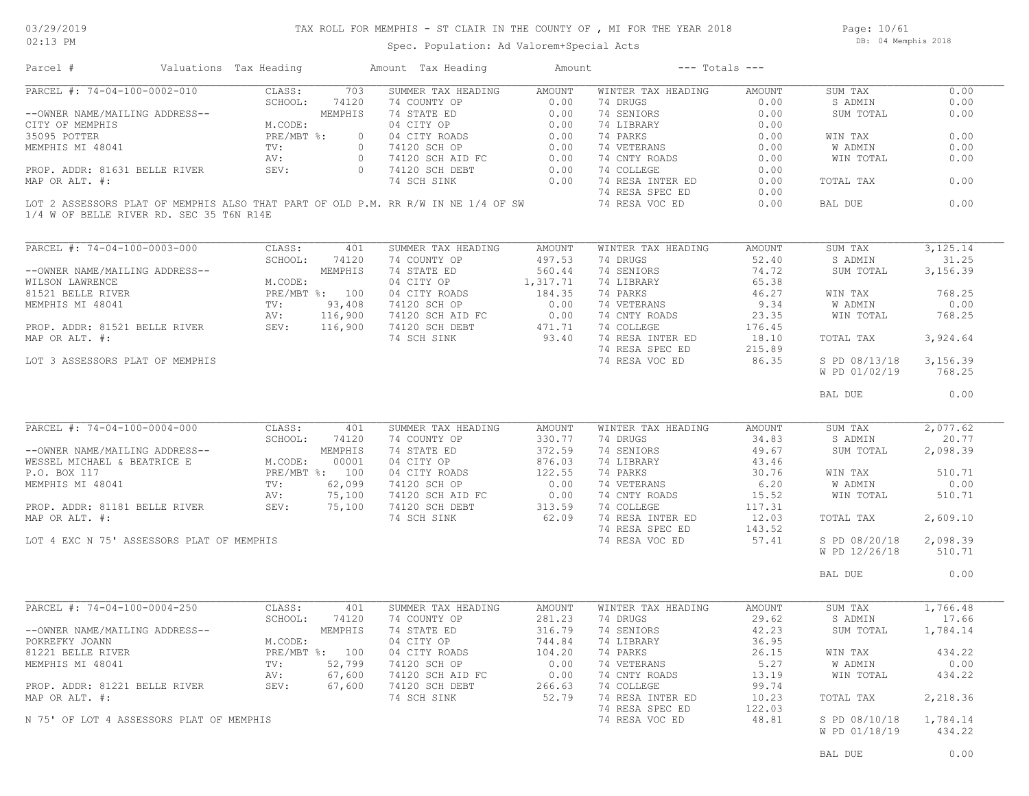# TAX ROLL FOR MEMPHIS - ST CLAIR IN THE COUNTY OF , MI FOR THE YEAR 2018

Spec. Population: Ad Valorem+Special Acts

DB: 04 Memphis 2018

03/29/2019
02:13 PM

## PARCEL #: 74-04-100-0002-010

| Parcel # | Valuations | Tax Heading | Amount | Tax Heading | Amount | --- Totals --- | |
|---|---|---|---|---|---|---|---|
| CLASS: | 703 | SUMMER TAX HEADING | AMOUNT | WINTER TAX HEADING | AMOUNT | SUM TAX | 0.00 |
| SCHOOL: | 74120 | 74 COUNTY OP | 0.00 | 74 DRUGS | 0.00 | S ADMIN | 0.00 |
| | MEMPHIS | 74 STATE ED | 0.00 | 74 SENIORS | 0.00 | SUM TOTAL | 0.00 |
| M.CODE: | | 04 CITY OP | 0.00 | 74 LIBRARY | 0.00 | | |
| PRE/MBT %: | 0 | 04 CITY ROADS | 0.00 | 74 PARKS | 0.00 | WIN TAX | 0.00 |
| TV: | 0 | 74120 SCH OP | 0.00 | 74 VETERANS | 0.00 | W ADMIN | 0.00 |
| AV: | 0 | 74120 SCH AID FC | 0.00 | 74 CNTY ROADS | 0.00 | WIN TOTAL | 0.00 |
| SEV: | 0 | 74120 SCH DEBT | 0.00 | 74 COLLEGE | 0.00 | | |
| | | 74 SCH SINK | 0.00 | 74 RESA INTER ED | 0.00 | TOTAL TAX | 0.00 |
| | | | | 74 RESA SPEC ED | 0.00 | | |
| | | | | 74 RESA VOC ED | 0.00 | BAL DUE | 0.00 |

--OWNER NAME/MAILING ADDRESS--
CITY OF MEMPHIS
35095 POTTER
MEMPHIS MI 48041

PROP. ADDR: 81631 BELLE RIVER
MAP OR ALT. #:

LOT 2 ASSESSORS PLAT OF MEMPHIS ALSO THAT PART OF OLD P.M. RR R/W IN NE 1/4 OF SW 1/4 W OF BELLE RIVER RD. SEC 35 T6N R14E

## PARCEL #: 74-04-100-0003-000

| Valuations | | Summer Tax Heading | Amount | Winter Tax Heading | Amount | Totals | |
|---|---|---|---|---|---|---|---|
| CLASS: | 401 | SUMMER TAX HEADING | AMOUNT | WINTER TAX HEADING | AMOUNT | SUM TAX | 3,125.14 |
| SCHOOL: | 74120 | 74 COUNTY OP | 497.53 | 74 DRUGS | 52.40 | S ADMIN | 31.25 |
| | MEMPHIS | 74 STATE ED | 560.44 | 74 SENIORS | 74.72 | SUM TOTAL | 3,156.39 |
| M.CODE: | | 04 CITY OP | 1,317.71 | 74 LIBRARY | 65.38 | | |
| PRE/MBT %: | 100 | 04 CITY ROADS | 184.35 | 74 PARKS | 46.27 | WIN TAX | 768.25 |
| TV: | 93,408 | 74120 SCH OP | 0.00 | 74 VETERANS | 9.34 | W ADMIN | 0.00 |
| AV: | 116,900 | 74120 SCH AID FC | 0.00 | 74 CNTY ROADS | 23.35 | WIN TOTAL | 768.25 |
| SEV: | 116,900 | 74120 SCH DEBT | 471.71 | 74 COLLEGE | 176.45 | | |
| | | 74 SCH SINK | 93.40 | 74 RESA INTER ED | 18.10 | TOTAL TAX | 3,924.64 |
| | | | | 74 RESA SPEC ED | 215.89 | | |
| | | | | 74 RESA VOC ED | 86.35 | S PD 08/13/18 | 3,156.39 |
| | | | | | | W PD 01/02/19 | 768.25 |
| | | | | | | BAL DUE | 0.00 |

--OWNER NAME/MAILING ADDRESS--
WILSON LAWRENCE
81521 BELLE RIVER
MEMPHIS MI 48041

PROP. ADDR: 81521 BELLE RIVER
MAP OR ALT. #:

LOT 3 ASSESSORS PLAT OF MEMPHIS

## PARCEL #: 74-04-100-0004-000

| Valuations | | Summer Tax Heading | Amount | Winter Tax Heading | Amount | Totals | |
|---|---|---|---|---|---|---|---|
| CLASS: | 401 | SUMMER TAX HEADING | AMOUNT | WINTER TAX HEADING | AMOUNT | SUM TAX | 2,077.62 |
| SCHOOL: | 74120 | 74 COUNTY OP | 330.77 | 74 DRUGS | 34.83 | S ADMIN | 20.77 |
| | MEMPHIS | 74 STATE ED | 372.59 | 74 SENIORS | 49.67 | SUM TOTAL | 2,098.39 |
| M.CODE: | 00001 | 04 CITY OP | 876.03 | 74 LIBRARY | 43.46 | | |
| PRE/MBT %: | 100 | 04 CITY ROADS | 122.55 | 74 PARKS | 30.76 | WIN TAX | 510.71 |
| TV: | 62,099 | 74120 SCH OP | 0.00 | 74 VETERANS | 6.20 | W ADMIN | 0.00 |
| AV: | 75,100 | 74120 SCH AID FC | 0.00 | 74 CNTY ROADS | 15.52 | WIN TOTAL | 510.71 |
| SEV: | 75,100 | 74120 SCH DEBT | 313.59 | 74 COLLEGE | 117.31 | | |
| | | 74 SCH SINK | 62.09 | 74 RESA INTER ED | 12.03 | TOTAL TAX | 2,609.10 |
| | | | | 74 RESA SPEC ED | 143.52 | | |
| | | | | 74 RESA VOC ED | 57.41 | S PD 08/20/18 | 2,098.39 |
| | | | | | | W PD 12/26/18 | 510.71 |
| | | | | | | BAL DUE | 0.00 |

--OWNER NAME/MAILING ADDRESS--
WESSEL MICHAEL & BEATRICE E
P.O. BOX 117
MEMPHIS MI 48041

PROP. ADDR: 81181 BELLE RIVER
MAP OR ALT. #:

LOT 4 EXC N 75' ASSESSORS PLAT OF MEMPHIS

## PARCEL #: 74-04-100-0004-250

| Valuations | | Summer Tax Heading | Amount | Winter Tax Heading | Amount | Totals | |
|---|---|---|---|---|---|---|---|
| CLASS: | 401 | SUMMER TAX HEADING | AMOUNT | WINTER TAX HEADING | AMOUNT | SUM TAX | 1,766.48 |
| SCHOOL: | 74120 | 74 COUNTY OP | 281.23 | 74 DRUGS | 29.62 | S ADMIN | 17.66 |
| | MEMPHIS | 74 STATE ED | 316.79 | 74 SENIORS | 42.23 | SUM TOTAL | 1,784.14 |
| M.CODE: | | 04 CITY OP | 744.84 | 74 LIBRARY | 36.95 | | |
| PRE/MBT %: | 100 | 04 CITY ROADS | 104.20 | 74 PARKS | 26.15 | WIN TAX | 434.22 |
| TV: | 52,799 | 74120 SCH OP | 0.00 | 74 VETERANS | 5.27 | W ADMIN | 0.00 |
| AV: | 67,600 | 74120 SCH AID FC | 0.00 | 74 CNTY ROADS | 13.19 | WIN TOTAL | 434.22 |
| SEV: | 67,600 | 74120 SCH DEBT | 266.63 | 74 COLLEGE | 99.74 | | |
| | | 74 SCH SINK | 52.79 | 74 RESA INTER ED | 10.23 | TOTAL TAX | 2,218.36 |
| | | | | 74 RESA SPEC ED | 122.03 | | |
| | | | | 74 RESA VOC ED | 48.81 | S PD 08/10/18 | 1,784.14 |
| | | | | | | W PD 01/18/19 | 434.22 |
| | | | | | | BAL DUE | 0.00 |

--OWNER NAME/MAILING ADDRESS--
POKREFKY JOANN
81221 BELLE RIVER
MEMPHIS MI 48041

PROP. ADDR: 81221 BELLE RIVER
MAP OR ALT. #:

N 75' OF LOT 4 ASSESSORS PLAT OF MEMPHIS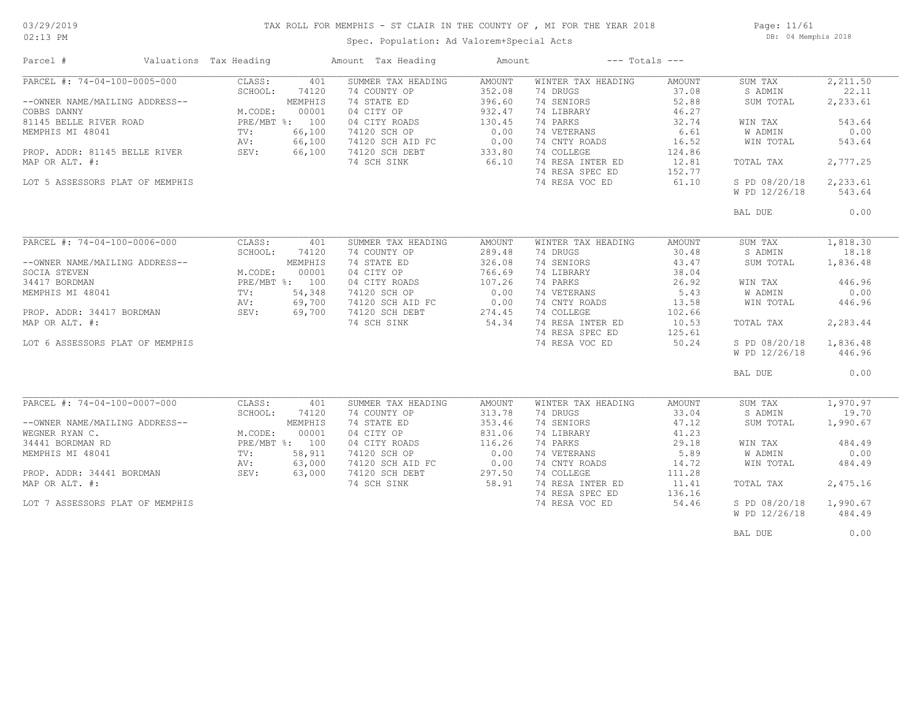# TAX ROLL FOR MEMPHIS - ST CLAIR IN THE COUNTY OF , MI FOR THE YEAR 2018

03/29/2019
02:13 PM

Spec. Population: Ad Valorem+Special Acts

DB: 04 Memphis 2018

| Parcel # | Valuations | Tax Heading | Amount | Tax Heading | Amount | --- Totals --- | |
|---|---|---|---|---|---|---|---|
| PARCEL #: 74-04-100-0005-000 | CLASS: 401 | SUMMER TAX HEADING | AMOUNT | WINTER TAX HEADING | AMOUNT | SUM TAX | 2,211.50 |
| | SCHOOL: 74120 | 74 COUNTY OP | 352.08 | 74 DRUGS | 37.08 | S ADMIN | 22.11 |
| --OWNER NAME/MAILING ADDRESS-- | MEMPHIS | 74 STATE ED | 396.60 | 74 SENIORS | 52.88 | SUM TOTAL | 2,233.61 |
| COBBS DANNY | M.CODE: 00001 | 04 CITY OP | 932.47 | 74 LIBRARY | 46.27 | | |
| 81145 BELLE RIVER ROAD | PRE/MBT %: 100 | 04 CITY ROADS | 130.45 | 74 PARKS | 32.74 | WIN TAX | 543.64 |
| MEMPHIS MI 48041 | TV: 66,100 | 74120 SCH OP | 0.00 | 74 VETERANS | 6.61 | W ADMIN | 0.00 |
| | AV: 66,100 | 74120 SCH AID FC | 0.00 | 74 CNTY ROADS | 16.52 | WIN TOTAL | 543.64 |
| PROP. ADDR: 81145 BELLE RIVER | SEV: 66,100 | 74120 SCH DEBT | 333.80 | 74 COLLEGE | 124.86 | | |
| MAP OR ALT. #: | | 74 SCH SINK | 66.10 | 74 RESA INTER ED | 12.81 | TOTAL TAX | 2,777.25 |
| | | | | 74 RESA SPEC ED | 152.77 | | |
| LOT 5 ASSESSORS PLAT OF MEMPHIS | | | | 74 RESA VOC ED | 61.10 | S PD 08/20/18 | 2,233.61 |
| | | | | | | W PD 12/26/18 | 543.64 |
| | | | | | | BAL DUE | 0.00 |
| PARCEL #: 74-04-100-0006-000 | CLASS: 401 | SUMMER TAX HEADING | AMOUNT | WINTER TAX HEADING | AMOUNT | SUM TAX | 1,818.30 |
| | SCHOOL: 74120 | 74 COUNTY OP | 289.48 | 74 DRUGS | 30.48 | S ADMIN | 18.18 |
| --OWNER NAME/MAILING ADDRESS-- | MEMPHIS | 74 STATE ED | 326.08 | 74 SENIORS | 43.47 | SUM TOTAL | 1,836.48 |
| SOCIA STEVEN | M.CODE: 00001 | 04 CITY OP | 766.69 | 74 LIBRARY | 38.04 | | |
| 34417 BORDMAN | PRE/MBT %: 100 | 04 CITY ROADS | 107.26 | 74 PARKS | 26.92 | WIN TAX | 446.96 |
| MEMPHIS MI 48041 | TV: 54,348 | 74120 SCH OP | 0.00 | 74 VETERANS | 5.43 | W ADMIN | 0.00 |
| | AV: 69,700 | 74120 SCH AID FC | 0.00 | 74 CNTY ROADS | 13.58 | WIN TOTAL | 446.96 |
| PROP. ADDR: 34417 BORDMAN | SEV: 69,700 | 74120 SCH DEBT | 274.45 | 74 COLLEGE | 102.66 | | |
| MAP OR ALT. #: | | 74 SCH SINK | 54.34 | 74 RESA INTER ED | 10.53 | TOTAL TAX | 2,283.44 |
| | | | | 74 RESA SPEC ED | 125.61 | | |
| LOT 6 ASSESSORS PLAT OF MEMPHIS | | | | 74 RESA VOC ED | 50.24 | S PD 08/20/18 | 1,836.48 |
| | | | | | | W PD 12/26/18 | 446.96 |
| | | | | | | BAL DUE | 0.00 |
| PARCEL #: 74-04-100-0007-000 | CLASS: 401 | SUMMER TAX HEADING | AMOUNT | WINTER TAX HEADING | AMOUNT | SUM TAX | 1,970.97 |
| | SCHOOL: 74120 | 74 COUNTY OP | 313.78 | 74 DRUGS | 33.04 | S ADMIN | 19.70 |
| --OWNER NAME/MAILING ADDRESS-- | MEMPHIS | 74 STATE ED | 353.46 | 74 SENIORS | 47.12 | SUM TOTAL | 1,990.67 |
| WEGNER RYAN C. | M.CODE: 00001 | 04 CITY OP | 831.06 | 74 LIBRARY | 41.23 | | |
| 34441 BORDMAN RD | PRE/MBT %: 100 | 04 CITY ROADS | 116.26 | 74 PARKS | 29.18 | WIN TAX | 484.49 |
| MEMPHIS MI 48041 | TV: 58,911 | 74120 SCH OP | 0.00 | 74 VETERANS | 5.89 | W ADMIN | 0.00 |
| | AV: 63,000 | 74120 SCH AID FC | 0.00 | 74 CNTY ROADS | 14.72 | WIN TOTAL | 484.49 |
| PROP. ADDR: 34441 BORDMAN | SEV: 63,000 | 74120 SCH DEBT | 297.50 | 74 COLLEGE | 111.28 | | |
| MAP OR ALT. #: | | 74 SCH SINK | 58.91 | 74 RESA INTER ED | 11.41 | TOTAL TAX | 2,475.16 |
| | | | | 74 RESA SPEC ED | 136.16 | | |
| LOT 7 ASSESSORS PLAT OF MEMPHIS | | | | 74 RESA VOC ED | 54.46 | S PD 08/20/18 | 1,990.67 |
| | | | | | | W PD 12/26/18 | 484.49 |
| | | | | | | BAL DUE | 0.00 |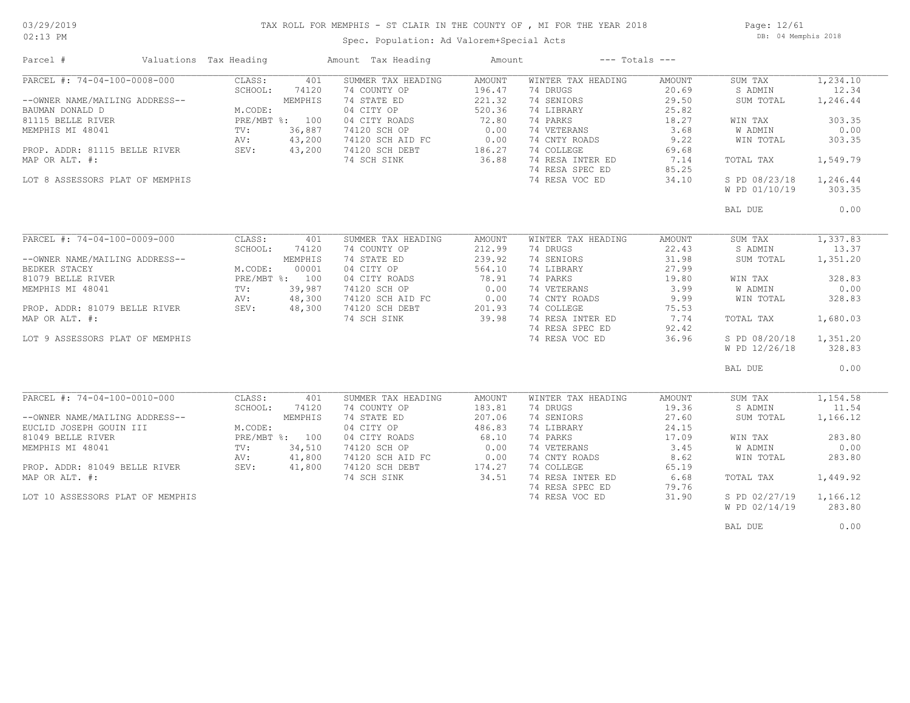# TAX ROLL FOR MEMPHIS - ST CLAIR IN THE COUNTY OF , MI FOR THE YEAR 2018

Spec. Population: Ad Valorem+Special Acts

| Parcel # | Valuations | Tax Heading | Amount | Tax Heading | Amount | --- Totals --- | |
|---|---|---|---|---|---|---|---|
| **PARCEL #: 74-04-100-0008-000** | CLASS: 401 | SUMMER TAX HEADING | AMOUNT | WINTER TAX HEADING | AMOUNT | SUM TAX | 1,234.10 |
| | SCHOOL: 74120 | 74 COUNTY OP | 196.47 | 74 DRUGS | 20.69 | S ADMIN | 12.34 |
| --OWNER NAME/MAILING ADDRESS-- | MEMPHIS | 74 STATE ED | 221.32 | 74 SENIORS | 29.50 | SUM TOTAL | 1,246.44 |
| BAUMAN DONALD D | M.CODE: | 04 CITY OP | 520.36 | 74 LIBRARY | 25.82 | | |
| 81115 BELLE RIVER | PRE/MBT %: 100 | 04 CITY ROADS | 72.80 | 74 PARKS | 18.27 | WIN TAX | 303.35 |
| MEMPHIS MI 48041 | TV: 36,887 | 74120 SCH OP | 0.00 | 74 VETERANS | 3.68 | W ADMIN | 0.00 |
| | AV: 43,200 | 74120 SCH AID FC | 0.00 | 74 CNTY ROADS | 9.22 | WIN TOTAL | 303.35 |
| PROP. ADDR: 81115 BELLE RIVER | SEV: 43,200 | 74120 SCH DEBT | 186.27 | 74 COLLEGE | 69.68 | | |
| MAP OR ALT. #: | | 74 SCH SINK | 36.88 | 74 RESA INTER ED | 7.14 | TOTAL TAX | 1,549.79 |
| | | | | 74 RESA SPEC ED | 85.25 | | |
| LOT 8 ASSESSORS PLAT OF MEMPHIS | | | | 74 RESA VOC ED | 34.10 | S PD 08/23/18 | 1,246.44 |
| | | | | | | W PD 01/10/19 | 303.35 |
| | | | | | | BAL DUE | 0.00 |
| **PARCEL #: 74-04-100-0009-000** | CLASS: 401 | SUMMER TAX HEADING | AMOUNT | WINTER TAX HEADING | AMOUNT | SUM TAX | 1,337.83 |
| | SCHOOL: 74120 | 74 COUNTY OP | 212.99 | 74 DRUGS | 22.43 | S ADMIN | 13.37 |
| --OWNER NAME/MAILING ADDRESS-- | MEMPHIS | 74 STATE ED | 239.92 | 74 SENIORS | 31.98 | SUM TOTAL | 1,351.20 |
| BEDKER STACEY | M.CODE: 00001 | 04 CITY OP | 564.10 | 74 LIBRARY | 27.99 | | |
| 81079 BELLE RIVER | PRE/MBT %: 100 | 04 CITY ROADS | 78.91 | 74 PARKS | 19.80 | WIN TAX | 328.83 |
| MEMPHIS MI 48041 | TV: 39,987 | 74120 SCH OP | 0.00 | 74 VETERANS | 3.99 | W ADMIN | 0.00 |
| | AV: 48,300 | 74120 SCH AID FC | 0.00 | 74 CNTY ROADS | 9.99 | WIN TOTAL | 328.83 |
| PROP. ADDR: 81079 BELLE RIVER | SEV: 48,300 | 74120 SCH DEBT | 201.93 | 74 COLLEGE | 75.53 | | |
| MAP OR ALT. #: | | 74 SCH SINK | 39.98 | 74 RESA INTER ED | 7.74 | TOTAL TAX | 1,680.03 |
| | | | | 74 RESA SPEC ED | 92.42 | | |
| LOT 9 ASSESSORS PLAT OF MEMPHIS | | | | 74 RESA VOC ED | 36.96 | S PD 08/20/18 | 1,351.20 |
| | | | | | | W PD 12/26/18 | 328.83 |
| | | | | | | BAL DUE | 0.00 |
| **PARCEL #: 74-04-100-0010-000** | CLASS: 401 | SUMMER TAX HEADING | AMOUNT | WINTER TAX HEADING | AMOUNT | SUM TAX | 1,154.58 |
| | SCHOOL: 74120 | 74 COUNTY OP | 183.81 | 74 DRUGS | 19.36 | S ADMIN | 11.54 |
| --OWNER NAME/MAILING ADDRESS-- | MEMPHIS | 74 STATE ED | 207.06 | 74 SENIORS | 27.60 | SUM TOTAL | 1,166.12 |
| EUCLID JOSEPH GOUIN III | M.CODE: | 04 CITY OP | 486.83 | 74 LIBRARY | 24.15 | | |
| 81049 BELLE RIVER | PRE/MBT %: 100 | 04 CITY ROADS | 68.10 | 74 PARKS | 17.09 | WIN TAX | 283.80 |
| MEMPHIS MI 48041 | TV: 34,510 | 74120 SCH OP | 0.00 | 74 VETERANS | 3.45 | W ADMIN | 0.00 |
| | AV: 41,800 | 74120 SCH AID FC | 0.00 | 74 CNTY ROADS | 8.62 | WIN TOTAL | 283.80 |
| PROP. ADDR: 81049 BELLE RIVER | SEV: 41,800 | 74120 SCH DEBT | 174.27 | 74 COLLEGE | 65.19 | | |
| MAP OR ALT. #: | | 74 SCH SINK | 34.51 | 74 RESA INTER ED | 6.68 | TOTAL TAX | 1,449.92 |
| | | | | 74 RESA SPEC ED | 79.76 | | |
| LOT 10 ASSESSORS PLAT OF MEMPHIS | | | | 74 RESA VOC ED | 31.90 | S PD 02/27/19 | 1,166.12 |
| | | | | | | W PD 02/14/19 | 283.80 |
| | | | | | | BAL DUE | 0.00 |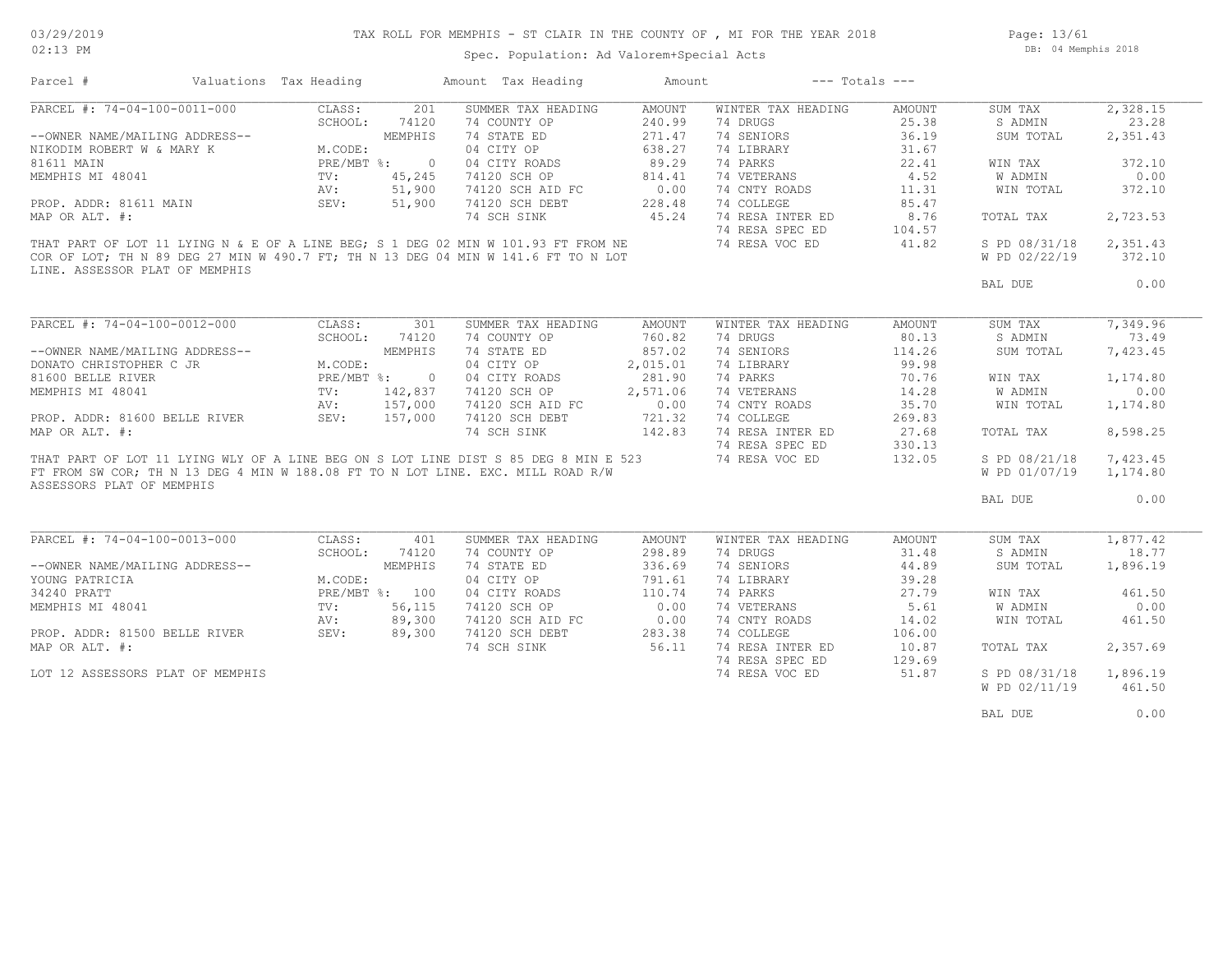# TAX ROLL FOR MEMPHIS - ST CLAIR IN THE COUNTY OF , MI FOR THE YEAR 2018

Spec. Population: Ad Valorem+Special Acts

| Parcel # | Valuations | Tax Heading | Amount | Tax Heading | Amount | --- Totals --- | |
|---|---|---|---|---|---|---|---|

## PARCEL #: 74-04-100-0011-000

| Owner / Property | Valuations | | Summer Tax Heading | Amount | Winter Tax Heading | Amount | Totals | |
|---|---|---|---|---|---|---|---|---|
| --OWNER NAME/MAILING ADDRESS-- | CLASS: | 201 | 74 COUNTY OP | 240.99 | 74 DRUGS | 25.38 | SUM TAX | 2,328.15 |
| NIKODIM ROBERT W & MARY K | SCHOOL: | 74120 | 74 STATE ED | 271.47 | 74 SENIORS | 36.19 | S ADMIN | 23.28 |
| 81611 MAIN | | MEMPHIS | 04 CITY OP | 638.27 | 74 LIBRARY | 31.67 | SUM TOTAL | 2,351.43 |
| MEMPHIS MI 48041 | M.CODE: | | 04 CITY ROADS | 89.29 | 74 PARKS | 22.41 | WIN TAX | 372.10 |
| PROP. ADDR: 81611 MAIN | PRE/MBT %: | 0 | 74120 SCH OP | 814.41 | 74 VETERANS | 4.52 | W ADMIN | 0.00 |
| MAP OR ALT. #: | TV: | 45,245 | 74120 SCH AID FC | 0.00 | 74 CNTY ROADS | 11.31 | WIN TOTAL | 372.10 |
| | AV: | 51,900 | 74120 SCH DEBT | 228.48 | 74 COLLEGE | 85.47 | TOTAL TAX | 2,723.53 |
| | SEV: | 51,900 | 74 SCH SINK | 45.24 | 74 RESA INTER ED | 8.76 | S PD 08/31/18 | 2,351.43 |
| | | | | | 74 RESA SPEC ED | 104.57 | W PD 02/22/19 | 372.10 |
| | | | | | 74 RESA VOC ED | 41.82 | BAL DUE | 0.00 |

THAT PART OF LOT 11 LYING N & E OF A LINE BEG; S 1 DEG 02 MIN W 101.93 FT FROM NE COR OF LOT; TH N 89 DEG 27 MIN W 490.7 FT; TH N 13 DEG 04 MIN W 141.6 FT TO N LOT LINE. ASSESSOR PLAT OF MEMPHIS

## PARCEL #: 74-04-100-0012-000

| Owner / Property | Valuations | | Summer Tax Heading | Amount | Winter Tax Heading | Amount | Totals | |
|---|---|---|---|---|---|---|---|---|
| --OWNER NAME/MAILING ADDRESS-- | CLASS: | 301 | 74 COUNTY OP | 760.82 | 74 DRUGS | 80.13 | SUM TAX | 7,349.96 |
| DONATO CHRISTOPHER C JR | SCHOOL: | 74120 | 74 STATE ED | 857.02 | 74 SENIORS | 114.26 | S ADMIN | 73.49 |
| 81600 BELLE RIVER | | MEMPHIS | 04 CITY OP | 2,015.01 | 74 LIBRARY | 99.98 | SUM TOTAL | 7,423.45 |
| MEMPHIS MI 48041 | M.CODE: | | 04 CITY ROADS | 281.90 | 74 PARKS | 70.76 | WIN TAX | 1,174.80 |
| PROP. ADDR: 81600 BELLE RIVER | PRE/MBT %: | 0 | 74120 SCH OP | 2,571.06 | 74 VETERANS | 14.28 | W ADMIN | 0.00 |
| MAP OR ALT. #: | TV: | 142,837 | 74120 SCH AID FC | 0.00 | 74 CNTY ROADS | 35.70 | WIN TOTAL | 1,174.80 |
| | AV: | 157,000 | 74120 SCH DEBT | 721.32 | 74 COLLEGE | 269.83 | TOTAL TAX | 8,598.25 |
| | SEV: | 157,000 | 74 SCH SINK | 142.83 | 74 RESA INTER ED | 27.68 | S PD 08/21/18 | 7,423.45 |
| | | | | | 74 RESA SPEC ED | 330.13 | W PD 01/07/19 | 1,174.80 |
| | | | | | 74 RESA VOC ED | 132.05 | BAL DUE | 0.00 |

THAT PART OF LOT 11 LYING WLY OF A LINE BEG ON S LOT LINE DIST S 85 DEG 8 MIN E 523 FT FROM SW COR; TH N 13 DEG 4 MIN W 188.08 FT TO N LOT LINE. EXC. MILL ROAD R/W ASSESSORS PLAT OF MEMPHIS

## PARCEL #: 74-04-100-0013-000

| Owner / Property | Valuations | | Summer Tax Heading | Amount | Winter Tax Heading | Amount | Totals | |
|---|---|---|---|---|---|---|---|---|
| --OWNER NAME/MAILING ADDRESS-- | CLASS: | 401 | 74 COUNTY OP | 298.89 | 74 DRUGS | 31.48 | SUM TAX | 1,877.42 |
| YOUNG PATRICIA | SCHOOL: | 74120 | 74 STATE ED | 336.69 | 74 SENIORS | 44.89 | S ADMIN | 18.77 |
| 34240 PRATT | | MEMPHIS | 04 CITY OP | 791.61 | 74 LIBRARY | 39.28 | SUM TOTAL | 1,896.19 |
| MEMPHIS MI 48041 | M.CODE: | | 04 CITY ROADS | 110.74 | 74 PARKS | 27.79 | WIN TAX | 461.50 |
| PROP. ADDR: 81500 BELLE RIVER | PRE/MBT %: | 100 | 74120 SCH OP | 0.00 | 74 VETERANS | 5.61 | W ADMIN | 0.00 |
| MAP OR ALT. #: | TV: | 56,115 | 74120 SCH AID FC | 0.00 | 74 CNTY ROADS | 14.02 | WIN TOTAL | 461.50 |
| | AV: | 89,300 | 74120 SCH DEBT | 283.38 | 74 COLLEGE | 106.00 | TOTAL TAX | 2,357.69 |
| | SEV: | 89,300 | 74 SCH SINK | 56.11 | 74 RESA INTER ED | 10.87 | S PD 08/31/18 | 1,896.19 |
| | | | | | 74 RESA SPEC ED | 129.69 | W PD 02/11/19 | 461.50 |
| | | | | | 74 RESA VOC ED | 51.87 | BAL DUE | 0.00 |

LOT 12 ASSESSORS PLAT OF MEMPHIS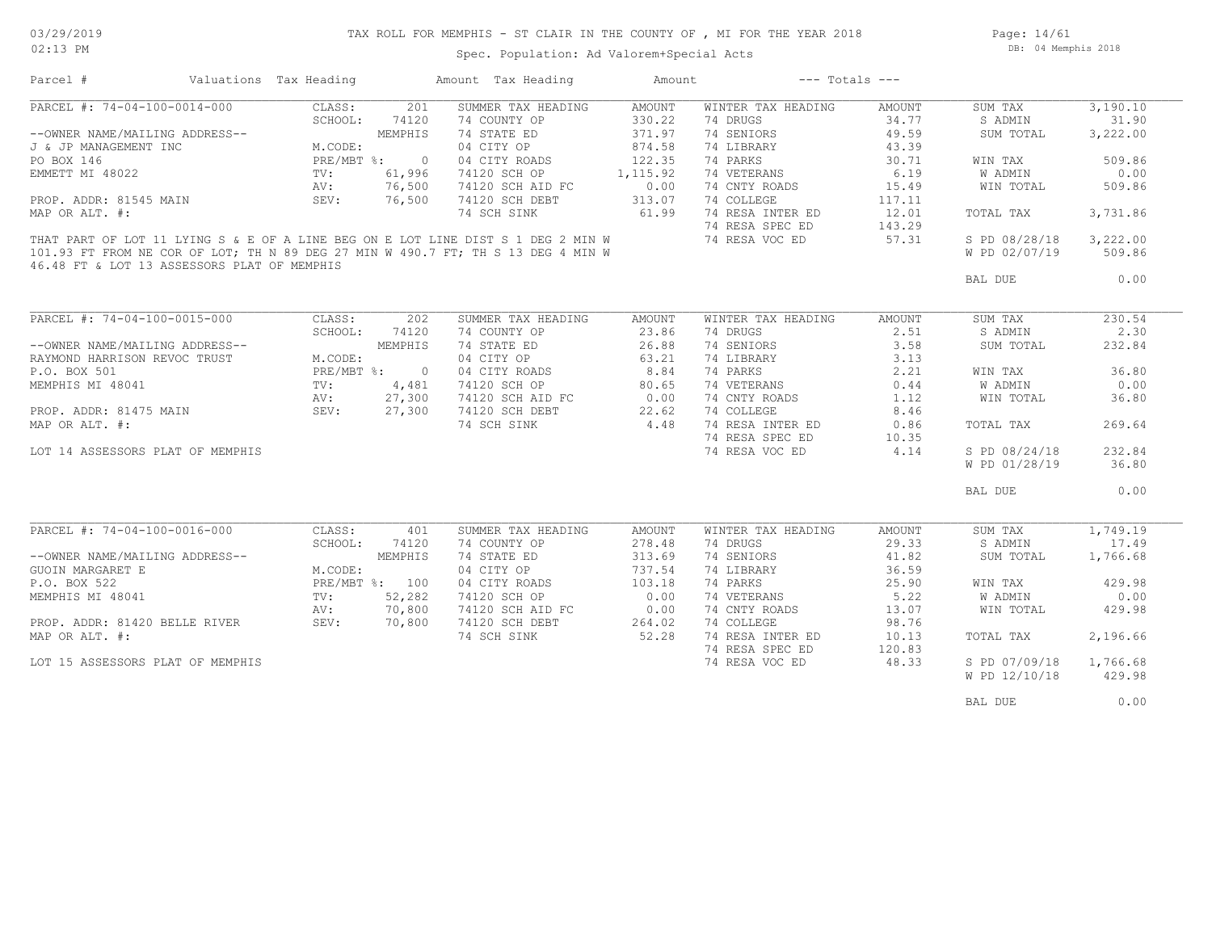# TAX ROLL FOR MEMPHIS - ST CLAIR IN THE COUNTY OF , MI FOR THE YEAR 2018

03/29/2019
02:13 PM

Spec. Population: Ad Valorem+Special Acts

DB: 04 Memphis 2018

| Parcel # | Valuations | Tax Heading | Amount | Tax Heading | Amount | --- Totals --- | |
|---|---|---|---|---|---|---|---|
| PARCEL #: 74-04-100-0014-000 | CLASS: 201 | SUMMER TAX HEADING | AMOUNT | WINTER TAX HEADING | AMOUNT | SUM TAX | 3,190.10 |
| | SCHOOL: 74120 | 74 COUNTY OP | 330.22 | 74 DRUGS | 34.77 | S ADMIN | 31.90 |
| --OWNER NAME/MAILING ADDRESS-- | MEMPHIS | 74 STATE ED | 371.97 | 74 SENIORS | 49.59 | SUM TOTAL | 3,222.00 |
| J & JP MANAGEMENT INC | M.CODE: | 04 CITY OP | 874.58 | 74 LIBRARY | 43.39 | | |
| PO BOX 146 | PRE/MBT %: 0 | 04 CITY ROADS | 122.35 | 74 PARKS | 30.71 | WIN TAX | 509.86 |
| EMMETT MI 48022 | TV: 61,996 | 74120 SCH OP | 1,115.92 | 74 VETERANS | 6.19 | W ADMIN | 0.00 |
| | AV: 76,500 | 74120 SCH AID FC | 0.00 | 74 CNTY ROADS | 15.49 | WIN TOTAL | 509.86 |
| PROP. ADDR: 81545 MAIN | SEV: 76,500 | 74120 SCH DEBT | 313.07 | 74 COLLEGE | 117.11 | | |
| MAP OR ALT. #: | | 74 SCH SINK | 61.99 | 74 RESA INTER ED | 12.01 | TOTAL TAX | 3,731.86 |
| | | | | 74 RESA SPEC ED | 143.29 | | |
| THAT PART OF LOT 11 LYING S & E OF A LINE BEG ON E LOT LINE DIST S 1 DEG 2 MIN W 101.93 FT FROM NE COR OF LOT; TH N 89 DEG 27 MIN W 490.7 FT; TH S 13 DEG 4 MIN W 46.48 FT & LOT 13 ASSESSORS PLAT OF MEMPHIS | | | | 74 RESA VOC ED | 57.31 | S PD 08/28/18 | 3,222.00 |
| | | | | | | W PD 02/07/19 | 509.86 |
| | | | | | | BAL DUE | 0.00 |
| PARCEL #: 74-04-100-0015-000 | CLASS: 202 | SUMMER TAX HEADING | AMOUNT | WINTER TAX HEADING | AMOUNT | SUM TAX | 230.54 |
| | SCHOOL: 74120 | 74 COUNTY OP | 23.86 | 74 DRUGS | 2.51 | S ADMIN | 2.30 |
| --OWNER NAME/MAILING ADDRESS-- | MEMPHIS | 74 STATE ED | 26.88 | 74 SENIORS | 3.58 | SUM TOTAL | 232.84 |
| RAYMOND HARRISON REVOC TRUST | M.CODE: | 04 CITY OP | 63.21 | 74 LIBRARY | 3.13 | | |
| P.O. BOX 501 | PRE/MBT %: 0 | 04 CITY ROADS | 8.84 | 74 PARKS | 2.21 | WIN TAX | 36.80 |
| MEMPHIS MI 48041 | TV: 4,481 | 74120 SCH OP | 80.65 | 74 VETERANS | 0.44 | W ADMIN | 0.00 |
| | AV: 27,300 | 74120 SCH AID FC | 0.00 | 74 CNTY ROADS | 1.12 | WIN TOTAL | 36.80 |
| PROP. ADDR: 81475 MAIN | SEV: 27,300 | 74120 SCH DEBT | 22.62 | 74 COLLEGE | 8.46 | | |
| MAP OR ALT. #: | | 74 SCH SINK | 4.48 | 74 RESA INTER ED | 0.86 | TOTAL TAX | 269.64 |
| | | | | 74 RESA SPEC ED | 10.35 | | |
| LOT 14 ASSESSORS PLAT OF MEMPHIS | | | | 74 RESA VOC ED | 4.14 | S PD 08/24/18 | 232.84 |
| | | | | | | W PD 01/28/19 | 36.80 |
| | | | | | | BAL DUE | 0.00 |
| PARCEL #: 74-04-100-0016-000 | CLASS: 401 | SUMMER TAX HEADING | AMOUNT | WINTER TAX HEADING | AMOUNT | SUM TAX | 1,749.19 |
| | SCHOOL: 74120 | 74 COUNTY OP | 278.48 | 74 DRUGS | 29.33 | S ADMIN | 17.49 |
| --OWNER NAME/MAILING ADDRESS-- | MEMPHIS | 74 STATE ED | 313.69 | 74 SENIORS | 41.82 | SUM TOTAL | 1,766.68 |
| GUOIN MARGARET E | M.CODE: | 04 CITY OP | 737.54 | 74 LIBRARY | 36.59 | | |
| P.O. BOX 522 | PRE/MBT %: 100 | 04 CITY ROADS | 103.18 | 74 PARKS | 25.90 | WIN TAX | 429.98 |
| MEMPHIS MI 48041 | TV: 52,282 | 74120 SCH OP | 0.00 | 74 VETERANS | 5.22 | W ADMIN | 0.00 |
| | AV: 70,800 | 74120 SCH AID FC | 0.00 | 74 CNTY ROADS | 13.07 | WIN TOTAL | 429.98 |
| PROP. ADDR: 81420 BELLE RIVER | SEV: 70,800 | 74120 SCH DEBT | 264.02 | 74 COLLEGE | 98.76 | | |
| MAP OR ALT. #: | | 74 SCH SINK | 52.28 | 74 RESA INTER ED | 10.13 | TOTAL TAX | 2,196.66 |
| | | | | 74 RESA SPEC ED | 120.83 | | |
| LOT 15 ASSESSORS PLAT OF MEMPHIS | | | | 74 RESA VOC ED | 48.33 | S PD 07/09/18 | 1,766.68 |
| | | | | | | W PD 12/10/18 | 429.98 |
| | | | | | | BAL DUE | 0.00 |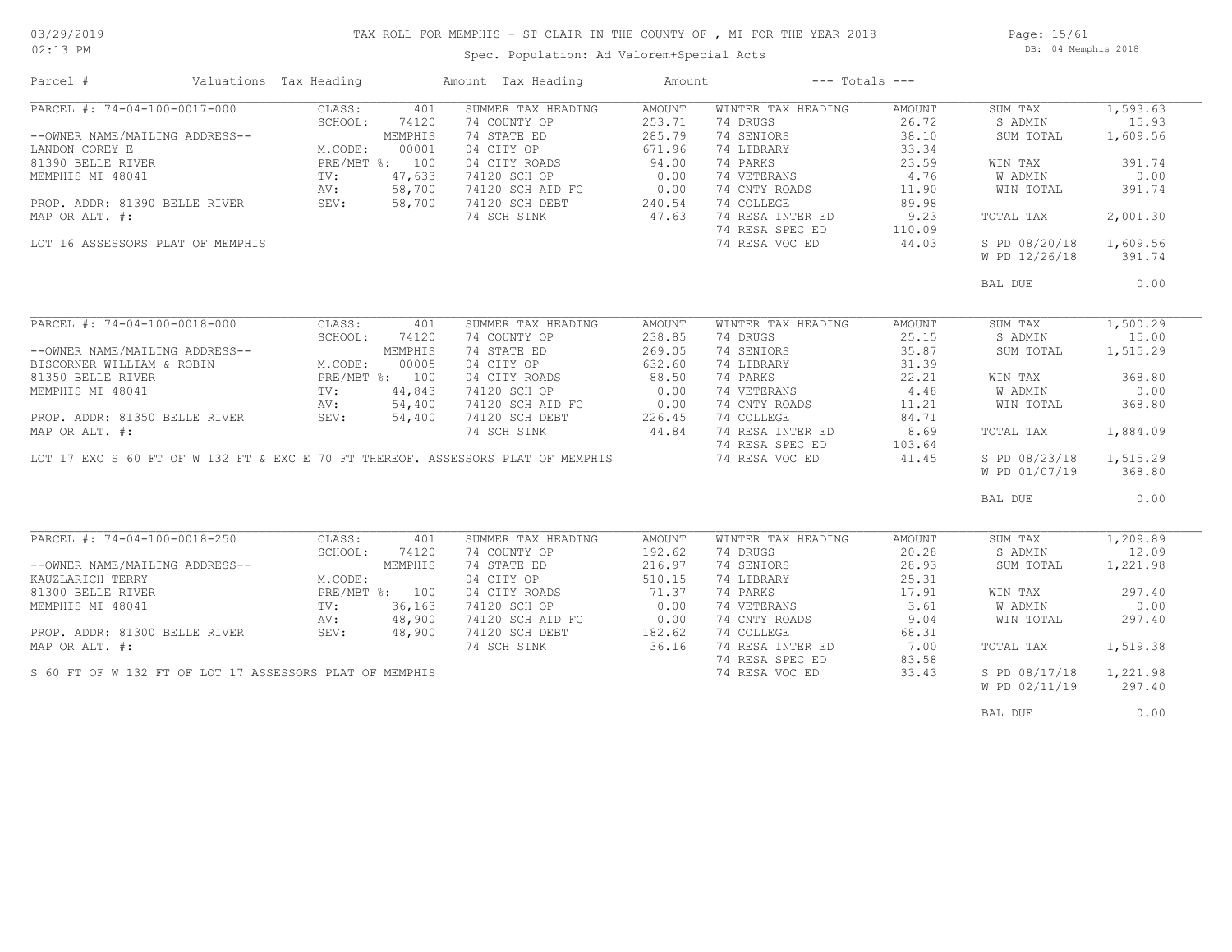# TAX ROLL FOR MEMPHIS - ST CLAIR IN THE COUNTY OF , MI FOR THE YEAR 2018

Spec. Population: Ad Valorem+Special Acts

| Parcel # | Valuations | Tax Heading | Amount | Tax Heading | Amount | --- Totals --- | |
|---|---|---|---|---|---|---|---|
| PARCEL #: 74-04-100-0017-000 | CLASS: 401 | SUMMER TAX HEADING | AMOUNT | WINTER TAX HEADING | AMOUNT | SUM TAX | 1,593.63 |
| | SCHOOL: 74120 | 74 COUNTY OP | 253.71 | 74 DRUGS | 26.72 | S ADMIN | 15.93 |
| --OWNER NAME/MAILING ADDRESS-- | MEMPHIS | 74 STATE ED | 285.79 | 74 SENIORS | 38.10 | SUM TOTAL | 1,609.56 |
| LANDON COREY E | M.CODE: 00001 | 04 CITY OP | 671.96 | 74 LIBRARY | 33.34 | | |
| 81390 BELLE RIVER | PRE/MBT %: 100 | 04 CITY ROADS | 94.00 | 74 PARKS | 23.59 | WIN TAX | 391.74 |
| MEMPHIS MI 48041 | TV: 47,633 | 74120 SCH OP | 0.00 | 74 VETERANS | 4.76 | W ADMIN | 0.00 |
| | AV: 58,700 | 74120 SCH AID FC | 0.00 | 74 CNTY ROADS | 11.90 | WIN TOTAL | 391.74 |
| PROP. ADDR: 81390 BELLE RIVER | SEV: 58,700 | 74120 SCH DEBT | 240.54 | 74 COLLEGE | 89.98 | | |
| MAP OR ALT. #: | | 74 SCH SINK | 47.63 | 74 RESA INTER ED | 9.23 | TOTAL TAX | 2,001.30 |
| | | | | 74 RESA SPEC ED | 110.09 | | |
| LOT 16 ASSESSORS PLAT OF MEMPHIS | | | | 74 RESA VOC ED | 44.03 | S PD 08/20/18 | 1,609.56 |
| | | | | | | W PD 12/26/18 | 391.74 |
| | | | | | | BAL DUE | 0.00 |
| PARCEL #: 74-04-100-0018-000 | CLASS: 401 | SUMMER TAX HEADING | AMOUNT | WINTER TAX HEADING | AMOUNT | SUM TAX | 1,500.29 |
| | SCHOOL: 74120 | 74 COUNTY OP | 238.85 | 74 DRUGS | 25.15 | S ADMIN | 15.00 |
| --OWNER NAME/MAILING ADDRESS-- | MEMPHIS | 74 STATE ED | 269.05 | 74 SENIORS | 35.87 | SUM TOTAL | 1,515.29 |
| BISCORNER WILLIAM & ROBIN | M.CODE: 00005 | 04 CITY OP | 632.60 | 74 LIBRARY | 31.39 | | |
| 81350 BELLE RIVER | PRE/MBT %: 100 | 04 CITY ROADS | 88.50 | 74 PARKS | 22.21 | WIN TAX | 368.80 |
| MEMPHIS MI 48041 | TV: 44,843 | 74120 SCH OP | 0.00 | 74 VETERANS | 4.48 | W ADMIN | 0.00 |
| | AV: 54,400 | 74120 SCH AID FC | 0.00 | 74 CNTY ROADS | 11.21 | WIN TOTAL | 368.80 |
| PROP. ADDR: 81350 BELLE RIVER | SEV: 54,400 | 74120 SCH DEBT | 226.45 | 74 COLLEGE | 84.71 | | |
| MAP OR ALT. #: | | 74 SCH SINK | 44.84 | 74 RESA INTER ED | 8.69 | TOTAL TAX | 1,884.09 |
| | | | | 74 RESA SPEC ED | 103.64 | | |
| LOT 17 EXC S 60 FT OF W 132 FT & EXC E 70 FT THEREOF. ASSESSORS PLAT OF MEMPHIS | | | | 74 RESA VOC ED | 41.45 | S PD 08/23/18 | 1,515.29 |
| | | | | | | W PD 01/07/19 | 368.80 |
| | | | | | | BAL DUE | 0.00 |
| PARCEL #: 74-04-100-0018-250 | CLASS: 401 | SUMMER TAX HEADING | AMOUNT | WINTER TAX HEADING | AMOUNT | SUM TAX | 1,209.89 |
| | SCHOOL: 74120 | 74 COUNTY OP | 192.62 | 74 DRUGS | 20.28 | S ADMIN | 12.09 |
| --OWNER NAME/MAILING ADDRESS-- | MEMPHIS | 74 STATE ED | 216.97 | 74 SENIORS | 28.93 | SUM TOTAL | 1,221.98 |
| KAUZLARICH TERRY | M.CODE: | 04 CITY OP | 510.15 | 74 LIBRARY | 25.31 | | |
| 81300 BELLE RIVER | PRE/MBT %: 100 | 04 CITY ROADS | 71.37 | 74 PARKS | 17.91 | WIN TAX | 297.40 |
| MEMPHIS MI 48041 | TV: 36,163 | 74120 SCH OP | 0.00 | 74 VETERANS | 3.61 | W ADMIN | 0.00 |
| | AV: 48,900 | 74120 SCH AID FC | 0.00 | 74 CNTY ROADS | 9.04 | WIN TOTAL | 297.40 |
| PROP. ADDR: 81300 BELLE RIVER | SEV: 48,900 | 74120 SCH DEBT | 182.62 | 74 COLLEGE | 68.31 | | |
| MAP OR ALT. #: | | 74 SCH SINK | 36.16 | 74 RESA INTER ED | 7.00 | TOTAL TAX | 1,519.38 |
| | | | | 74 RESA SPEC ED | 83.58 | | |
| S 60 FT OF W 132 FT OF LOT 17 ASSESSORS PLAT OF MEMPHIS | | | | 74 RESA VOC ED | 33.43 | S PD 08/17/18 | 1,221.98 |
| | | | | | | W PD 02/11/19 | 297.40 |
| | | | | | | BAL DUE | 0.00 |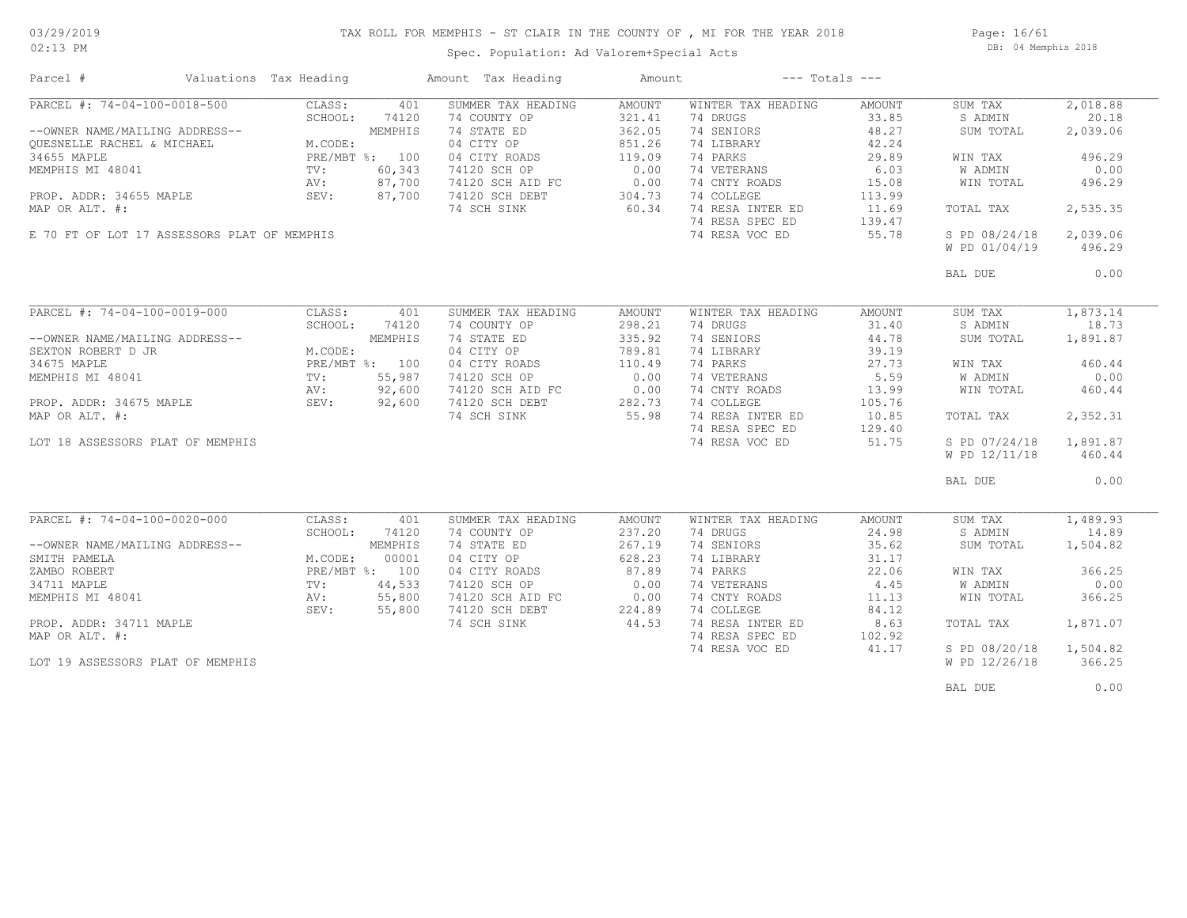# TAX ROLL FOR MEMPHIS - ST CLAIR IN THE COUNTY OF , MI FOR THE YEAR 2018

Spec. Population: Ad Valorem+Special Acts

DB: 04 Memphis 2018

03/29/2019 02:13 PM

| Parcel # | Valuations | Tax Heading | Amount | Tax Heading | Amount | --- Totals --- | |
|---|---|---|---|---|---|---|---|
| PARCEL #: 74-04-100-0018-500 | CLASS: 401 | SUMMER TAX HEADING | AMOUNT | WINTER TAX HEADING | AMOUNT | SUM TAX | 2,018.88 |
| | SCHOOL: 74120 | 74 COUNTY OP | 321.41 | 74 DRUGS | 33.85 | S ADMIN | 20.18 |
| --OWNER NAME/MAILING ADDRESS-- | MEMPHIS | 74 STATE ED | 362.05 | 74 SENIORS | 48.27 | SUM TOTAL | 2,039.06 |
| QUESNELLE RACHEL & MICHAEL | M.CODE: | 04 CITY OP | 851.26 | 74 LIBRARY | 42.24 | | |
| 34655 MAPLE | PRE/MBT %: 100 | 04 CITY ROADS | 119.09 | 74 PARKS | 29.89 | WIN TAX | 496.29 |
| MEMPHIS MI 48041 | TV: 60,343 | 74120 SCH OP | 0.00 | 74 VETERANS | 6.03 | W ADMIN | 0.00 |
| | AV: 87,700 | 74120 SCH AID FC | 0.00 | 74 CNTY ROADS | 15.08 | WIN TOTAL | 496.29 |
| PROP. ADDR: 34655 MAPLE | SEV: 87,700 | 74120 SCH DEBT | 304.73 | 74 COLLEGE | 113.99 | | |
| MAP OR ALT. #: | | 74 SCH SINK | 60.34 | 74 RESA INTER ED | 11.69 | TOTAL TAX | 2,535.35 |
| | | | | 74 RESA SPEC ED | 139.47 | | |
| E 70 FT OF LOT 17 ASSESSORS PLAT OF MEMPHIS | | | | 74 RESA VOC ED | 55.78 | S PD 08/24/18 | 2,039.06 |
| | | | | | | W PD 01/04/19 | 496.29 |
| | | | | | | BAL DUE | 0.00 |
| PARCEL #: 74-04-100-0019-000 | CLASS: 401 | SUMMER TAX HEADING | AMOUNT | WINTER TAX HEADING | AMOUNT | SUM TAX | 1,873.14 |
| | SCHOOL: 74120 | 74 COUNTY OP | 298.21 | 74 DRUGS | 31.40 | S ADMIN | 18.73 |
| --OWNER NAME/MAILING ADDRESS-- | MEMPHIS | 74 STATE ED | 335.92 | 74 SENIORS | 44.78 | SUM TOTAL | 1,891.87 |
| SEXTON ROBERT D JR | M.CODE: | 04 CITY OP | 789.81 | 74 LIBRARY | 39.19 | | |
| 34675 MAPLE | PRE/MBT %: 100 | 04 CITY ROADS | 110.49 | 74 PARKS | 27.73 | WIN TAX | 460.44 |
| MEMPHIS MI 48041 | TV: 55,987 | 74120 SCH OP | 0.00 | 74 VETERANS | 5.59 | W ADMIN | 0.00 |
| | AV: 92,600 | 74120 SCH AID FC | 0.00 | 74 CNTY ROADS | 13.99 | WIN TOTAL | 460.44 |
| PROP. ADDR: 34675 MAPLE | SEV: 92,600 | 74120 SCH DEBT | 282.73 | 74 COLLEGE | 105.76 | | |
| MAP OR ALT. #: | | 74 SCH SINK | 55.98 | 74 RESA INTER ED | 10.85 | TOTAL TAX | 2,352.31 |
| | | | | 74 RESA SPEC ED | 129.40 | | |
| LOT 18 ASSESSORS PLAT OF MEMPHIS | | | | 74 RESA VOC ED | 51.75 | S PD 07/24/18 | 1,891.87 |
| | | | | | | W PD 12/11/18 | 460.44 |
| | | | | | | BAL DUE | 0.00 |
| PARCEL #: 74-04-100-0020-000 | CLASS: 401 | SUMMER TAX HEADING | AMOUNT | WINTER TAX HEADING | AMOUNT | SUM TAX | 1,489.93 |
| | SCHOOL: 74120 | 74 COUNTY OP | 237.20 | 74 DRUGS | 24.98 | S ADMIN | 14.89 |
| --OWNER NAME/MAILING ADDRESS-- | MEMPHIS | 74 STATE ED | 267.19 | 74 SENIORS | 35.62 | SUM TOTAL | 1,504.82 |
| SMITH PAMELA | M.CODE: 00001 | 04 CITY OP | 628.23 | 74 LIBRARY | 31.17 | | |
| ZAMBO ROBERT | PRE/MBT %: 100 | 04 CITY ROADS | 87.89 | 74 PARKS | 22.06 | WIN TAX | 366.25 |
| 34711 MAPLE | TV: 44,533 | 74120 SCH OP | 0.00 | 74 VETERANS | 4.45 | W ADMIN | 0.00 |
| MEMPHIS MI 48041 | AV: 55,800 | 74120 SCH AID FC | 0.00 | 74 CNTY ROADS | 11.13 | WIN TOTAL | 366.25 |
| | SEV: 55,800 | 74120 SCH DEBT | 224.89 | 74 COLLEGE | 84.12 | | |
| PROP. ADDR: 34711 MAPLE | | 74 SCH SINK | 44.53 | 74 RESA INTER ED | 8.63 | TOTAL TAX | 1,871.07 |
| MAP OR ALT. #: | | | | 74 RESA SPEC ED | 102.92 | | |
| | | | | 74 RESA VOC ED | 41.17 | S PD 08/20/18 | 1,504.82 |
| LOT 19 ASSESSORS PLAT OF MEMPHIS | | | | | | W PD 12/26/18 | 366.25 |
| | | | | | | BAL DUE | 0.00 |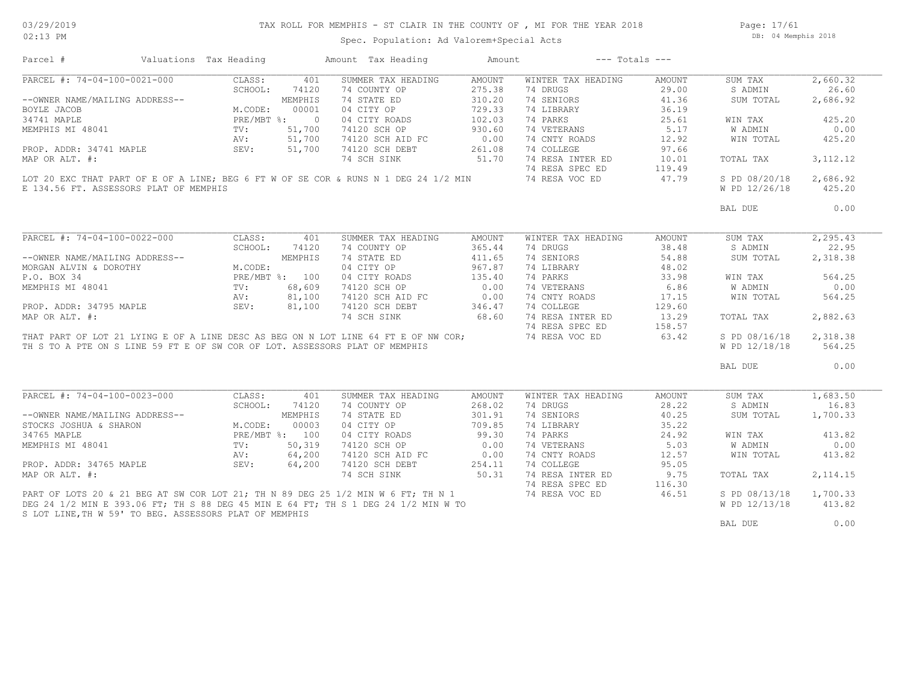# TAX ROLL FOR MEMPHIS - ST CLAIR IN THE COUNTY OF , MI FOR THE YEAR 2018

Spec. Population: Ad Valorem+Special Acts

| Parcel # | Valuations | Tax Heading | Amount | Tax Heading | Amount | --- Totals --- | |
|---|---|---|---|---|---|---|---|

## PARCEL #: 74-04-100-0021-000

| | | | | | | | |
|---|---|---|---|---|---|---|---|
| CLASS: | 401 | SUMMER TAX HEADING | AMOUNT | WINTER TAX HEADING | AMOUNT | SUM TAX | 2,660.32 |
| SCHOOL: | 74120 | 74 COUNTY OP | 275.38 | 74 DRUGS | 29.00 | S ADMIN | 26.60 |
| | MEMPHIS | 74 STATE ED | 310.20 | 74 SENIORS | 41.36 | SUM TOTAL | 2,686.92 |
| M.CODE: | 00001 | 04 CITY OP | 729.33 | 74 LIBRARY | 36.19 | | |
| PRE/MBT %: | 0 | 04 CITY ROADS | 102.03 | 74 PARKS | 25.61 | WIN TAX | 425.20 |
| TV: | 51,700 | 74120 SCH OP | 930.60 | 74 VETERANS | 5.17 | W ADMIN | 0.00 |
| AV: | 51,700 | 74120 SCH AID FC | 0.00 | 74 CNTY ROADS | 12.92 | WIN TOTAL | 425.20 |
| SEV: | 51,700 | 74120 SCH DEBT | 261.08 | 74 COLLEGE | 97.66 | | |
| | | 74 SCH SINK | 51.70 | 74 RESA INTER ED | 10.01 | TOTAL TAX | 3,112.12 |
| | | | | 74 RESA SPEC ED | 119.49 | | |
| | | | | 74 RESA VOC ED | 47.79 | S PD 08/20/18 | 2,686.92 |
| | | | | | | W PD 12/26/18 | 425.20 |
| | | | | | | BAL DUE | 0.00 |

--OWNER NAME/MAILING ADDRESS--
BOYLE JACOB
34741 MAPLE
MEMPHIS MI 48041

PROP. ADDR: 34741 MAPLE
MAP OR ALT. #:

LOT 20 EXC THAT PART OF E OF A LINE; BEG 6 FT W OF SE COR & RUNS N 1 DEG 24 1/2 MIN E 134.56 FT. ASSESSORS PLAT OF MEMPHIS

## PARCEL #: 74-04-100-0022-000

| | | | | | | | |
|---|---|---|---|---|---|---|---|
| CLASS: | 401 | SUMMER TAX HEADING | AMOUNT | WINTER TAX HEADING | AMOUNT | SUM TAX | 2,295.43 |
| SCHOOL: | 74120 | 74 COUNTY OP | 365.44 | 74 DRUGS | 38.48 | S ADMIN | 22.95 |
| | MEMPHIS | 74 STATE ED | 411.65 | 74 SENIORS | 54.88 | SUM TOTAL | 2,318.38 |
| M.CODE: | | 04 CITY OP | 967.87 | 74 LIBRARY | 48.02 | | |
| PRE/MBT %: | 100 | 04 CITY ROADS | 135.40 | 74 PARKS | 33.98 | WIN TAX | 564.25 |
| TV: | 68,609 | 74120 SCH OP | 0.00 | 74 VETERANS | 6.86 | W ADMIN | 0.00 |
| AV: | 81,100 | 74120 SCH AID FC | 0.00 | 74 CNTY ROADS | 17.15 | WIN TOTAL | 564.25 |
| SEV: | 81,100 | 74120 SCH DEBT | 346.47 | 74 COLLEGE | 129.60 | | |
| | | 74 SCH SINK | 68.60 | 74 RESA INTER ED | 13.29 | TOTAL TAX | 2,882.63 |
| | | | | 74 RESA SPEC ED | 158.57 | | |
| | | | | 74 RESA VOC ED | 63.42 | S PD 08/16/18 | 2,318.38 |
| | | | | | | W PD 12/18/18 | 564.25 |
| | | | | | | BAL DUE | 0.00 |

--OWNER NAME/MAILING ADDRESS--
MORGAN ALVIN & DOROTHY
P.O. BOX 34
MEMPHIS MI 48041

PROP. ADDR: 34795 MAPLE
MAP OR ALT. #:

THAT PART OF LOT 21 LYING E OF A LINE DESC AS BEG ON N LOT LINE 64 FT E OF NW COR; TH S TO A PTE ON S LINE 59 FT E OF SW COR OF LOT. ASSESSORS PLAT OF MEMPHIS

## PARCEL #: 74-04-100-0023-000

| | | | | | | | |
|---|---|---|---|---|---|---|---|
| CLASS: | 401 | SUMMER TAX HEADING | AMOUNT | WINTER TAX HEADING | AMOUNT | SUM TAX | 1,683.50 |
| SCHOOL: | 74120 | 74 COUNTY OP | 268.02 | 74 DRUGS | 28.22 | S ADMIN | 16.83 |
| | MEMPHIS | 74 STATE ED | 301.91 | 74 SENIORS | 40.25 | SUM TOTAL | 1,700.33 |
| M.CODE: | 00003 | 04 CITY OP | 709.85 | 74 LIBRARY | 35.22 | | |
| PRE/MBT %: | 100 | 04 CITY ROADS | 99.30 | 74 PARKS | 24.92 | WIN TAX | 413.82 |
| TV: | 50,319 | 74120 SCH OP | 0.00 | 74 VETERANS | 5.03 | W ADMIN | 0.00 |
| AV: | 64,200 | 74120 SCH AID FC | 0.00 | 74 CNTY ROADS | 12.57 | WIN TOTAL | 413.82 |
| SEV: | 64,200 | 74120 SCH DEBT | 254.11 | 74 COLLEGE | 95.05 | | |
| | | 74 SCH SINK | 50.31 | 74 RESA INTER ED | 9.75 | TOTAL TAX | 2,114.15 |
| | | | | 74 RESA SPEC ED | 116.30 | | |
| | | | | 74 RESA VOC ED | 46.51 | S PD 08/13/18 | 1,700.33 |
| | | | | | | W PD 12/13/18 | 413.82 |
| | | | | | | BAL DUE | 0.00 |

--OWNER NAME/MAILING ADDRESS--
STOCKS JOSHUA & SHARON
34765 MAPLE
MEMPHIS MI 48041

PROP. ADDR: 34765 MAPLE
MAP OR ALT. #:

PART OF LOTS 20 & 21 BEG AT SW COR LOT 21; TH N 89 DEG 25 1/2 MIN W 6 FT; TH N 1 DEG 24 1/2 MIN E 393.06 FT; TH S 88 DEG 45 MIN E 64 FT; TH S 1 DEG 24 1/2 MIN W TO S LOT LINE,TH W 59' TO BEG. ASSESSORS PLAT OF MEMPHIS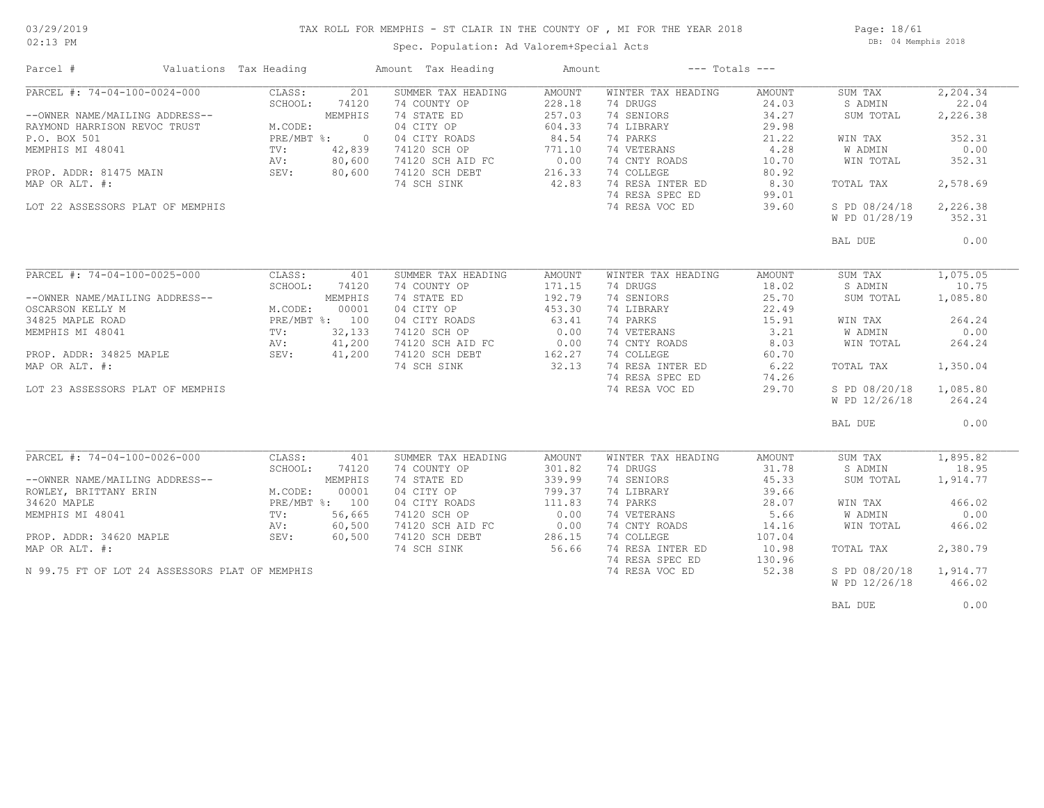# TAX ROLL FOR MEMPHIS - ST CLAIR IN THE COUNTY OF , MI FOR THE YEAR 2018

Spec. Population: Ad Valorem+Special Acts

| Parcel # | Valuations Tax Heading | | Amount Tax Heading | Amount | --- Totals --- | | | |
|---|---|---|---|---|---|---|---|---|
| PARCEL #: 74-04-100-0024-000 | CLASS: | 201 | SUMMER TAX HEADING | AMOUNT | WINTER TAX HEADING | AMOUNT | SUM TAX | 2,204.34 |
| | SCHOOL: | 74120 | 74 COUNTY OP | 228.18 | 74 DRUGS | 24.03 | S ADMIN | 22.04 |
| --OWNER NAME/MAILING ADDRESS-- | | MEMPHIS | 74 STATE ED | 257.03 | 74 SENIORS | 34.27 | SUM TOTAL | 2,226.38 |
| RAYMOND HARRISON REVOC TRUST | M.CODE: | | 04 CITY OP | 604.33 | 74 LIBRARY | 29.98 | | |
| P.O. BOX 501 | PRE/MBT %: | 0 | 04 CITY ROADS | 84.54 | 74 PARKS | 21.22 | WIN TAX | 352.31 |
| MEMPHIS MI 48041 | TV: | 42,839 | 74120 SCH OP | 771.10 | 74 VETERANS | 4.28 | W ADMIN | 0.00 |
| | AV: | 80,600 | 74120 SCH AID FC | 0.00 | 74 CNTY ROADS | 10.70 | WIN TOTAL | 352.31 |
| PROP. ADDR: 81475 MAIN | SEV: | 80,600 | 74120 SCH DEBT | 216.33 | 74 COLLEGE | 80.92 | | |
| MAP OR ALT. #: | | | 74 SCH SINK | 42.83 | 74 RESA INTER ED | 8.30 | TOTAL TAX | 2,578.69 |
| | | | | | 74 RESA SPEC ED | 99.01 | | |
| LOT 22 ASSESSORS PLAT OF MEMPHIS | | | | | 74 RESA VOC ED | 39.60 | S PD 08/24/18 | 2,226.38 |
| | | | | | | | W PD 01/28/19 | 352.31 |
| | | | | | | | BAL DUE | 0.00 |
| PARCEL #: 74-04-100-0025-000 | CLASS: | 401 | SUMMER TAX HEADING | AMOUNT | WINTER TAX HEADING | AMOUNT | SUM TAX | 1,075.05 |
| | SCHOOL: | 74120 | 74 COUNTY OP | 171.15 | 74 DRUGS | 18.02 | S ADMIN | 10.75 |
| --OWNER NAME/MAILING ADDRESS-- | | MEMPHIS | 74 STATE ED | 192.79 | 74 SENIORS | 25.70 | SUM TOTAL | 1,085.80 |
| OSCARSON KELLY M | M.CODE: | 00001 | 04 CITY OP | 453.30 | 74 LIBRARY | 22.49 | | |
| 34825 MAPLE ROAD | PRE/MBT %: | 100 | 04 CITY ROADS | 63.41 | 74 PARKS | 15.91 | WIN TAX | 264.24 |
| MEMPHIS MI 48041 | TV: | 32,133 | 74120 SCH OP | 0.00 | 74 VETERANS | 3.21 | W ADMIN | 0.00 |
| | AV: | 41,200 | 74120 SCH AID FC | 0.00 | 74 CNTY ROADS | 8.03 | WIN TOTAL | 264.24 |
| PROP. ADDR: 34825 MAPLE | SEV: | 41,200 | 74120 SCH DEBT | 162.27 | 74 COLLEGE | 60.70 | | |
| MAP OR ALT. #: | | | 74 SCH SINK | 32.13 | 74 RESA INTER ED | 6.22 | TOTAL TAX | 1,350.04 |
| | | | | | 74 RESA SPEC ED | 74.26 | | |
| LOT 23 ASSESSORS PLAT OF MEMPHIS | | | | | 74 RESA VOC ED | 29.70 | S PD 08/20/18 | 1,085.80 |
| | | | | | | | W PD 12/26/18 | 264.24 |
| | | | | | | | BAL DUE | 0.00 |
| PARCEL #: 74-04-100-0026-000 | CLASS: | 401 | SUMMER TAX HEADING | AMOUNT | WINTER TAX HEADING | AMOUNT | SUM TAX | 1,895.82 |
| | SCHOOL: | 74120 | 74 COUNTY OP | 301.82 | 74 DRUGS | 31.78 | S ADMIN | 18.95 |
| --OWNER NAME/MAILING ADDRESS-- | | MEMPHIS | 74 STATE ED | 339.99 | 74 SENIORS | 45.33 | SUM TOTAL | 1,914.77 |
| ROWLEY, BRITTANY ERIN | M.CODE: | 00001 | 04 CITY OP | 799.37 | 74 LIBRARY | 39.66 | | |
| 34620 MAPLE | PRE/MBT %: | 100 | 04 CITY ROADS | 111.83 | 74 PARKS | 28.07 | WIN TAX | 466.02 |
| MEMPHIS MI 48041 | TV: | 56,665 | 74120 SCH OP | 0.00 | 74 VETERANS | 5.66 | W ADMIN | 0.00 |
| | AV: | 60,500 | 74120 SCH AID FC | 0.00 | 74 CNTY ROADS | 14.16 | WIN TOTAL | 466.02 |
| PROP. ADDR: 34620 MAPLE | SEV: | 60,500 | 74120 SCH DEBT | 286.15 | 74 COLLEGE | 107.04 | | |
| MAP OR ALT. #: | | | 74 SCH SINK | 56.66 | 74 RESA INTER ED | 10.98 | TOTAL TAX | 2,380.79 |
| | | | | | 74 RESA SPEC ED | 130.96 | | |
| N 99.75 FT OF LOT 24 ASSESSORS PLAT OF MEMPHIS | | | | | 74 RESA VOC ED | 52.38 | S PD 08/20/18 | 1,914.77 |
| | | | | | | | W PD 12/26/18 | 466.02 |
| | | | | | | | BAL DUE | 0.00 |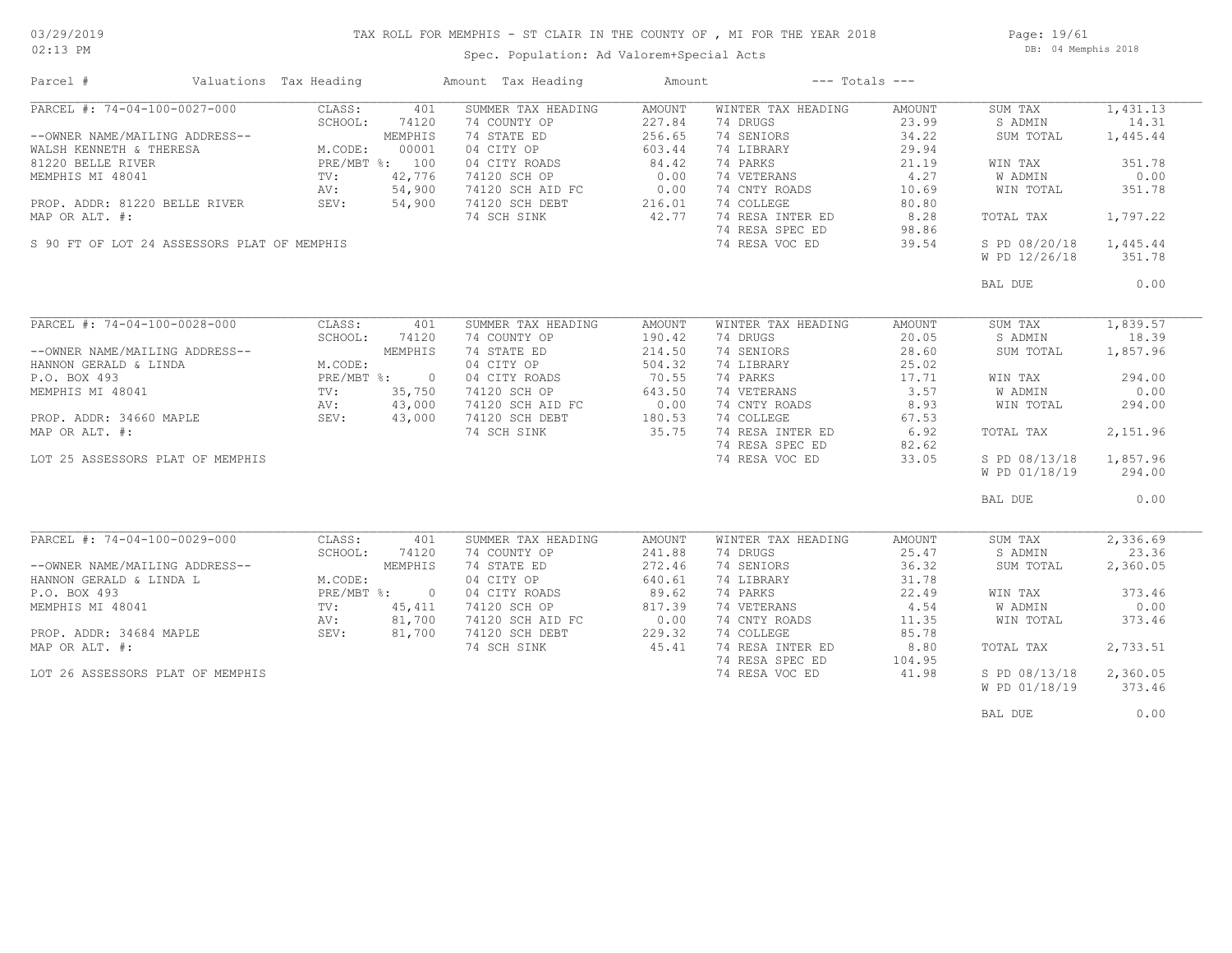# TAX ROLL FOR MEMPHIS - ST CLAIR IN THE COUNTY OF , MI FOR THE YEAR 2018

Spec. Population: Ad Valorem+Special Acts

03/29/2019
02:13 PM

DB: 04 Memphis 2018

| Parcel # | Valuations | Tax Heading | Amount | Tax Heading | Amount | --- Totals --- | |
|---|---|---|---|---|---|---|---|
| PARCEL #: 74-04-100-0027-000 | CLASS: | 401 | SUMMER TAX HEADING | AMOUNT | WINTER TAX HEADING | AMOUNT | SUM TAX 1,431.13 |
| | SCHOOL: | 74120 | 74 COUNTY OP | 227.84 | 74 DRUGS | 23.99 | S ADMIN 14.31 |
| --OWNER NAME/MAILING ADDRESS-- | | MEMPHIS | 74 STATE ED | 256.65 | 74 SENIORS | 34.22 | SUM TOTAL 1,445.44 |
| WALSH KENNETH & THERESA | M.CODE: | 00001 | 04 CITY OP | 603.44 | 74 LIBRARY | 29.94 | |
| 81220 BELLE RIVER | PRE/MBT %: | 100 | 04 CITY ROADS | 84.42 | 74 PARKS | 21.19 | WIN TAX 351.78 |
| MEMPHIS MI 48041 | TV: | 42,776 | 74120 SCH OP | 0.00 | 74 VETERANS | 4.27 | W ADMIN 0.00 |
| | AV: | 54,900 | 74120 SCH AID FC | 0.00 | 74 CNTY ROADS | 10.69 | WIN TOTAL 351.78 |
| PROP. ADDR: 81220 BELLE RIVER | SEV: | 54,900 | 74120 SCH DEBT | 216.01 | 74 COLLEGE | 80.80 | |
| MAP OR ALT. #: | | | 74 SCH SINK | 42.77 | 74 RESA INTER ED | 8.28 | TOTAL TAX 1,797.22 |
| | | | | | 74 RESA SPEC ED | 98.86 | |
| S 90 FT OF LOT 24 ASSESSORS PLAT OF MEMPHIS | | | | | 74 RESA VOC ED | 39.54 | S PD 08/20/18 1,445.44 |
| | | | | | | | W PD 12/26/18 351.78 |
| | | | | | | | BAL DUE 0.00 |
| PARCEL #: 74-04-100-0028-000 | CLASS: | 401 | SUMMER TAX HEADING | AMOUNT | WINTER TAX HEADING | AMOUNT | SUM TAX 1,839.57 |
| | SCHOOL: | 74120 | 74 COUNTY OP | 190.42 | 74 DRUGS | 20.05 | S ADMIN 18.39 |
| --OWNER NAME/MAILING ADDRESS-- | | MEMPHIS | 74 STATE ED | 214.50 | 74 SENIORS | 28.60 | SUM TOTAL 1,857.96 |
| HANNON GERALD & LINDA | M.CODE: | | 04 CITY OP | 504.32 | 74 LIBRARY | 25.02 | |
| P.O. BOX 493 | PRE/MBT %: | 0 | 04 CITY ROADS | 70.55 | 74 PARKS | 17.71 | WIN TAX 294.00 |
| MEMPHIS MI 48041 | TV: | 35,750 | 74120 SCH OP | 643.50 | 74 VETERANS | 3.57 | W ADMIN 0.00 |
| | AV: | 43,000 | 74120 SCH AID FC | 0.00 | 74 CNTY ROADS | 8.93 | WIN TOTAL 294.00 |
| PROP. ADDR: 34660 MAPLE | SEV: | 43,000 | 74120 SCH DEBT | 180.53 | 74 COLLEGE | 67.53 | |
| MAP OR ALT. #: | | | 74 SCH SINK | 35.75 | 74 RESA INTER ED | 6.92 | TOTAL TAX 2,151.96 |
| | | | | | 74 RESA SPEC ED | 82.62 | |
| LOT 25 ASSESSORS PLAT OF MEMPHIS | | | | | 74 RESA VOC ED | 33.05 | S PD 08/13/18 1,857.96 |
| | | | | | | | W PD 01/18/19 294.00 |
| | | | | | | | BAL DUE 0.00 |
| PARCEL #: 74-04-100-0029-000 | CLASS: | 401 | SUMMER TAX HEADING | AMOUNT | WINTER TAX HEADING | AMOUNT | SUM TAX 2,336.69 |
| | SCHOOL: | 74120 | 74 COUNTY OP | 241.88 | 74 DRUGS | 25.47 | S ADMIN 23.36 |
| --OWNER NAME/MAILING ADDRESS-- | | MEMPHIS | 74 STATE ED | 272.46 | 74 SENIORS | 36.32 | SUM TOTAL 2,360.05 |
| HANNON GERALD & LINDA L | M.CODE: | | 04 CITY OP | 640.61 | 74 LIBRARY | 31.78 | |
| P.O. BOX 493 | PRE/MBT %: | 0 | 04 CITY ROADS | 89.62 | 74 PARKS | 22.49 | WIN TAX 373.46 |
| MEMPHIS MI 48041 | TV: | 45,411 | 74120 SCH OP | 817.39 | 74 VETERANS | 4.54 | W ADMIN 0.00 |
| | AV: | 81,700 | 74120 SCH AID FC | 0.00 | 74 CNTY ROADS | 11.35 | WIN TOTAL 373.46 |
| PROP. ADDR: 34684 MAPLE | SEV: | 81,700 | 74120 SCH DEBT | 229.32 | 74 COLLEGE | 85.78 | |
| MAP OR ALT. #: | | | 74 SCH SINK | 45.41 | 74 RESA INTER ED | 8.80 | TOTAL TAX 2,733.51 |
| | | | | | 74 RESA SPEC ED | 104.95 | |
| LOT 26 ASSESSORS PLAT OF MEMPHIS | | | | | 74 RESA VOC ED | 41.98 | S PD 08/13/18 2,360.05 |
| | | | | | | | W PD 01/18/19 373.46 |
| | | | | | | | BAL DUE 0.00 |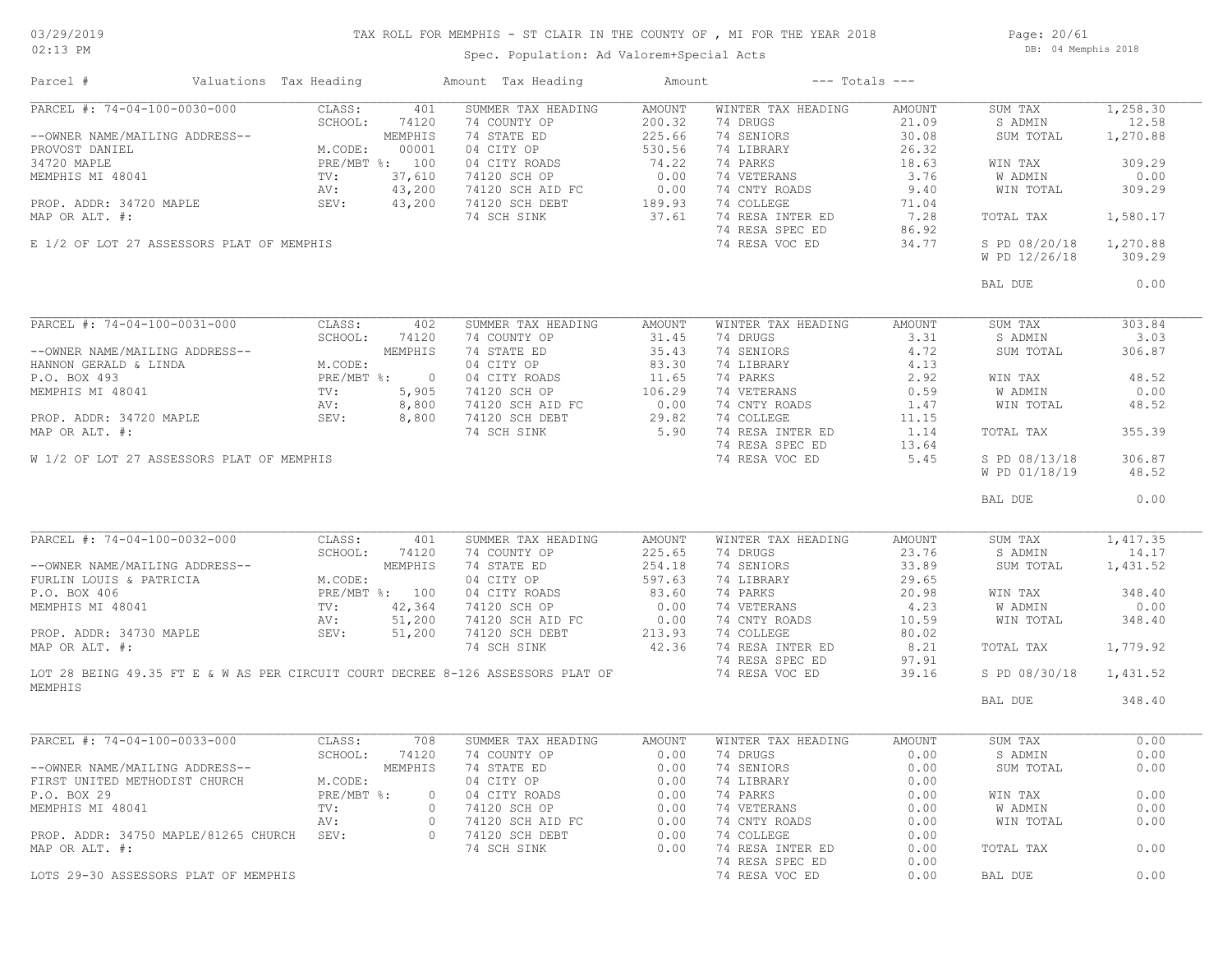# TAX ROLL FOR MEMPHIS - ST CLAIR IN THE COUNTY OF , MI FOR THE YEAR 2018

03/29/2019
02:13 PM

DB: 04 Memphis 2018

Spec. Population: Ad Valorem+Special Acts

| Parcel # | Valuations | Tax Heading | Amount | Tax Heading | Amount | --- Totals --- | |
|---|---|---|---|---|---|---|---|

## PARCEL #: 74-04-100-0030-000

| | | | | | | | |
|---|---|---|---|---|---|---|---|
| --OWNER NAME/MAILING ADDRESS-- | CLASS: 401 | SUMMER TAX HEADING | AMOUNT | WINTER TAX HEADING | AMOUNT | SUM TAX | 1,258.30 |
| PROVOST DANIEL | SCHOOL: 74120 | 74 COUNTY OP | 200.32 | 74 DRUGS | 21.09 | S ADMIN | 12.58 |
| 34720 MAPLE | MEMPHIS | 74 STATE ED | 225.66 | 74 SENIORS | 30.08 | SUM TOTAL | 1,270.88 |
| MEMPHIS MI 48041 | M.CODE: 00001 | 04 CITY OP | 530.56 | 74 LIBRARY | 26.32 | | |
| | PRE/MBT %: 100 | 04 CITY ROADS | 74.22 | 74 PARKS | 18.63 | WIN TAX | 309.29 |
| PROP. ADDR: 34720 MAPLE | TV: 37,610 | 74120 SCH OP | 0.00 | 74 VETERANS | 3.76 | W ADMIN | 0.00 |
| MAP OR ALT. #: | AV: 43,200 | 74120 SCH AID FC | 0.00 | 74 CNTY ROADS | 9.40 | WIN TOTAL | 309.29 |
| | SEV: 43,200 | 74120 SCH DEBT | 189.93 | 74 COLLEGE | 71.04 | | |
| | | 74 SCH SINK | 37.61 | 74 RESA INTER ED | 7.28 | TOTAL TAX | 1,580.17 |
| | | | | 74 RESA SPEC ED | 86.92 | | |
| | | | | 74 RESA VOC ED | 34.77 | S PD 08/20/18 | 1,270.88 |
| | | | | | | W PD 12/26/18 | 309.29 |
| | | | | | | BAL DUE | 0.00 |

E 1/2 OF LOT 27 ASSESSORS PLAT OF MEMPHIS

## PARCEL #: 74-04-100-0031-000

| | | | | | | | |
|---|---|---|---|---|---|---|---|
| --OWNER NAME/MAILING ADDRESS-- | CLASS: 402 | SUMMER TAX HEADING | AMOUNT | WINTER TAX HEADING | AMOUNT | SUM TAX | 303.84 |
| HANNON GERALD & LINDA | SCHOOL: 74120 | 74 COUNTY OP | 31.45 | 74 DRUGS | 3.31 | S ADMIN | 3.03 |
| P.O. BOX 493 | MEMPHIS | 74 STATE ED | 35.43 | 74 SENIORS | 4.72 | SUM TOTAL | 306.87 |
| MEMPHIS MI 48041 | M.CODE: | 04 CITY OP | 83.30 | 74 LIBRARY | 4.13 | | |
| | PRE/MBT %: 0 | 04 CITY ROADS | 11.65 | 74 PARKS | 2.92 | WIN TAX | 48.52 |
| PROP. ADDR: 34720 MAPLE | TV: 5,905 | 74120 SCH OP | 106.29 | 74 VETERANS | 0.59 | W ADMIN | 0.00 |
| MAP OR ALT. #: | AV: 8,800 | 74120 SCH AID FC | 0.00 | 74 CNTY ROADS | 1.47 | WIN TOTAL | 48.52 |
| | SEV: 8,800 | 74120 SCH DEBT | 29.82 | 74 COLLEGE | 11.15 | | |
| | | 74 SCH SINK | 5.90 | 74 RESA INTER ED | 1.14 | TOTAL TAX | 355.39 |
| | | | | 74 RESA SPEC ED | 13.64 | | |
| | | | | 74 RESA VOC ED | 5.45 | S PD 08/13/18 | 306.87 |
| | | | | | | W PD 01/18/19 | 48.52 |
| | | | | | | BAL DUE | 0.00 |

W 1/2 OF LOT 27 ASSESSORS PLAT OF MEMPHIS

## PARCEL #: 74-04-100-0032-000

| | | | | | | | |
|---|---|---|---|---|---|---|---|
| --OWNER NAME/MAILING ADDRESS-- | CLASS: 401 | SUMMER TAX HEADING | AMOUNT | WINTER TAX HEADING | AMOUNT | SUM TAX | 1,417.35 |
| FURLIN LOUIS & PATRICIA | SCHOOL: 74120 | 74 COUNTY OP | 225.65 | 74 DRUGS | 23.76 | S ADMIN | 14.17 |
| P.O. BOX 406 | MEMPHIS | 74 STATE ED | 254.18 | 74 SENIORS | 33.89 | SUM TOTAL | 1,431.52 |
| MEMPHIS MI 48041 | M.CODE: | 04 CITY OP | 597.63 | 74 LIBRARY | 29.65 | | |
| | PRE/MBT %: 100 | 04 CITY ROADS | 83.60 | 74 PARKS | 20.98 | WIN TAX | 348.40 |
| PROP. ADDR: 34730 MAPLE | TV: 42,364 | 74120 SCH OP | 0.00 | 74 VETERANS | 4.23 | W ADMIN | 0.00 |
| MAP OR ALT. #: | AV: 51,200 | 74120 SCH AID FC | 0.00 | 74 CNTY ROADS | 10.59 | WIN TOTAL | 348.40 |
| | SEV: 51,200 | 74120 SCH DEBT | 213.93 | 74 COLLEGE | 80.02 | | |
| | | 74 SCH SINK | 42.36 | 74 RESA INTER ED | 8.21 | TOTAL TAX | 1,779.92 |
| | | | | 74 RESA SPEC ED | 97.91 | | |
| | | | | 74 RESA VOC ED | 39.16 | S PD 08/30/18 | 1,431.52 |
| | | | | | | BAL DUE | 348.40 |

LOT 28 BEING 49.35 FT E & W AS PER CIRCUIT COURT DECREE 8-126 ASSESSORS PLAT OF MEMPHIS

## PARCEL #: 74-04-100-0033-000

| | | | | | | | |
|---|---|---|---|---|---|---|---|
| --OWNER NAME/MAILING ADDRESS-- | CLASS: 708 | SUMMER TAX HEADING | AMOUNT | WINTER TAX HEADING | AMOUNT | SUM TAX | 0.00 |
| FIRST UNITED METHODIST CHURCH | SCHOOL: 74120 | 74 COUNTY OP | 0.00 | 74 DRUGS | 0.00 | S ADMIN | 0.00 |
| P.O. BOX 29 | MEMPHIS | 74 STATE ED | 0.00 | 74 SENIORS | 0.00 | SUM TOTAL | 0.00 |
| MEMPHIS MI 48041 | M.CODE: | 04 CITY OP | 0.00 | 74 LIBRARY | 0.00 | | |
| | PRE/MBT %: 0 | 04 CITY ROADS | 0.00 | 74 PARKS | 0.00 | WIN TAX | 0.00 |
| PROP. ADDR: 34750 MAPLE/81265 CHURCH | TV: 0 | 74120 SCH OP | 0.00 | 74 VETERANS | 0.00 | W ADMIN | 0.00 |
| MAP OR ALT. #: | AV: 0 | 74120 SCH AID FC | 0.00 | 74 CNTY ROADS | 0.00 | WIN TOTAL | 0.00 |
| | SEV: 0 | 74120 SCH DEBT | 0.00 | 74 COLLEGE | 0.00 | | |
| | | 74 SCH SINK | 0.00 | 74 RESA INTER ED | 0.00 | TOTAL TAX | 0.00 |
| | | | | 74 RESA SPEC ED | 0.00 | | |
| | | | | 74 RESA VOC ED | 0.00 | BAL DUE | 0.00 |

LOTS 29-30 ASSESSORS PLAT OF MEMPHIS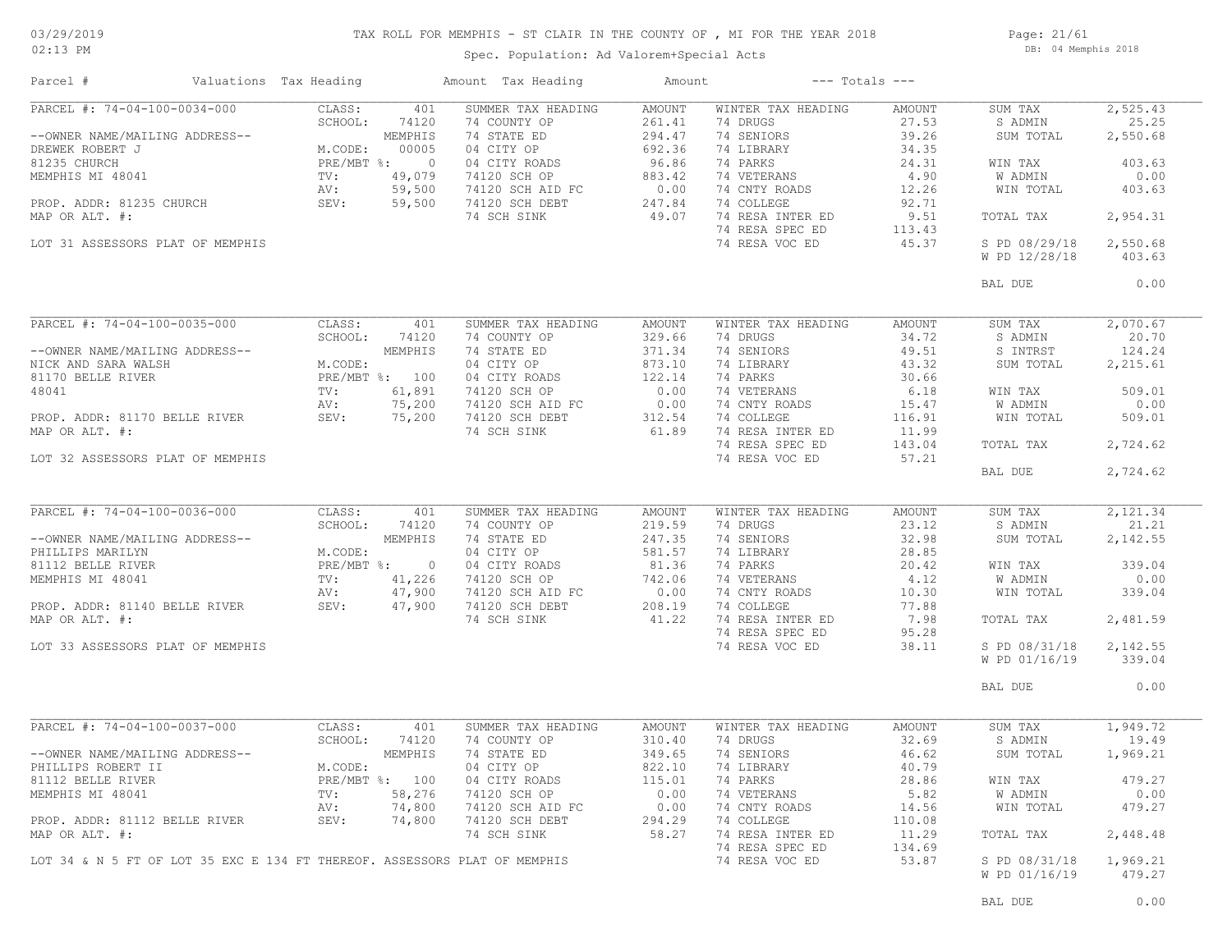TAX ROLL FOR MEMPHIS - ST CLAIR IN THE COUNTY OF , MI FOR THE YEAR 2018

Spec. Population: Ad Valorem+Special Acts

DB: 04 Memphis 2018

03/29/2019 02:13 PM

| Parcel # | Valuations | Tax Heading | Amount | Tax Heading | Amount | --- Totals --- | |
|---|---|---|---|---|---|---|---|
| PARCEL #: 74-04-100-0034-000 | CLASS: 401 | SUMMER TAX HEADING | AMOUNT | WINTER TAX HEADING | AMOUNT | SUM TAX | 2,525.43 |
| | SCHOOL: 74120 | 74 COUNTY OP | 261.41 | 74 DRUGS | 27.53 | S ADMIN | 25.25 |
| --OWNER NAME/MAILING ADDRESS-- | MEMPHIS | 74 STATE ED | 294.47 | 74 SENIORS | 39.26 | SUM TOTAL | 2,550.68 |
| DREWEK ROBERT J | M.CODE: 00005 | 04 CITY OP | 692.36 | 74 LIBRARY | 34.35 | | |
| 81235 CHURCH | PRE/MBT %: 0 | 04 CITY ROADS | 96.86 | 74 PARKS | 24.31 | WIN TAX | 403.63 |
| MEMPHIS MI 48041 | TV: 49,079 | 74120 SCH OP | 883.42 | 74 VETERANS | 4.90 | W ADMIN | 0.00 |
| | AV: 59,500 | 74120 SCH AID FC | 0.00 | 74 CNTY ROADS | 12.26 | WIN TOTAL | 403.63 |
| PROP. ADDR: 81235 CHURCH | SEV: 59,500 | 74120 SCH DEBT | 247.84 | 74 COLLEGE | 92.71 | | |
| MAP OR ALT. #: | | 74 SCH SINK | 49.07 | 74 RESA INTER ED | 9.51 | TOTAL TAX | 2,954.31 |
| | | | | 74 RESA SPEC ED | 113.43 | | |
| LOT 31 ASSESSORS PLAT OF MEMPHIS | | | | 74 RESA VOC ED | 45.37 | S PD 08/29/18 | 2,550.68 |
| | | | | | | W PD 12/28/18 | 403.63 |
| | | | | | | BAL DUE | 0.00 |
| PARCEL #: 74-04-100-0035-000 | CLASS: 401 | SUMMER TAX HEADING | AMOUNT | WINTER TAX HEADING | AMOUNT | SUM TAX | 2,070.67 |
| | SCHOOL: 74120 | 74 COUNTY OP | 329.66 | 74 DRUGS | 34.72 | S ADMIN | 20.70 |
| --OWNER NAME/MAILING ADDRESS-- | MEMPHIS | 74 STATE ED | 371.34 | 74 SENIORS | 49.51 | S INTRST | 124.24 |
| NICK AND SARA WALSH | M.CODE: | 04 CITY OP | 873.10 | 74 LIBRARY | 43.32 | SUM TOTAL | 2,215.61 |
| 81170 BELLE RIVER | PRE/MBT %: 100 | 04 CITY ROADS | 122.14 | 74 PARKS | 30.66 | | |
| 48041 | TV: 61,891 | 74120 SCH OP | 0.00 | 74 VETERANS | 6.18 | WIN TAX | 509.01 |
| | AV: 75,200 | 74120 SCH AID FC | 0.00 | 74 CNTY ROADS | 15.47 | W ADMIN | 0.00 |
| PROP. ADDR: 81170 BELLE RIVER | SEV: 75,200 | 74120 SCH DEBT | 312.54 | 74 COLLEGE | 116.91 | WIN TOTAL | 509.01 |
| MAP OR ALT. #: | | 74 SCH SINK | 61.89 | 74 RESA INTER ED | 11.99 | | |
| | | | | 74 RESA SPEC ED | 143.04 | TOTAL TAX | 2,724.62 |
| LOT 32 ASSESSORS PLAT OF MEMPHIS | | | | 74 RESA VOC ED | 57.21 | | |
| | | | | | | BAL DUE | 2,724.62 |
| PARCEL #: 74-04-100-0036-000 | CLASS: 401 | SUMMER TAX HEADING | AMOUNT | WINTER TAX HEADING | AMOUNT | SUM TAX | 2,121.34 |
| | SCHOOL: 74120 | 74 COUNTY OP | 219.59 | 74 DRUGS | 23.12 | S ADMIN | 21.21 |
| --OWNER NAME/MAILING ADDRESS-- | MEMPHIS | 74 STATE ED | 247.35 | 74 SENIORS | 32.98 | SUM TOTAL | 2,142.55 |
| PHILLIPS MARILYN | M.CODE: | 04 CITY OP | 581.57 | 74 LIBRARY | 28.85 | | |
| 81112 BELLE RIVER | PRE/MBT %: 0 | 04 CITY ROADS | 81.36 | 74 PARKS | 20.42 | WIN TAX | 339.04 |
| MEMPHIS MI 48041 | TV: 41,226 | 74120 SCH OP | 742.06 | 74 VETERANS | 4.12 | W ADMIN | 0.00 |
| | AV: 47,900 | 74120 SCH AID FC | 0.00 | 74 CNTY ROADS | 10.30 | WIN TOTAL | 339.04 |
| PROP. ADDR: 81140 BELLE RIVER | SEV: 47,900 | 74120 SCH DEBT | 208.19 | 74 COLLEGE | 77.88 | | |
| MAP OR ALT. #: | | 74 SCH SINK | 41.22 | 74 RESA INTER ED | 7.98 | TOTAL TAX | 2,481.59 |
| | | | | 74 RESA SPEC ED | 95.28 | | |
| LOT 33 ASSESSORS PLAT OF MEMPHIS | | | | 74 RESA VOC ED | 38.11 | S PD 08/31/18 | 2,142.55 |
| | | | | | | W PD 01/16/19 | 339.04 |
| | | | | | | BAL DUE | 0.00 |
| PARCEL #: 74-04-100-0037-000 | CLASS: 401 | SUMMER TAX HEADING | AMOUNT | WINTER TAX HEADING | AMOUNT | SUM TAX | 1,949.72 |
| | SCHOOL: 74120 | 74 COUNTY OP | 310.40 | 74 DRUGS | 32.69 | S ADMIN | 19.49 |
| --OWNER NAME/MAILING ADDRESS-- | MEMPHIS | 74 STATE ED | 349.65 | 74 SENIORS | 46.62 | SUM TOTAL | 1,969.21 |
| PHILLIPS ROBERT II | M.CODE: | 04 CITY OP | 822.10 | 74 LIBRARY | 40.79 | | |
| 81112 BELLE RIVER | PRE/MBT %: 100 | 04 CITY ROADS | 115.01 | 74 PARKS | 28.86 | WIN TAX | 479.27 |
| MEMPHIS MI 48041 | TV: 58,276 | 74120 SCH OP | 0.00 | 74 VETERANS | 5.82 | W ADMIN | 0.00 |
| | AV: 74,800 | 74120 SCH AID FC | 0.00 | 74 CNTY ROADS | 14.56 | WIN TOTAL | 479.27 |
| PROP. ADDR: 81112 BELLE RIVER | SEV: 74,800 | 74120 SCH DEBT | 294.29 | 74 COLLEGE | 110.08 | | |
| MAP OR ALT. #: | | 74 SCH SINK | 58.27 | 74 RESA INTER ED | 11.29 | TOTAL TAX | 2,448.48 |
| | | | | 74 RESA SPEC ED | 134.69 | | |
| LOT 34 & N 5 FT OF LOT 35 EXC E 134 FT THEREOF. ASSESSORS PLAT OF MEMPHIS | | | | 74 RESA VOC ED | 53.87 | S PD 08/31/18 | 1,969.21 |
| | | | | | | W PD 01/16/19 | 479.27 |
| | | | | | | BAL DUE | 0.00 |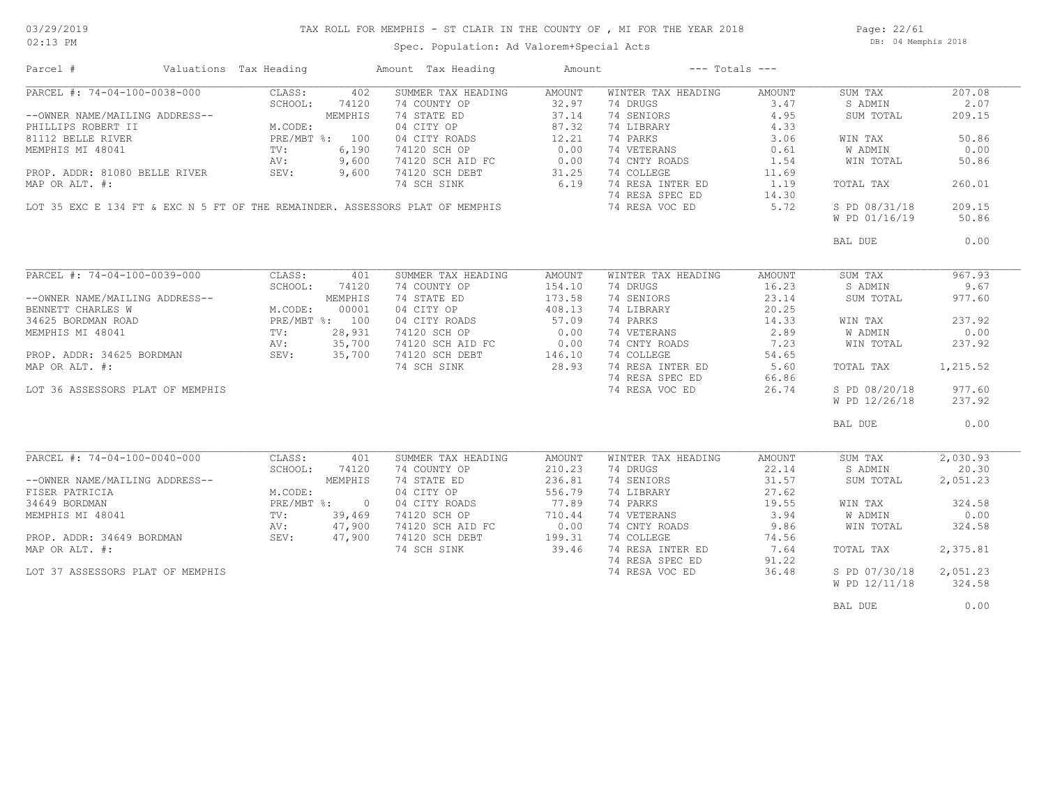# TAX ROLL FOR MEMPHIS - ST CLAIR IN THE COUNTY OF , MI FOR THE YEAR 2018

Spec. Population: Ad Valorem+Special Acts

03/29/2019
02:13 PM

DB: 04 Memphis 2018

| Parcel # | Valuations | Tax Heading | Amount | Tax Heading | Amount | --- Totals --- | |
|---|---|---|---|---|---|---|---|
| PARCEL #: 74-04-100-0038-000 | CLASS: 402 | SUMMER TAX HEADING | AMOUNT | WINTER TAX HEADING | AMOUNT | SUM TAX | 207.08 |
| | SCHOOL: 74120 | 74 COUNTY OP | 32.97 | 74 DRUGS | 3.47 | S ADMIN | 2.07 |
| --OWNER NAME/MAILING ADDRESS-- | MEMPHIS | 74 STATE ED | 37.14 | 74 SENIORS | 4.95 | SUM TOTAL | 209.15 |
| PHILLIPS ROBERT II | M.CODE: | 04 CITY OP | 87.32 | 74 LIBRARY | 4.33 | | |
| 81112 BELLE RIVER | PRE/MBT %: 100 | 04 CITY ROADS | 12.21 | 74 PARKS | 3.06 | WIN TAX | 50.86 |
| MEMPHIS MI 48041 | TV: 6,190 | 74120 SCH OP | 0.00 | 74 VETERANS | 0.61 | W ADMIN | 0.00 |
| | AV: 9,600 | 74120 SCH AID FC | 0.00 | 74 CNTY ROADS | 1.54 | WIN TOTAL | 50.86 |
| PROP. ADDR: 81080 BELLE RIVER | SEV: 9,600 | 74120 SCH DEBT | 31.25 | 74 COLLEGE | 11.69 | | |
| MAP OR ALT. #: | | 74 SCH SINK | 6.19 | 74 RESA INTER ED | 1.19 | TOTAL TAX | 260.01 |
| | | | | 74 RESA SPEC ED | 14.30 | | |
| LOT 35 EXC E 134 FT & EXC N 5 FT OF THE REMAINDER. ASSESSORS PLAT OF MEMPHIS | | | | 74 RESA VOC ED | 5.72 | S PD 08/31/18 | 209.15 |
| | | | | | | W PD 01/16/19 | 50.86 |
| | | | | | | BAL DUE | 0.00 |

| Parcel # | Valuations | Tax Heading | Amount | Tax Heading | Amount | --- Totals --- | |
|---|---|---|---|---|---|---|---|
| PARCEL #: 74-04-100-0039-000 | CLASS: 401 | SUMMER TAX HEADING | AMOUNT | WINTER TAX HEADING | AMOUNT | SUM TAX | 967.93 |
| | SCHOOL: 74120 | 74 COUNTY OP | 154.10 | 74 DRUGS | 16.23 | S ADMIN | 9.67 |
| --OWNER NAME/MAILING ADDRESS-- | MEMPHIS | 74 STATE ED | 173.58 | 74 SENIORS | 23.14 | SUM TOTAL | 977.60 |
| BENNETT CHARLES W | M.CODE: 00001 | 04 CITY OP | 408.13 | 74 LIBRARY | 20.25 | | |
| 34625 BORDMAN ROAD | PRE/MBT %: 100 | 04 CITY ROADS | 57.09 | 74 PARKS | 14.33 | WIN TAX | 237.92 |
| MEMPHIS MI 48041 | TV: 28,931 | 74120 SCH OP | 0.00 | 74 VETERANS | 2.89 | W ADMIN | 0.00 |
| | AV: 35,700 | 74120 SCH AID FC | 0.00 | 74 CNTY ROADS | 7.23 | WIN TOTAL | 237.92 |
| PROP. ADDR: 34625 BORDMAN | SEV: 35,700 | 74120 SCH DEBT | 146.10 | 74 COLLEGE | 54.65 | | |
| MAP OR ALT. #: | | 74 SCH SINK | 28.93 | 74 RESA INTER ED | 5.60 | TOTAL TAX | 1,215.52 |
| | | | | 74 RESA SPEC ED | 66.86 | | |
| LOT 36 ASSESSORS PLAT OF MEMPHIS | | | | 74 RESA VOC ED | 26.74 | S PD 08/20/18 | 977.60 |
| | | | | | | W PD 12/26/18 | 237.92 |
| | | | | | | BAL DUE | 0.00 |

| Parcel # | Valuations | Tax Heading | Amount | Tax Heading | Amount | --- Totals --- | |
|---|---|---|---|---|---|---|---|
| PARCEL #: 74-04-100-0040-000 | CLASS: 401 | SUMMER TAX HEADING | AMOUNT | WINTER TAX HEADING | AMOUNT | SUM TAX | 2,030.93 |
| | SCHOOL: 74120 | 74 COUNTY OP | 210.23 | 74 DRUGS | 22.14 | S ADMIN | 20.30 |
| --OWNER NAME/MAILING ADDRESS-- | MEMPHIS | 74 STATE ED | 236.81 | 74 SENIORS | 31.57 | SUM TOTAL | 2,051.23 |
| FISER PATRICIA | M.CODE: | 04 CITY OP | 556.79 | 74 LIBRARY | 27.62 | | |
| 34649 BORDMAN | PRE/MBT %: 0 | 04 CITY ROADS | 77.89 | 74 PARKS | 19.55 | WIN TAX | 324.58 |
| MEMPHIS MI 48041 | TV: 39,469 | 74120 SCH OP | 710.44 | 74 VETERANS | 3.94 | W ADMIN | 0.00 |
| | AV: 47,900 | 74120 SCH AID FC | 0.00 | 74 CNTY ROADS | 9.86 | WIN TOTAL | 324.58 |
| PROP. ADDR: 34649 BORDMAN | SEV: 47,900 | 74120 SCH DEBT | 199.31 | 74 COLLEGE | 74.56 | | |
| MAP OR ALT. #: | | 74 SCH SINK | 39.46 | 74 RESA INTER ED | 7.64 | TOTAL TAX | 2,375.81 |
| | | | | 74 RESA SPEC ED | 91.22 | | |
| LOT 37 ASSESSORS PLAT OF MEMPHIS | | | | 74 RESA VOC ED | 36.48 | S PD 07/30/18 | 2,051.23 |
| | | | | | | W PD 12/11/18 | 324.58 |
| | | | | | | BAL DUE | 0.00 |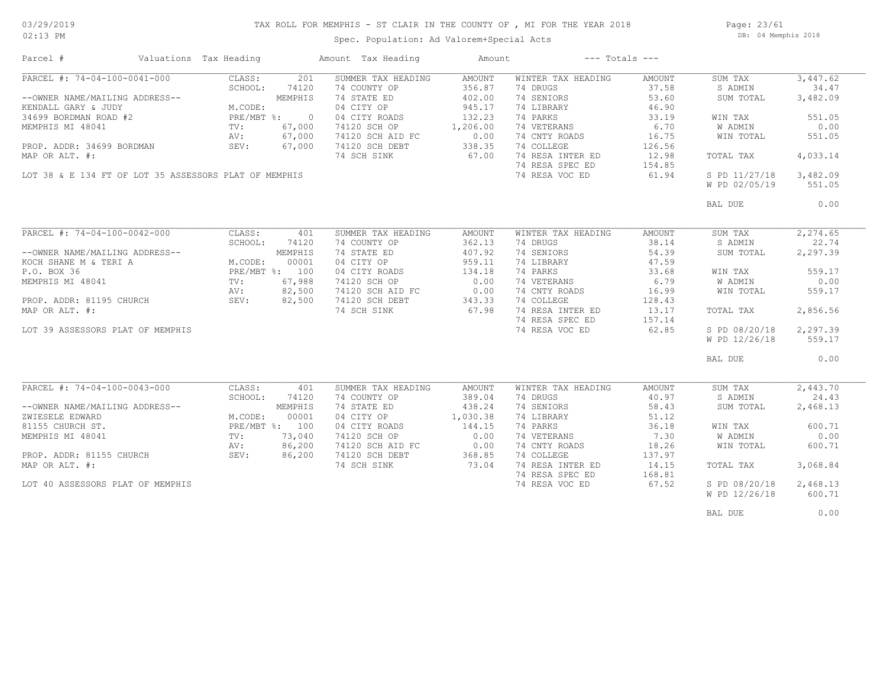# TAX ROLL FOR MEMPHIS - ST CLAIR IN THE COUNTY OF , MI FOR THE YEAR 2018

03/29/2019
02:13 PM

Spec. Population: Ad Valorem+Special Acts

DB: 04 Memphis 2018

| Parcel # | Valuations | Tax Heading | Amount | Tax Heading | Amount | --- Totals --- | |
|---|---|---|---|---|---|---|---|
| PARCEL #: 74-04-100-0041-000 | CLASS: 201 | SUMMER TAX HEADING | AMOUNT | WINTER TAX HEADING | AMOUNT | SUM TAX | 3,447.62 |
| | SCHOOL: 74120 | 74 COUNTY OP | 356.87 | 74 DRUGS | 37.58 | S ADMIN | 34.47 |
| --OWNER NAME/MAILING ADDRESS-- | MEMPHIS | 74 STATE ED | 402.00 | 74 SENIORS | 53.60 | SUM TOTAL | 3,482.09 |
| KENDALL GARY & JUDY | M.CODE: | 04 CITY OP | 945.17 | 74 LIBRARY | 46.90 | | |
| 34699 BORDMAN ROAD #2 | PRE/MBT %: 0 | 04 CITY ROADS | 132.23 | 74 PARKS | 33.19 | WIN TAX | 551.05 |
| MEMPHIS MI 48041 | TV: 67,000 | 74120 SCH OP | 1,206.00 | 74 VETERANS | 6.70 | W ADMIN | 0.00 |
| | AV: 67,000 | 74120 SCH AID FC | 0.00 | 74 CNTY ROADS | 16.75 | WIN TOTAL | 551.05 |
| PROP. ADDR: 34699 BORDMAN | SEV: 67,000 | 74120 SCH DEBT | 338.35 | 74 COLLEGE | 126.56 | | |
| MAP OR ALT. #: | | 74 SCH SINK | 67.00 | 74 RESA INTER ED | 12.98 | TOTAL TAX | 4,033.14 |
| | | | | 74 RESA SPEC ED | 154.85 | | |
| LOT 38 & E 134 FT OF LOT 35 ASSESSORS PLAT OF MEMPHIS | | | | 74 RESA VOC ED | 61.94 | S PD 11/27/18 | 3,482.09 |
| | | | | | | W PD 02/05/19 | 551.05 |
| | | | | | | BAL DUE | 0.00 |
| PARCEL #: 74-04-100-0042-000 | CLASS: 401 | SUMMER TAX HEADING | AMOUNT | WINTER TAX HEADING | AMOUNT | SUM TAX | 2,274.65 |
| | SCHOOL: 74120 | 74 COUNTY OP | 362.13 | 74 DRUGS | 38.14 | S ADMIN | 22.74 |
| --OWNER NAME/MAILING ADDRESS-- | MEMPHIS | 74 STATE ED | 407.92 | 74 SENIORS | 54.39 | SUM TOTAL | 2,297.39 |
| KOCH SHANE M & TERI A | M.CODE: 00001 | 04 CITY OP | 959.11 | 74 LIBRARY | 47.59 | | |
| P.O. BOX 36 | PRE/MBT %: 100 | 04 CITY ROADS | 134.18 | 74 PARKS | 33.68 | WIN TAX | 559.17 |
| MEMPHIS MI 48041 | TV: 67,988 | 74120 SCH OP | 0.00 | 74 VETERANS | 6.79 | W ADMIN | 0.00 |
| | AV: 82,500 | 74120 SCH AID FC | 0.00 | 74 CNTY ROADS | 16.99 | WIN TOTAL | 559.17 |
| PROP. ADDR: 81195 CHURCH | SEV: 82,500 | 74120 SCH DEBT | 343.33 | 74 COLLEGE | 128.43 | | |
| MAP OR ALT. #: | | 74 SCH SINK | 67.98 | 74 RESA INTER ED | 13.17 | TOTAL TAX | 2,856.56 |
| | | | | 74 RESA SPEC ED | 157.14 | | |
| LOT 39 ASSESSORS PLAT OF MEMPHIS | | | | 74 RESA VOC ED | 62.85 | S PD 08/20/18 | 2,297.39 |
| | | | | | | W PD 12/26/18 | 559.17 |
| | | | | | | BAL DUE | 0.00 |
| PARCEL #: 74-04-100-0043-000 | CLASS: 401 | SUMMER TAX HEADING | AMOUNT | WINTER TAX HEADING | AMOUNT | SUM TAX | 2,443.70 |
| | SCHOOL: 74120 | 74 COUNTY OP | 389.04 | 74 DRUGS | 40.97 | S ADMIN | 24.43 |
| --OWNER NAME/MAILING ADDRESS-- | MEMPHIS | 74 STATE ED | 438.24 | 74 SENIORS | 58.43 | SUM TOTAL | 2,468.13 |
| ZWIESELE EDWARD | M.CODE: 00001 | 04 CITY OP | 1,030.38 | 74 LIBRARY | 51.12 | | |
| 81155 CHURCH ST. | PRE/MBT %: 100 | 04 CITY ROADS | 144.15 | 74 PARKS | 36.18 | WIN TAX | 600.71 |
| MEMPHIS MI 48041 | TV: 73,040 | 74120 SCH OP | 0.00 | 74 VETERANS | 7.30 | W ADMIN | 0.00 |
| | AV: 86,200 | 74120 SCH AID FC | 0.00 | 74 CNTY ROADS | 18.26 | WIN TOTAL | 600.71 |
| PROP. ADDR: 81155 CHURCH | SEV: 86,200 | 74120 SCH DEBT | 368.85 | 74 COLLEGE | 137.97 | | |
| MAP OR ALT. #: | | 74 SCH SINK | 73.04 | 74 RESA INTER ED | 14.15 | TOTAL TAX | 3,068.84 |
| | | | | 74 RESA SPEC ED | 168.81 | | |
| LOT 40 ASSESSORS PLAT OF MEMPHIS | | | | 74 RESA VOC ED | 67.52 | S PD 08/20/18 | 2,468.13 |
| | | | | | | W PD 12/26/18 | 600.71 |
| | | | | | | BAL DUE | 0.00 |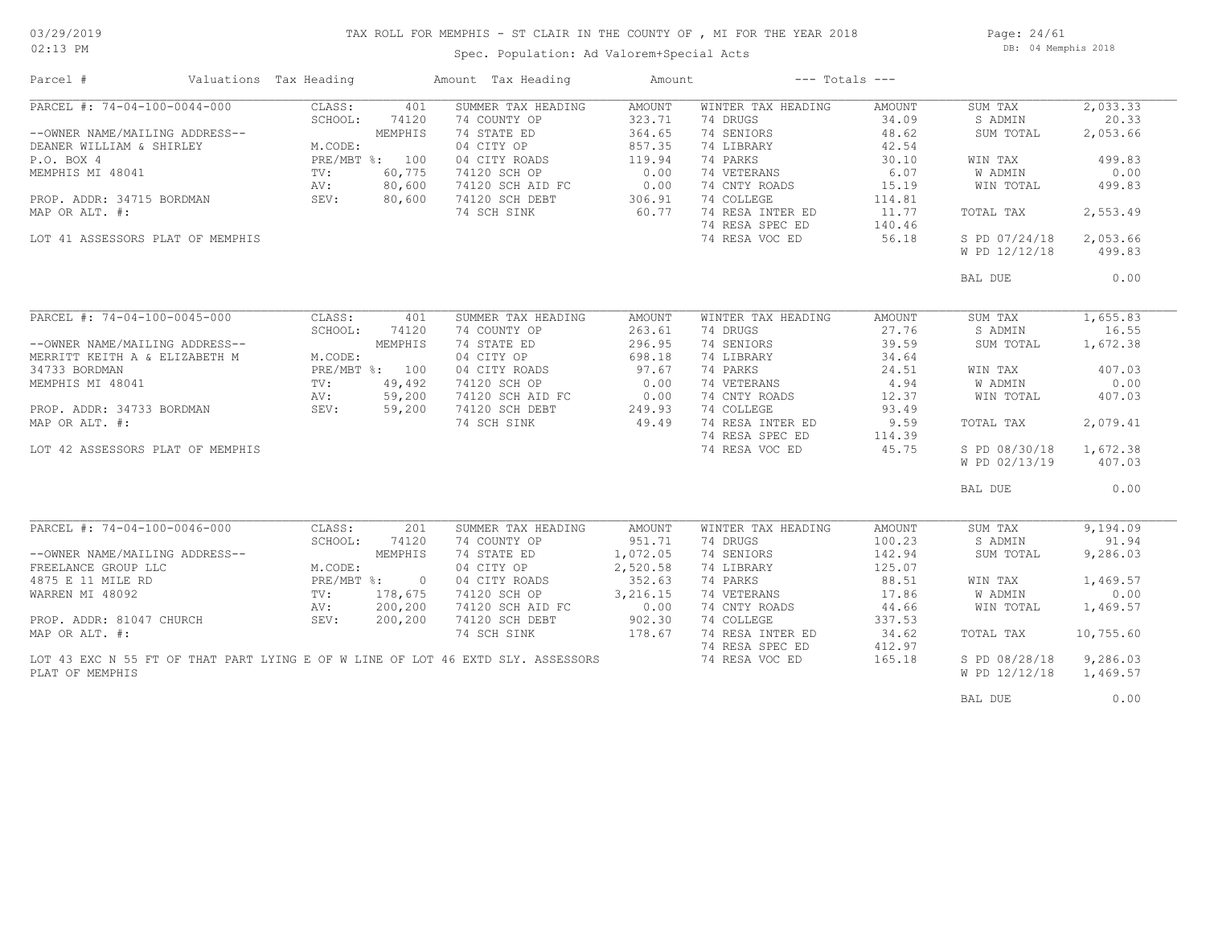03/29/2019
02:13 PM

# TAX ROLL FOR MEMPHIS - ST CLAIR IN THE COUNTY OF , MI FOR THE YEAR 2018

Spec. Population: Ad Valorem+Special Acts

DB: 04 Memphis 2018

| Parcel # | Valuations | Tax Heading | Amount | Tax Heading | Amount | --- Totals --- | |
|---|---|---|---|---|---|---|---|
| PARCEL #: 74-04-100-0044-000 | CLASS: 401 | SUMMER TAX HEADING | AMOUNT | WINTER TAX HEADING | AMOUNT | SUM TAX | 2,033.33 |
| | SCHOOL: 74120 | 74 COUNTY OP | 323.71 | 74 DRUGS | 34.09 | S ADMIN | 20.33 |
| --OWNER NAME/MAILING ADDRESS-- | MEMPHIS | 74 STATE ED | 364.65 | 74 SENIORS | 48.62 | SUM TOTAL | 2,053.66 |
| DEANER WILLIAM & SHIRLEY | M.CODE: | 04 CITY OP | 857.35 | 74 LIBRARY | 42.54 | | |
| P.O. BOX 4 | PRE/MBT %: 100 | 04 CITY ROADS | 119.94 | 74 PARKS | 30.10 | WIN TAX | 499.83 |
| MEMPHIS MI 48041 | TV: 60,775 | 74120 SCH OP | 0.00 | 74 VETERANS | 6.07 | W ADMIN | 0.00 |
| | AV: 80,600 | 74120 SCH AID FC | 0.00 | 74 CNTY ROADS | 15.19 | WIN TOTAL | 499.83 |
| PROP. ADDR: 34715 BORDMAN | SEV: 80,600 | 74120 SCH DEBT | 306.91 | 74 COLLEGE | 114.81 | | |
| MAP OR ALT. #: | | 74 SCH SINK | 60.77 | 74 RESA INTER ED | 11.77 | TOTAL TAX | 2,553.49 |
| | | | | 74 RESA SPEC ED | 140.46 | | |
| LOT 41 ASSESSORS PLAT OF MEMPHIS | | | | 74 RESA VOC ED | 56.18 | S PD 07/24/18 | 2,053.66 |
| | | | | | | W PD 12/12/18 | 499.83 |
| | | | | | | BAL DUE | 0.00 |
| PARCEL #: 74-04-100-0045-000 | CLASS: 401 | SUMMER TAX HEADING | AMOUNT | WINTER TAX HEADING | AMOUNT | SUM TAX | 1,655.83 |
| | SCHOOL: 74120 | 74 COUNTY OP | 263.61 | 74 DRUGS | 27.76 | S ADMIN | 16.55 |
| --OWNER NAME/MAILING ADDRESS-- | MEMPHIS | 74 STATE ED | 296.95 | 74 SENIORS | 39.59 | SUM TOTAL | 1,672.38 |
| MERRITT KEITH A & ELIZABETH M | M.CODE: | 04 CITY OP | 698.18 | 74 LIBRARY | 34.64 | | |
| 34733 BORDMAN | PRE/MBT %: 100 | 04 CITY ROADS | 97.67 | 74 PARKS | 24.51 | WIN TAX | 407.03 |
| MEMPHIS MI 48041 | TV: 49,492 | 74120 SCH OP | 0.00 | 74 VETERANS | 4.94 | W ADMIN | 0.00 |
| | AV: 59,200 | 74120 SCH AID FC | 0.00 | 74 CNTY ROADS | 12.37 | WIN TOTAL | 407.03 |
| PROP. ADDR: 34733 BORDMAN | SEV: 59,200 | 74120 SCH DEBT | 249.93 | 74 COLLEGE | 93.49 | | |
| MAP OR ALT. #: | | 74 SCH SINK | 49.49 | 74 RESA INTER ED | 9.59 | TOTAL TAX | 2,079.41 |
| | | | | 74 RESA SPEC ED | 114.39 | | |
| LOT 42 ASSESSORS PLAT OF MEMPHIS | | | | 74 RESA VOC ED | 45.75 | S PD 08/30/18 | 1,672.38 |
| | | | | | | W PD 02/13/19 | 407.03 |
| | | | | | | BAL DUE | 0.00 |
| PARCEL #: 74-04-100-0046-000 | CLASS: 201 | SUMMER TAX HEADING | AMOUNT | WINTER TAX HEADING | AMOUNT | SUM TAX | 9,194.09 |
| | SCHOOL: 74120 | 74 COUNTY OP | 951.71 | 74 DRUGS | 100.23 | S ADMIN | 91.94 |
| --OWNER NAME/MAILING ADDRESS-- | MEMPHIS | 74 STATE ED | 1,072.05 | 74 SENIORS | 142.94 | SUM TOTAL | 9,286.03 |
| FREELANCE GROUP LLC | M.CODE: | 04 CITY OP | 2,520.58 | 74 LIBRARY | 125.07 | | |
| 4875 E 11 MILE RD | PRE/MBT %: 0 | 04 CITY ROADS | 352.63 | 74 PARKS | 88.51 | WIN TAX | 1,469.57 |
| WARREN MI 48092 | TV: 178,675 | 74120 SCH OP | 3,216.15 | 74 VETERANS | 17.86 | W ADMIN | 0.00 |
| | AV: 200,200 | 74120 SCH AID FC | 0.00 | 74 CNTY ROADS | 44.66 | WIN TOTAL | 1,469.57 |
| PROP. ADDR: 81047 CHURCH | SEV: 200,200 | 74120 SCH DEBT | 902.30 | 74 COLLEGE | 337.53 | | |
| MAP OR ALT. #: | | 74 SCH SINK | 178.67 | 74 RESA INTER ED | 34.62 | TOTAL TAX | 10,755.60 |
| | | | | 74 RESA SPEC ED | 412.97 | | |
| LOT 43 EXC N 55 FT OF THAT PART LYING E OF W LINE OF LOT 46 EXTD SLY. ASSESSORS PLAT OF MEMPHIS | | | | 74 RESA VOC ED | 165.18 | S PD 08/28/18 | 9,286.03 |
| | | | | | | W PD 12/12/18 | 1,469.57 |
| | | | | | | BAL DUE | 0.00 |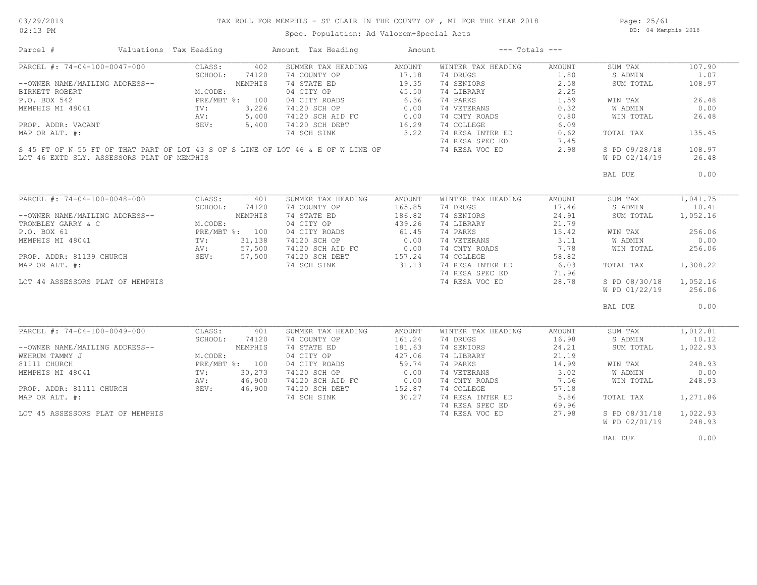# TAX ROLL FOR MEMPHIS - ST CLAIR IN THE COUNTY OF , MI FOR THE YEAR 2018

Spec. Population: Ad Valorem+Special Acts

| Parcel # | Valuations | Tax Heading | Amount | Tax Heading | Amount | --- Totals --- | | | |
|---|---|---|---|---|---|---|---|---|---|
| PARCEL #: 74-04-100-0047-000 | CLASS: | 402 | SUMMER TAX HEADING | AMOUNT | WINTER TAX HEADING | AMOUNT | SUM TAX | 107.90 |
| | SCHOOL: | 74120 | 74 COUNTY OP | 17.18 | 74 DRUGS | 1.80 | S ADMIN | 1.07 |
| --OWNER NAME/MAILING ADDRESS-- | | MEMPHIS | 74 STATE ED | 19.35 | 74 SENIORS | 2.58 | SUM TOTAL | 108.97 |
| BIRKETT ROBERT | M.CODE: | | 04 CITY OP | 45.50 | 74 LIBRARY | 2.25 | | |
| P.O. BOX 542 | PRE/MBT %: | 100 | 04 CITY ROADS | 6.36 | 74 PARKS | 1.59 | WIN TAX | 26.48 |
| MEMPHIS MI 48041 | TV: | 3,226 | 74120 SCH OP | 0.00 | 74 VETERANS | 0.32 | W ADMIN | 0.00 |
| | AV: | 5,400 | 74120 SCH AID FC | 0.00 | 74 CNTY ROADS | 0.80 | WIN TOTAL | 26.48 |
| PROP. ADDR: VACANT | SEV: | 5,400 | 74120 SCH DEBT | 16.29 | 74 COLLEGE | 6.09 | | |
| MAP OR ALT. #: | | | 74 SCH SINK | 3.22 | 74 RESA INTER ED | 0.62 | TOTAL TAX | 135.45 |
| | | | | | 74 RESA SPEC ED | 7.45 | | |
| S 45 FT OF N 55 FT OF THAT PART OF LOT 43 S OF S LINE OF LOT 46 & E OF W LINE OF LOT 46 EXTD SLY. ASSESSORS PLAT OF MEMPHIS | | | | | 74 RESA VOC ED | 2.98 | S PD 09/28/18 | 108.97 |
| | | | | | | | W PD 02/14/19 | 26.48 |
| | | | | | | | BAL DUE | 0.00 |

| Parcel # | Valuations | Tax Heading | Amount | Tax Heading | Amount | --- Totals --- | | | |
|---|---|---|---|---|---|---|---|---|---|
| PARCEL #: 74-04-100-0048-000 | CLASS: | 401 | SUMMER TAX HEADING | AMOUNT | WINTER TAX HEADING | AMOUNT | SUM TAX | 1,041.75 |
| | SCHOOL: | 74120 | 74 COUNTY OP | 165.85 | 74 DRUGS | 17.46 | S ADMIN | 10.41 |
| --OWNER NAME/MAILING ADDRESS-- | | MEMPHIS | 74 STATE ED | 186.82 | 74 SENIORS | 24.91 | SUM TOTAL | 1,052.16 |
| TROMBLEY GARRY & C | M.CODE: | | 04 CITY OP | 439.26 | 74 LIBRARY | 21.79 | | |
| P.O. BOX 61 | PRE/MBT %: | 100 | 04 CITY ROADS | 61.45 | 74 PARKS | 15.42 | WIN TAX | 256.06 |
| MEMPHIS MI 48041 | TV: | 31,138 | 74120 SCH OP | 0.00 | 74 VETERANS | 3.11 | W ADMIN | 0.00 |
| | AV: | 57,500 | 74120 SCH AID FC | 0.00 | 74 CNTY ROADS | 7.78 | WIN TOTAL | 256.06 |
| PROP. ADDR: 81139 CHURCH | SEV: | 57,500 | 74120 SCH DEBT | 157.24 | 74 COLLEGE | 58.82 | | |
| MAP OR ALT. #: | | | 74 SCH SINK | 31.13 | 74 RESA INTER ED | 6.03 | TOTAL TAX | 1,308.22 |
| | | | | | 74 RESA SPEC ED | 71.96 | | |
| LOT 44 ASSESSORS PLAT OF MEMPHIS | | | | | 74 RESA VOC ED | 28.78 | S PD 08/30/18 | 1,052.16 |
| | | | | | | | W PD 01/22/19 | 256.06 |
| | | | | | | | BAL DUE | 0.00 |

| Parcel # | Valuations | Tax Heading | Amount | Tax Heading | Amount | --- Totals --- | | | |
|---|---|---|---|---|---|---|---|---|---|
| PARCEL #: 74-04-100-0049-000 | CLASS: | 401 | SUMMER TAX HEADING | AMOUNT | WINTER TAX HEADING | AMOUNT | SUM TAX | 1,012.81 |
| | SCHOOL: | 74120 | 74 COUNTY OP | 161.24 | 74 DRUGS | 16.98 | S ADMIN | 10.12 |
| --OWNER NAME/MAILING ADDRESS-- | | MEMPHIS | 74 STATE ED | 181.63 | 74 SENIORS | 24.21 | SUM TOTAL | 1,022.93 |
| WEHRUM TAMMY J | M.CODE: | | 04 CITY OP | 427.06 | 74 LIBRARY | 21.19 | | |
| 81111 CHURCH | PRE/MBT %: | 100 | 04 CITY ROADS | 59.74 | 74 PARKS | 14.99 | WIN TAX | 248.93 |
| MEMPHIS MI 48041 | TV: | 30,273 | 74120 SCH OP | 0.00 | 74 VETERANS | 3.02 | W ADMIN | 0.00 |
| | AV: | 46,900 | 74120 SCH AID FC | 0.00 | 74 CNTY ROADS | 7.56 | WIN TOTAL | 248.93 |
| PROP. ADDR: 81111 CHURCH | SEV: | 46,900 | 74120 SCH DEBT | 152.87 | 74 COLLEGE | 57.18 | | |
| MAP OR ALT. #: | | | 74 SCH SINK | 30.27 | 74 RESA INTER ED | 5.86 | TOTAL TAX | 1,271.86 |
| | | | | | 74 RESA SPEC ED | 69.96 | | |
| LOT 45 ASSESSORS PLAT OF MEMPHIS | | | | | 74 RESA VOC ED | 27.98 | S PD 08/31/18 | 1,022.93 |
| | | | | | | | W PD 02/01/19 | 248.93 |
| | | | | | | | BAL DUE | 0.00 |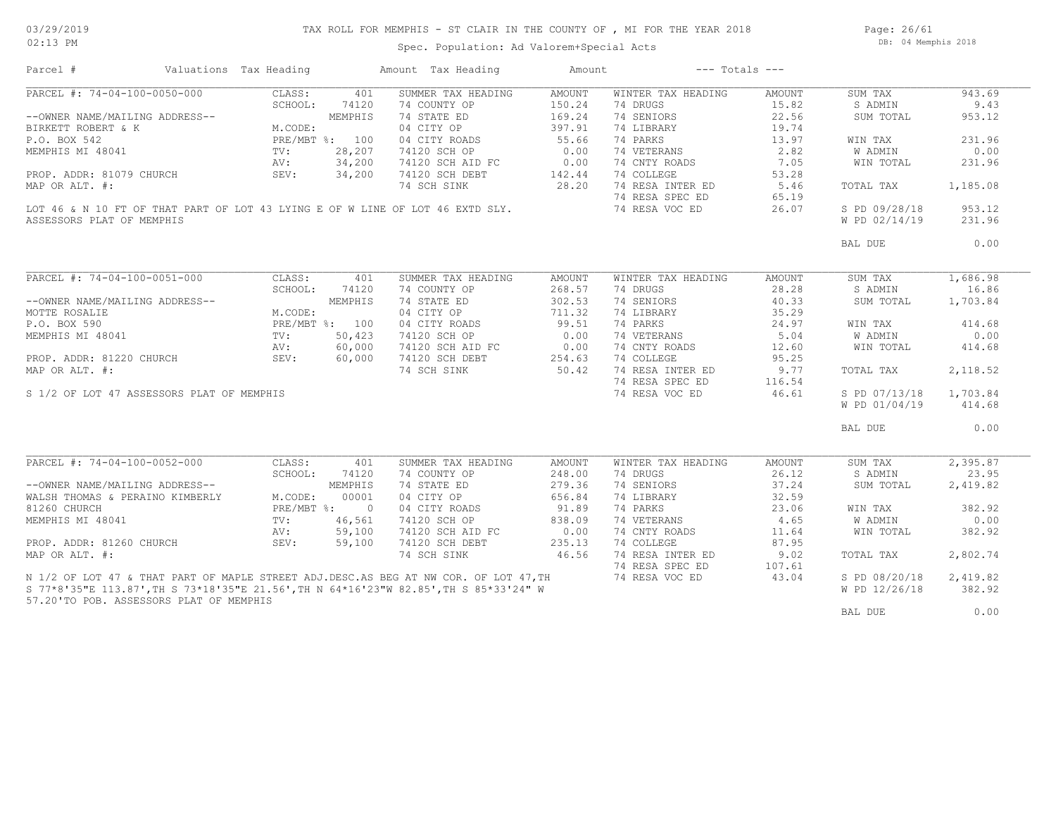# TAX ROLL FOR MEMPHIS - ST CLAIR IN THE COUNTY OF , MI FOR THE YEAR 2018

Spec. Population: Ad Valorem+Special Acts

03/29/2019
02:13 PM

DB: 04 Memphis 2018

| Parcel # | Valuations | Tax Heading | Amount | Tax Heading | Amount | --- Totals --- | | | |
|---|---|---|---|---|---|---|---|---|---|

## PARCEL #: 74-04-100-0050-000

| | | | | | | | | |
|---|---|---|---|---|---|---|---|---|
| | CLASS: | 401 | SUMMER TAX HEADING | AMOUNT | WINTER TAX HEADING | AMOUNT | SUM TAX | 943.69 |
| | SCHOOL: | 74120 | 74 COUNTY OP | 150.24 | 74 DRUGS | 15.82 | S ADMIN | 9.43 |
| --OWNER NAME/MAILING ADDRESS-- | | MEMPHIS | 74 STATE ED | 169.24 | 74 SENIORS | 22.56 | SUM TOTAL | 953.12 |
| BIRKETT ROBERT & K | M.CODE: | | 04 CITY OP | 397.91 | 74 LIBRARY | 19.74 | | |
| P.O. BOX 542 | PRE/MBT %: | 100 | 04 CITY ROADS | 55.66 | 74 PARKS | 13.97 | WIN TAX | 231.96 |
| MEMPHIS MI 48041 | TV: | 28,207 | 74120 SCH OP | 0.00 | 74 VETERANS | 2.82 | W ADMIN | 0.00 |
| | AV: | 34,200 | 74120 SCH AID FC | 0.00 | 74 CNTY ROADS | 7.05 | WIN TOTAL | 231.96 |
| PROP. ADDR: 81079 CHURCH | SEV: | 34,200 | 74120 SCH DEBT | 142.44 | 74 COLLEGE | 53.28 | | |
| MAP OR ALT. #: | | | 74 SCH SINK | 28.20 | 74 RESA INTER ED | 5.46 | TOTAL TAX | 1,185.08 |
| | | | | | 74 RESA SPEC ED | 65.19 | | |
| | | | | | 74 RESA VOC ED | 26.07 | S PD 09/28/18 | 953.12 |
| | | | | | | | W PD 02/14/19 | 231.96 |
| | | | | | | | BAL DUE | 0.00 |

LOT 46 & N 10 FT OF THAT PART OF LOT 43 LYING E OF W LINE OF LOT 46 EXTD SLY. ASSESSORS PLAT OF MEMPHIS

## PARCEL #: 74-04-100-0051-000

| | | | | | | | | |
|---|---|---|---|---|---|---|---|---|
| | CLASS: | 401 | SUMMER TAX HEADING | AMOUNT | WINTER TAX HEADING | AMOUNT | SUM TAX | 1,686.98 |
| | SCHOOL: | 74120 | 74 COUNTY OP | 268.57 | 74 DRUGS | 28.28 | S ADMIN | 16.86 |
| --OWNER NAME/MAILING ADDRESS-- | | MEMPHIS | 74 STATE ED | 302.53 | 74 SENIORS | 40.33 | SUM TOTAL | 1,703.84 |
| MOTTE ROSALIE | M.CODE: | | 04 CITY OP | 711.32 | 74 LIBRARY | 35.29 | | |
| P.O. BOX 590 | PRE/MBT %: | 100 | 04 CITY ROADS | 99.51 | 74 PARKS | 24.97 | WIN TAX | 414.68 |
| MEMPHIS MI 48041 | TV: | 50,423 | 74120 SCH OP | 0.00 | 74 VETERANS | 5.04 | W ADMIN | 0.00 |
| | AV: | 60,000 | 74120 SCH AID FC | 0.00 | 74 CNTY ROADS | 12.60 | WIN TOTAL | 414.68 |
| PROP. ADDR: 81220 CHURCH | SEV: | 60,000 | 74120 SCH DEBT | 254.63 | 74 COLLEGE | 95.25 | | |
| MAP OR ALT. #: | | | 74 SCH SINK | 50.42 | 74 RESA INTER ED | 9.77 | TOTAL TAX | 2,118.52 |
| | | | | | 74 RESA SPEC ED | 116.54 | | |
| | | | | | 74 RESA VOC ED | 46.61 | S PD 07/13/18 | 1,703.84 |
| | | | | | | | W PD 01/04/19 | 414.68 |
| | | | | | | | BAL DUE | 0.00 |

S 1/2 OF LOT 47 ASSESSORS PLAT OF MEMPHIS

## PARCEL #: 74-04-100-0052-000

| | | | | | | | | |
|---|---|---|---|---|---|---|---|---|
| | CLASS: | 401 | SUMMER TAX HEADING | AMOUNT | WINTER TAX HEADING | AMOUNT | SUM TAX | 2,395.87 |
| | SCHOOL: | 74120 | 74 COUNTY OP | 248.00 | 74 DRUGS | 26.12 | S ADMIN | 23.95 |
| --OWNER NAME/MAILING ADDRESS-- | | MEMPHIS | 74 STATE ED | 279.36 | 74 SENIORS | 37.24 | SUM TOTAL | 2,419.82 |
| WALSH THOMAS & PERAINO KIMBERLY | M.CODE: | 00001 | 04 CITY OP | 656.84 | 74 LIBRARY | 32.59 | | |
| 81260 CHURCH | PRE/MBT %: | 0 | 04 CITY ROADS | 91.89 | 74 PARKS | 23.06 | WIN TAX | 382.92 |
| MEMPHIS MI 48041 | TV: | 46,561 | 74120 SCH OP | 838.09 | 74 VETERANS | 4.65 | W ADMIN | 0.00 |
| | AV: | 59,100 | 74120 SCH AID FC | 0.00 | 74 CNTY ROADS | 11.64 | WIN TOTAL | 382.92 |
| PROP. ADDR: 81260 CHURCH | SEV: | 59,100 | 74120 SCH DEBT | 235.13 | 74 COLLEGE | 87.95 | | |
| MAP OR ALT. #: | | | 74 SCH SINK | 46.56 | 74 RESA INTER ED | 9.02 | TOTAL TAX | 2,802.74 |
| | | | | | 74 RESA SPEC ED | 107.61 | | |
| | | | | | 74 RESA VOC ED | 43.04 | S PD 08/20/18 | 2,419.82 |
| | | | | | | | W PD 12/26/18 | 382.92 |
| | | | | | | | BAL DUE | 0.00 |

N 1/2 OF LOT 47 & THAT PART OF MAPLE STREET ADJ.DESC.AS BEG AT NW COR. OF LOT 47,TH S 77*8'35"E 113.87',TH S 73*18'35"E 21.56',TH N 64*16'23"W 82.85',TH S 85*33'24" W 57.20'TO POB. ASSESSORS PLAT OF MEMPHIS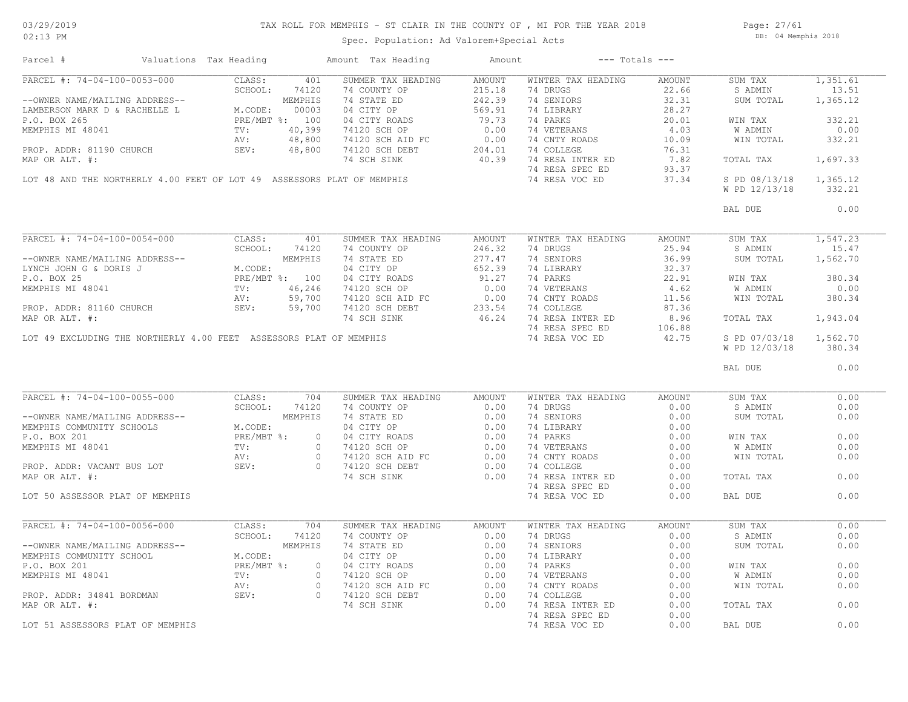# TAX ROLL FOR MEMPHIS - ST CLAIR IN THE COUNTY OF , MI FOR THE YEAR 2018

03/29/2019
02:13 PM

Spec. Population: Ad Valorem+Special Acts

DB: 04 Memphis 2018

| Parcel # | Valuations | Tax Heading | Amount | Tax Heading | Amount | --- Totals --- | |
|---|---|---|---|---|---|---|---|

## PARCEL #: 74-04-100-0053-000

| | | SUMMER TAX HEADING | AMOUNT | WINTER TAX HEADING | AMOUNT | | |
|---|---|---|---|---|---|---|---|
| CLASS: | 401 | 74 COUNTY OP | 215.18 | 74 DRUGS | 22.66 | SUM TAX | 1,351.61 |
| SCHOOL: | 74120 | 74 STATE ED | 242.39 | 74 SENIORS | 32.31 | S ADMIN | 13.51 |
| | MEMPHIS | 04 CITY OP | 569.91 | 74 LIBRARY | 28.27 | SUM TOTAL | 1,365.12 |
| M.CODE: | 00003 | 04 CITY ROADS | 79.73 | 74 PARKS | 20.01 | | |
| PRE/MBT %: | 100 | 74120 SCH OP | 0.00 | 74 VETERANS | 4.03 | WIN TAX | 332.21 |
| TV: | 40,399 | 74120 SCH AID FC | 0.00 | 74 CNTY ROADS | 10.09 | W ADMIN | 0.00 |
| AV: | 48,800 | 74120 SCH DEBT | 204.01 | 74 COLLEGE | 76.31 | WIN TOTAL | 332.21 |
| SEV: | 48,800 | 74 SCH SINK | 40.39 | 74 RESA INTER ED | 7.82 | | |
| | | | | 74 RESA SPEC ED | 93.37 | TOTAL TAX | 1,697.33 |
| | | | | 74 RESA VOC ED | 37.34 | | |
| | | | | | | S PD 08/13/18 | 1,365.12 |
| | | | | | | W PD 12/13/18 | 332.21 |
| | | | | | | BAL DUE | 0.00 |

--OWNER NAME/MAILING ADDRESS--
LAMBERSON MARK D & RACHELLE L
P.O. BOX 265
MEMPHIS MI 48041

PROP. ADDR: 81190 CHURCH
MAP OR ALT. #:

LOT 48 AND THE NORTHERLY 4.00 FEET OF LOT 49 ASSESSORS PLAT OF MEMPHIS

## PARCEL #: 74-04-100-0054-000

| | | SUMMER TAX HEADING | AMOUNT | WINTER TAX HEADING | AMOUNT | | |
|---|---|---|---|---|---|---|---|
| CLASS: | 401 | 74 COUNTY OP | 246.32 | 74 DRUGS | 25.94 | SUM TAX | 1,547.23 |
| SCHOOL: | 74120 | 74 STATE ED | 277.47 | 74 SENIORS | 36.99 | S ADMIN | 15.47 |
| | MEMPHIS | 04 CITY OP | 652.39 | 74 LIBRARY | 32.37 | SUM TOTAL | 1,562.70 |
| M.CODE: | | 04 CITY ROADS | 91.27 | 74 PARKS | 22.91 | | |
| PRE/MBT %: | 100 | 74120 SCH OP | 0.00 | 74 VETERANS | 4.62 | WIN TAX | 380.34 |
| TV: | 46,246 | 74120 SCH AID FC | 0.00 | 74 CNTY ROADS | 11.56 | W ADMIN | 0.00 |
| AV: | 59,700 | 74120 SCH DEBT | 233.54 | 74 COLLEGE | 87.36 | WIN TOTAL | 380.34 |
| SEV: | 59,700 | 74 SCH SINK | 46.24 | 74 RESA INTER ED | 8.96 | | |
| | | | | 74 RESA SPEC ED | 106.88 | TOTAL TAX | 1,943.04 |
| | | | | 74 RESA VOC ED | 42.75 | | |
| | | | | | | S PD 07/03/18 | 1,562.70 |
| | | | | | | W PD 12/03/18 | 380.34 |
| | | | | | | BAL DUE | 0.00 |

--OWNER NAME/MAILING ADDRESS--
LYNCH JOHN G & DORIS J
P.O. BOX 25
MEMPHIS MI 48041

PROP. ADDR: 81160 CHURCH
MAP OR ALT. #:

LOT 49 EXCLUDING THE NORTHERLY 4.00 FEET ASSESSORS PLAT OF MEMPHIS

## PARCEL #: 74-04-100-0055-000

| | | SUMMER TAX HEADING | AMOUNT | WINTER TAX HEADING | AMOUNT | | |
|---|---|---|---|---|---|---|---|
| CLASS: | 704 | 74 COUNTY OP | 0.00 | 74 DRUGS | 0.00 | SUM TAX | 0.00 |
| SCHOOL: | 74120 | 74 STATE ED | 0.00 | 74 SENIORS | 0.00 | S ADMIN | 0.00 |
| | MEMPHIS | 04 CITY OP | 0.00 | 74 LIBRARY | 0.00 | SUM TOTAL | 0.00 |
| M.CODE: | | 04 CITY ROADS | 0.00 | 74 PARKS | 0.00 | | |
| PRE/MBT %: | 0 | 74120 SCH OP | 0.00 | 74 VETERANS | 0.00 | WIN TAX | 0.00 |
| TV: | 0 | 74120 SCH AID FC | 0.00 | 74 CNTY ROADS | 0.00 | W ADMIN | 0.00 |
| AV: | 0 | 74120 SCH DEBT | 0.00 | 74 COLLEGE | 0.00 | WIN TOTAL | 0.00 |
| SEV: | 0 | 74 SCH SINK | 0.00 | 74 RESA INTER ED | 0.00 | | |
| | | | | 74 RESA SPEC ED | 0.00 | TOTAL TAX | 0.00 |
| | | | | 74 RESA VOC ED | 0.00 | BAL DUE | 0.00 |

--OWNER NAME/MAILING ADDRESS--
MEMPHIS COMMUNITY SCHOOLS
P.O. BOX 201
MEMPHIS MI 48041

PROP. ADDR: VACANT BUS LOT
MAP OR ALT. #:

LOT 50 ASSESSOR PLAT OF MEMPHIS

## PARCEL #: 74-04-100-0056-000

| | | SUMMER TAX HEADING | AMOUNT | WINTER TAX HEADING | AMOUNT | | |
|---|---|---|---|---|---|---|---|
| CLASS: | 704 | 74 COUNTY OP | 0.00 | 74 DRUGS | 0.00 | SUM TAX | 0.00 |
| SCHOOL: | 74120 | 74 STATE ED | 0.00 | 74 SENIORS | 0.00 | S ADMIN | 0.00 |
| | MEMPHIS | 04 CITY OP | 0.00 | 74 LIBRARY | 0.00 | SUM TOTAL | 0.00 |
| M.CODE: | | 04 CITY ROADS | 0.00 | 74 PARKS | 0.00 | | |
| PRE/MBT %: | 0 | 74120 SCH OP | 0.00 | 74 VETERANS | 0.00 | WIN TAX | 0.00 |
| TV: | 0 | 74120 SCH AID FC | 0.00 | 74 CNTY ROADS | 0.00 | W ADMIN | 0.00 |
| AV: | 0 | 74120 SCH DEBT | 0.00 | 74 COLLEGE | 0.00 | WIN TOTAL | 0.00 |
| SEV: | 0 | 74 SCH SINK | 0.00 | 74 RESA INTER ED | 0.00 | | |
| | | | | 74 RESA SPEC ED | 0.00 | TOTAL TAX | 0.00 |
| | | | | 74 RESA VOC ED | 0.00 | BAL DUE | 0.00 |

--OWNER NAME/MAILING ADDRESS--
MEMPHIS COMMUNITY SCHOOL
P.O. BOX 201
MEMPHIS MI 48041

PROP. ADDR: 34841 BORDMAN
MAP OR ALT. #:

LOT 51 ASSESSORS PLAT OF MEMPHIS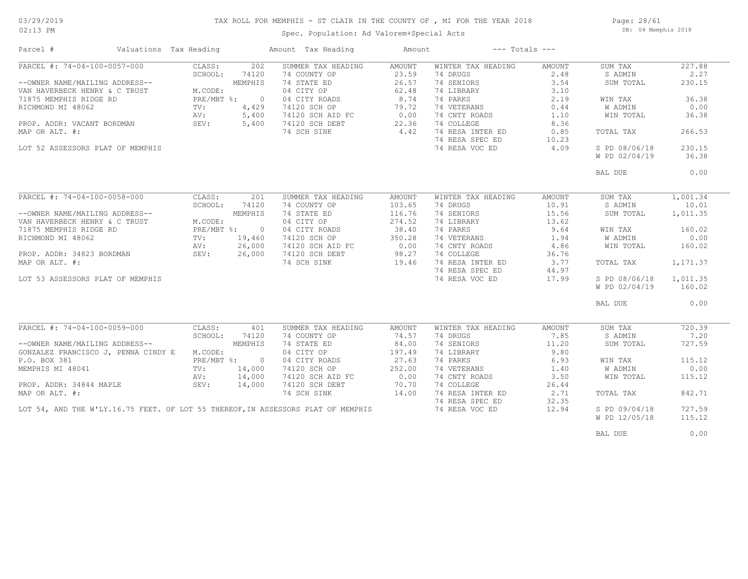03/29/2019
02:13 PM

TAX ROLL FOR MEMPHIS - ST CLAIR IN THE COUNTY OF , MI FOR THE YEAR 2018

Spec. Population: Ad Valorem+Special Acts

DB: 04 Memphis 2018

| Parcel # | Valuations | Tax Heading | Amount | Tax Heading | Amount | --- Totals --- | |
|---|---|---|---|---|---|---|---|
| PARCEL #: 74-04-100-0057-000 | CLASS: 202 | SUMMER TAX HEADING | AMOUNT | WINTER TAX HEADING | AMOUNT | SUM TAX | 227.88 |
| | SCHOOL: 74120 | 74 COUNTY OP | 23.59 | 74 DRUGS | 2.48 | S ADMIN | 2.27 |
| --OWNER NAME/MAILING ADDRESS-- | MEMPHIS | 74 STATE ED | 26.57 | 74 SENIORS | 3.54 | SUM TOTAL | 230.15 |
| VAN HAVERBECK HENRY & C TRUST | M.CODE: | 04 CITY OP | 62.48 | 74 LIBRARY | 3.10 | | |
| 71875 MEMPHIS RIDGE RD | PRE/MBT %: 0 | 04 CITY ROADS | 8.74 | 74 PARKS | 2.19 | WIN TAX | 36.38 |
| RICHMOND MI 48062 | TV: 4,429 | 74120 SCH OP | 79.72 | 74 VETERANS | 0.44 | W ADMIN | 0.00 |
| | AV: 5,400 | 74120 SCH AID FC | 0.00 | 74 CNTY ROADS | 1.10 | WIN TOTAL | 36.38 |
| PROP. ADDR: VACANT BORDMAN | SEV: 5,400 | 74120 SCH DEBT | 22.36 | 74 COLLEGE | 8.36 | | |
| MAP OR ALT. #: | | 74 SCH SINK | 4.42 | 74 RESA INTER ED | 0.85 | TOTAL TAX | 266.53 |
| | | | | 74 RESA SPEC ED | 10.23 | | |
| LOT 52 ASSESSORS PLAT OF MEMPHIS | | | | 74 RESA VOC ED | 4.09 | S PD 08/06/18 | 230.15 |
| | | | | | | W PD 02/04/19 | 36.38 |
| | | | | | | BAL DUE | 0.00 |
| PARCEL #: 74-04-100-0058-000 | CLASS: 201 | SUMMER TAX HEADING | AMOUNT | WINTER TAX HEADING | AMOUNT | SUM TAX | 1,001.34 |
| | SCHOOL: 74120 | 74 COUNTY OP | 103.65 | 74 DRUGS | 10.91 | S ADMIN | 10.01 |
| --OWNER NAME/MAILING ADDRESS-- | MEMPHIS | 74 STATE ED | 116.76 | 74 SENIORS | 15.56 | SUM TOTAL | 1,011.35 |
| VAN HAVERBECK HENRY & C TRUST | M.CODE: | 04 CITY OP | 274.52 | 74 LIBRARY | 13.62 | | |
| 71875 MEMPHIS RIDGE RD | PRE/MBT %: 0 | 04 CITY ROADS | 38.40 | 74 PARKS | 9.64 | WIN TAX | 160.02 |
| RICHMOND MI 48062 | TV: 19,460 | 74120 SCH OP | 350.28 | 74 VETERANS | 1.94 | W ADMIN | 0.00 |
| | AV: 26,000 | 74120 SCH AID FC | 0.00 | 74 CNTY ROADS | 4.86 | WIN TOTAL | 160.02 |
| PROP. ADDR: 34823 BORDMAN | SEV: 26,000 | 74120 SCH DEBT | 98.27 | 74 COLLEGE | 36.76 | | |
| MAP OR ALT. #: | | 74 SCH SINK | 19.46 | 74 RESA INTER ED | 3.77 | TOTAL TAX | 1,171.37 |
| | | | | 74 RESA SPEC ED | 44.97 | | |
| LOT 53 ASSESSORS PLAT OF MEMPHIS | | | | 74 RESA VOC ED | 17.99 | S PD 08/06/18 | 1,011.35 |
| | | | | | | W PD 02/04/19 | 160.02 |
| | | | | | | BAL DUE | 0.00 |
| PARCEL #: 74-04-100-0059-000 | CLASS: 401 | SUMMER TAX HEADING | AMOUNT | WINTER TAX HEADING | AMOUNT | SUM TAX | 720.39 |
| | SCHOOL: 74120 | 74 COUNTY OP | 74.57 | 74 DRUGS | 7.85 | S ADMIN | 7.20 |
| --OWNER NAME/MAILING ADDRESS-- | MEMPHIS | 74 STATE ED | 84.00 | 74 SENIORS | 11.20 | SUM TOTAL | 727.59 |
| GONZALEZ FRANCISCO J, PENNA CINDY E | M.CODE: | 04 CITY OP | 197.49 | 74 LIBRARY | 9.80 | | |
| P.O. BOX 381 | PRE/MBT %: 0 | 04 CITY ROADS | 27.63 | 74 PARKS | 6.93 | WIN TAX | 115.12 |
| MEMPHIS MI 48041 | TV: 14,000 | 74120 SCH OP | 252.00 | 74 VETERANS | 1.40 | W ADMIN | 0.00 |
| | AV: 14,000 | 74120 SCH AID FC | 0.00 | 74 CNTY ROADS | 3.50 | WIN TOTAL | 115.12 |
| PROP. ADDR: 34844 MAPLE | SEV: 14,000 | 74120 SCH DEBT | 70.70 | 74 COLLEGE | 26.44 | | |
| MAP OR ALT. #: | | 74 SCH SINK | 14.00 | 74 RESA INTER ED | 2.71 | TOTAL TAX | 842.71 |
| | | | | 74 RESA SPEC ED | 32.35 | | |
| LOT 54, AND THE W'LY.16.75 FEET. OF LOT 55 THEREOF,IN ASSESSORS PLAT OF MEMPHIS | | | | 74 RESA VOC ED | 12.94 | S PD 09/04/18 | 727.59 |
| | | | | | | W PD 12/05/18 | 115.12 |
| | | | | | | BAL DUE | 0.00 |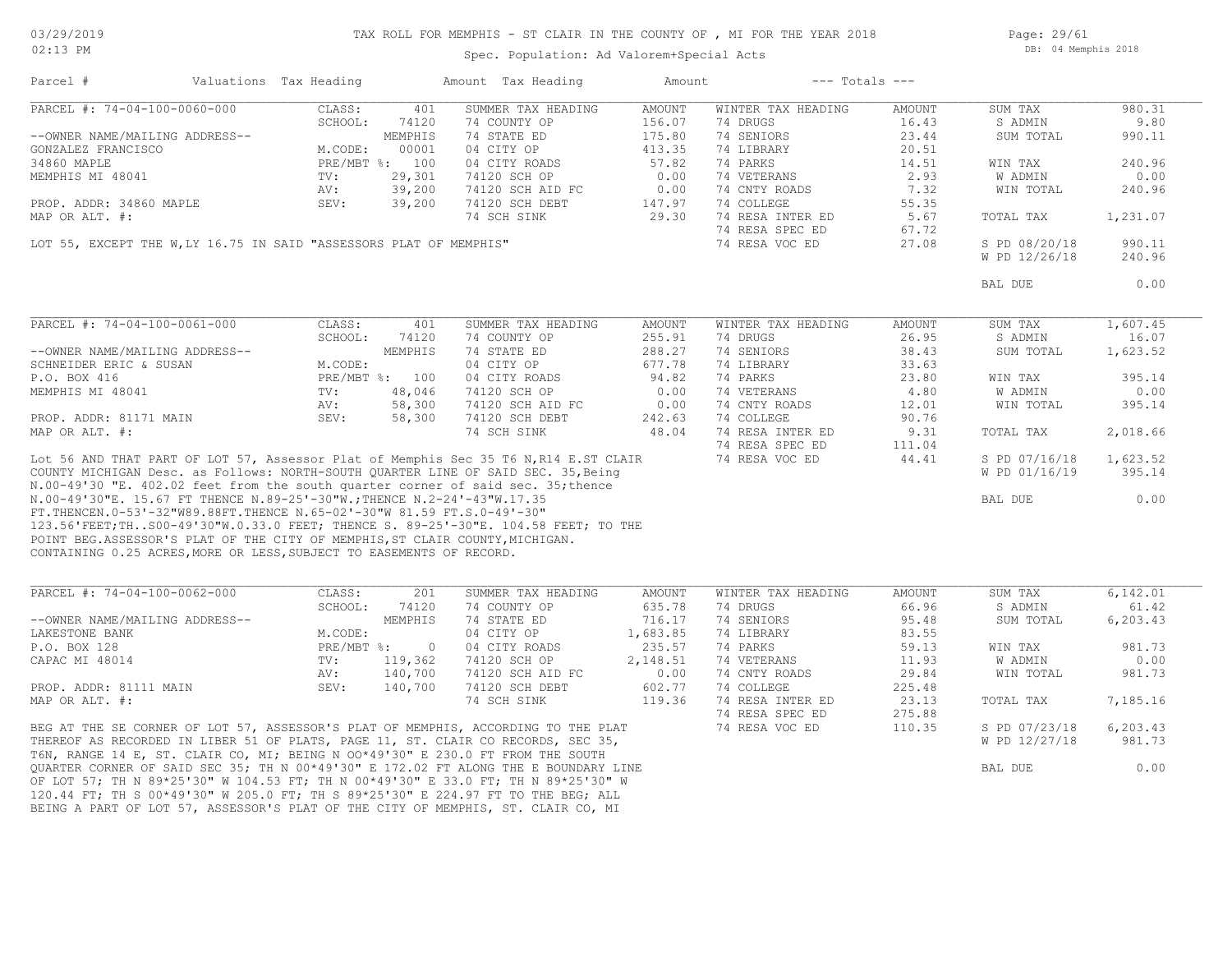# TAX ROLL FOR MEMPHIS - ST CLAIR IN THE COUNTY OF , MI FOR THE YEAR 2018

Spec. Population: Ad Valorem+Special Acts

DB: 04 Memphis 2018

03/29/2019
02:13 PM

| Parcel # | Valuations | Tax Heading | Amount | Tax Heading | Amount | --- Totals --- | |
|---|---|---|---|---|---|---|---|

## PARCEL #: 74-04-100-0060-000

| | | | | | | | |
|---|---|---|---|---|---|---|---|
| PARCEL #: 74-04-100-0060-000 | CLASS: 401 | SUMMER TAX HEADING | AMOUNT | WINTER TAX HEADING | AMOUNT | SUM TAX | 980.31 |
| | SCHOOL: 74120 | 74 COUNTY OP | 156.07 | 74 DRUGS | 16.43 | S ADMIN | 9.80 |
| --OWNER NAME/MAILING ADDRESS-- | MEMPHIS | 74 STATE ED | 175.80 | 74 SENIORS | 23.44 | SUM TOTAL | 990.11 |
| GONZALEZ FRANCISCO | M.CODE: 00001 | 04 CITY OP | 413.35 | 74 LIBRARY | 20.51 | | |
| 34860 MAPLE | PRE/MBT %: 100 | 04 CITY ROADS | 57.82 | 74 PARKS | 14.51 | WIN TAX | 240.96 |
| MEMPHIS MI 48041 | TV: 29,301 | 74120 SCH OP | 0.00 | 74 VETERANS | 2.93 | W ADMIN | 0.00 |
| | AV: 39,200 | 74120 SCH AID FC | 0.00 | 74 CNTY ROADS | 7.32 | WIN TOTAL | 240.96 |
| PROP. ADDR: 34860 MAPLE | SEV: 39,200 | 74120 SCH DEBT | 147.97 | 74 COLLEGE | 55.35 | | |
| MAP OR ALT. #: | | 74 SCH SINK | 29.30 | 74 RESA INTER ED | 5.67 | TOTAL TAX | 1,231.07 |
| | | | | 74 RESA SPEC ED | 67.72 | | |
| | | | | 74 RESA VOC ED | 27.08 | S PD 08/20/18 | 990.11 |
| | | | | | | W PD 12/26/18 | 240.96 |
| | | | | | | BAL DUE | 0.00 |

LOT 55, EXCEPT THE W,LY 16.75 IN SAID "ASSESSORS PLAT OF MEMPHIS"

## PARCEL #: 74-04-100-0061-000

| | | | | | | | |
|---|---|---|---|---|---|---|---|
| PARCEL #: 74-04-100-0061-000 | CLASS: 401 | SUMMER TAX HEADING | AMOUNT | WINTER TAX HEADING | AMOUNT | SUM TAX | 1,607.45 |
| | SCHOOL: 74120 | 74 COUNTY OP | 255.91 | 74 DRUGS | 26.95 | S ADMIN | 16.07 |
| --OWNER NAME/MAILING ADDRESS-- | MEMPHIS | 74 STATE ED | 288.27 | 74 SENIORS | 38.43 | SUM TOTAL | 1,623.52 |
| SCHNEIDER ERIC & SUSAN | M.CODE: | 04 CITY OP | 677.78 | 74 LIBRARY | 33.63 | | |
| P.O. BOX 416 | PRE/MBT %: 100 | 04 CITY ROADS | 94.82 | 74 PARKS | 23.80 | WIN TAX | 395.14 |
| MEMPHIS MI 48041 | TV: 48,046 | 74120 SCH OP | 0.00 | 74 VETERANS | 4.80 | W ADMIN | 0.00 |
| | AV: 58,300 | 74120 SCH AID FC | 0.00 | 74 CNTY ROADS | 12.01 | WIN TOTAL | 395.14 |
| PROP. ADDR: 81171 MAIN | SEV: 58,300 | 74120 SCH DEBT | 242.63 | 74 COLLEGE | 90.76 | | |
| MAP OR ALT. #: | | 74 SCH SINK | 48.04 | 74 RESA INTER ED | 9.31 | TOTAL TAX | 2,018.66 |
| | | | | 74 RESA SPEC ED | 111.04 | | |
| | | | | 74 RESA VOC ED | 44.41 | S PD 07/16/18 | 1,623.52 |
| | | | | | | W PD 01/16/19 | 395.14 |
| | | | | | | BAL DUE | 0.00 |

Lot 56 AND THAT PART OF LOT 57, Assessor Plat of Memphis Sec 35 T6 N,R14 E.ST CLAIR COUNTY MICHIGAN Desc. as Follows: NORTH-SOUTH QUARTER LINE OF SAID SEC. 35,Being N.00-49'30 "E. 402.02 feet from the south quarter corner of said sec. 35;thence N.00-49'30"E. 15.67 FT THENCE N.89-25'-30"W.;THENCE N.2-24'-43"W.17.35 FT.THENCEN.0-53'-32"W89.88FT.THENCE N.65-02'-30"W 81.59 FT.S.0-49'-30" 123.56'FEET;TH..S00-49'30"W.0.33.0 FEET; THENCE S. 89-25'-30"E. 104.58 FEET; TO THE POINT BEG.ASSESSOR'S PLAT OF THE CITY OF MEMPHIS,ST CLAIR COUNTY,MICHIGAN. CONTAINING 0.25 ACRES,MORE OR LESS,SUBJECT TO EASEMENTS OF RECORD.

## PARCEL #: 74-04-100-0062-000

| | | | | | | | |
|---|---|---|---|---|---|---|---|
| PARCEL #: 74-04-100-0062-000 | CLASS: 201 | SUMMER TAX HEADING | AMOUNT | WINTER TAX HEADING | AMOUNT | SUM TAX | 6,142.01 |
| | SCHOOL: 74120 | 74 COUNTY OP | 635.78 | 74 DRUGS | 66.96 | S ADMIN | 61.42 |
| --OWNER NAME/MAILING ADDRESS-- | MEMPHIS | 74 STATE ED | 716.17 | 74 SENIORS | 95.48 | SUM TOTAL | 6,203.43 |
| LAKESTONE BANK | M.CODE: | 04 CITY OP | 1,683.85 | 74 LIBRARY | 83.55 | | |
| P.O. BOX 128 | PRE/MBT %: 0 | 04 CITY ROADS | 235.57 | 74 PARKS | 59.13 | WIN TAX | 981.73 |
| CAPAC MI 48014 | TV: 119,362 | 74120 SCH OP | 2,148.51 | 74 VETERANS | 11.93 | W ADMIN | 0.00 |
| | AV: 140,700 | 74120 SCH AID FC | 0.00 | 74 CNTY ROADS | 29.84 | WIN TOTAL | 981.73 |
| PROP. ADDR: 81111 MAIN | SEV: 140,700 | 74120 SCH DEBT | 602.77 | 74 COLLEGE | 225.48 | | |
| MAP OR ALT. #: | | 74 SCH SINK | 119.36 | 74 RESA INTER ED | 23.13 | TOTAL TAX | 7,185.16 |
| | | | | 74 RESA SPEC ED | 275.88 | | |
| | | | | 74 RESA VOC ED | 110.35 | S PD 07/23/18 | 6,203.43 |
| | | | | | | W PD 12/27/18 | 981.73 |
| | | | | | | BAL DUE | 0.00 |

BEG AT THE SE CORNER OF LOT 57, ASSESSOR'S PLAT OF MEMPHIS, ACCORDING TO THE PLAT THEREOF AS RECORDED IN LIBER 51 OF PLATS, PAGE 11, ST. CLAIR CO RECORDS, SEC 35, T6N, RANGE 14 E, ST. CLAIR CO, MI; BEING N OO*49'30" E 230.0 FT FROM THE SOUTH QUARTER CORNER OF SAID SEC 35; TH N 00*49'30" E 172.02 FT ALONG THE E BOUNDARY LINE OF LOT 57; TH N 89*25'30" W 104.53 FT; TH N 00*49'30" E 33.0 FT; TH N 89*25'30" W 120.44 FT; TH S 00*49'30" W 205.0 FT; TH S 89*25'30" E 224.97 FT TO THE BEG; ALL BEING A PART OF LOT 57, ASSESSOR'S PLAT OF THE CITY OF MEMPHIS, ST. CLAIR CO, MI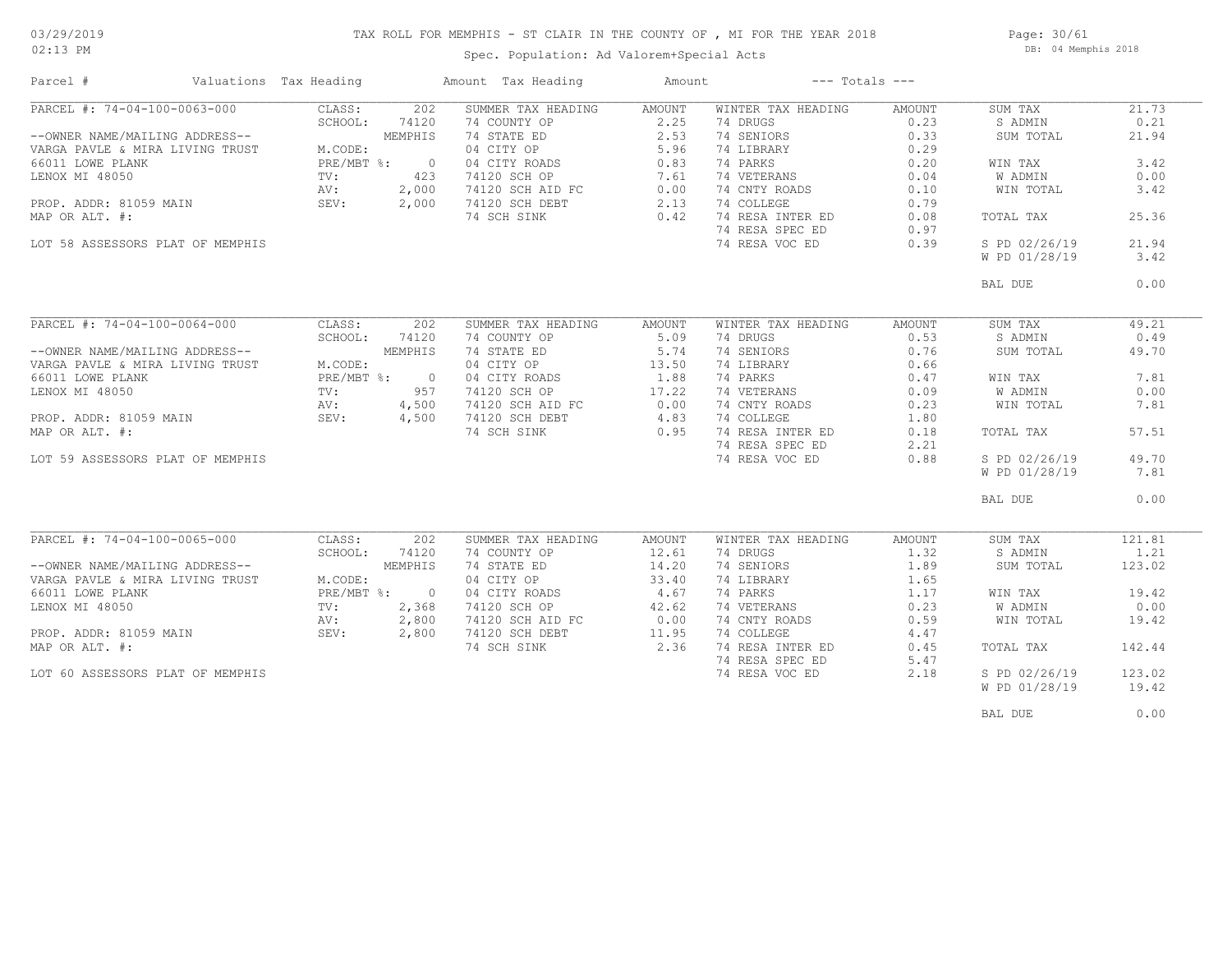# TAX ROLL FOR MEMPHIS - ST CLAIR IN THE COUNTY OF , MI FOR THE YEAR 2018

03/29/2019
02:13 PM

Spec. Population: Ad Valorem+Special Acts

DB: 04 Memphis 2018

| Parcel # | Valuations | Tax Heading | Amount | Tax Heading | Amount | --- Totals --- | |
|---|---|---|---|---|---|---|---|

## PARCEL #: 74-04-100-0063-000

--OWNER NAME/MAILING ADDRESS--
VARGA PAVLE & MIRA LIVING TRUST
66011 LOWE PLANK
LENOX MI 48050

PROP. ADDR: 81059 MAIN
MAP OR ALT. #:

LOT 58 ASSESSORS PLAT OF MEMPHIS

| Valuations | | Summer Tax Heading | Amount | Winter Tax Heading | Amount | Totals | |
|---|---|---|---|---|---|---|---|
| CLASS: | 202 | 74 COUNTY OP | 2.25 | 74 DRUGS | 0.23 | SUM TAX | 21.73 |
| SCHOOL: | 74120 | 74 STATE ED | 2.53 | 74 SENIORS | 0.33 | S ADMIN | 0.21 |
| | MEMPHIS | 04 CITY OP | 5.96 | 74 LIBRARY | 0.29 | SUM TOTAL | 21.94 |
| M.CODE: | | 04 CITY ROADS | 0.83 | 74 PARKS | 0.20 | | |
| PRE/MBT %: | 0 | 74120 SCH OP | 7.61 | 74 VETERANS | 0.04 | WIN TAX | 3.42 |
| TV: | 423 | 74120 SCH AID FC | 0.00 | 74 CNTY ROADS | 0.10 | W ADMIN | 0.00 |
| AV: | 2,000 | 74120 SCH DEBT | 2.13 | 74 COLLEGE | 0.79 | WIN TOTAL | 3.42 |
| SEV: | 2,000 | 74 SCH SINK | 0.42 | 74 RESA INTER ED | 0.08 | | |
| | | | | 74 RESA SPEC ED | 0.97 | TOTAL TAX | 25.36 |
| | | | | 74 RESA VOC ED | 0.39 | | |
| | | | | | | S PD 02/26/19 | 21.94 |
| | | | | | | W PD 01/28/19 | 3.42 |
| | | | | | | BAL DUE | 0.00 |

## PARCEL #: 74-04-100-0064-000

--OWNER NAME/MAILING ADDRESS--
VARGA PAVLE & MIRA LIVING TRUST
66011 LOWE PLANK
LENOX MI 48050

PROP. ADDR: 81059 MAIN
MAP OR ALT. #:

LOT 59 ASSESSORS PLAT OF MEMPHIS

| Valuations | | Summer Tax Heading | Amount | Winter Tax Heading | Amount | Totals | |
|---|---|---|---|---|---|---|---|
| CLASS: | 202 | 74 COUNTY OP | 5.09 | 74 DRUGS | 0.53 | SUM TAX | 49.21 |
| SCHOOL: | 74120 | 74 STATE ED | 5.74 | 74 SENIORS | 0.76 | S ADMIN | 0.49 |
| | MEMPHIS | 04 CITY OP | 13.50 | 74 LIBRARY | 0.66 | SUM TOTAL | 49.70 |
| M.CODE: | | 04 CITY ROADS | 1.88 | 74 PARKS | 0.47 | | |
| PRE/MBT %: | 0 | 74120 SCH OP | 17.22 | 74 VETERANS | 0.09 | WIN TAX | 7.81 |
| TV: | 957 | 74120 SCH AID FC | 0.00 | 74 CNTY ROADS | 0.23 | W ADMIN | 0.00 |
| AV: | 4,500 | 74120 SCH DEBT | 4.83 | 74 COLLEGE | 1.80 | WIN TOTAL | 7.81 |
| SEV: | 4,500 | 74 SCH SINK | 0.95 | 74 RESA INTER ED | 0.18 | | |
| | | | | 74 RESA SPEC ED | 2.21 | TOTAL TAX | 57.51 |
| | | | | 74 RESA VOC ED | 0.88 | | |
| | | | | | | S PD 02/26/19 | 49.70 |
| | | | | | | W PD 01/28/19 | 7.81 |
| | | | | | | BAL DUE | 0.00 |

## PARCEL #: 74-04-100-0065-000

--OWNER NAME/MAILING ADDRESS--
VARGA PAVLE & MIRA LIVING TRUST
66011 LOWE PLANK
LENOX MI 48050

PROP. ADDR: 81059 MAIN
MAP OR ALT. #:

LOT 60 ASSESSORS PLAT OF MEMPHIS

| Valuations | | Summer Tax Heading | Amount | Winter Tax Heading | Amount | Totals | |
|---|---|---|---|---|---|---|---|
| CLASS: | 202 | 74 COUNTY OP | 12.61 | 74 DRUGS | 1.32 | SUM TAX | 121.81 |
| SCHOOL: | 74120 | 74 STATE ED | 14.20 | 74 SENIORS | 1.89 | S ADMIN | 1.21 |
| | MEMPHIS | 04 CITY OP | 33.40 | 74 LIBRARY | 1.65 | SUM TOTAL | 123.02 |
| M.CODE: | | 04 CITY ROADS | 4.67 | 74 PARKS | 1.17 | | |
| PRE/MBT %: | 0 | 74120 SCH OP | 42.62 | 74 VETERANS | 0.23 | WIN TAX | 19.42 |
| TV: | 2,368 | 74120 SCH AID FC | 0.00 | 74 CNTY ROADS | 0.59 | W ADMIN | 0.00 |
| AV: | 2,800 | 74120 SCH DEBT | 11.95 | 74 COLLEGE | 4.47 | WIN TOTAL | 19.42 |
| SEV: | 2,800 | 74 SCH SINK | 2.36 | 74 RESA INTER ED | 0.45 | | |
| | | | | 74 RESA SPEC ED | 5.47 | TOTAL TAX | 142.44 |
| | | | | 74 RESA VOC ED | 2.18 | | |
| | | | | | | S PD 02/26/19 | 123.02 |
| | | | | | | W PD 01/28/19 | 19.42 |
| | | | | | | BAL DUE | 0.00 |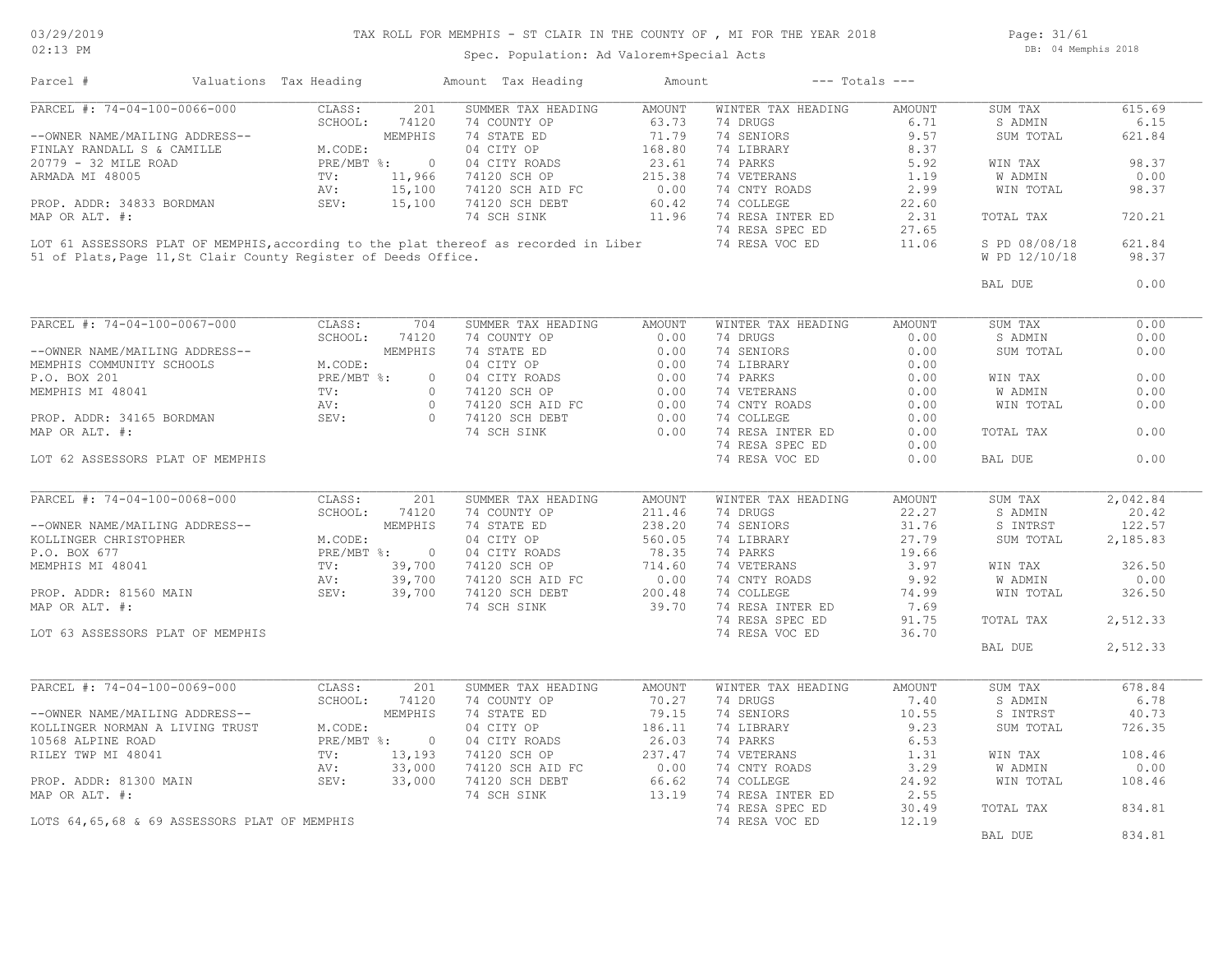TAX ROLL FOR MEMPHIS - ST CLAIR IN THE COUNTY OF , MI FOR THE YEAR 2018

Spec. Population: Ad Valorem+Special Acts

03/29/2019
02:13 PM

DB: 04 Memphis 2018

| Parcel # | Valuations | Tax Heading | Amount | Tax Heading | Amount | --- Totals --- | |
|---|---|---|---|---|---|---|---|

---

**PARCEL #: 74-04-100-0066-000**

| | | | | | | | |
|---|---|---|---|---|---|---|---|
| CLASS: | 201 | SUMMER TAX HEADING | AMOUNT | WINTER TAX HEADING | AMOUNT | SUM TAX | 615.69 |
| SCHOOL: | 74120 | 74 COUNTY OP | 63.73 | 74 DRUGS | 6.71 | S ADMIN | 6.15 |
| | MEMPHIS | 74 STATE ED | 71.79 | 74 SENIORS | 9.57 | SUM TOTAL | 621.84 |
| M.CODE: | | 04 CITY OP | 168.80 | 74 LIBRARY | 8.37 | | |
| PRE/MBT %: | 0 | 04 CITY ROADS | 23.61 | 74 PARKS | 5.92 | WIN TAX | 98.37 |
| TV: | 11,966 | 74120 SCH OP | 215.38 | 74 VETERANS | 1.19 | W ADMIN | 0.00 |
| AV: | 15,100 | 74120 SCH AID FC | 0.00 | 74 CNTY ROADS | 2.99 | WIN TOTAL | 98.37 |
| SEV: | 15,100 | 74120 SCH DEBT | 60.42 | 74 COLLEGE | 22.60 | | |
| | | 74 SCH SINK | 11.96 | 74 RESA INTER ED | 2.31 | TOTAL TAX | 720.21 |
| | | | | 74 RESA SPEC ED | 27.65 | | |
| | | | | 74 RESA VOC ED | 11.06 | S PD 08/08/18 | 621.84 |
| | | | | | | W PD 12/10/18 | 98.37 |
| | | | | | | BAL DUE | 0.00 |

--OWNER NAME/MAILING ADDRESS--
FINLAY RANDALL S & CAMILLE
20779 - 32 MILE ROAD
ARMADA MI 48005

PROP. ADDR: 34833 BORDMAN
MAP OR ALT. #:

LOT 61 ASSESSORS PLAT OF MEMPHIS,according to the plat thereof as recorded in Liber 51 of Plats,Page 11,St Clair County Register of Deeds Office.

---

**PARCEL #: 74-04-100-0067-000**

| | | | | | | | |
|---|---|---|---|---|---|---|---|
| CLASS: | 704 | SUMMER TAX HEADING | AMOUNT | WINTER TAX HEADING | AMOUNT | SUM TAX | 0.00 |
| SCHOOL: | 74120 | 74 COUNTY OP | 0.00 | 74 DRUGS | 0.00 | S ADMIN | 0.00 |
| | MEMPHIS | 74 STATE ED | 0.00 | 74 SENIORS | 0.00 | SUM TOTAL | 0.00 |
| M.CODE: | | 04 CITY OP | 0.00 | 74 LIBRARY | 0.00 | | |
| PRE/MBT %: | 0 | 04 CITY ROADS | 0.00 | 74 PARKS | 0.00 | WIN TAX | 0.00 |
| TV: | 0 | 74120 SCH OP | 0.00 | 74 VETERANS | 0.00 | W ADMIN | 0.00 |
| AV: | 0 | 74120 SCH AID FC | 0.00 | 74 CNTY ROADS | 0.00 | WIN TOTAL | 0.00 |
| SEV: | 0 | 74120 SCH DEBT | 0.00 | 74 COLLEGE | 0.00 | | |
| | | 74 SCH SINK | 0.00 | 74 RESA INTER ED | 0.00 | TOTAL TAX | 0.00 |
| | | | | 74 RESA SPEC ED | 0.00 | | |
| | | | | 74 RESA VOC ED | 0.00 | BAL DUE | 0.00 |

--OWNER NAME/MAILING ADDRESS--
MEMPHIS COMMUNITY SCHOOLS
P.O. BOX 201
MEMPHIS MI 48041

PROP. ADDR: 34165 BORDMAN
MAP OR ALT. #:

LOT 62 ASSESSORS PLAT OF MEMPHIS

---

**PARCEL #: 74-04-100-0068-000**

| | | | | | | | |
|---|---|---|---|---|---|---|---|
| CLASS: | 201 | SUMMER TAX HEADING | AMOUNT | WINTER TAX HEADING | AMOUNT | SUM TAX | 2,042.84 |
| SCHOOL: | 74120 | 74 COUNTY OP | 211.46 | 74 DRUGS | 22.27 | S ADMIN | 20.42 |
| | MEMPHIS | 74 STATE ED | 238.20 | 74 SENIORS | 31.76 | S INTRST | 122.57 |
| M.CODE: | | 04 CITY OP | 560.05 | 74 LIBRARY | 27.79 | SUM TOTAL | 2,185.83 |
| PRE/MBT %: | 0 | 04 CITY ROADS | 78.35 | 74 PARKS | 19.66 | | |
| TV: | 39,700 | 74120 SCH OP | 714.60 | 74 VETERANS | 3.97 | WIN TAX | 326.50 |
| AV: | 39,700 | 74120 SCH AID FC | 0.00 | 74 CNTY ROADS | 9.92 | W ADMIN | 0.00 |
| SEV: | 39,700 | 74120 SCH DEBT | 200.48 | 74 COLLEGE | 74.99 | WIN TOTAL | 326.50 |
| | | 74 SCH SINK | 39.70 | 74 RESA INTER ED | 7.69 | | |
| | | | | 74 RESA SPEC ED | 91.75 | TOTAL TAX | 2,512.33 |
| | | | | 74 RESA VOC ED | 36.70 | | |
| | | | | | | BAL DUE | 2,512.33 |

--OWNER NAME/MAILING ADDRESS--
KOLLINGER CHRISTOPHER
P.O. BOX 677
MEMPHIS MI 48041

PROP. ADDR: 81560 MAIN
MAP OR ALT. #:

LOT 63 ASSESSORS PLAT OF MEMPHIS

---

**PARCEL #: 74-04-100-0069-000**

| | | | | | | | |
|---|---|---|---|---|---|---|---|
| CLASS: | 201 | SUMMER TAX HEADING | AMOUNT | WINTER TAX HEADING | AMOUNT | SUM TAX | 678.84 |
| SCHOOL: | 74120 | 74 COUNTY OP | 70.27 | 74 DRUGS | 7.40 | S ADMIN | 6.78 |
| | MEMPHIS | 74 STATE ED | 79.15 | 74 SENIORS | 10.55 | S INTRST | 40.73 |
| M.CODE: | | 04 CITY OP | 186.11 | 74 LIBRARY | 9.23 | SUM TOTAL | 726.35 |
| PRE/MBT %: | 0 | 04 CITY ROADS | 26.03 | 74 PARKS | 6.53 | | |
| TV: | 13,193 | 74120 SCH OP | 237.47 | 74 VETERANS | 1.31 | WIN TAX | 108.46 |
| AV: | 33,000 | 74120 SCH AID FC | 0.00 | 74 CNTY ROADS | 3.29 | W ADMIN | 0.00 |
| SEV: | 33,000 | 74120 SCH DEBT | 66.62 | 74 COLLEGE | 24.92 | WIN TOTAL | 108.46 |
| | | 74 SCH SINK | 13.19 | 74 RESA INTER ED | 2.55 | | |
| | | | | 74 RESA SPEC ED | 30.49 | TOTAL TAX | 834.81 |
| | | | | 74 RESA VOC ED | 12.19 | | |
| | | | | | | BAL DUE | 834.81 |

--OWNER NAME/MAILING ADDRESS--
KOLLINGER NORMAN A LIVING TRUST
10568 ALPINE ROAD
RILEY TWP MI 48041

PROP. ADDR: 81300 MAIN
MAP OR ALT. #:

LOTS 64,65,68 & 69 ASSESSORS PLAT OF MEMPHIS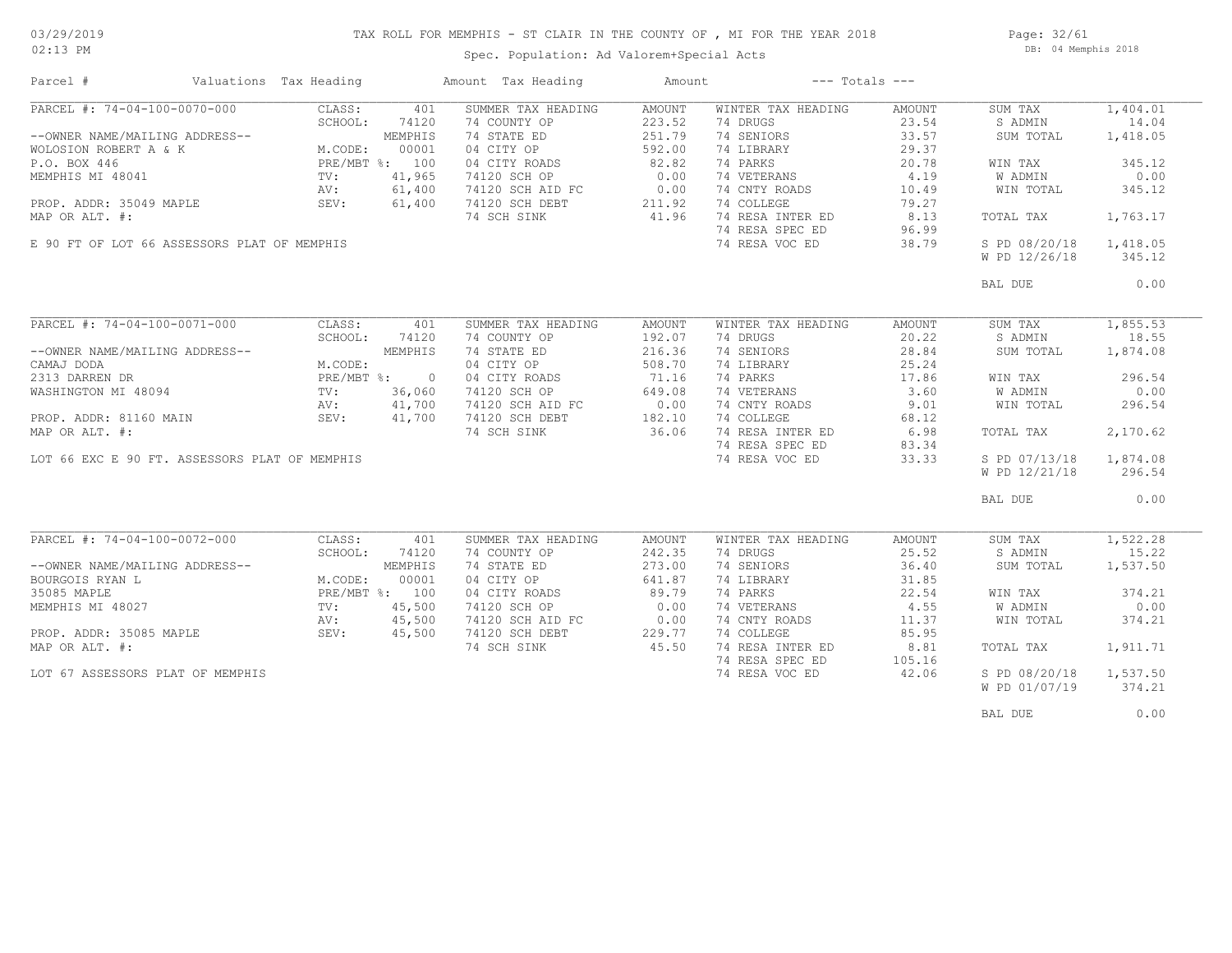# TAX ROLL FOR MEMPHIS - ST CLAIR IN THE COUNTY OF , MI FOR THE YEAR 2018

03/29/2019
02:13 PM

Spec. Population: Ad Valorem+Special Acts

DB: 04 Memphis 2018

| Parcel # | Valuations | Tax Heading | Amount | Tax Heading | Amount | --- Totals --- | |
|---|---|---|---|---|---|---|---|
| PARCEL #: 74-04-100-0070-000 | CLASS: 401 | SUMMER TAX HEADING | AMOUNT | WINTER TAX HEADING | AMOUNT | SUM TAX | 1,404.01 |
| | SCHOOL: 74120 | 74 COUNTY OP | 223.52 | 74 DRUGS | 23.54 | S ADMIN | 14.04 |
| --OWNER NAME/MAILING ADDRESS-- | MEMPHIS | 74 STATE ED | 251.79 | 74 SENIORS | 33.57 | SUM TOTAL | 1,418.05 |
| WOLOSION ROBERT A & K | M.CODE: 00001 | 04 CITY OP | 592.00 | 74 LIBRARY | 29.37 | | |
| P.O. BOX 446 | PRE/MBT %: 100 | 04 CITY ROADS | 82.82 | 74 PARKS | 20.78 | WIN TAX | 345.12 |
| MEMPHIS MI 48041 | TV: 41,965 | 74120 SCH OP | 0.00 | 74 VETERANS | 4.19 | W ADMIN | 0.00 |
| | AV: 61,400 | 74120 SCH AID FC | 0.00 | 74 CNTY ROADS | 10.49 | WIN TOTAL | 345.12 |
| PROP. ADDR: 35049 MAPLE | SEV: 61,400 | 74120 SCH DEBT | 211.92 | 74 COLLEGE | 79.27 | | |
| MAP OR ALT. #: | | 74 SCH SINK | 41.96 | 74 RESA INTER ED | 8.13 | TOTAL TAX | 1,763.17 |
| | | | | 74 RESA SPEC ED | 96.99 | | |
| E 90 FT OF LOT 66 ASSESSORS PLAT OF MEMPHIS | | | | 74 RESA VOC ED | 38.79 | S PD 08/20/18 | 1,418.05 |
| | | | | | | W PD 12/26/18 | 345.12 |
| | | | | | | BAL DUE | 0.00 |
| PARCEL #: 74-04-100-0071-000 | CLASS: 401 | SUMMER TAX HEADING | AMOUNT | WINTER TAX HEADING | AMOUNT | SUM TAX | 1,855.53 |
| | SCHOOL: 74120 | 74 COUNTY OP | 192.07 | 74 DRUGS | 20.22 | S ADMIN | 18.55 |
| --OWNER NAME/MAILING ADDRESS-- | MEMPHIS | 74 STATE ED | 216.36 | 74 SENIORS | 28.84 | SUM TOTAL | 1,874.08 |
| CAMAJ DODA | M.CODE: | 04 CITY OP | 508.70 | 74 LIBRARY | 25.24 | | |
| 2313 DARREN DR | PRE/MBT %: 0 | 04 CITY ROADS | 71.16 | 74 PARKS | 17.86 | WIN TAX | 296.54 |
| WASHINGTON MI 48094 | TV: 36,060 | 74120 SCH OP | 649.08 | 74 VETERANS | 3.60 | W ADMIN | 0.00 |
| | AV: 41,700 | 74120 SCH AID FC | 0.00 | 74 CNTY ROADS | 9.01 | WIN TOTAL | 296.54 |
| PROP. ADDR: 81160 MAIN | SEV: 41,700 | 74120 SCH DEBT | 182.10 | 74 COLLEGE | 68.12 | | |
| MAP OR ALT. #: | | 74 SCH SINK | 36.06 | 74 RESA INTER ED | 6.98 | TOTAL TAX | 2,170.62 |
| | | | | 74 RESA SPEC ED | 83.34 | | |
| LOT 66 EXC E 90 FT. ASSESSORS PLAT OF MEMPHIS | | | | 74 RESA VOC ED | 33.33 | S PD 07/13/18 | 1,874.08 |
| | | | | | | W PD 12/21/18 | 296.54 |
| | | | | | | BAL DUE | 0.00 |
| PARCEL #: 74-04-100-0072-000 | CLASS: 401 | SUMMER TAX HEADING | AMOUNT | WINTER TAX HEADING | AMOUNT | SUM TAX | 1,522.28 |
| | SCHOOL: 74120 | 74 COUNTY OP | 242.35 | 74 DRUGS | 25.52 | S ADMIN | 15.22 |
| --OWNER NAME/MAILING ADDRESS-- | MEMPHIS | 74 STATE ED | 273.00 | 74 SENIORS | 36.40 | SUM TOTAL | 1,537.50 |
| BOURGOIS RYAN L | M.CODE: 00001 | 04 CITY OP | 641.87 | 74 LIBRARY | 31.85 | | |
| 35085 MAPLE | PRE/MBT %: 100 | 04 CITY ROADS | 89.79 | 74 PARKS | 22.54 | WIN TAX | 374.21 |
| MEMPHIS MI 48027 | TV: 45,500 | 74120 SCH OP | 0.00 | 74 VETERANS | 4.55 | W ADMIN | 0.00 |
| | AV: 45,500 | 74120 SCH AID FC | 0.00 | 74 CNTY ROADS | 11.37 | WIN TOTAL | 374.21 |
| PROP. ADDR: 35085 MAPLE | SEV: 45,500 | 74120 SCH DEBT | 229.77 | 74 COLLEGE | 85.95 | | |
| MAP OR ALT. #: | | 74 SCH SINK | 45.50 | 74 RESA INTER ED | 8.81 | TOTAL TAX | 1,911.71 |
| | | | | 74 RESA SPEC ED | 105.16 | | |
| LOT 67 ASSESSORS PLAT OF MEMPHIS | | | | 74 RESA VOC ED | 42.06 | S PD 08/20/18 | 1,537.50 |
| | | | | | | W PD 01/07/19 | 374.21 |
| | | | | | | BAL DUE | 0.00 |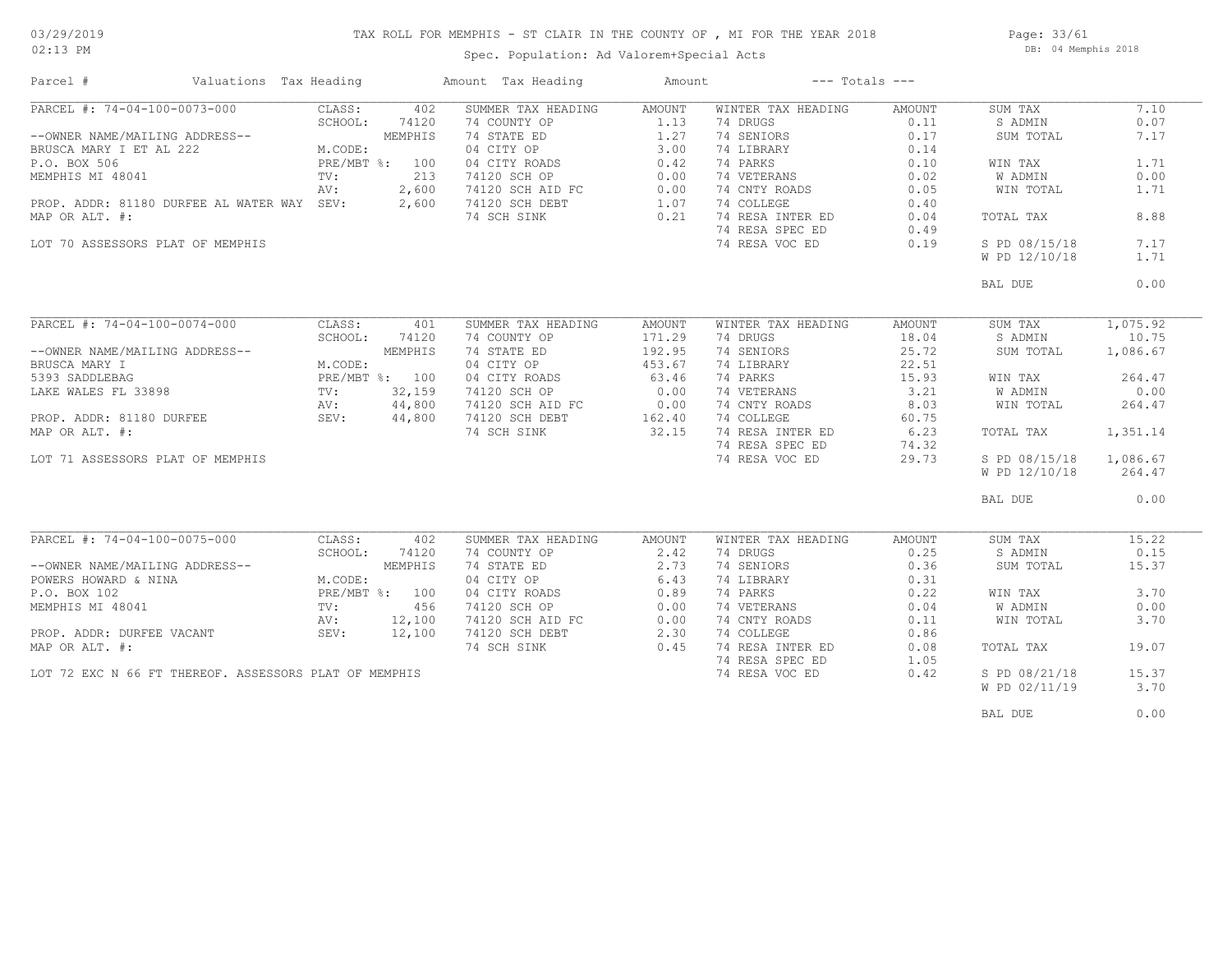# TAX ROLL FOR MEMPHIS - ST CLAIR IN THE COUNTY OF , MI FOR THE YEAR 2018

Spec. Population: Ad Valorem+Special Acts

03/29/2019
02:13 PM

DB: 04 Memphis 2018

| Parcel # | Valuations | Tax Heading | Amount | Tax Heading | Amount | --- Totals --- | |
|---|---|---|---|---|---|---|---|

## PARCEL #: 74-04-100-0073-000

| | | | | | | | |
|---|---|---|---|---|---|---|---|
| PARCEL #: 74-04-100-0073-000 | CLASS: 402 | SUMMER TAX HEADING | AMOUNT | WINTER TAX HEADING | AMOUNT | SUM TAX | 7.10 |
| | SCHOOL: 74120 | 74 COUNTY OP | 1.13 | 74 DRUGS | 0.11 | S ADMIN | 0.07 |
| --OWNER NAME/MAILING ADDRESS-- | MEMPHIS | 74 STATE ED | 1.27 | 74 SENIORS | 0.17 | SUM TOTAL | 7.17 |
| BRUSCA MARY I ET AL 222 | M.CODE: | 04 CITY OP | 3.00 | 74 LIBRARY | 0.14 | | |
| P.O. BOX 506 | PRE/MBT %: 100 | 04 CITY ROADS | 0.42 | 74 PARKS | 0.10 | WIN TAX | 1.71 |
| MEMPHIS MI 48041 | TV: 213 | 74120 SCH OP | 0.00 | 74 VETERANS | 0.02 | W ADMIN | 0.00 |
| | AV: 2,600 | 74120 SCH AID FC | 0.00 | 74 CNTY ROADS | 0.05 | WIN TOTAL | 1.71 |
| PROP. ADDR: 81180 DURFEE AL WATER WAY | SEV: 2,600 | 74120 SCH DEBT | 1.07 | 74 COLLEGE | 0.40 | | |
| MAP OR ALT. #: | | 74 SCH SINK | 0.21 | 74 RESA INTER ED | 0.04 | TOTAL TAX | 8.88 |
| | | | | 74 RESA SPEC ED | 0.49 | | |
| LOT 70 ASSESSORS PLAT OF MEMPHIS | | | | 74 RESA VOC ED | 0.19 | S PD 08/15/18 | 7.17 |
| | | | | | | W PD 12/10/18 | 1.71 |
| | | | | | | BAL DUE | 0.00 |

## PARCEL #: 74-04-100-0074-000

| | | | | | | | |
|---|---|---|---|---|---|---|---|
| PARCEL #: 74-04-100-0074-000 | CLASS: 401 | SUMMER TAX HEADING | AMOUNT | WINTER TAX HEADING | AMOUNT | SUM TAX | 1,075.92 |
| | SCHOOL: 74120 | 74 COUNTY OP | 171.29 | 74 DRUGS | 18.04 | S ADMIN | 10.75 |
| --OWNER NAME/MAILING ADDRESS-- | MEMPHIS | 74 STATE ED | 192.95 | 74 SENIORS | 25.72 | SUM TOTAL | 1,086.67 |
| BRUSCA MARY I | M.CODE: | 04 CITY OP | 453.67 | 74 LIBRARY | 22.51 | | |
| 5393 SADDLEBAG | PRE/MBT %: 100 | 04 CITY ROADS | 63.46 | 74 PARKS | 15.93 | WIN TAX | 264.47 |
| LAKE WALES FL 33898 | TV: 32,159 | 74120 SCH OP | 0.00 | 74 VETERANS | 3.21 | W ADMIN | 0.00 |
| | AV: 44,800 | 74120 SCH AID FC | 0.00 | 74 CNTY ROADS | 8.03 | WIN TOTAL | 264.47 |
| PROP. ADDR: 81180 DURFEE | SEV: 44,800 | 74120 SCH DEBT | 162.40 | 74 COLLEGE | 60.75 | | |
| MAP OR ALT. #: | | 74 SCH SINK | 32.15 | 74 RESA INTER ED | 6.23 | TOTAL TAX | 1,351.14 |
| | | | | 74 RESA SPEC ED | 74.32 | | |
| LOT 71 ASSESSORS PLAT OF MEMPHIS | | | | 74 RESA VOC ED | 29.73 | S PD 08/15/18 | 1,086.67 |
| | | | | | | W PD 12/10/18 | 264.47 |
| | | | | | | BAL DUE | 0.00 |

## PARCEL #: 74-04-100-0075-000

| | | | | | | | |
|---|---|---|---|---|---|---|---|
| PARCEL #: 74-04-100-0075-000 | CLASS: 402 | SUMMER TAX HEADING | AMOUNT | WINTER TAX HEADING | AMOUNT | SUM TAX | 15.22 |
| | SCHOOL: 74120 | 74 COUNTY OP | 2.42 | 74 DRUGS | 0.25 | S ADMIN | 0.15 |
| --OWNER NAME/MAILING ADDRESS-- | MEMPHIS | 74 STATE ED | 2.73 | 74 SENIORS | 0.36 | SUM TOTAL | 15.37 |
| POWERS HOWARD & NINA | M.CODE: | 04 CITY OP | 6.43 | 74 LIBRARY | 0.31 | | |
| P.O. BOX 102 | PRE/MBT %: 100 | 04 CITY ROADS | 0.89 | 74 PARKS | 0.22 | WIN TAX | 3.70 |
| MEMPHIS MI 48041 | TV: 456 | 74120 SCH OP | 0.00 | 74 VETERANS | 0.04 | W ADMIN | 0.00 |
| | AV: 12,100 | 74120 SCH AID FC | 0.00 | 74 CNTY ROADS | 0.11 | WIN TOTAL | 3.70 |
| PROP. ADDR: DURFEE VACANT | SEV: 12,100 | 74120 SCH DEBT | 2.30 | 74 COLLEGE | 0.86 | | |
| MAP OR ALT. #: | | 74 SCH SINK | 0.45 | 74 RESA INTER ED | 0.08 | TOTAL TAX | 19.07 |
| | | | | 74 RESA SPEC ED | 1.05 | | |
| LOT 72 EXC N 66 FT THEREOF. ASSESSORS PLAT OF MEMPHIS | | | | 74 RESA VOC ED | 0.42 | S PD 08/21/18 | 15.37 |
| | | | | | | W PD 02/11/19 | 3.70 |
| | | | | | | BAL DUE | 0.00 |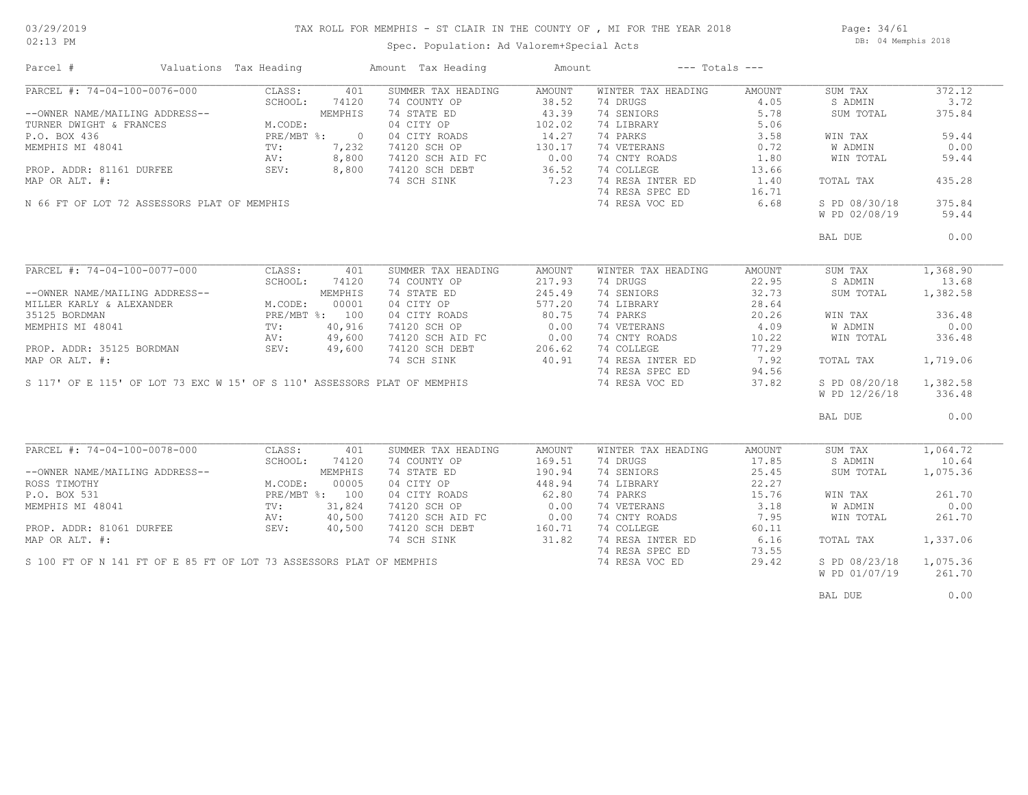# TAX ROLL FOR MEMPHIS - ST CLAIR IN THE COUNTY OF , MI FOR THE YEAR 2018

03/29/2019
02:13 PM

Spec. Population: Ad Valorem+Special Acts

DB: 04 Memphis 2018

| Parcel # | Valuations | Tax Heading | Amount | Tax Heading | Amount | --- Totals --- | |
|---|---|---|---|---|---|---|---|
| PARCEL #: 74-04-100-0076-000 | CLASS: 401 | SUMMER TAX HEADING | AMOUNT | WINTER TAX HEADING | AMOUNT | SUM TAX | 372.12 |
| | SCHOOL: 74120 | 74 COUNTY OP | 38.52 | 74 DRUGS | 4.05 | S ADMIN | 3.72 |
| --OWNER NAME/MAILING ADDRESS-- | MEMPHIS | 74 STATE ED | 43.39 | 74 SENIORS | 5.78 | SUM TOTAL | 375.84 |
| TURNER DWIGHT & FRANCES | M.CODE: | 04 CITY OP | 102.02 | 74 LIBRARY | 5.06 | | |
| P.O. BOX 436 | PRE/MBT %: 0 | 04 CITY ROADS | 14.27 | 74 PARKS | 3.58 | WIN TAX | 59.44 |
| MEMPHIS MI 48041 | TV: 7,232 | 74120 SCH OP | 130.17 | 74 VETERANS | 0.72 | W ADMIN | 0.00 |
| | AV: 8,800 | 74120 SCH AID FC | 0.00 | 74 CNTY ROADS | 1.80 | WIN TOTAL | 59.44 |
| PROP. ADDR: 81161 DURFEE | SEV: 8,800 | 74120 SCH DEBT | 36.52 | 74 COLLEGE | 13.66 | | |
| MAP OR ALT. #: | | 74 SCH SINK | 7.23 | 74 RESA INTER ED | 1.40 | TOTAL TAX | 435.28 |
| | | | | 74 RESA SPEC ED | 16.71 | | |
| N 66 FT OF LOT 72 ASSESSORS PLAT OF MEMPHIS | | | | 74 RESA VOC ED | 6.68 | S PD 08/30/18 | 375.84 |
| | | | | | | W PD 02/08/19 | 59.44 |
| | | | | | | BAL DUE | 0.00 |

| Parcel # | Valuations | Tax Heading | Amount | Tax Heading | Amount | --- Totals --- | |
|---|---|---|---|---|---|---|---|
| PARCEL #: 74-04-100-0077-000 | CLASS: 401 | SUMMER TAX HEADING | AMOUNT | WINTER TAX HEADING | AMOUNT | SUM TAX | 1,368.90 |
| | SCHOOL: 74120 | 74 COUNTY OP | 217.93 | 74 DRUGS | 22.95 | S ADMIN | 13.68 |
| --OWNER NAME/MAILING ADDRESS-- | MEMPHIS | 74 STATE ED | 245.49 | 74 SENIORS | 32.73 | SUM TOTAL | 1,382.58 |
| MILLER KARLY & ALEXANDER | M.CODE: 00001 | 04 CITY OP | 577.20 | 74 LIBRARY | 28.64 | | |
| 35125 BORDMAN | PRE/MBT %: 100 | 04 CITY ROADS | 80.75 | 74 PARKS | 20.26 | WIN TAX | 336.48 |
| MEMPHIS MI 48041 | TV: 40,916 | 74120 SCH OP | 0.00 | 74 VETERANS | 4.09 | W ADMIN | 0.00 |
| | AV: 49,600 | 74120 SCH AID FC | 0.00 | 74 CNTY ROADS | 10.22 | WIN TOTAL | 336.48 |
| PROP. ADDR: 35125 BORDMAN | SEV: 49,600 | 74120 SCH DEBT | 206.62 | 74 COLLEGE | 77.29 | | |
| MAP OR ALT. #: | | 74 SCH SINK | 40.91 | 74 RESA INTER ED | 7.92 | TOTAL TAX | 1,719.06 |
| | | | | 74 RESA SPEC ED | 94.56 | | |
| S 117' OF E 115' OF LOT 73 EXC W 15' OF S 110' ASSESSORS PLAT OF MEMPHIS | | | | 74 RESA VOC ED | 37.82 | S PD 08/20/18 | 1,382.58 |
| | | | | | | W PD 12/26/18 | 336.48 |
| | | | | | | BAL DUE | 0.00 |

| Parcel # | Valuations | Tax Heading | Amount | Tax Heading | Amount | --- Totals --- | |
|---|---|---|---|---|---|---|---|
| PARCEL #: 74-04-100-0078-000 | CLASS: 401 | SUMMER TAX HEADING | AMOUNT | WINTER TAX HEADING | AMOUNT | SUM TAX | 1,064.72 |
| | SCHOOL: 74120 | 74 COUNTY OP | 169.51 | 74 DRUGS | 17.85 | S ADMIN | 10.64 |
| --OWNER NAME/MAILING ADDRESS-- | MEMPHIS | 74 STATE ED | 190.94 | 74 SENIORS | 25.45 | SUM TOTAL | 1,075.36 |
| ROSS TIMOTHY | M.CODE: 00005 | 04 CITY OP | 448.94 | 74 LIBRARY | 22.27 | | |
| P.O. BOX 531 | PRE/MBT %: 100 | 04 CITY ROADS | 62.80 | 74 PARKS | 15.76 | WIN TAX | 261.70 |
| MEMPHIS MI 48041 | TV: 31,824 | 74120 SCH OP | 0.00 | 74 VETERANS | 3.18 | W ADMIN | 0.00 |
| | AV: 40,500 | 74120 SCH AID FC | 0.00 | 74 CNTY ROADS | 7.95 | WIN TOTAL | 261.70 |
| PROP. ADDR: 81061 DURFEE | SEV: 40,500 | 74120 SCH DEBT | 160.71 | 74 COLLEGE | 60.11 | | |
| MAP OR ALT. #: | | 74 SCH SINK | 31.82 | 74 RESA INTER ED | 6.16 | TOTAL TAX | 1,337.06 |
| | | | | 74 RESA SPEC ED | 73.55 | | |
| S 100 FT OF N 141 FT OF E 85 FT OF LOT 73 ASSESSORS PLAT OF MEMPHIS | | | | 74 RESA VOC ED | 29.42 | S PD 08/23/18 | 1,075.36 |
| | | | | | | W PD 01/07/19 | 261.70 |
| | | | | | | BAL DUE | 0.00 |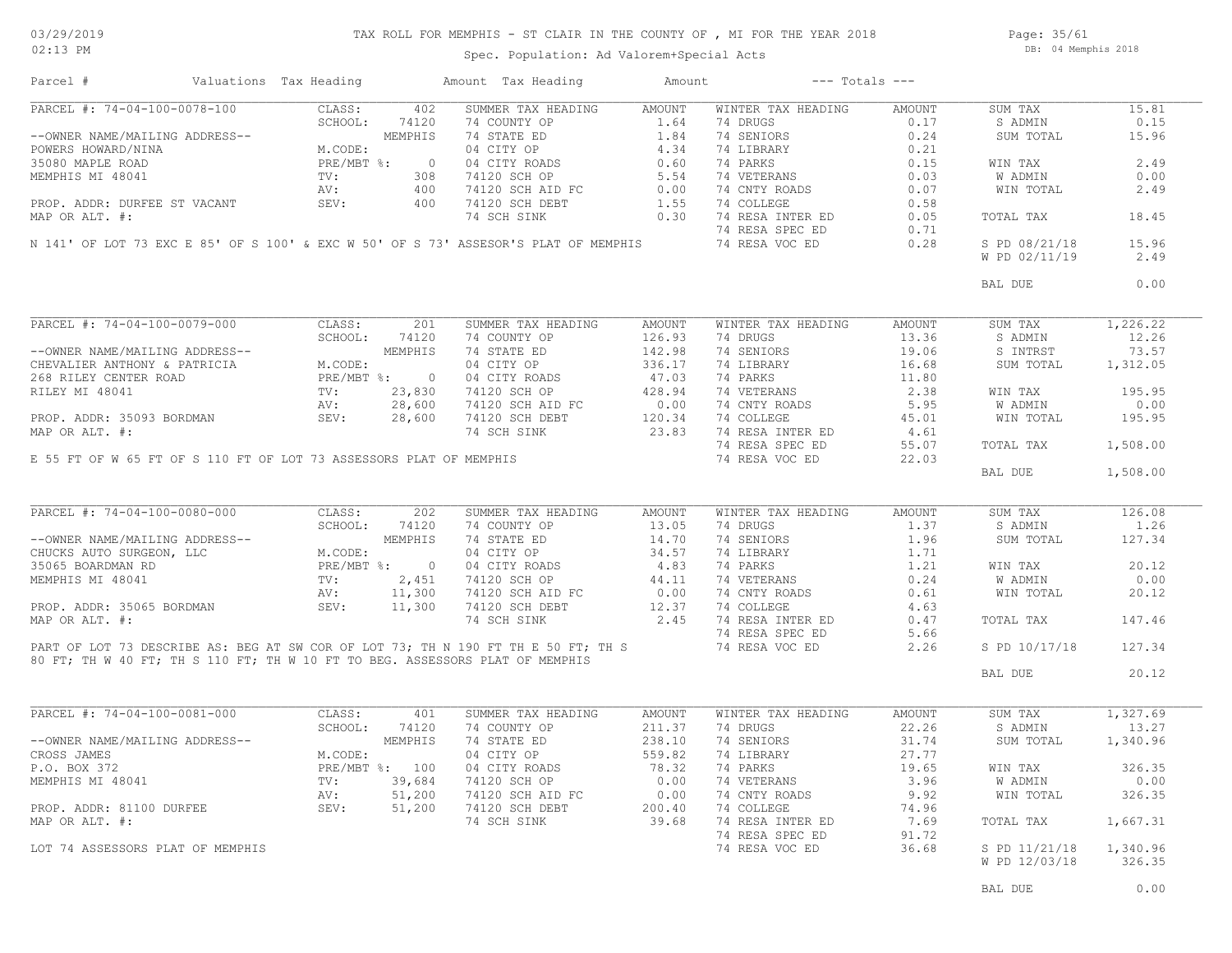# TAX ROLL FOR MEMPHIS - ST CLAIR IN THE COUNTY OF , MI FOR THE YEAR 2018

Spec. Population: Ad Valorem+Special Acts

03/29/2019 02:13 PM — DB: 04 Memphis 2018

| Parcel # | Valuations | Tax Heading | Amount | Tax Heading | Amount | --- Totals --- | |
|---|---|---|---|---|---|---|---|

## PARCEL #: 74-04-100-0078-100

| | | | | | | | |
|---|---|---|---|---|---|---|---|
| --OWNER NAME/MAILING ADDRESS-- | CLASS: 402 | SUMMER TAX HEADING | AMOUNT | WINTER TAX HEADING | AMOUNT | SUM TAX | 15.81 |
| POWERS HOWARD/NINA | SCHOOL: 74120 | 74 COUNTY OP | 1.64 | 74 DRUGS | 0.17 | S ADMIN | 0.15 |
| 35080 MAPLE ROAD | MEMPHIS | 74 STATE ED | 1.84 | 74 SENIORS | 0.24 | SUM TOTAL | 15.96 |
| MEMPHIS MI 48041 | M.CODE: | 04 CITY OP | 4.34 | 74 LIBRARY | 0.21 | | |
| | PRE/MBT %: 0 | 04 CITY ROADS | 0.60 | 74 PARKS | 0.15 | WIN TAX | 2.49 |
| | TV: 308 | 74120 SCH OP | 5.54 | 74 VETERANS | 0.03 | W ADMIN | 0.00 |
| PROP. ADDR: DURFEE ST VACANT | AV: 400 | 74120 SCH AID FC | 0.00 | 74 CNTY ROADS | 0.07 | WIN TOTAL | 2.49 |
| MAP OR ALT. #: | SEV: 400 | 74120 SCH DEBT | 1.55 | 74 COLLEGE | 0.58 | | |
| | | 74 SCH SINK | 0.30 | 74 RESA INTER ED | 0.05 | TOTAL TAX | 18.45 |
| | | | | 74 RESA SPEC ED | 0.71 | | |
| | | | | 74 RESA VOC ED | 0.28 | S PD 08/21/18 | 15.96 |
| | | | | | | W PD 02/11/19 | 2.49 |
| | | | | | | BAL DUE | 0.00 |

N 141' OF LOT 73 EXC E 85' OF S 100' & EXC W 50' OF S 73' ASSESOR'S PLAT OF MEMPHIS

## PARCEL #: 74-04-100-0079-000

| | | | | | | | |
|---|---|---|---|---|---|---|---|
| --OWNER NAME/MAILING ADDRESS-- | CLASS: 201 | SUMMER TAX HEADING | AMOUNT | WINTER TAX HEADING | AMOUNT | SUM TAX | 1,226.22 |
| CHEVALIER ANTHONY & PATRICIA | SCHOOL: 74120 | 74 COUNTY OP | 126.93 | 74 DRUGS | 13.36 | S ADMIN | 12.26 |
| 268 RILEY CENTER ROAD | MEMPHIS | 74 STATE ED | 142.98 | 74 SENIORS | 19.06 | S INTRST | 73.57 |
| RILEY MI 48041 | M.CODE: | 04 CITY OP | 336.17 | 74 LIBRARY | 16.68 | SUM TOTAL | 1,312.05 |
| | PRE/MBT %: 0 | 04 CITY ROADS | 47.03 | 74 PARKS | 11.80 | | |
| | TV: 23,830 | 74120 SCH OP | 428.94 | 74 VETERANS | 2.38 | WIN TAX | 195.95 |
| PROP. ADDR: 35093 BORDMAN | AV: 28,600 | 74120 SCH AID FC | 0.00 | 74 CNTY ROADS | 5.95 | W ADMIN | 0.00 |
| MAP OR ALT. #: | SEV: 28,600 | 74120 SCH DEBT | 120.34 | 74 COLLEGE | 45.01 | WIN TOTAL | 195.95 |
| | | 74 SCH SINK | 23.83 | 74 RESA INTER ED | 4.61 | | |
| | | | | 74 RESA SPEC ED | 55.07 | TOTAL TAX | 1,508.00 |
| | | | | 74 RESA VOC ED | 22.03 | | |
| | | | | | | BAL DUE | 1,508.00 |

E 55 FT OF W 65 FT OF S 110 FT OF LOT 73 ASSESSORS PLAT OF MEMPHIS

## PARCEL #: 74-04-100-0080-000

| | | | | | | | |
|---|---|---|---|---|---|---|---|
| --OWNER NAME/MAILING ADDRESS-- | CLASS: 202 | SUMMER TAX HEADING | AMOUNT | WINTER TAX HEADING | AMOUNT | SUM TAX | 126.08 |
| CHUCKS AUTO SURGEON, LLC | SCHOOL: 74120 | 74 COUNTY OP | 13.05 | 74 DRUGS | 1.37 | S ADMIN | 1.26 |
| 35065 BOARDMAN RD | MEMPHIS | 74 STATE ED | 14.70 | 74 SENIORS | 1.96 | SUM TOTAL | 127.34 |
| MEMPHIS MI 48041 | M.CODE: | 04 CITY OP | 34.57 | 74 LIBRARY | 1.71 | | |
| | PRE/MBT %: 0 | 04 CITY ROADS | 4.83 | 74 PARKS | 1.21 | WIN TAX | 20.12 |
| | TV: 2,451 | 74120 SCH OP | 44.11 | 74 VETERANS | 0.24 | W ADMIN | 0.00 |
| PROP. ADDR: 35065 BORDMAN | AV: 11,300 | 74120 SCH AID FC | 0.00 | 74 CNTY ROADS | 0.61 | WIN TOTAL | 20.12 |
| MAP OR ALT. #: | SEV: 11,300 | 74120 SCH DEBT | 12.37 | 74 COLLEGE | 4.63 | | |
| | | 74 SCH SINK | 2.45 | 74 RESA INTER ED | 0.47 | TOTAL TAX | 147.46 |
| | | | | 74 RESA SPEC ED | 5.66 | | |
| | | | | 74 RESA VOC ED | 2.26 | S PD 10/17/18 | 127.34 |
| | | | | | | BAL DUE | 20.12 |

PART OF LOT 73 DESCRIBE AS: BEG AT SW COR OF LOT 73; TH N 190 FT TH E 50 FT; TH S 80 FT; TH W 40 FT; TH S 110 FT; TH W 10 FT TO BEG. ASSESSORS PLAT OF MEMPHIS

## PARCEL #: 74-04-100-0081-000

| | | | | | | | |
|---|---|---|---|---|---|---|---|
| --OWNER NAME/MAILING ADDRESS-- | CLASS: 401 | SUMMER TAX HEADING | AMOUNT | WINTER TAX HEADING | AMOUNT | SUM TAX | 1,327.69 |
| CROSS JAMES | SCHOOL: 74120 | 74 COUNTY OP | 211.37 | 74 DRUGS | 22.26 | S ADMIN | 13.27 |
| P.O. BOX 372 | MEMPHIS | 74 STATE ED | 238.10 | 74 SENIORS | 31.74 | SUM TOTAL | 1,340.96 |
| MEMPHIS MI 48041 | M.CODE: | 04 CITY OP | 559.82 | 74 LIBRARY | 27.77 | | |
| | PRE/MBT %: 100 | 04 CITY ROADS | 78.32 | 74 PARKS | 19.65 | WIN TAX | 326.35 |
| | TV: 39,684 | 74120 SCH OP | 0.00 | 74 VETERANS | 3.96 | W ADMIN | 0.00 |
| PROP. ADDR: 81100 DURFEE | AV: 51,200 | 74120 SCH AID FC | 0.00 | 74 CNTY ROADS | 9.92 | WIN TOTAL | 326.35 |
| MAP OR ALT. #: | SEV: 51,200 | 74120 SCH DEBT | 200.40 | 74 COLLEGE | 74.96 | | |
| | | 74 SCH SINK | 39.68 | 74 RESA INTER ED | 7.69 | TOTAL TAX | 1,667.31 |
| | | | | 74 RESA SPEC ED | 91.72 | | |
| | | | | 74 RESA VOC ED | 36.68 | S PD 11/21/18 | 1,340.96 |
| | | | | | | W PD 12/03/18 | 326.35 |
| | | | | | | BAL DUE | 0.00 |

LOT 74 ASSESSORS PLAT OF MEMPHIS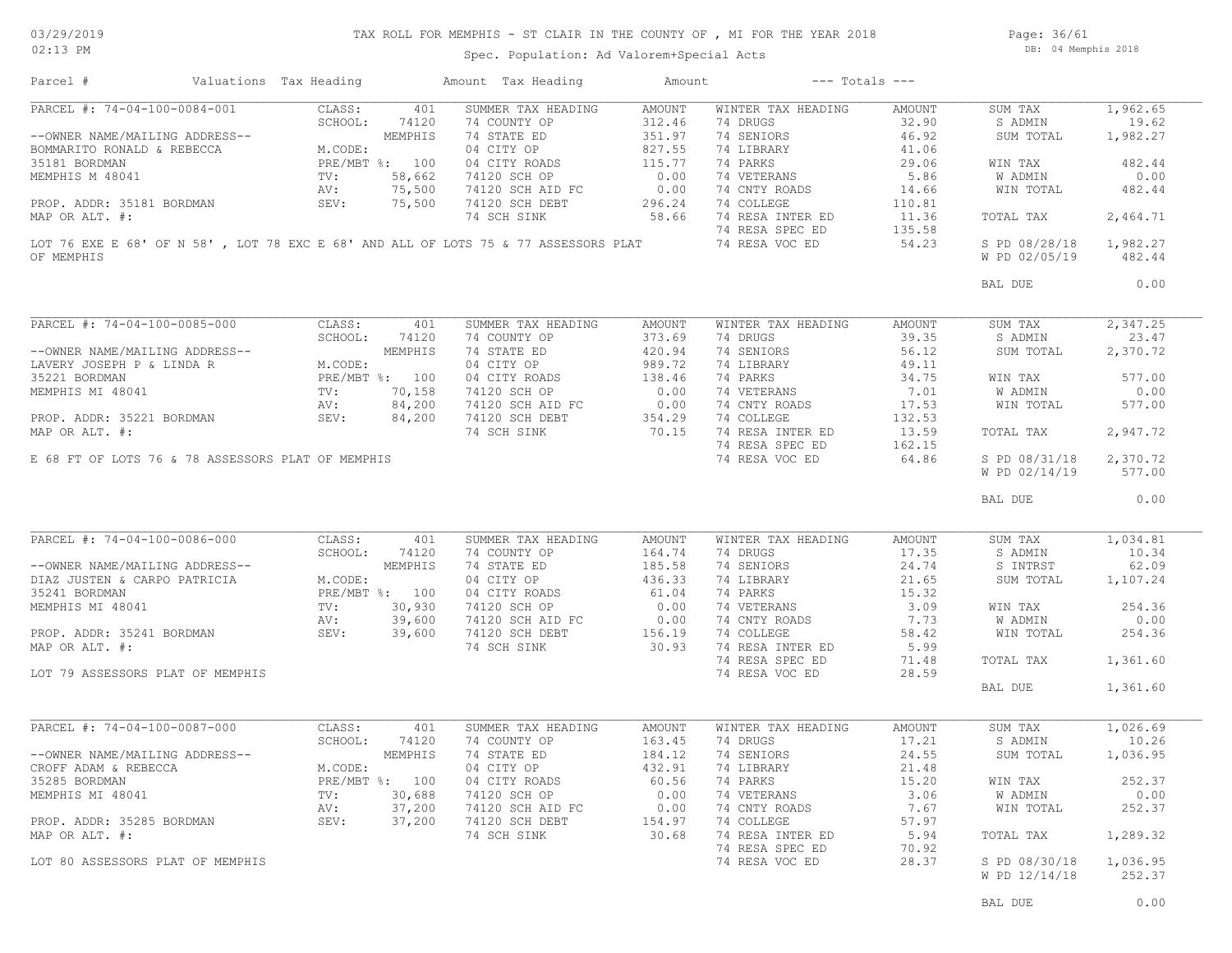# TAX ROLL FOR MEMPHIS - ST CLAIR IN THE COUNTY OF , MI FOR THE YEAR 2018

Spec. Population: Ad Valorem+Special Acts

03/29/2019 02:13 PM — DB: 04 Memphis 2018

| Parcel # | Valuations | Tax Heading | Amount | Tax Heading | Amount | --- Totals --- | |
|---|---|---|---|---|---|---|---|

## PARCEL #: 74-04-100-0084-001

| | | SUMMER TAX HEADING | AMOUNT | WINTER TAX HEADING | AMOUNT | | |
|---|---|---|---|---|---|---|---|
| CLASS: | 401 | 74 COUNTY OP | 312.46 | 74 DRUGS | 32.90 | SUM TAX | 1,962.65 |
| SCHOOL: | 74120 | 74 STATE ED | 351.97 | 74 SENIORS | 46.92 | S ADMIN | 19.62 |
| | MEMPHIS | 04 CITY OP | 827.55 | 74 LIBRARY | 41.06 | SUM TOTAL | 1,982.27 |
| M.CODE: | | 04 CITY ROADS | 115.77 | 74 PARKS | 29.06 | | |
| PRE/MBT %: | 100 | 74120 SCH OP | 0.00 | 74 VETERANS | 5.86 | WIN TAX | 482.44 |
| TV: | 58,662 | 74120 SCH AID FC | 0.00 | 74 CNTY ROADS | 14.66 | W ADMIN | 0.00 |
| AV: | 75,500 | 74120 SCH DEBT | 296.24 | 74 COLLEGE | 110.81 | WIN TOTAL | 482.44 |
| SEV: | 75,500 | 74 SCH SINK | 58.66 | 74 RESA INTER ED | 11.36 | | |
| | | | | 74 RESA SPEC ED | 135.58 | TOTAL TAX | 2,464.71 |
| | | | | 74 RESA VOC ED | 54.23 | S PD 08/28/18 | 1,982.27 |
| | | | | | | W PD 02/05/19 | 482.44 |
| | | | | | | BAL DUE | 0.00 |

--OWNER NAME/MAILING ADDRESS--
BOMMARITO RONALD & REBECCA
35181 BORDMAN
MEMPHIS M 48041

PROP. ADDR: 35181 BORDMAN
MAP OR ALT. #:

LOT 76 EXE E 68' OF N 58' , LOT 78 EXC E 68' AND ALL OF LOTS 75 & 77 ASSESSORS PLAT OF MEMPHIS

## PARCEL #: 74-04-100-0085-000

| | | SUMMER TAX HEADING | AMOUNT | WINTER TAX HEADING | AMOUNT | | |
|---|---|---|---|---|---|---|---|
| CLASS: | 401 | 74 COUNTY OP | 373.69 | 74 DRUGS | 39.35 | SUM TAX | 2,347.25 |
| SCHOOL: | 74120 | 74 STATE ED | 420.94 | 74 SENIORS | 56.12 | S ADMIN | 23.47 |
| | MEMPHIS | 04 CITY OP | 989.72 | 74 LIBRARY | 49.11 | SUM TOTAL | 2,370.72 |
| M.CODE: | | 04 CITY ROADS | 138.46 | 74 PARKS | 34.75 | | |
| PRE/MBT %: | | 74120 SCH OP | 0.00 | 74 VETERANS | 7.01 | WIN TAX | 577.00 |
| TV: | 70,158 | 74120 SCH AID FC | 0.00 | 74 CNTY ROADS | 17.53 | W ADMIN | 0.00 |
| AV: | 84,200 | 74120 SCH DEBT | 354.29 | 74 COLLEGE | 132.53 | WIN TOTAL | 577.00 |
| SEV: | 84,200 | 74 SCH SINK | 70.15 | 74 RESA INTER ED | 13.59 | | |
| | | | | 74 RESA SPEC ED | 162.15 | TOTAL TAX | 2,947.72 |
| | | | | 74 RESA VOC ED | 64.86 | S PD 08/31/18 | 2,370.72 |
| | | | | | | W PD 02/14/19 | 577.00 |
| | | | | | | BAL DUE | 0.00 |

--OWNER NAME/MAILING ADDRESS--
LAVERY JOSEPH P & LINDA R
35221 BORDMAN
MEMPHIS MI 48041

PROP. ADDR: 35221 BORDMAN
MAP OR ALT. #:

E 68 FT OF LOTS 76 & 78 ASSESSORS PLAT OF MEMPHIS

## PARCEL #: 74-04-100-0086-000

| | | SUMMER TAX HEADING | AMOUNT | WINTER TAX HEADING | AMOUNT | | |
|---|---|---|---|---|---|---|---|
| CLASS: | 401 | 74 COUNTY OP | 164.74 | 74 DRUGS | 17.35 | SUM TAX | 1,034.81 |
| SCHOOL: | 74120 | 74 STATE ED | 185.58 | 74 SENIORS | 24.74 | S ADMIN | 10.34 |
| | MEMPHIS | 04 CITY OP | 436.33 | 74 LIBRARY | 21.65 | S INTRST | 62.09 |
| M.CODE: | | 04 CITY ROADS | 61.04 | 74 PARKS | 15.32 | SUM TOTAL | 1,107.24 |
| PRE/MBT %: | 100 | 74120 SCH OP | 0.00 | 74 VETERANS | 3.09 | | |
| TV: | 30,930 | 74120 SCH AID FC | 0.00 | 74 CNTY ROADS | 7.73 | WIN TAX | 254.36 |
| AV: | 39,600 | 74120 SCH DEBT | 156.19 | 74 COLLEGE | 58.42 | W ADMIN | 0.00 |
| SEV: | 39,600 | 74 SCH SINK | 30.93 | 74 RESA INTER ED | 5.99 | WIN TOTAL | 254.36 |
| | | | | 74 RESA SPEC ED | 71.48 | TOTAL TAX | 1,361.60 |
| | | | | 74 RESA VOC ED | 28.59 | | |
| | | | | | | BAL DUE | 1,361.60 |

--OWNER NAME/MAILING ADDRESS--
DIAZ JUSTEN & CARPO PATRICIA
35241 BORDMAN
MEMPHIS MI 48041

PROP. ADDR: 35241 BORDMAN
MAP OR ALT. #:

LOT 79 ASSESSORS PLAT OF MEMPHIS

## PARCEL #: 74-04-100-0087-000

| | | SUMMER TAX HEADING | AMOUNT | WINTER TAX HEADING | AMOUNT | | |
|---|---|---|---|---|---|---|---|
| CLASS: | 401 | 74 COUNTY OP | 163.45 | 74 DRUGS | 17.21 | SUM TAX | 1,026.69 |
| SCHOOL: | 74120 | 74 STATE ED | 184.12 | 74 SENIORS | 24.55 | S ADMIN | 10.26 |
| | MEMPHIS | 04 CITY OP | 432.91 | 74 LIBRARY | 21.48 | SUM TOTAL | 1,036.95 |
| M.CODE: | | 04 CITY ROADS | 60.56 | 74 PARKS | 15.20 | | |
| PRE/MBT %: | 100 | 74120 SCH OP | 0.00 | 74 VETERANS | 3.06 | WIN TAX | 252.37 |
| TV: | 30,688 | 74120 SCH AID FC | 0.00 | 74 CNTY ROADS | 7.67 | W ADMIN | 0.00 |
| AV: | 37,200 | 74120 SCH DEBT | 154.97 | 74 COLLEGE | 57.97 | WIN TOTAL | 252.37 |
| SEV: | 37,200 | 74 SCH SINK | 30.68 | 74 RESA INTER ED | 5.94 | | |
| | | | | 74 RESA SPEC ED | 70.92 | TOTAL TAX | 1,289.32 |
| | | | | 74 RESA VOC ED | 28.37 | S PD 08/30/18 | 1,036.95 |
| | | | | | | W PD 12/14/18 | 252.37 |
| | | | | | | BAL DUE | 0.00 |

--OWNER NAME/MAILING ADDRESS--
CROFF ADAM & REBECCA
35285 BORDMAN
MEMPHIS MI 48041

PROP. ADDR: 35285 BORDMAN
MAP OR ALT. #:

LOT 80 ASSESSORS PLAT OF MEMPHIS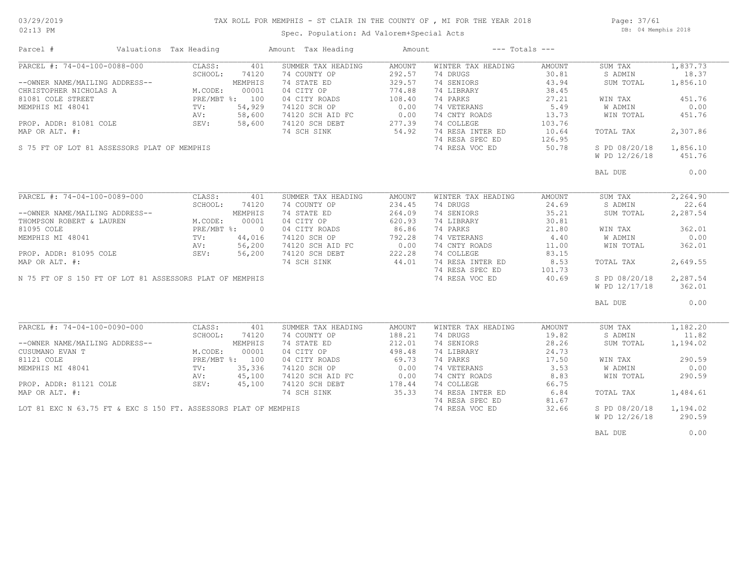# TAX ROLL FOR MEMPHIS - ST CLAIR IN THE COUNTY OF , MI FOR THE YEAR 2018

Spec. Population: Ad Valorem+Special Acts

03/29/2019
02:13 PM

DB: 04 Memphis 2018

| Parcel # | Valuations | Tax Heading | Amount | Tax Heading | Amount | --- Totals --- | |
|---|---|---|---|---|---|---|---|
| PARCEL #: 74-04-100-0088-000 | CLASS: 401 | SUMMER TAX HEADING | AMOUNT | WINTER TAX HEADING | AMOUNT | SUM TAX | 1,837.73 |
| | SCHOOL: 74120 | 74 COUNTY OP | 292.57 | 74 DRUGS | 30.81 | S ADMIN | 18.37 |
| --OWNER NAME/MAILING ADDRESS-- | MEMPHIS | 74 STATE ED | 329.57 | 74 SENIORS | 43.94 | SUM TOTAL | 1,856.10 |
| CHRISTOPHER NICHOLAS A | M.CODE: 00001 | 04 CITY OP | 774.88 | 74 LIBRARY | 38.45 | | |
| 81081 COLE STREET | PRE/MBT %: 100 | 04 CITY ROADS | 108.40 | 74 PARKS | 27.21 | WIN TAX | 451.76 |
| MEMPHIS MI 48041 | TV: 54,929 | 74120 SCH OP | 0.00 | 74 VETERANS | 5.49 | W ADMIN | 0.00 |
| | AV: 58,600 | 74120 SCH AID FC | 0.00 | 74 CNTY ROADS | 13.73 | WIN TOTAL | 451.76 |
| PROP. ADDR: 81081 COLE | SEV: 58,600 | 74120 SCH DEBT | 277.39 | 74 COLLEGE | 103.76 | | |
| MAP OR ALT. #: | | 74 SCH SINK | 54.92 | 74 RESA INTER ED | 10.64 | TOTAL TAX | 2,307.86 |
| | | | | 74 RESA SPEC ED | 126.95 | | |
| S 75 FT OF LOT 81 ASSESSORS PLAT OF MEMPHIS | | | | 74 RESA VOC ED | 50.78 | S PD 08/20/18 | 1,856.10 |
| | | | | | | W PD 12/26/18 | 451.76 |
| | | | | | | BAL DUE | 0.00 |
| PARCEL #: 74-04-100-0089-000 | CLASS: 401 | SUMMER TAX HEADING | AMOUNT | WINTER TAX HEADING | AMOUNT | SUM TAX | 2,264.90 |
| | SCHOOL: 74120 | 74 COUNTY OP | 234.45 | 74 DRUGS | 24.69 | S ADMIN | 22.64 |
| --OWNER NAME/MAILING ADDRESS-- | MEMPHIS | 74 STATE ED | 264.09 | 74 SENIORS | 35.21 | SUM TOTAL | 2,287.54 |
| THOMPSON ROBERT & LAUREN | M.CODE: 00001 | 04 CITY OP | 620.93 | 74 LIBRARY | 30.81 | | |
| 81095 COLE | PRE/MBT %: 0 | 04 CITY ROADS | 86.86 | 74 PARKS | 21.80 | WIN TAX | 362.01 |
| MEMPHIS MI 48041 | TV: 44,016 | 74120 SCH OP | 792.28 | 74 VETERANS | 4.40 | W ADMIN | 0.00 |
| | AV: 56,200 | 74120 SCH AID FC | 0.00 | 74 CNTY ROADS | 11.00 | WIN TOTAL | 362.01 |
| PROP. ADDR: 81095 COLE | SEV: 56,200 | 74120 SCH DEBT | 222.28 | 74 COLLEGE | 83.15 | | |
| MAP OR ALT. #: | | 74 SCH SINK | 44.01 | 74 RESA INTER ED | 8.53 | TOTAL TAX | 2,649.55 |
| | | | | 74 RESA SPEC ED | 101.73 | | |
| N 75 FT OF S 150 FT OF LOT 81 ASSESSORS PLAT OF MEMPHIS | | | | 74 RESA VOC ED | 40.69 | S PD 08/20/18 | 2,287.54 |
| | | | | | | W PD 12/17/18 | 362.01 |
| | | | | | | BAL DUE | 0.00 |
| PARCEL #: 74-04-100-0090-000 | CLASS: 401 | SUMMER TAX HEADING | AMOUNT | WINTER TAX HEADING | AMOUNT | SUM TAX | 1,182.20 |
| | SCHOOL: 74120 | 74 COUNTY OP | 188.21 | 74 DRUGS | 19.82 | S ADMIN | 11.82 |
| --OWNER NAME/MAILING ADDRESS-- | MEMPHIS | 74 STATE ED | 212.01 | 74 SENIORS | 28.26 | SUM TOTAL | 1,194.02 |
| CUSUMANO EVAN T | M.CODE: 00001 | 04 CITY OP | 498.48 | 74 LIBRARY | 24.73 | | |
| 81121 COLE | PRE/MBT %: 100 | 04 CITY ROADS | 69.73 | 74 PARKS | 17.50 | WIN TAX | 290.59 |
| MEMPHIS MI 48041 | TV: 35,336 | 74120 SCH OP | 0.00 | 74 VETERANS | 3.53 | W ADMIN | 0.00 |
| | AV: 45,100 | 74120 SCH AID FC | 0.00 | 74 CNTY ROADS | 8.83 | WIN TOTAL | 290.59 |
| PROP. ADDR: 81121 COLE | SEV: 45,100 | 74120 SCH DEBT | 178.44 | 74 COLLEGE | 66.75 | | |
| MAP OR ALT. #: | | 74 SCH SINK | 35.33 | 74 RESA INTER ED | 6.84 | TOTAL TAX | 1,484.61 |
| | | | | 74 RESA SPEC ED | 81.67 | | |
| LOT 81 EXC N 63.75 FT & EXC S 150 FT. ASSESSORS PLAT OF MEMPHIS | | | | 74 RESA VOC ED | 32.66 | S PD 08/20/18 | 1,194.02 |
| | | | | | | W PD 12/26/18 | 290.59 |
| | | | | | | BAL DUE | 0.00 |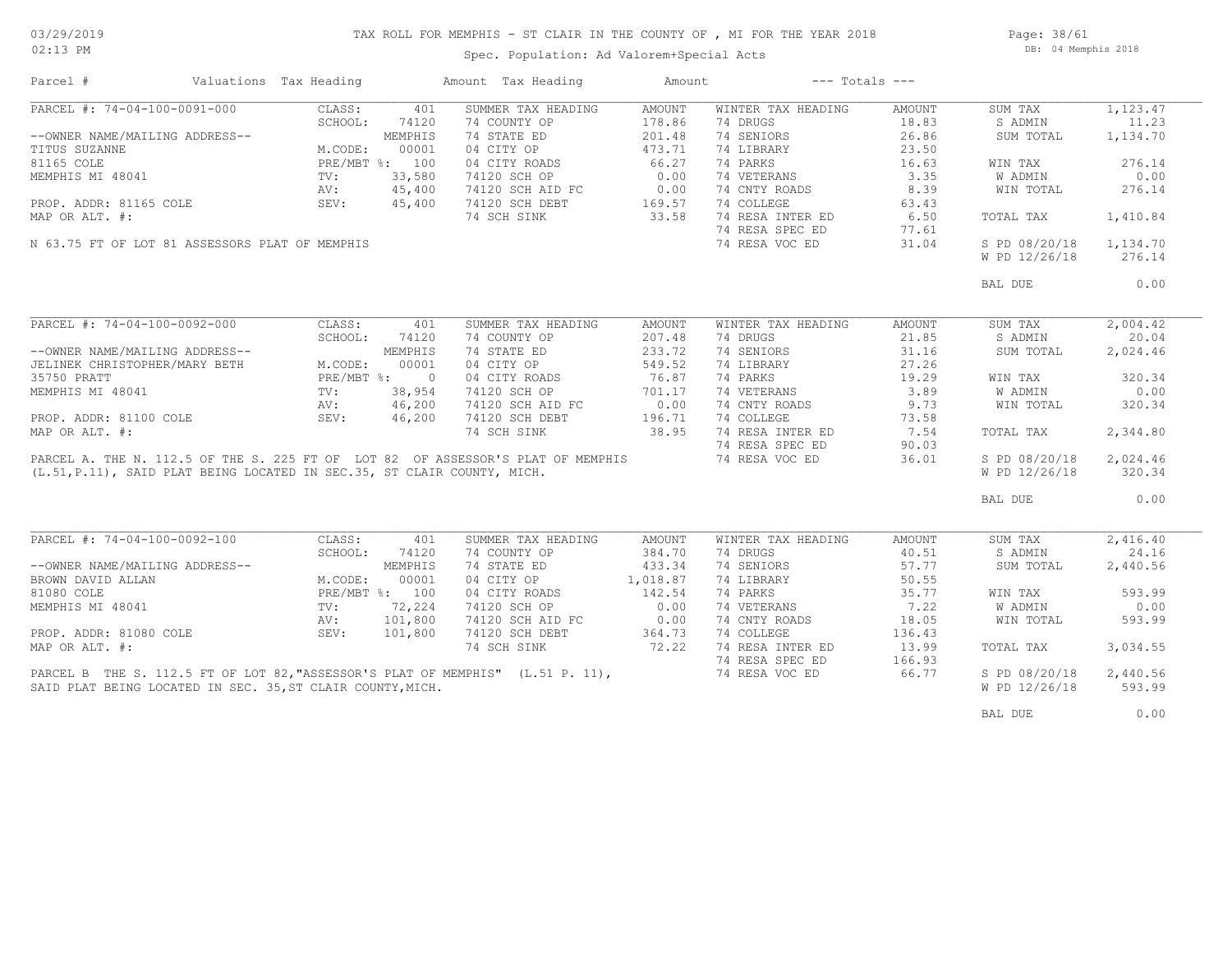TAX ROLL FOR MEMPHIS - ST CLAIR IN THE COUNTY OF , MI FOR THE YEAR 2018

Spec. Population: Ad Valorem+Special Acts

DB: 04 Memphis 2018

03/29/2019
02:13 PM

| Parcel # | Valuations | Tax Heading | Amount | Tax Heading | Amount | --- Totals --- | |
|---|---|---|---|---|---|---|---|

## PARCEL #: 74-04-100-0091-000

| Field | Value | Summer Tax Heading | Amount | Winter Tax Heading | Amount | Totals | |
|---|---|---|---|---|---|---|---|
| CLASS: | 401 | SUMMER TAX HEADING | AMOUNT | WINTER TAX HEADING | AMOUNT | SUM TAX | 1,123.47 |
| SCHOOL: | 74120 | 74 COUNTY OP | 178.86 | 74 DRUGS | 18.83 | S ADMIN | 11.23 |
| | MEMPHIS | 74 STATE ED | 201.48 | 74 SENIORS | 26.86 | SUM TOTAL | 1,134.70 |
| M.CODE: | 00001 | 04 CITY OP | 473.71 | 74 LIBRARY | 23.50 | | |
| PRE/MBT %: | 100 | 04 CITY ROADS | 66.27 | 74 PARKS | 16.63 | WIN TAX | 276.14 |
| TV: | 33,580 | 74120 SCH OP | 0.00 | 74 VETERANS | 3.35 | W ADMIN | 0.00 |
| AV: | 45,400 | 74120 SCH AID FC | 0.00 | 74 CNTY ROADS | 8.39 | WIN TOTAL | 276.14 |
| SEV: | 45,400 | 74120 SCH DEBT | 169.57 | 74 COLLEGE | 63.43 | | |
| | | 74 SCH SINK | 33.58 | 74 RESA INTER ED | 6.50 | TOTAL TAX | 1,410.84 |
| | | | | 74 RESA SPEC ED | 77.61 | | |
| | | | | 74 RESA VOC ED | 31.04 | S PD 08/20/18 | 1,134.70 |
| | | | | | | W PD 12/26/18 | 276.14 |
| | | | | | | BAL DUE | 0.00 |

--OWNER NAME/MAILING ADDRESS--
TITUS SUZANNE
81165 COLE
MEMPHIS MI 48041

PROP. ADDR: 81165 COLE
MAP OR ALT. #:

N 63.75 FT OF LOT 81 ASSESSORS PLAT OF MEMPHIS

## PARCEL #: 74-04-100-0092-000

| Field | Value | Summer Tax Heading | Amount | Winter Tax Heading | Amount | Totals | |
|---|---|---|---|---|---|---|---|
| CLASS: | 401 | SUMMER TAX HEADING | AMOUNT | WINTER TAX HEADING | AMOUNT | SUM TAX | 2,004.42 |
| SCHOOL: | 74120 | 74 COUNTY OP | 207.48 | 74 DRUGS | 21.85 | S ADMIN | 20.04 |
| | MEMPHIS | 74 STATE ED | 233.72 | 74 SENIORS | 31.16 | SUM TOTAL | 2,024.46 |
| M.CODE: | 00001 | 04 CITY OP | 549.52 | 74 LIBRARY | 27.26 | | |
| PRE/MBT %: | 0 | 04 CITY ROADS | 76.87 | 74 PARKS | 19.29 | WIN TAX | 320.34 |
| TV: | 38,954 | 74120 SCH OP | 701.17 | 74 VETERANS | 3.89 | W ADMIN | 0.00 |
| AV: | 46,200 | 74120 SCH AID FC | 0.00 | 74 CNTY ROADS | 9.73 | WIN TOTAL | 320.34 |
| SEV: | 46,200 | 74120 SCH DEBT | 196.71 | 74 COLLEGE | 73.58 | | |
| | | 74 SCH SINK | 38.95 | 74 RESA INTER ED | 7.54 | TOTAL TAX | 2,344.80 |
| | | | | 74 RESA SPEC ED | 90.03 | | |
| | | | | 74 RESA VOC ED | 36.01 | S PD 08/20/18 | 2,024.46 |
| | | | | | | W PD 12/26/18 | 320.34 |
| | | | | | | BAL DUE | 0.00 |

--OWNER NAME/MAILING ADDRESS--
JELINEK CHRISTOPHER/MARY BETH
35750 PRATT
MEMPHIS MI 48041

PROP. ADDR: 81100 COLE
MAP OR ALT. #:

PARCEL A. THE N. 112.5 OF THE S. 225 FT OF LOT 82 OF ASSESSOR'S PLAT OF MEMPHIS (L.51,P.11), SAID PLAT BEING LOCATED IN SEC.35, ST CLAIR COUNTY, MICH.

## PARCEL #: 74-04-100-0092-100

| Field | Value | Summer Tax Heading | Amount | Winter Tax Heading | Amount | Totals | |
|---|---|---|---|---|---|---|---|
| CLASS: | 401 | SUMMER TAX HEADING | AMOUNT | WINTER TAX HEADING | AMOUNT | SUM TAX | 2,416.40 |
| SCHOOL: | 74120 | 74 COUNTY OP | 384.70 | 74 DRUGS | 40.51 | S ADMIN | 24.16 |
| | MEMPHIS | 74 STATE ED | 433.34 | 74 SENIORS | 57.77 | SUM TOTAL | 2,440.56 |
| M.CODE: | 00001 | 04 CITY OP | 1,018.87 | 74 LIBRARY | 50.55 | | |
| PRE/MBT %: | 100 | 04 CITY ROADS | 142.54 | 74 PARKS | 35.77 | WIN TAX | 593.99 |
| TV: | 72,224 | 74120 SCH OP | 0.00 | 74 VETERANS | 7.22 | W ADMIN | 0.00 |
| AV: | 101,800 | 74120 SCH AID FC | 0.00 | 74 CNTY ROADS | 18.05 | WIN TOTAL | 593.99 |
| SEV: | 101,800 | 74120 SCH DEBT | 364.73 | 74 COLLEGE | 136.43 | | |
| | | 74 SCH SINK | 72.22 | 74 RESA INTER ED | 13.99 | TOTAL TAX | 3,034.55 |
| | | | | 74 RESA SPEC ED | 166.93 | | |
| | | | | 74 RESA VOC ED | 66.77 | S PD 08/20/18 | 2,440.56 |
| | | | | | | W PD 12/26/18 | 593.99 |
| | | | | | | BAL DUE | 0.00 |

--OWNER NAME/MAILING ADDRESS--
BROWN DAVID ALLAN
81080 COLE
MEMPHIS MI 48041

PROP. ADDR: 81080 COLE
MAP OR ALT. #:

PARCEL B THE S. 112.5 FT OF LOT 82,"ASSESSOR'S PLAT OF MEMPHIS" (L.51 P. 11), SAID PLAT BEING LOCATED IN SEC. 35,ST CLAIR COUNTY,MICH.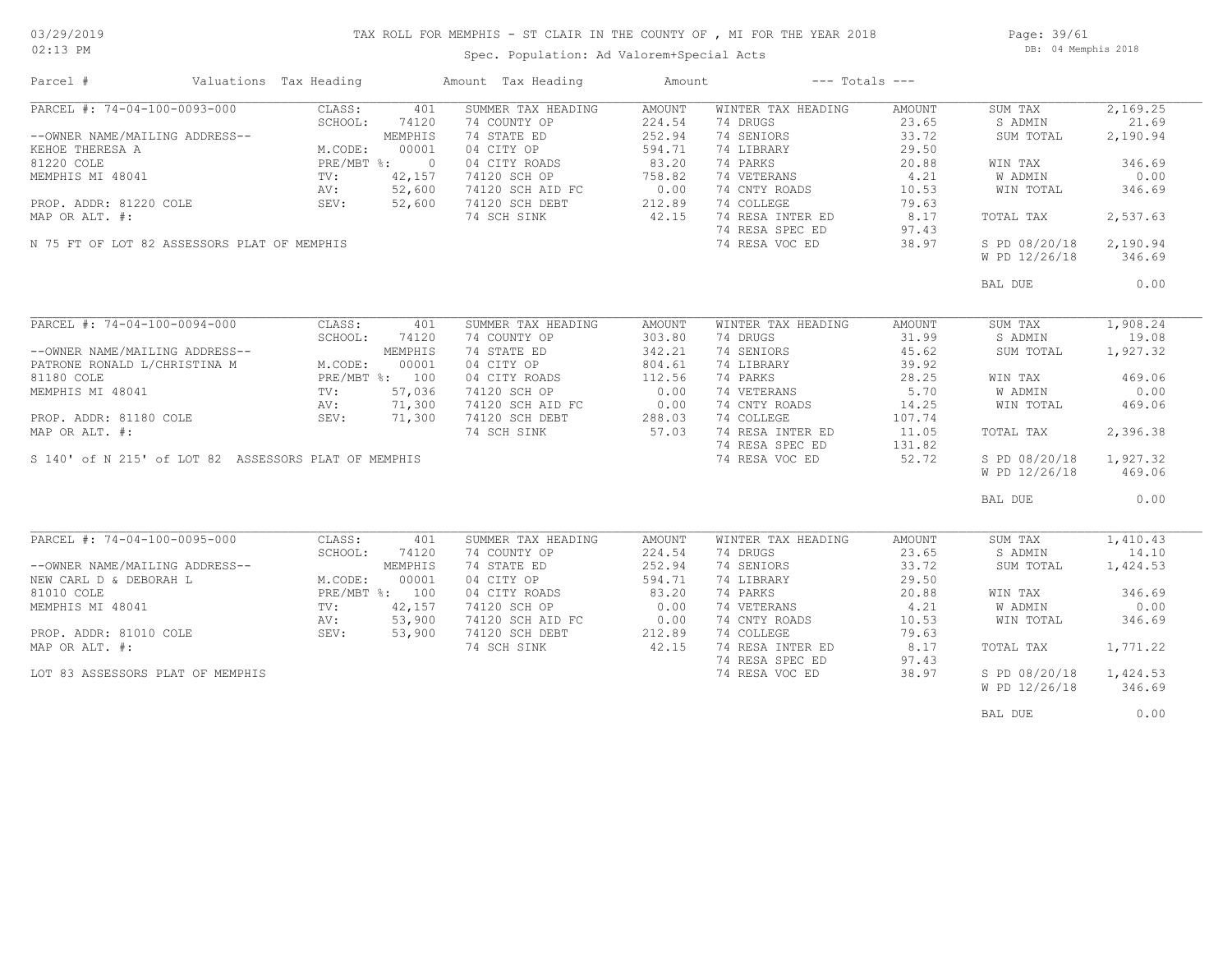# TAX ROLL FOR MEMPHIS - ST CLAIR IN THE COUNTY OF , MI FOR THE YEAR 2018

Spec. Population: Ad Valorem+Special Acts

| Parcel # | Valuations | Tax Heading | Amount | Tax Heading | Amount | --- Totals --- | |
|---|---|---|---|---|---|---|---|
| PARCEL #: 74-04-100-0093-000 | CLASS: 401 | SUMMER TAX HEADING | AMOUNT | WINTER TAX HEADING | AMOUNT | SUM TAX | 2,169.25 |
| | SCHOOL: 74120 | 74 COUNTY OP | 224.54 | 74 DRUGS | 23.65 | S ADMIN | 21.69 |
| --OWNER NAME/MAILING ADDRESS-- | MEMPHIS | 74 STATE ED | 252.94 | 74 SENIORS | 33.72 | SUM TOTAL | 2,190.94 |
| KEHOE THERESA A | M.CODE: 00001 | 04 CITY OP | 594.71 | 74 LIBRARY | 29.50 | | |
| 81220 COLE | PRE/MBT %: 0 | 04 CITY ROADS | 83.20 | 74 PARKS | 20.88 | WIN TAX | 346.69 |
| MEMPHIS MI 48041 | TV: 42,157 | 74120 SCH OP | 758.82 | 74 VETERANS | 4.21 | W ADMIN | 0.00 |
| | AV: 52,600 | 74120 SCH AID FC | 0.00 | 74 CNTY ROADS | 10.53 | WIN TOTAL | 346.69 |
| PROP. ADDR: 81220 COLE | SEV: 52,600 | 74120 SCH DEBT | 212.89 | 74 COLLEGE | 79.63 | | |
| MAP OR ALT. #: | | 74 SCH SINK | 42.15 | 74 RESA INTER ED | 8.17 | TOTAL TAX | 2,537.63 |
| | | | | 74 RESA SPEC ED | 97.43 | | |
| N 75 FT OF LOT 82 ASSESSORS PLAT OF MEMPHIS | | | | 74 RESA VOC ED | 38.97 | S PD 08/20/18 | 2,190.94 |
| | | | | | | W PD 12/26/18 | 346.69 |
| | | | | | | BAL DUE | 0.00 |
| PARCEL #: 74-04-100-0094-000 | CLASS: 401 | SUMMER TAX HEADING | AMOUNT | WINTER TAX HEADING | AMOUNT | SUM TAX | 1,908.24 |
| | SCHOOL: 74120 | 74 COUNTY OP | 303.80 | 74 DRUGS | 31.99 | S ADMIN | 19.08 |
| --OWNER NAME/MAILING ADDRESS-- | MEMPHIS | 74 STATE ED | 342.21 | 74 SENIORS | 45.62 | SUM TOTAL | 1,927.32 |
| PATRONE RONALD L/CHRISTINA M | M.CODE: 00001 | 04 CITY OP | 804.61 | 74 LIBRARY | 39.92 | | |
| 81180 COLE | PRE/MBT %: 100 | 04 CITY ROADS | 112.56 | 74 PARKS | 28.25 | WIN TAX | 469.06 |
| MEMPHIS MI 48041 | TV: 57,036 | 74120 SCH OP | 0.00 | 74 VETERANS | 5.70 | W ADMIN | 0.00 |
| | AV: 71,300 | 74120 SCH AID FC | 0.00 | 74 CNTY ROADS | 14.25 | WIN TOTAL | 469.06 |
| PROP. ADDR: 81180 COLE | SEV: 71,300 | 74120 SCH DEBT | 288.03 | 74 COLLEGE | 107.74 | | |
| MAP OR ALT. #: | | 74 SCH SINK | 57.03 | 74 RESA INTER ED | 11.05 | TOTAL TAX | 2,396.38 |
| | | | | 74 RESA SPEC ED | 131.82 | | |
| S 140' of N 215' of LOT 82 ASSESSORS PLAT OF MEMPHIS | | | | 74 RESA VOC ED | 52.72 | S PD 08/20/18 | 1,927.32 |
| | | | | | | W PD 12/26/18 | 469.06 |
| | | | | | | BAL DUE | 0.00 |
| PARCEL #: 74-04-100-0095-000 | CLASS: 401 | SUMMER TAX HEADING | AMOUNT | WINTER TAX HEADING | AMOUNT | SUM TAX | 1,410.43 |
| | SCHOOL: 74120 | 74 COUNTY OP | 224.54 | 74 DRUGS | 23.65 | S ADMIN | 14.10 |
| --OWNER NAME/MAILING ADDRESS-- | MEMPHIS | 74 STATE ED | 252.94 | 74 SENIORS | 33.72 | SUM TOTAL | 1,424.53 |
| NEW CARL D & DEBORAH L | M.CODE: 00001 | 04 CITY OP | 594.71 | 74 LIBRARY | 29.50 | | |
| 81010 COLE | PRE/MBT %: 100 | 04 CITY ROADS | 83.20 | 74 PARKS | 20.88 | WIN TAX | 346.69 |
| MEMPHIS MI 48041 | TV: 42,157 | 74120 SCH OP | 0.00 | 74 VETERANS | 4.21 | W ADMIN | 0.00 |
| | AV: 53,900 | 74120 SCH AID FC | 0.00 | 74 CNTY ROADS | 10.53 | WIN TOTAL | 346.69 |
| PROP. ADDR: 81010 COLE | SEV: 53,900 | 74120 SCH DEBT | 212.89 | 74 COLLEGE | 79.63 | | |
| MAP OR ALT. #: | | 74 SCH SINK | 42.15 | 74 RESA INTER ED | 8.17 | TOTAL TAX | 1,771.22 |
| | | | | 74 RESA SPEC ED | 97.43 | | |
| LOT 83 ASSESSORS PLAT OF MEMPHIS | | | | 74 RESA VOC ED | 38.97 | S PD 08/20/18 | 1,424.53 |
| | | | | | | W PD 12/26/18 | 346.69 |
| | | | | | | BAL DUE | 0.00 |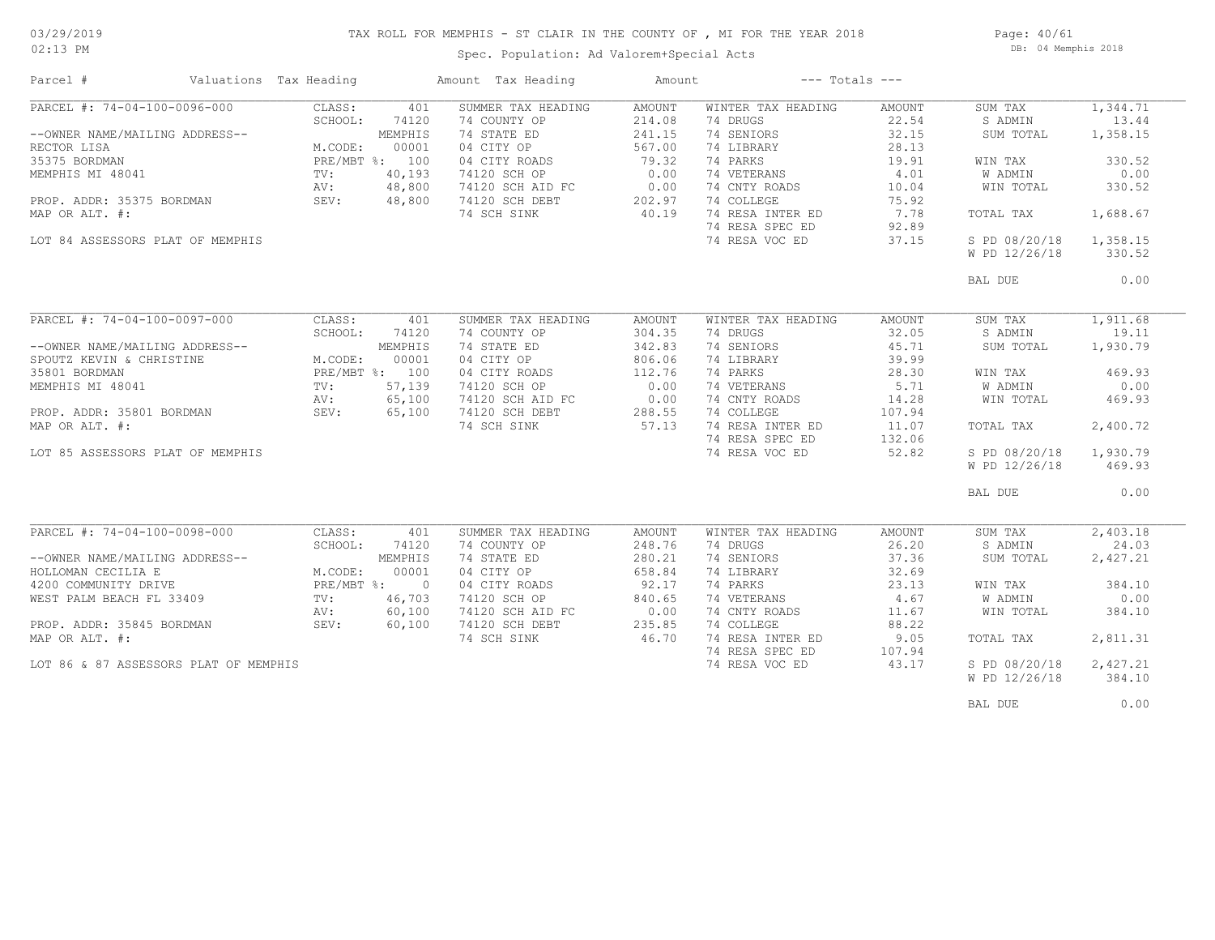# TAX ROLL FOR MEMPHIS - ST CLAIR IN THE COUNTY OF , MI FOR THE YEAR 2018

Spec. Population: Ad Valorem+Special Acts

| Parcel # | Valuations | Tax Heading | Amount | Tax Heading | Amount | --- Totals --- | |
|---|---|---|---|---|---|---|---|
| PARCEL #: 74-04-100-0096-000 | CLASS: 401 | SUMMER TAX HEADING | AMOUNT | WINTER TAX HEADING | AMOUNT | SUM TAX | 1,344.71 |
| | SCHOOL: 74120 | 74 COUNTY OP | 214.08 | 74 DRUGS | 22.54 | S ADMIN | 13.44 |
| --OWNER NAME/MAILING ADDRESS-- | MEMPHIS | 74 STATE ED | 241.15 | 74 SENIORS | 32.15 | SUM TOTAL | 1,358.15 |
| RECTOR LISA | M.CODE: 00001 | 04 CITY OP | 567.00 | 74 LIBRARY | 28.13 | | |
| 35375 BORDMAN | PRE/MBT %: 100 | 04 CITY ROADS | 79.32 | 74 PARKS | 19.91 | WIN TAX | 330.52 |
| MEMPHIS MI 48041 | TV: 40,193 | 74120 SCH OP | 0.00 | 74 VETERANS | 4.01 | W ADMIN | 0.00 |
| | AV: 48,800 | 74120 SCH AID FC | 0.00 | 74 CNTY ROADS | 10.04 | WIN TOTAL | 330.52 |
| PROP. ADDR: 35375 BORDMAN | SEV: 48,800 | 74120 SCH DEBT | 202.97 | 74 COLLEGE | 75.92 | | |
| MAP OR ALT. #: | | 74 SCH SINK | 40.19 | 74 RESA INTER ED | 7.78 | TOTAL TAX | 1,688.67 |
| | | | | 74 RESA SPEC ED | 92.89 | | |
| LOT 84 ASSESSORS PLAT OF MEMPHIS | | | | 74 RESA VOC ED | 37.15 | S PD 08/20/18 | 1,358.15 |
| | | | | | | W PD 12/26/18 | 330.52 |
| | | | | | | BAL DUE | 0.00 |
| PARCEL #: 74-04-100-0097-000 | CLASS: 401 | SUMMER TAX HEADING | AMOUNT | WINTER TAX HEADING | AMOUNT | SUM TAX | 1,911.68 |
| | SCHOOL: 74120 | 74 COUNTY OP | 304.35 | 74 DRUGS | 32.05 | S ADMIN | 19.11 |
| --OWNER NAME/MAILING ADDRESS-- | MEMPHIS | 74 STATE ED | 342.83 | 74 SENIORS | 45.71 | SUM TOTAL | 1,930.79 |
| SPOUTZ KEVIN & CHRISTINE | M.CODE: 00001 | 04 CITY OP | 806.06 | 74 LIBRARY | 39.99 | | |
| 35801 BORDMAN | PRE/MBT %: 100 | 04 CITY ROADS | 112.76 | 74 PARKS | 28.30 | WIN TAX | 469.93 |
| MEMPHIS MI 48041 | TV: 57,139 | 74120 SCH OP | 0.00 | 74 VETERANS | 5.71 | W ADMIN | 0.00 |
| | AV: 65,100 | 74120 SCH AID FC | 0.00 | 74 CNTY ROADS | 14.28 | WIN TOTAL | 469.93 |
| PROP. ADDR: 35801 BORDMAN | SEV: 65,100 | 74120 SCH DEBT | 288.55 | 74 COLLEGE | 107.94 | | |
| MAP OR ALT. #: | | 74 SCH SINK | 57.13 | 74 RESA INTER ED | 11.07 | TOTAL TAX | 2,400.72 |
| | | | | 74 RESA SPEC ED | 132.06 | | |
| LOT 85 ASSESSORS PLAT OF MEMPHIS | | | | 74 RESA VOC ED | 52.82 | S PD 08/20/18 | 1,930.79 |
| | | | | | | W PD 12/26/18 | 469.93 |
| | | | | | | BAL DUE | 0.00 |
| PARCEL #: 74-04-100-0098-000 | CLASS: 401 | SUMMER TAX HEADING | AMOUNT | WINTER TAX HEADING | AMOUNT | SUM TAX | 2,403.18 |
| | SCHOOL: 74120 | 74 COUNTY OP | 248.76 | 74 DRUGS | 26.20 | S ADMIN | 24.03 |
| --OWNER NAME/MAILING ADDRESS-- | MEMPHIS | 74 STATE ED | 280.21 | 74 SENIORS | 37.36 | SUM TOTAL | 2,427.21 |
| HOLLOMAN CECILIA E | M.CODE: 00001 | 04 CITY OP | 658.84 | 74 LIBRARY | 32.69 | | |
| 4200 COMMUNITY DRIVE | PRE/MBT %: 0 | 04 CITY ROADS | 92.17 | 74 PARKS | 23.13 | WIN TAX | 384.10 |
| WEST PALM BEACH FL 33409 | TV: 46,703 | 74120 SCH OP | 840.65 | 74 VETERANS | 4.67 | W ADMIN | 0.00 |
| | AV: 60,100 | 74120 SCH AID FC | 0.00 | 74 CNTY ROADS | 11.67 | WIN TOTAL | 384.10 |
| PROP. ADDR: 35845 BORDMAN | SEV: 60,100 | 74120 SCH DEBT | 235.85 | 74 COLLEGE | 88.22 | | |
| MAP OR ALT. #: | | 74 SCH SINK | 46.70 | 74 RESA INTER ED | 9.05 | TOTAL TAX | 2,811.31 |
| | | | | 74 RESA SPEC ED | 107.94 | | |
| LOT 86 & 87 ASSESSORS PLAT OF MEMPHIS | | | | 74 RESA VOC ED | 43.17 | S PD 08/20/18 | 2,427.21 |
| | | | | | | W PD 12/26/18 | 384.10 |
| | | | | | | BAL DUE | 0.00 |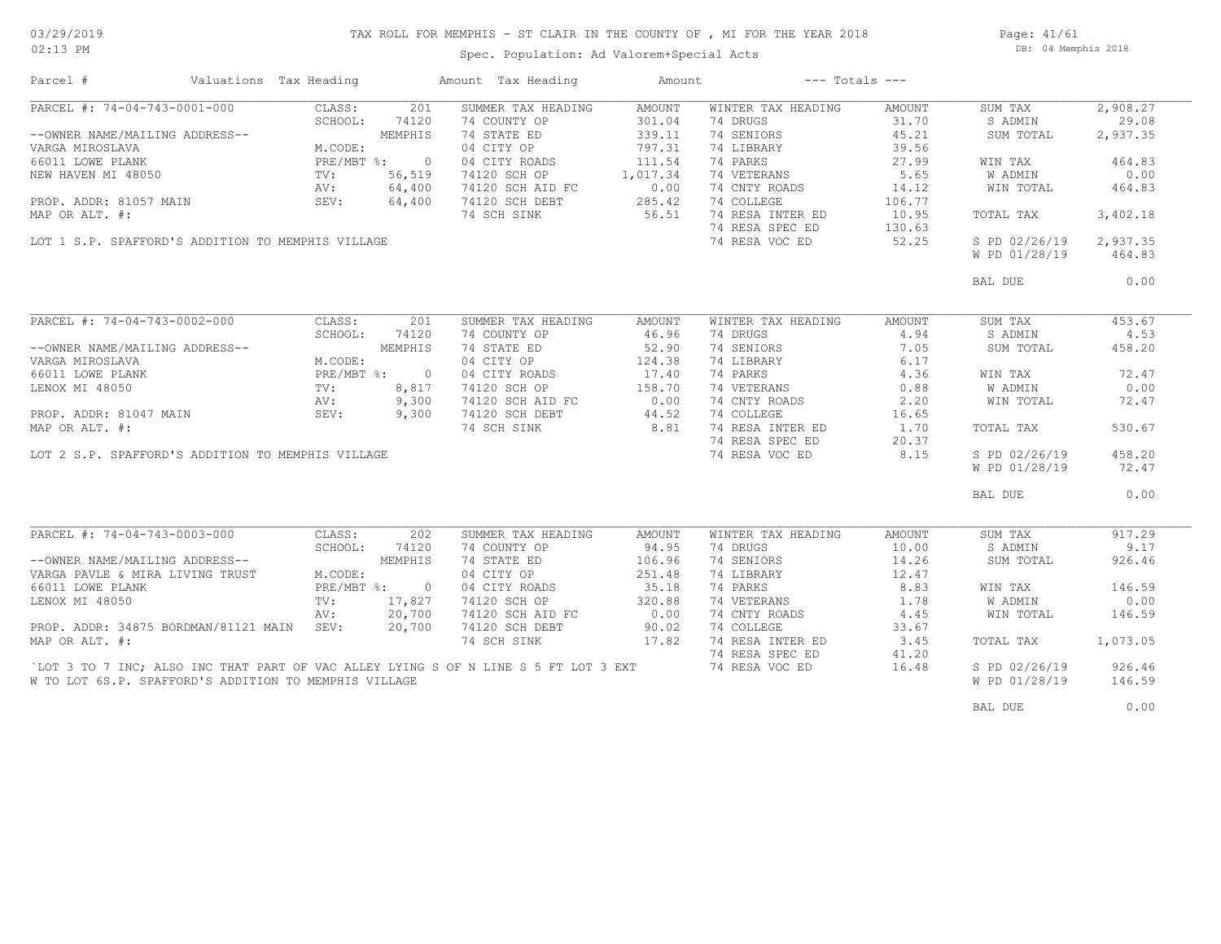# TAX ROLL FOR MEMPHIS - ST CLAIR IN THE COUNTY OF , MI FOR THE YEAR 2018

Spec. Population: Ad Valorem+Special Acts

DB: 04 Memphis 2018

03/29/2019
02:13 PM

| Parcel # | Valuations | Tax Heading | Amount | Tax Heading | Amount | --- Totals --- | |
|---|---|---|---|---|---|---|---|

## PARCEL #: 74-04-743-0001-000

| | | | | | | | |
|---|---|---|---|---|---|---|---|
| CLASS: | 201 | SUMMER TAX HEADING | AMOUNT | WINTER TAX HEADING | AMOUNT | SUM TAX | 2,908.27 |
| SCHOOL: | 74120 | 74 COUNTY OP | 301.04 | 74 DRUGS | 31.70 | S ADMIN | 29.08 |
| | MEMPHIS | 74 STATE ED | 339.11 | 74 SENIORS | 45.21 | SUM TOTAL | 2,937.35 |
| M.CODE: | | 04 CITY OP | 797.31 | 74 LIBRARY | 39.56 | | |
| PRE/MBT %: | 0 | 04 CITY ROADS | 111.54 | 74 PARKS | 27.99 | WIN TAX | 464.83 |
| TV: | 56,519 | 74120 SCH OP | 1,017.34 | 74 VETERANS | 5.65 | W ADMIN | 0.00 |
| AV: | 64,400 | 74120 SCH AID FC | 0.00 | 74 CNTY ROADS | 14.12 | WIN TOTAL | 464.83 |
| SEV: | 64,400 | 74120 SCH DEBT | 285.42 | 74 COLLEGE | 106.77 | | |
| | | 74 SCH SINK | 56.51 | 74 RESA INTER ED | 10.95 | TOTAL TAX | 3,402.18 |
| | | | | 74 RESA SPEC ED | 130.63 | | |
| | | | | 74 RESA VOC ED | 52.25 | S PD 02/26/19 | 2,937.35 |
| | | | | | | W PD 01/28/19 | 464.83 |
| | | | | | | BAL DUE | 0.00 |

--OWNER NAME/MAILING ADDRESS--
VARGA MIROSLAVA
66011 LOWE PLANK
NEW HAVEN MI 48050

PROP. ADDR: 81057 MAIN
MAP OR ALT. #:

LOT 1 S.P. SPAFFORD'S ADDITION TO MEMPHIS VILLAGE

## PARCEL #: 74-04-743-0002-000

| | | | | | | | |
|---|---|---|---|---|---|---|---|
| CLASS: | 201 | SUMMER TAX HEADING | AMOUNT | WINTER TAX HEADING | AMOUNT | SUM TAX | 453.67 |
| SCHOOL: | 74120 | 74 COUNTY OP | 46.96 | 74 DRUGS | 4.94 | S ADMIN | 4.53 |
| | MEMPHIS | 74 STATE ED | 52.90 | 74 SENIORS | 7.05 | SUM TOTAL | 458.20 |
| M.CODE: | | 04 CITY OP | 124.38 | 74 LIBRARY | 6.17 | | |
| PRE/MBT %: | 0 | 04 CITY ROADS | 17.40 | 74 PARKS | 4.36 | WIN TAX | 72.47 |
| TV: | 8,817 | 74120 SCH OP | 158.70 | 74 VETERANS | 0.88 | W ADMIN | 0.00 |
| AV: | 9,300 | 74120 SCH AID FC | 0.00 | 74 CNTY ROADS | 2.20 | WIN TOTAL | 72.47 |
| SEV: | 9,300 | 74120 SCH DEBT | 44.52 | 74 COLLEGE | 16.65 | | |
| | | 74 SCH SINK | 8.81 | 74 RESA INTER ED | 1.70 | TOTAL TAX | 530.67 |
| | | | | 74 RESA SPEC ED | 20.37 | | |
| | | | | 74 RESA VOC ED | 8.15 | S PD 02/26/19 | 458.20 |
| | | | | | | W PD 01/28/19 | 72.47 |
| | | | | | | BAL DUE | 0.00 |

--OWNER NAME/MAILING ADDRESS--
VARGA MIROSLAVA
66011 LOWE PLANK
LENOX MI 48050

PROP. ADDR: 81047 MAIN
MAP OR ALT. #:

LOT 2 S.P. SPAFFORD'S ADDITION TO MEMPHIS VILLAGE

## PARCEL #: 74-04-743-0003-000

| | | | | | | | |
|---|---|---|---|---|---|---|---|
| CLASS: | 202 | SUMMER TAX HEADING | AMOUNT | WINTER TAX HEADING | AMOUNT | SUM TAX | 917.29 |
| SCHOOL: | 74120 | 74 COUNTY OP | 94.95 | 74 DRUGS | 10.00 | S ADMIN | 9.17 |
| | MEMPHIS | 74 STATE ED | 106.96 | 74 SENIORS | 14.26 | SUM TOTAL | 926.46 |
| M.CODE: | | 04 CITY OP | 251.48 | 74 LIBRARY | 12.47 | | |
| PRE/MBT %: | 0 | 04 CITY ROADS | 35.18 | 74 PARKS | 8.83 | WIN TAX | 146.59 |
| TV: | 17,827 | 74120 SCH OP | 320.88 | 74 VETERANS | 1.78 | W ADMIN | 0.00 |
| AV: | 20,700 | 74120 SCH AID FC | 0.00 | 74 CNTY ROADS | 4.45 | WIN TOTAL | 146.59 |
| SEV: | 20,700 | 74120 SCH DEBT | 90.02 | 74 COLLEGE | 33.67 | | |
| | | 74 SCH SINK | 17.82 | 74 RESA INTER ED | 3.45 | TOTAL TAX | 1,073.05 |
| | | | | 74 RESA SPEC ED | 41.20 | | |
| | | | | 74 RESA VOC ED | 16.48 | S PD 02/26/19 | 926.46 |
| | | | | | | W PD 01/28/19 | 146.59 |
| | | | | | | BAL DUE | 0.00 |

--OWNER NAME/MAILING ADDRESS--
VARGA PAVLE & MIRA LIVING TRUST
66011 LOWE PLANK
LENOX MI 48050

PROP. ADDR: 34875 BORDMAN/81121 MAIN
MAP OR ALT. #:

`LOT 3 TO 7 INC; ALSO INC THAT PART OF VAC ALLEY LYING S OF N LINE S 5 FT LOT 3 EXT W TO LOT 6S.P. SPAFFORD'S ADDITION TO MEMPHIS VILLAGE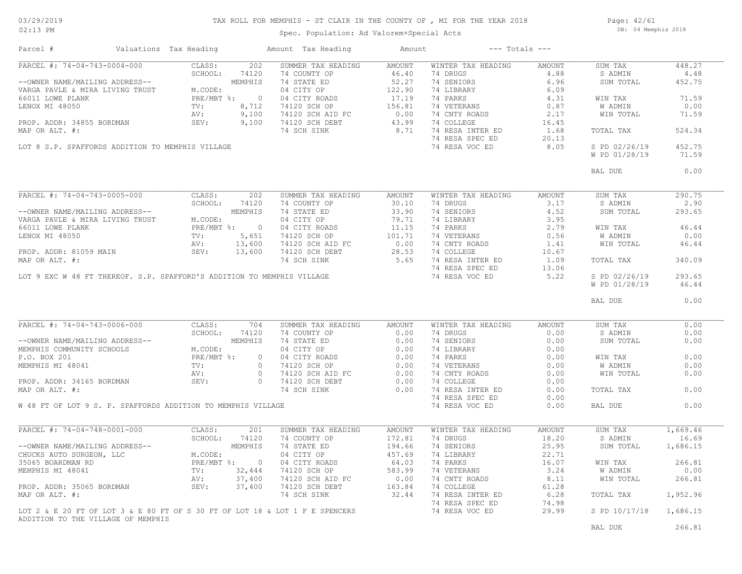# TAX ROLL FOR MEMPHIS - ST CLAIR IN THE COUNTY OF , MI FOR THE YEAR 2018

Spec. Population: Ad Valorem+Special Acts

03/29/2019 02:13 PM — DB: 04 Memphis 2018

| Parcel # | Valuations | Tax Heading | Amount | Tax Heading | Amount | --- Totals --- | |
|---|---|---|---|---|---|---|---|
| PARCEL #: 74-04-743-0004-000 | CLASS: 202 | SUMMER TAX HEADING | AMOUNT | WINTER TAX HEADING | AMOUNT | SUM TAX | 448.27 |
| | SCHOOL: 74120 | 74 COUNTY OP | 46.40 | 74 DRUGS | 4.88 | S ADMIN | 4.48 |
| --OWNER NAME/MAILING ADDRESS-- | MEMPHIS | 74 STATE ED | 52.27 | 74 SENIORS | 6.96 | SUM TOTAL | 452.75 |
| VARGA PAVLE & MIRA LIVING TRUST | M.CODE: | 04 CITY OP | 122.90 | 74 LIBRARY | 6.09 | | |
| 66011 LOWE PLANK | PRE/MBT %: 0 | 04 CITY ROADS | 17.19 | 74 PARKS | 4.31 | WIN TAX | 71.59 |
| LENOX MI 48050 | TV: 8,712 | 74120 SCH OP | 156.81 | 74 VETERANS | 0.87 | W ADMIN | 0.00 |
| | AV: 9,100 | 74120 SCH AID FC | 0.00 | 74 CNTY ROADS | 2.17 | WIN TOTAL | 71.59 |
| PROP. ADDR: 34855 BORDMAN | SEV: 9,100 | 74120 SCH DEBT | 43.99 | 74 COLLEGE | 16.45 | | |
| MAP OR ALT. #: | | 74 SCH SINK | 8.71 | 74 RESA INTER ED | 1.68 | TOTAL TAX | 524.34 |
| | | | | 74 RESA SPEC ED | 20.13 | | |
| LOT 8 S.P. SPAFFORDS ADDITION TO MEMPHIS VILLAGE | | | | 74 RESA VOC ED | 8.05 | S PD 02/26/19 | 452.75 |
| | | | | | | W PD 01/28/19 | 71.59 |
| | | | | | | BAL DUE | 0.00 |

| Parcel # | Valuations | Tax Heading | Amount | Tax Heading | Amount | --- Totals --- | |
|---|---|---|---|---|---|---|---|
| PARCEL #: 74-04-743-0005-000 | CLASS: 202 | SUMMER TAX HEADING | AMOUNT | WINTER TAX HEADING | AMOUNT | SUM TAX | 290.75 |
| | SCHOOL: 74120 | 74 COUNTY OP | 30.10 | 74 DRUGS | 3.17 | S ADMIN | 2.90 |
| --OWNER NAME/MAILING ADDRESS-- | MEMPHIS | 74 STATE ED | 33.90 | 74 SENIORS | 4.52 | SUM TOTAL | 293.65 |
| VARGA PAVLE & MIRA LIVING TRUST | M.CODE: | 04 CITY OP | 79.71 | 74 LIBRARY | 3.95 | | |
| 66011 LOWE PLANK | PRE/MBT %: 0 | 04 CITY ROADS | 11.15 | 74 PARKS | 2.79 | WIN TAX | 46.44 |
| LENOX MI 48050 | TV: 5,651 | 74120 SCH OP | 101.71 | 74 VETERANS | 0.56 | W ADMIN | 0.00 |
| | AV: 13,600 | 74120 SCH AID FC | 0.00 | 74 CNTY ROADS | 1.41 | WIN TOTAL | 46.44 |
| PROP. ADDR: 81059 MAIN | SEV: 13,600 | 74120 SCH DEBT | 28.53 | 74 COLLEGE | 10.67 | | |
| MAP OR ALT. #: | | 74 SCH SINK | 5.65 | 74 RESA INTER ED | 1.09 | TOTAL TAX | 340.09 |
| | | | | 74 RESA SPEC ED | 13.06 | | |
| LOT 9 EXC W 48 FT THEREOF. S.P. SPAFFORD'S ADDITION TO MEMPHIS VILLAGE | | | | 74 RESA VOC ED | 5.22 | S PD 02/26/19 | 293.65 |
| | | | | | | W PD 01/28/19 | 46.44 |
| | | | | | | BAL DUE | 0.00 |

| Parcel # | Valuations | Tax Heading | Amount | Tax Heading | Amount | --- Totals --- | |
|---|---|---|---|---|---|---|---|
| PARCEL #: 74-04-743-0006-000 | CLASS: 704 | SUMMER TAX HEADING | AMOUNT | WINTER TAX HEADING | AMOUNT | SUM TAX | 0.00 |
| | SCHOOL: 74120 | 74 COUNTY OP | 0.00 | 74 DRUGS | 0.00 | S ADMIN | 0.00 |
| --OWNER NAME/MAILING ADDRESS-- | MEMPHIS | 74 STATE ED | 0.00 | 74 SENIORS | 0.00 | SUM TOTAL | 0.00 |
| MEMPHIS COMMUNITY SCHOOLS | M.CODE: | 04 CITY OP | 0.00 | 74 LIBRARY | 0.00 | | |
| P.O. BOX 201 | PRE/MBT %: 0 | 04 CITY ROADS | 0.00 | 74 PARKS | 0.00 | WIN TAX | 0.00 |
| MEMPHIS MI 48041 | TV: 0 | 74120 SCH OP | 0.00 | 74 VETERANS | 0.00 | W ADMIN | 0.00 |
| | AV: 0 | 74120 SCH AID FC | 0.00 | 74 CNTY ROADS | 0.00 | WIN TOTAL | 0.00 |
| PROP. ADDR: 34165 BORDMAN | SEV: 0 | 74120 SCH DEBT | 0.00 | 74 COLLEGE | 0.00 | | |
| MAP OR ALT. #: | | 74 SCH SINK | 0.00 | 74 RESA INTER ED | 0.00 | TOTAL TAX | 0.00 |
| | | | | 74 RESA SPEC ED | 0.00 | | |
| W 48 FT OF LOT 9 S. P. SPAFFORDS ADDITION TO MEMPHIS VILLAGE | | | | 74 RESA VOC ED | 0.00 | BAL DUE | 0.00 |

| Parcel # | Valuations | Tax Heading | Amount | Tax Heading | Amount | --- Totals --- | |
|---|---|---|---|---|---|---|---|
| PARCEL #: 74-04-748-0001-000 | CLASS: 201 | SUMMER TAX HEADING | AMOUNT | WINTER TAX HEADING | AMOUNT | SUM TAX | 1,669.46 |
| | SCHOOL: 74120 | 74 COUNTY OP | 172.81 | 74 DRUGS | 18.20 | S ADMIN | 16.69 |
| --OWNER NAME/MAILING ADDRESS-- | MEMPHIS | 74 STATE ED | 194.66 | 74 SENIORS | 25.95 | SUM TOTAL | 1,686.15 |
| CHUCKS AUTO SURGEON, LLC | M.CODE: | 04 CITY OP | 457.69 | 74 LIBRARY | 22.71 | | |
| 35065 BOARDMAN RD | PRE/MBT %: 0 | 04 CITY ROADS | 64.03 | 74 PARKS | 16.07 | WIN TAX | 266.81 |
| MEMPHIS MI 48041 | TV: 32,444 | 74120 SCH OP | 583.99 | 74 VETERANS | 3.24 | W ADMIN | 0.00 |
| | AV: 37,400 | 74120 SCH AID FC | 0.00 | 74 CNTY ROADS | 8.11 | WIN TOTAL | 266.81 |
| PROP. ADDR: 35065 BORDMAN | SEV: 37,400 | 74120 SCH DEBT | 163.84 | 74 COLLEGE | 61.28 | | |
| MAP OR ALT. #: | | 74 SCH SINK | 32.44 | 74 RESA INTER ED | 6.28 | TOTAL TAX | 1,952.96 |
| | | | | 74 RESA SPEC ED | 74.98 | | |
| LOT 2 & E 20 FT OF LOT 3 & E 80 FT OF S 30 FT OF LOT 18 & LOT 1 F E SPENCERS ADDITION TO THE VILLAGE OF MEMPHIS | | | | 74 RESA VOC ED | 29.99 | S PD 10/17/18 | 1,686.15 |
| | | | | | | BAL DUE | 266.81 |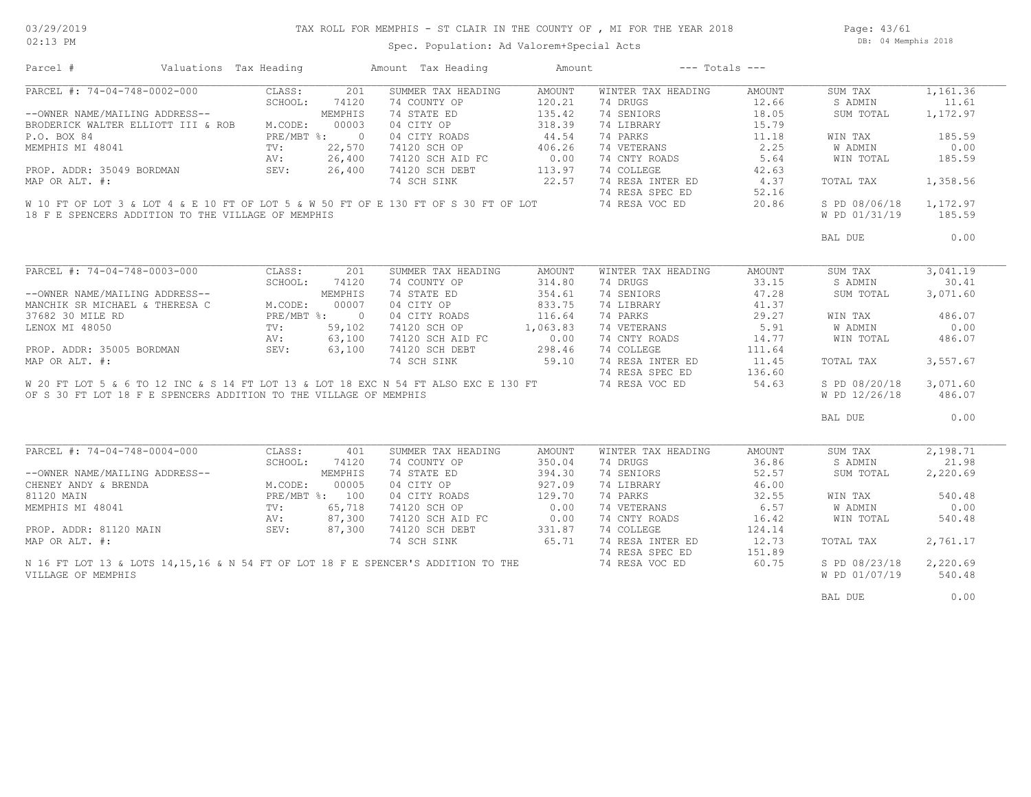# TAX ROLL FOR MEMPHIS - ST CLAIR IN THE COUNTY OF , MI FOR THE YEAR 2018

03/29/2019
02:13 PM

Spec. Population: Ad Valorem+Special Acts

DB: 04 Memphis 2018

| Parcel # | Valuations | Tax Heading | Amount | Tax Heading | Amount | --- Totals --- | |
|---|---|---|---|---|---|---|---|

## PARCEL #: 74-04-748-0002-000

| | | | | | | | |
|---|---|---|---|---|---|---|---|
| CLASS: | 201 | SUMMER TAX HEADING | AMOUNT | WINTER TAX HEADING | AMOUNT | SUM TAX | 1,161.36 |
| SCHOOL: | 74120 | 74 COUNTY OP | 120.21 | 74 DRUGS | 12.66 | S ADMIN | 11.61 |
| | MEMPHIS | 74 STATE ED | 135.42 | 74 SENIORS | 18.05 | SUM TOTAL | 1,172.97 |
| M.CODE: | 00003 | 04 CITY OP | 318.39 | 74 LIBRARY | 15.79 | | |
| PRE/MBT %: | 0 | 04 CITY ROADS | 44.54 | 74 PARKS | 11.18 | WIN TAX | 185.59 |
| TV: | 22,570 | 74120 SCH OP | 406.26 | 74 VETERANS | 2.25 | W ADMIN | 0.00 |
| AV: | 26,400 | 74120 SCH AID FC | 0.00 | 74 CNTY ROADS | 5.64 | WIN TOTAL | 185.59 |
| SEV: | 26,400 | 74120 SCH DEBT | 113.97 | 74 COLLEGE | 42.63 | | |
| | | 74 SCH SINK | 22.57 | 74 RESA INTER ED | 4.37 | TOTAL TAX | 1,358.56 |
| | | | | 74 RESA SPEC ED | 52.16 | | |
| | | | | 74 RESA VOC ED | 20.86 | S PD 08/06/18 | 1,172.97 |
| | | | | | | W PD 01/31/19 | 185.59 |
| | | | | | | BAL DUE | 0.00 |

--OWNER NAME/MAILING ADDRESS--
BRODERICK WALTER ELLIOTT III & ROB
P.O. BOX 84
MEMPHIS MI 48041

PROP. ADDR: 35049 BORDMAN
MAP OR ALT. #:

W 10 FT OF LOT 3 & LOT 4 & E 10 FT OF LOT 5 & W 50 FT OF E 130 FT OF S 30 FT OF LOT 18 F E SPENCERS ADDITION TO THE VILLAGE OF MEMPHIS

## PARCEL #: 74-04-748-0003-000

| | | | | | | | |
|---|---|---|---|---|---|---|---|
| CLASS: | 201 | SUMMER TAX HEADING | AMOUNT | WINTER TAX HEADING | AMOUNT | SUM TAX | 3,041.19 |
| SCHOOL: | 74120 | 74 COUNTY OP | 314.80 | 74 DRUGS | 33.15 | S ADMIN | 30.41 |
| | MEMPHIS | 74 STATE ED | 354.61 | 74 SENIORS | 47.28 | SUM TOTAL | 3,071.60 |
| M.CODE: | 00007 | 04 CITY OP | 833.75 | 74 LIBRARY | 41.37 | | |
| PRE/MBT %: | 0 | 04 CITY ROADS | 116.64 | 74 PARKS | 29.27 | WIN TAX | 486.07 |
| TV: | 59,102 | 74120 SCH OP | 1,063.83 | 74 VETERANS | 5.91 | W ADMIN | 0.00 |
| AV: | 63,100 | 74120 SCH AID FC | 0.00 | 74 CNTY ROADS | 14.77 | WIN TOTAL | 486.07 |
| SEV: | 63,100 | 74120 SCH DEBT | 298.46 | 74 COLLEGE | 111.64 | | |
| | | 74 SCH SINK | 59.10 | 74 RESA INTER ED | 11.45 | TOTAL TAX | 3,557.67 |
| | | | | 74 RESA SPEC ED | 136.60 | | |
| | | | | 74 RESA VOC ED | 54.63 | S PD 08/20/18 | 3,071.60 |
| | | | | | | W PD 12/26/18 | 486.07 |
| | | | | | | BAL DUE | 0.00 |

--OWNER NAME/MAILING ADDRESS--
MANCHIK SR MICHAEL & THERESA C
37682 30 MILE RD
LENOX MI 48050

PROP. ADDR: 35005 BORDMAN
MAP OR ALT. #:

W 20 FT LOT 5 & 6 TO 12 INC & S 14 FT LOT 13 & LOT 18 EXC N 54 FT ALSO EXC E 130 FT OF S 30 FT LOT 18 F E SPENCERS ADDITION TO THE VILLAGE OF MEMPHIS

## PARCEL #: 74-04-748-0004-000

| | | | | | | | |
|---|---|---|---|---|---|---|---|
| CLASS: | 401 | SUMMER TAX HEADING | AMOUNT | WINTER TAX HEADING | AMOUNT | SUM TAX | 2,198.71 |
| SCHOOL: | 74120 | 74 COUNTY OP | 350.04 | 74 DRUGS | 36.86 | S ADMIN | 21.98 |
| | MEMPHIS | 74 STATE ED | 394.30 | 74 SENIORS | 52.57 | SUM TOTAL | 2,220.69 |
| M.CODE: | 00005 | 04 CITY OP | 927.09 | 74 LIBRARY | 46.00 | | |
| PRE/MBT %: | 100 | 04 CITY ROADS | 129.70 | 74 PARKS | 32.55 | WIN TAX | 540.48 |
| TV: | 65,718 | 74120 SCH OP | 0.00 | 74 VETERANS | 6.57 | W ADMIN | 0.00 |
| AV: | 87,300 | 74120 SCH AID FC | 0.00 | 74 CNTY ROADS | 16.42 | WIN TOTAL | 540.48 |
| SEV: | 87,300 | 74120 SCH DEBT | 331.87 | 74 COLLEGE | 124.14 | | |
| | | 74 SCH SINK | 65.71 | 74 RESA INTER ED | 12.73 | TOTAL TAX | 2,761.17 |
| | | | | 74 RESA SPEC ED | 151.89 | | |
| | | | | 74 RESA VOC ED | 60.75 | S PD 08/23/18 | 2,220.69 |
| | | | | | | W PD 01/07/19 | 540.48 |
| | | | | | | BAL DUE | 0.00 |

--OWNER NAME/MAILING ADDRESS--
CHENEY ANDY & BRENDA
81120 MAIN
MEMPHIS MI 48041

PROP. ADDR: 81120 MAIN
MAP OR ALT. #:

N 16 FT LOT 13 & LOTS 14,15,16 & N 54 FT OF LOT 18 F E SPENCER'S ADDITION TO THE VILLAGE OF MEMPHIS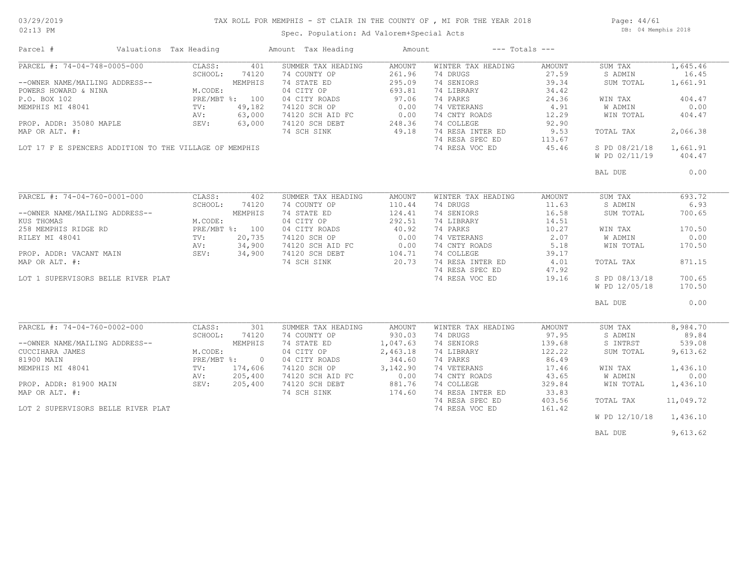03/29/2019
02:13 PM

# TAX ROLL FOR MEMPHIS - ST CLAIR IN THE COUNTY OF , MI FOR THE YEAR 2018

Spec. Population: Ad Valorem+Special Acts

DB: 04 Memphis 2018

| Parcel # | Valuations | Tax Heading | Amount | Tax Heading | Amount | --- Totals --- | |
|---|---|---|---|---|---|---|---|
| PARCEL #: 74-04-748-0005-000 | CLASS: 401 | SUMMER TAX HEADING | AMOUNT | WINTER TAX HEADING | AMOUNT | SUM TAX | 1,645.46 |
| | SCHOOL: 74120 | 74 COUNTY OP | 261.96 | 74 DRUGS | 27.59 | S ADMIN | 16.45 |
| --OWNER NAME/MAILING ADDRESS-- | MEMPHIS | 74 STATE ED | 295.09 | 74 SENIORS | 39.34 | SUM TOTAL | 1,661.91 |
| POWERS HOWARD & NINA | M.CODE: | 04 CITY OP | 693.81 | 74 LIBRARY | 34.42 | | |
| P.O. BOX 102 | PRE/MBT %: 100 | 04 CITY ROADS | 97.06 | 74 PARKS | 24.36 | WIN TAX | 404.47 |
| MEMPHIS MI 48041 | TV: 49,182 | 74120 SCH OP | 0.00 | 74 VETERANS | 4.91 | W ADMIN | 0.00 |
| | AV: 63,000 | 74120 SCH AID FC | 0.00 | 74 CNTY ROADS | 12.29 | WIN TOTAL | 404.47 |
| PROP. ADDR: 35080 MAPLE | SEV: 63,000 | 74120 SCH DEBT | 248.36 | 74 COLLEGE | 92.90 | | |
| MAP OR ALT. #: | | 74 SCH SINK | 49.18 | 74 RESA INTER ED | 9.53 | TOTAL TAX | 2,066.38 |
| | | | | 74 RESA SPEC ED | 113.67 | | |
| LOT 17 F E SPENCERS ADDITION TO THE VILLAGE OF MEMPHIS | | | | 74 RESA VOC ED | 45.46 | S PD 08/21/18 | 1,661.91 |
| | | | | | | W PD 02/11/19 | 404.47 |
| | | | | | | BAL DUE | 0.00 |
| PARCEL #: 74-04-760-0001-000 | CLASS: 402 | SUMMER TAX HEADING | AMOUNT | WINTER TAX HEADING | AMOUNT | SUM TAX | 693.72 |
| | SCHOOL: 74120 | 74 COUNTY OP | 110.44 | 74 DRUGS | 11.63 | S ADMIN | 6.93 |
| --OWNER NAME/MAILING ADDRESS-- | MEMPHIS | 74 STATE ED | 124.41 | 74 SENIORS | 16.58 | SUM TOTAL | 700.65 |
| KUS THOMAS | M.CODE: | 04 CITY OP | 292.51 | 74 LIBRARY | 14.51 | | |
| 258 MEMPHIS RIDGE RD | PRE/MBT %: 100 | 04 CITY ROADS | 40.92 | 74 PARKS | 10.27 | WIN TAX | 170.50 |
| RILEY MI 48041 | TV: 20,735 | 74120 SCH OP | 0.00 | 74 VETERANS | 2.07 | W ADMIN | 0.00 |
| | AV: 34,900 | 74120 SCH AID FC | 0.00 | 74 CNTY ROADS | 5.18 | WIN TOTAL | 170.50 |
| PROP. ADDR: VACANT MAIN | SEV: 34,900 | 74120 SCH DEBT | 104.71 | 74 COLLEGE | 39.17 | | |
| MAP OR ALT. #: | | 74 SCH SINK | 20.73 | 74 RESA INTER ED | 4.01 | TOTAL TAX | 871.15 |
| | | | | 74 RESA SPEC ED | 47.92 | | |
| LOT 1 SUPERVISORS BELLE RIVER PLAT | | | | 74 RESA VOC ED | 19.16 | S PD 08/13/18 | 700.65 |
| | | | | | | W PD 12/05/18 | 170.50 |
| | | | | | | BAL DUE | 0.00 |
| PARCEL #: 74-04-760-0002-000 | CLASS: 301 | SUMMER TAX HEADING | AMOUNT | WINTER TAX HEADING | AMOUNT | SUM TAX | 8,984.70 |
| | SCHOOL: 74120 | 74 COUNTY OP | 930.03 | 74 DRUGS | 97.95 | S ADMIN | 89.84 |
| --OWNER NAME/MAILING ADDRESS-- | MEMPHIS | 74 STATE ED | 1,047.63 | 74 SENIORS | 139.68 | S INTRST | 539.08 |
| CUCCIHARA JAMES | M.CODE: | 04 CITY OP | 2,463.18 | 74 LIBRARY | 122.22 | SUM TOTAL | 9,613.62 |
| 81900 MAIN | PRE/MBT %: 0 | 04 CITY ROADS | 344.60 | 74 PARKS | 86.49 | | |
| MEMPHIS MI 48041 | TV: 174,606 | 74120 SCH OP | 3,142.90 | 74 VETERANS | 17.46 | WIN TAX | 1,436.10 |
| | AV: 205,400 | 74120 SCH AID FC | 0.00 | 74 CNTY ROADS | 43.65 | W ADMIN | 0.00 |
| PROP. ADDR: 81900 MAIN | SEV: 205,400 | 74120 SCH DEBT | 881.76 | 74 COLLEGE | 329.84 | WIN TOTAL | 1,436.10 |
| MAP OR ALT. #: | | 74 SCH SINK | 174.60 | 74 RESA INTER ED | 33.83 | | |
| | | | | 74 RESA SPEC ED | 403.56 | TOTAL TAX | 11,049.72 |
| LOT 2 SUPERVISORS BELLE RIVER PLAT | | | | 74 RESA VOC ED | 161.42 | | |
| | | | | | | W PD 12/10/18 | 1,436.10 |
| | | | | | | BAL DUE | 9,613.62 |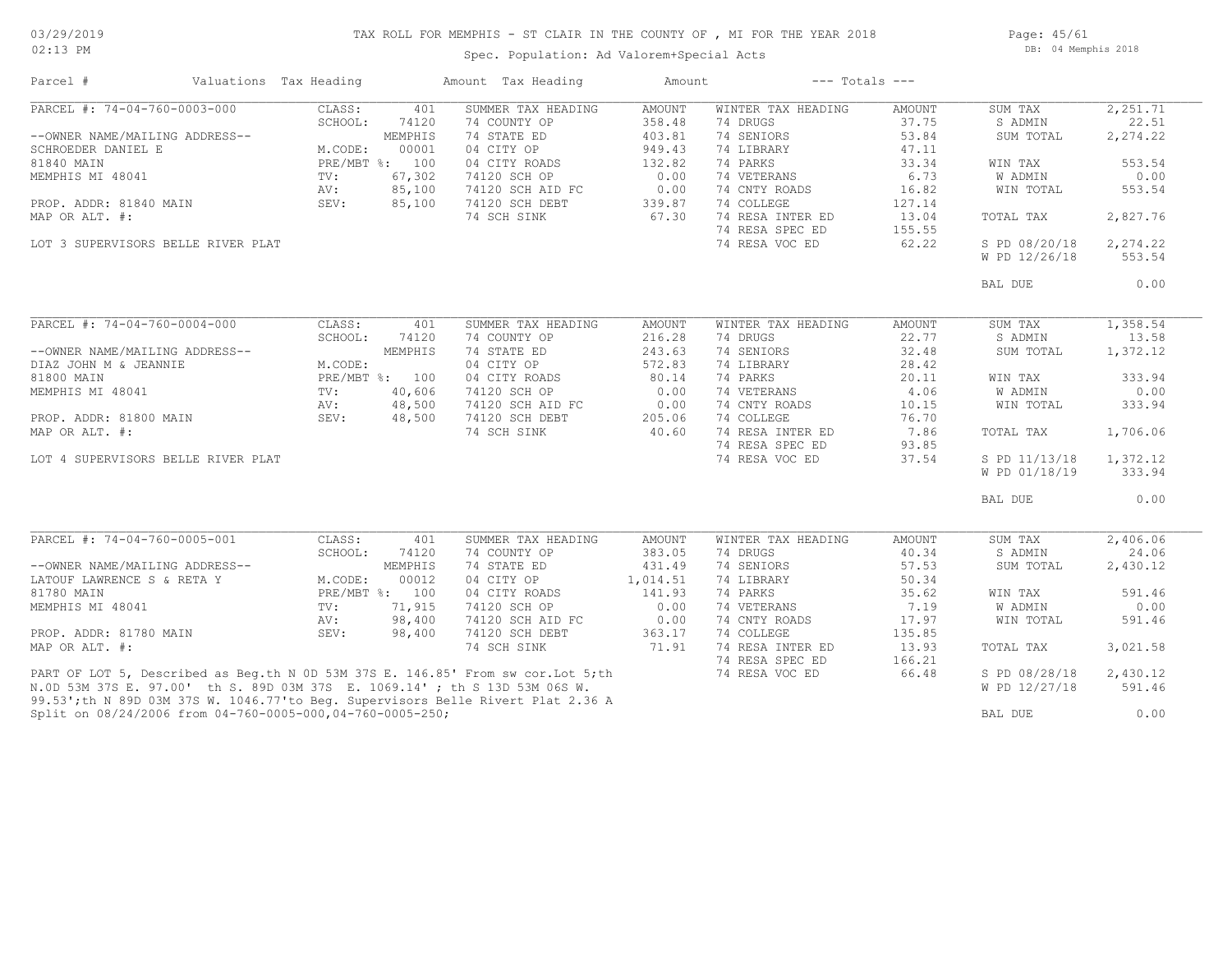# TAX ROLL FOR MEMPHIS - ST CLAIR IN THE COUNTY OF , MI FOR THE YEAR 2018

03/29/2019
02:13 PM

DB: 04 Memphis 2018

Spec. Population: Ad Valorem+Special Acts

| Parcel # | Valuations | Tax Heading | Amount | Tax Heading | Amount | --- Totals --- | |
|---|---|---|---|---|---|---|---|

## PARCEL #: 74-04-760-0003-000

| Parcel Info | Valuations | | Summer Tax Heading | Amount | Winter Tax Heading | Amount | Totals | |
|---|---|---|---|---|---|---|---|---|
| --OWNER NAME/MAILING ADDRESS-- | CLASS: | 401 | SUMMER TAX HEADING | AMOUNT | WINTER TAX HEADING | AMOUNT | SUM TAX | 2,251.71 |
| SCHROEDER DANIEL E | SCHOOL: | 74120 | 74 COUNTY OP | 358.48 | 74 DRUGS | 37.75 | S ADMIN | 22.51 |
| 81840 MAIN | | MEMPHIS | 74 STATE ED | 403.81 | 74 SENIORS | 53.84 | SUM TOTAL | 2,274.22 |
| MEMPHIS MI 48041 | M.CODE: | 00001 | 04 CITY OP | 949.43 | 74 LIBRARY | 47.11 | | |
| PROP. ADDR: 81840 MAIN | PRE/MBT %: | 100 | 04 CITY ROADS | 132.82 | 74 PARKS | 33.34 | WIN TAX | 553.54 |
| MAP OR ALT. #: | TV: | 67,302 | 74120 SCH OP | 0.00 | 74 VETERANS | 6.73 | W ADMIN | 0.00 |
| LOT 3 SUPERVISORS BELLE RIVER PLAT | AV: | 85,100 | 74120 SCH AID FC | 0.00 | 74 CNTY ROADS | 16.82 | WIN TOTAL | 553.54 |
| | SEV: | 85,100 | 74120 SCH DEBT | 339.87 | 74 COLLEGE | 127.14 | | |
| | | | 74 SCH SINK | 67.30 | 74 RESA INTER ED | 13.04 | TOTAL TAX | 2,827.76 |
| | | | | | 74 RESA SPEC ED | 155.55 | | |
| | | | | | 74 RESA VOC ED | 62.22 | S PD 08/20/18 | 2,274.22 |
| | | | | | | | W PD 12/26/18 | 553.54 |
| | | | | | | | BAL DUE | 0.00 |

## PARCEL #: 74-04-760-0004-000

| Parcel Info | Valuations | | Summer Tax Heading | Amount | Winter Tax Heading | Amount | Totals | |
|---|---|---|---|---|---|---|---|---|
| --OWNER NAME/MAILING ADDRESS-- | CLASS: | 401 | SUMMER TAX HEADING | AMOUNT | WINTER TAX HEADING | AMOUNT | SUM TAX | 1,358.54 |
| DIAZ JOHN M & JEANNIE | SCHOOL: | 74120 | 74 COUNTY OP | 216.28 | 74 DRUGS | 22.77 | S ADMIN | 13.58 |
| 81800 MAIN | | MEMPHIS | 74 STATE ED | 243.63 | 74 SENIORS | 32.48 | SUM TOTAL | 1,372.12 |
| MEMPHIS MI 48041 | M.CODE: | | 04 CITY OP | 572.83 | 74 LIBRARY | 28.42 | | |
| PROP. ADDR: 81800 MAIN | PRE/MBT %: | 100 | 04 CITY ROADS | 80.14 | 74 PARKS | 20.11 | WIN TAX | 333.94 |
| MAP OR ALT. #: | TV: | 40,606 | 74120 SCH OP | 0.00 | 74 VETERANS | 4.06 | W ADMIN | 0.00 |
| LOT 4 SUPERVISORS BELLE RIVER PLAT | AV: | 48,500 | 74120 SCH AID FC | 0.00 | 74 CNTY ROADS | 10.15 | WIN TOTAL | 333.94 |
| | SEV: | 48,500 | 74120 SCH DEBT | 205.06 | 74 COLLEGE | 76.70 | | |
| | | | 74 SCH SINK | 40.60 | 74 RESA INTER ED | 7.86 | TOTAL TAX | 1,706.06 |
| | | | | | 74 RESA SPEC ED | 93.85 | | |
| | | | | | 74 RESA VOC ED | 37.54 | S PD 11/13/18 | 1,372.12 |
| | | | | | | | W PD 01/18/19 | 333.94 |
| | | | | | | | BAL DUE | 0.00 |

## PARCEL #: 74-04-760-0005-001

| Parcel Info | Valuations | | Summer Tax Heading | Amount | Winter Tax Heading | Amount | Totals | |
|---|---|---|---|---|---|---|---|---|
| --OWNER NAME/MAILING ADDRESS-- | CLASS: | 401 | SUMMER TAX HEADING | AMOUNT | WINTER TAX HEADING | AMOUNT | SUM TAX | 2,406.06 |
| LATOUF LAWRENCE S & RETA Y | SCHOOL: | 74120 | 74 COUNTY OP | 383.05 | 74 DRUGS | 40.34 | S ADMIN | 24.06 |
| 81780 MAIN | | MEMPHIS | 74 STATE ED | 431.49 | 74 SENIORS | 57.53 | SUM TOTAL | 2,430.12 |
| MEMPHIS MI 48041 | M.CODE: | 00012 | 04 CITY OP | 1,014.51 | 74 LIBRARY | 50.34 | | |
| PROP. ADDR: 81780 MAIN | PRE/MBT %: | 100 | 04 CITY ROADS | 141.93 | 74 PARKS | 35.62 | WIN TAX | 591.46 |
| MAP OR ALT. #: | TV: | 71,915 | 74120 SCH OP | 0.00 | 74 VETERANS | 7.19 | W ADMIN | 0.00 |
| | AV: | 98,400 | 74120 SCH AID FC | 0.00 | 74 CNTY ROADS | 17.97 | WIN TOTAL | 591.46 |
| | SEV: | 98,400 | 74120 SCH DEBT | 363.17 | 74 COLLEGE | 135.85 | | |
| | | | 74 SCH SINK | 71.91 | 74 RESA INTER ED | 13.93 | TOTAL TAX | 3,021.58 |
| | | | | | 74 RESA SPEC ED | 166.21 | | |
| | | | | | 74 RESA VOC ED | 66.48 | S PD 08/28/18 | 2,430.12 |
| | | | | | | | W PD 12/27/18 | 591.46 |
| | | | | | | | BAL DUE | 0.00 |

PART OF LOT 5, Described as Beg.th N 0D 53M 37S E. 146.85' From sw cor.Lot 5;th N.0D 53M 37S E. 97.00' th S. 89D 03M 37S E. 1069.14' ; th S 13D 53M 06S W. 99.53';th N 89D 03M 37S W. 1046.77'to Beg. Supervisors Belle Rivert Plat 2.36 A
Split on 08/24/2006 from 04-760-0005-000,04-760-0005-250;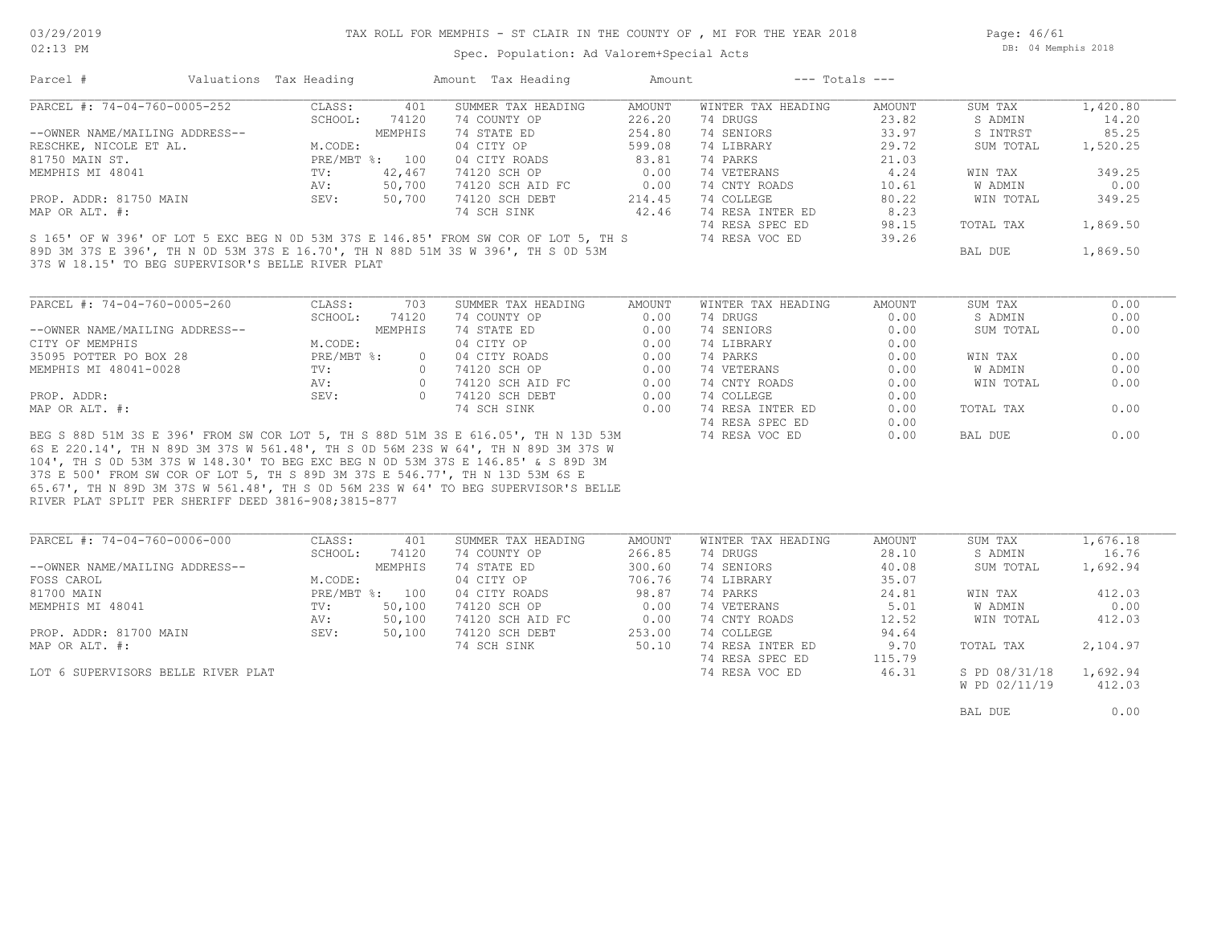# TAX ROLL FOR MEMPHIS - ST CLAIR IN THE COUNTY OF , MI FOR THE YEAR 2018

Spec. Population: Ad Valorem+Special Acts

| Parcel # | Valuations | Tax Heading | Amount | Tax Heading | Amount | --- Totals --- | |
|---|---|---|---|---|---|---|---|

## PARCEL #: 74-04-760-0005-252

| | | SUMMER TAX HEADING | AMOUNT | WINTER TAX HEADING | AMOUNT | | |
|---|---|---|---|---|---|---|---|
| CLASS: | 401 | 74 COUNTY OP | 226.20 | 74 DRUGS | 23.82 | SUM TAX | 1,420.80 |
| SCHOOL: | 74120 | 74 STATE ED | 254.80 | 74 SENIORS | 33.97 | S ADMIN | 14.20 |
| | MEMPHIS | 04 CITY OP | 599.08 | 74 LIBRARY | 29.72 | S INTRST | 85.25 |
| M.CODE: | | 04 CITY ROADS | 83.81 | 74 PARKS | 21.03 | SUM TOTAL | 1,520.25 |
| PRE/MBT %: | 100 | 74120 SCH OP | 0.00 | 74 VETERANS | 4.24 | WIN TAX | 349.25 |
| TV: | 42,467 | 74120 SCH AID FC | 0.00 | 74 CNTY ROADS | 10.61 | W ADMIN | 0.00 |
| AV: | 50,700 | 74120 SCH DEBT | 214.45 | 74 COLLEGE | 80.22 | WIN TOTAL | 349.25 |
| SEV: | 50,700 | 74 SCH SINK | 42.46 | 74 RESA INTER ED | 8.23 | | |
| | | | | 74 RESA SPEC ED | 98.15 | TOTAL TAX | 1,869.50 |
| | | | | 74 RESA VOC ED | 39.26 | BAL DUE | 1,869.50 |

--OWNER NAME/MAILING ADDRESS--
RESCHKE, NICOLE ET AL.
81750 MAIN ST.
MEMPHIS MI 48041

PROP. ADDR: 81750 MAIN
MAP OR ALT. #:

S 165' OF W 396' OF LOT 5 EXC BEG N 0D 53M 37S E 146.85' FROM SW COR OF LOT 5, TH S 89D 3M 37S E 396', TH N 0D 53M 37S E 16.70', TH N 88D 51M 3S W 396', TH S 0D 53M 37S W 18.15' TO BEG SUPERVISOR'S BELLE RIVER PLAT

## PARCEL #: 74-04-760-0005-260

| | | SUMMER TAX HEADING | AMOUNT | WINTER TAX HEADING | AMOUNT | | |
|---|---|---|---|---|---|---|---|
| CLASS: | 703 | 74 COUNTY OP | 0.00 | 74 DRUGS | 0.00 | SUM TAX | 0.00 |
| SCHOOL: | 74120 | 74 STATE ED | 0.00 | 74 SENIORS | 0.00 | S ADMIN | 0.00 |
| | MEMPHIS | 04 CITY OP | 0.00 | 74 LIBRARY | 0.00 | SUM TOTAL | 0.00 |
| M.CODE: | | 04 CITY ROADS | 0.00 | 74 PARKS | 0.00 | WIN TAX | 0.00 |
| PRE/MBT %: | 0 | 74120 SCH OP | 0.00 | 74 VETERANS | 0.00 | W ADMIN | 0.00 |
| TV: | 0 | 74120 SCH AID FC | 0.00 | 74 CNTY ROADS | 0.00 | WIN TOTAL | 0.00 |
| AV: | 0 | 74120 SCH DEBT | 0.00 | 74 COLLEGE | 0.00 | | |
| SEV: | 0 | 74 SCH SINK | 0.00 | 74 RESA INTER ED | 0.00 | TOTAL TAX | 0.00 |
| | | | | 74 RESA SPEC ED | 0.00 | | |
| | | | | 74 RESA VOC ED | 0.00 | BAL DUE | 0.00 |

--OWNER NAME/MAILING ADDRESS--
CITY OF MEMPHIS
35095 POTTER PO BOX 28
MEMPHIS MI 48041-0028

PROP. ADDR:
MAP OR ALT. #:

BEG S 88D 51M 3S E 396' FROM SW COR LOT 5, TH S 88D 51M 3S E 616.05', TH N 13D 53M 6S E 220.14', TH N 89D 3M 37S W 561.48', TH S 0D 56M 23S W 64', TH N 89D 3M 37S W 104', TH S 0D 53M 37S W 148.30' TO BEG EXC BEG N 0D 53M 37S E 146.85' & S 89D 3M 37S E 500' FROM SW COR OF LOT 5, TH S 89D 3M 37S E 546.77', TH N 13D 53M 6S E 65.67', TH N 89D 3M 37S W 561.48', TH S 0D 56M 23S W 64' TO BEG SUPERVISOR'S BELLE RIVER PLAT SPLIT PER SHERIFF DEED 3816-908;3815-877

## PARCEL #: 74-04-760-0006-000

| | | SUMMER TAX HEADING | AMOUNT | WINTER TAX HEADING | AMOUNT | | |
|---|---|---|---|---|---|---|---|
| CLASS: | 401 | 74 COUNTY OP | 266.85 | 74 DRUGS | 28.10 | SUM TAX | 1,676.18 |
| SCHOOL: | 74120 | 74 STATE ED | 300.60 | 74 SENIORS | 40.08 | S ADMIN | 16.76 |
| | MEMPHIS | 04 CITY OP | 706.76 | 74 LIBRARY | 35.07 | SUM TOTAL | 1,692.94 |
| M.CODE: | | 04 CITY ROADS | 98.87 | 74 PARKS | 24.81 | WIN TAX | 412.03 |
| PRE/MBT %: | 100 | 74120 SCH OP | 0.00 | 74 VETERANS | 5.01 | W ADMIN | 0.00 |
| TV: | 50,100 | 74120 SCH AID FC | 0.00 | 74 CNTY ROADS | 12.52 | WIN TOTAL | 412.03 |
| AV: | 50,100 | 74120 SCH DEBT | 253.00 | 74 COLLEGE | 94.64 | | |
| SEV: | 50,100 | 74 SCH SINK | 50.10 | 74 RESA INTER ED | 9.70 | TOTAL TAX | 2,104.97 |
| | | | | 74 RESA SPEC ED | 115.79 | | |
| | | | | 74 RESA VOC ED | 46.31 | S PD 08/31/18 | 1,692.94 |
| | | | | | | W PD 02/11/19 | 412.03 |
| | | | | | | BAL DUE | 0.00 |

--OWNER NAME/MAILING ADDRESS--
FOSS CAROL
81700 MAIN
MEMPHIS MI 48041

PROP. ADDR: 81700 MAIN
MAP OR ALT. #:

LOT 6 SUPERVISORS BELLE RIVER PLAT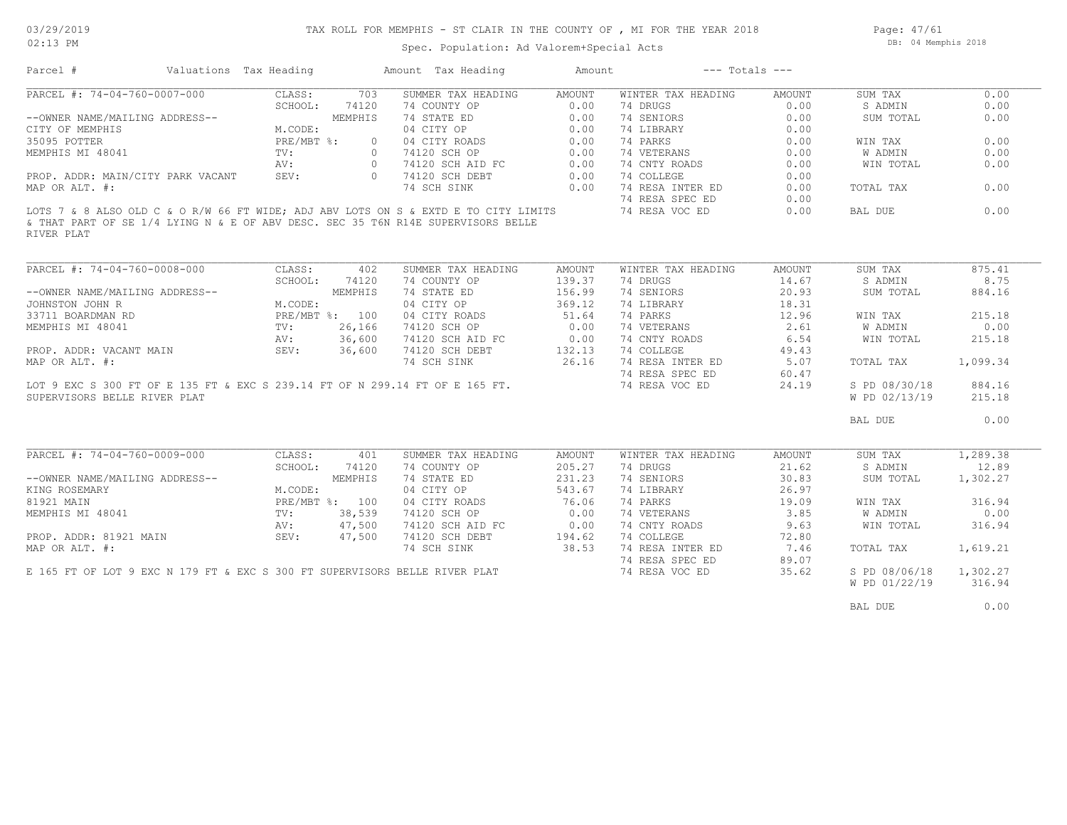# TAX ROLL FOR MEMPHIS - ST CLAIR IN THE COUNTY OF , MI FOR THE YEAR 2018

Spec. Population: Ad Valorem+Special Acts

DB: 04 Memphis 2018

03/29/2019
02:13 PM

| Parcel # | Valuations | Tax Heading | Amount | Tax Heading | Amount | --- Totals --- | |
|---|---|---|---|---|---|---|---|

## PARCEL #: 74-04-760-0007-000

| --OWNER NAME/MAILING ADDRESS-- | | SUMMER TAX HEADING | AMOUNT | WINTER TAX HEADING | AMOUNT | | |
|---|---|---|---|---|---|---|---|
| CITY OF MEMPHIS | CLASS: 703 | 74 COUNTY OP | 0.00 | 74 DRUGS | 0.00 | SUM TAX | 0.00 |
| 35095 POTTER | SCHOOL: 74120 MEMPHIS | 74 STATE ED | 0.00 | 74 SENIORS | 0.00 | S ADMIN | 0.00 |
| MEMPHIS MI 48041 | M.CODE: | 04 CITY OP | 0.00 | 74 LIBRARY | 0.00 | SUM TOTAL | 0.00 |
| | PRE/MBT %: 0 | 04 CITY ROADS | 0.00 | 74 PARKS | 0.00 | WIN TAX | 0.00 |
| PROP. ADDR: MAIN/CITY PARK VACANT | TV: 0 | 74120 SCH OP | 0.00 | 74 VETERANS | 0.00 | W ADMIN | 0.00 |
| MAP OR ALT. #: | AV: 0 | 74120 SCH AID FC | 0.00 | 74 CNTY ROADS | 0.00 | WIN TOTAL | 0.00 |
| | SEV: 0 | 74120 SCH DEBT | 0.00 | 74 COLLEGE | 0.00 | | |
| | | 74 SCH SINK | 0.00 | 74 RESA INTER ED | 0.00 | TOTAL TAX | 0.00 |
| | | | | 74 RESA SPEC ED | 0.00 | | |
| | | | | 74 RESA VOC ED | 0.00 | BAL DUE | 0.00 |

LOTS 7 & 8 ALSO OLD C & O R/W 66 FT WIDE; ADJ ABV LOTS ON S & EXTD E TO CITY LIMITS & THAT PART OF SE 1/4 LYING N & E OF ABV DESC. SEC 35 T6N R14E SUPERVISORS BELLE RIVER PLAT

## PARCEL #: 74-04-760-0008-000

| --OWNER NAME/MAILING ADDRESS-- | | SUMMER TAX HEADING | AMOUNT | WINTER TAX HEADING | AMOUNT | | |
|---|---|---|---|---|---|---|---|
| JOHNSTON JOHN R | CLASS: 402 | 74 COUNTY OP | 139.37 | 74 DRUGS | 14.67 | SUM TAX | 875.41 |
| 33711 BOARDMAN RD | SCHOOL: 74120 MEMPHIS | 74 STATE ED | 156.99 | 74 SENIORS | 20.93 | S ADMIN | 8.75 |
| MEMPHIS MI 48041 | M.CODE: | 04 CITY OP | 369.12 | 74 LIBRARY | 18.31 | SUM TOTAL | 884.16 |
| | PRE/MBT %: 100 | 04 CITY ROADS | 51.64 | 74 PARKS | 12.96 | WIN TAX | 215.18 |
| PROP. ADDR: VACANT MAIN | TV: 26,166 | 74120 SCH OP | 0.00 | 74 VETERANS | 2.61 | W ADMIN | 0.00 |
| MAP OR ALT. #: | AV: 36,600 | 74120 SCH AID FC | 0.00 | 74 CNTY ROADS | 6.54 | WIN TOTAL | 215.18 |
| | SEV: 36,600 | 74120 SCH DEBT | 132.13 | 74 COLLEGE | 49.43 | | |
| | | 74 SCH SINK | 26.16 | 74 RESA INTER ED | 5.07 | TOTAL TAX | 1,099.34 |
| | | | | 74 RESA SPEC ED | 60.47 | | |
| | | | | 74 RESA VOC ED | 24.19 | S PD 08/30/18 | 884.16 |
| | | | | | | W PD 02/13/19 | 215.18 |
| | | | | | | BAL DUE | 0.00 |

LOT 9 EXC S 300 FT OF E 135 FT & EXC S 239.14 FT OF N 299.14 FT OF E 165 FT. SUPERVISORS BELLE RIVER PLAT

## PARCEL #: 74-04-760-0009-000

| --OWNER NAME/MAILING ADDRESS-- | | SUMMER TAX HEADING | AMOUNT | WINTER TAX HEADING | AMOUNT | | |
|---|---|---|---|---|---|---|---|
| KING ROSEMARY | CLASS: 401 | 74 COUNTY OP | 205.27 | 74 DRUGS | 21.62 | SUM TAX | 1,289.38 |
| 81921 MAIN | SCHOOL: 74120 MEMPHIS | 74 STATE ED | 231.23 | 74 SENIORS | 30.83 | S ADMIN | 12.89 |
| MEMPHIS MI 48041 | M.CODE: | 04 CITY OP | 543.67 | 74 LIBRARY | 26.97 | SUM TOTAL | 1,302.27 |
| | PRE/MBT %: 100 | 04 CITY ROADS | 76.06 | 74 PARKS | 19.09 | WIN TAX | 316.94 |
| PROP. ADDR: 81921 MAIN | TV: 38,539 | 74120 SCH OP | 0.00 | 74 VETERANS | 3.85 | W ADMIN | 0.00 |
| MAP OR ALT. #: | AV: 47,500 | 74120 SCH AID FC | 0.00 | 74 CNTY ROADS | 9.63 | WIN TOTAL | 316.94 |
| | SEV: 47,500 | 74120 SCH DEBT | 194.62 | 74 COLLEGE | 72.80 | | |
| | | 74 SCH SINK | 38.53 | 74 RESA INTER ED | 7.46 | TOTAL TAX | 1,619.21 |
| | | | | 74 RESA SPEC ED | 89.07 | | |
| | | | | 74 RESA VOC ED | 35.62 | S PD 08/06/18 | 1,302.27 |
| | | | | | | W PD 01/22/19 | 316.94 |
| | | | | | | BAL DUE | 0.00 |

E 165 FT OF LOT 9 EXC N 179 FT & EXC S 300 FT SUPERVISORS BELLE RIVER PLAT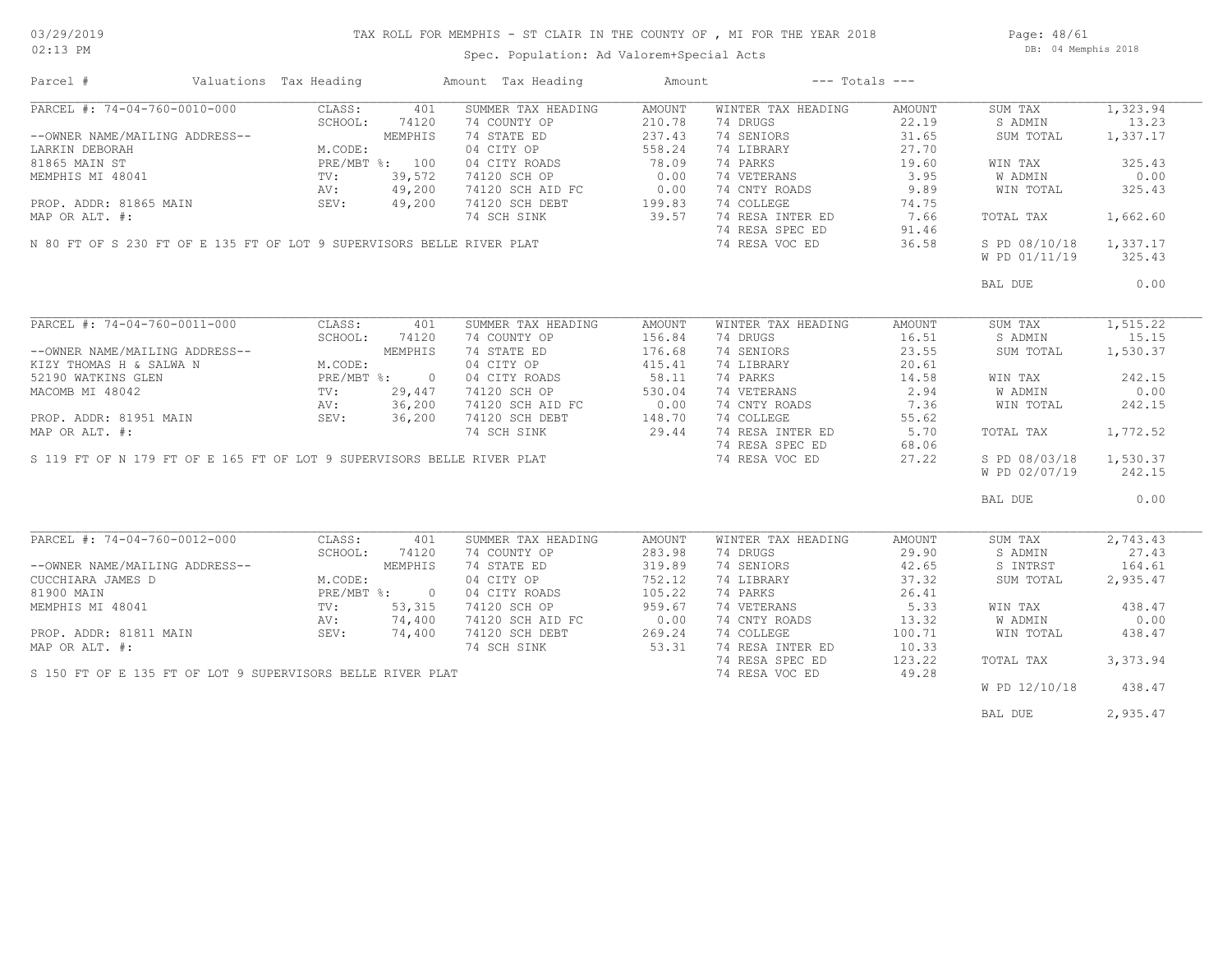# TAX ROLL FOR MEMPHIS - ST CLAIR IN THE COUNTY OF , MI FOR THE YEAR 2018

Spec. Population: Ad Valorem+Special Acts

03/29/2019
02:13 PM

DB: 04 Memphis 2018

| Parcel # | Valuations | Tax Heading | Amount | Tax Heading | Amount | --- Totals --- | |
|---|---|---|---|---|---|---|---|
| PARCEL #: 74-04-760-0010-000 | CLASS: 401 | SUMMER TAX HEADING | AMOUNT | WINTER TAX HEADING | AMOUNT | SUM TAX | 1,323.94 |
| | SCHOOL: 74120 | 74 COUNTY OP | 210.78 | 74 DRUGS | 22.19 | S ADMIN | 13.23 |
| --OWNER NAME/MAILING ADDRESS-- | MEMPHIS | 74 STATE ED | 237.43 | 74 SENIORS | 31.65 | SUM TOTAL | 1,337.17 |
| LARKIN DEBORAH | M.CODE: | 04 CITY OP | 558.24 | 74 LIBRARY | 27.70 | | |
| 81865 MAIN ST | PRE/MBT %: 100 | 04 CITY ROADS | 78.09 | 74 PARKS | 19.60 | WIN TAX | 325.43 |
| MEMPHIS MI 48041 | TV: 39,572 | 74120 SCH OP | 0.00 | 74 VETERANS | 3.95 | W ADMIN | 0.00 |
| | AV: 49,200 | 74120 SCH AID FC | 0.00 | 74 CNTY ROADS | 9.89 | WIN TOTAL | 325.43 |
| PROP. ADDR: 81865 MAIN | SEV: 49,200 | 74120 SCH DEBT | 199.83 | 74 COLLEGE | 74.75 | | |
| MAP OR ALT. #: | | 74 SCH SINK | 39.57 | 74 RESA INTER ED | 7.66 | TOTAL TAX | 1,662.60 |
| | | | | 74 RESA SPEC ED | 91.46 | | |
| N 80 FT OF S 230 FT OF E 135 FT OF LOT 9 SUPERVISORS BELLE RIVER PLAT | | | | 74 RESA VOC ED | 36.58 | S PD 08/10/18 | 1,337.17 |
| | | | | | | W PD 01/11/19 | 325.43 |
| | | | | | | BAL DUE | 0.00 |
| PARCEL #: 74-04-760-0011-000 | CLASS: 401 | SUMMER TAX HEADING | AMOUNT | WINTER TAX HEADING | AMOUNT | SUM TAX | 1,515.22 |
| | SCHOOL: 74120 | 74 COUNTY OP | 156.84 | 74 DRUGS | 16.51 | S ADMIN | 15.15 |
| --OWNER NAME/MAILING ADDRESS-- | MEMPHIS | 74 STATE ED | 176.68 | 74 SENIORS | 23.55 | SUM TOTAL | 1,530.37 |
| KIZY THOMAS H & SALWA N | M.CODE: | 04 CITY OP | 415.41 | 74 LIBRARY | 20.61 | | |
| 52190 WATKINS GLEN | PRE/MBT %: 0 | 04 CITY ROADS | 58.11 | 74 PARKS | 14.58 | WIN TAX | 242.15 |
| MACOMB MI 48042 | TV: 29,447 | 74120 SCH OP | 530.04 | 74 VETERANS | 2.94 | W ADMIN | 0.00 |
| | AV: 36,200 | 74120 SCH AID FC | 0.00 | 74 CNTY ROADS | 7.36 | WIN TOTAL | 242.15 |
| PROP. ADDR: 81951 MAIN | SEV: 36,200 | 74120 SCH DEBT | 148.70 | 74 COLLEGE | 55.62 | | |
| MAP OR ALT. #: | | 74 SCH SINK | 29.44 | 74 RESA INTER ED | 5.70 | TOTAL TAX | 1,772.52 |
| | | | | 74 RESA SPEC ED | 68.06 | | |
| S 119 FT OF N 179 FT OF E 165 FT OF LOT 9 SUPERVISORS BELLE RIVER PLAT | | | | 74 RESA VOC ED | 27.22 | S PD 08/03/18 | 1,530.37 |
| | | | | | | W PD 02/07/19 | 242.15 |
| | | | | | | BAL DUE | 0.00 |
| PARCEL #: 74-04-760-0012-000 | CLASS: 401 | SUMMER TAX HEADING | AMOUNT | WINTER TAX HEADING | AMOUNT | SUM TAX | 2,743.43 |
| | SCHOOL: 74120 | 74 COUNTY OP | 283.98 | 74 DRUGS | 29.90 | S ADMIN | 27.43 |
| --OWNER NAME/MAILING ADDRESS-- | MEMPHIS | 74 STATE ED | 319.89 | 74 SENIORS | 42.65 | S INTRST | 164.61 |
| CUCCHIARA JAMES D | M.CODE: | 04 CITY OP | 752.12 | 74 LIBRARY | 37.32 | SUM TOTAL | 2,935.47 |
| 81900 MAIN | PRE/MBT %: 0 | 04 CITY ROADS | 105.22 | 74 PARKS | 26.41 | | |
| MEMPHIS MI 48041 | TV: 53,315 | 74120 SCH OP | 959.67 | 74 VETERANS | 5.33 | WIN TAX | 438.47 |
| | AV: 74,400 | 74120 SCH AID FC | 0.00 | 74 CNTY ROADS | 13.32 | W ADMIN | 0.00 |
| PROP. ADDR: 81811 MAIN | SEV: 74,400 | 74120 SCH DEBT | 269.24 | 74 COLLEGE | 100.71 | WIN TOTAL | 438.47 |
| MAP OR ALT. #: | | 74 SCH SINK | 53.31 | 74 RESA INTER ED | 10.33 | | |
| | | | | 74 RESA SPEC ED | 123.22 | TOTAL TAX | 3,373.94 |
| S 150 FT OF E 135 FT OF LOT 9 SUPERVISORS BELLE RIVER PLAT | | | | 74 RESA VOC ED | 49.28 | | |
| | | | | | | W PD 12/10/18 | 438.47 |
| | | | | | | BAL DUE | 2,935.47 |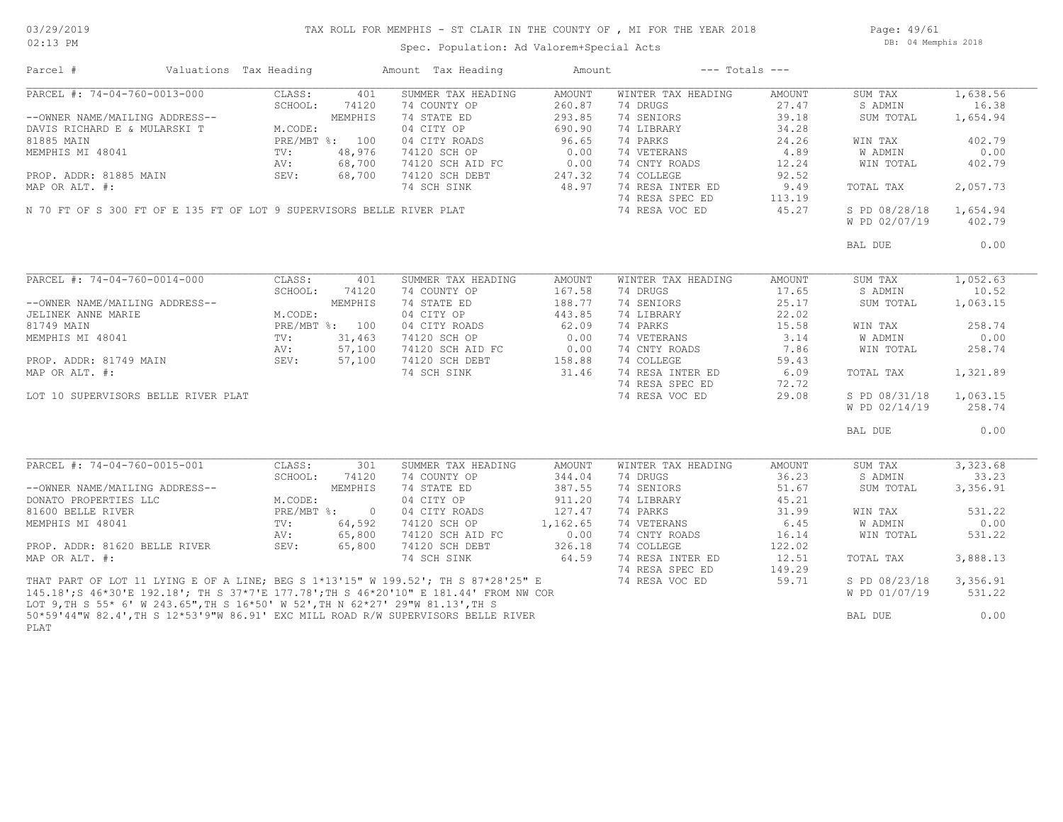# TAX ROLL FOR MEMPHIS - ST CLAIR IN THE COUNTY OF , MI FOR THE YEAR 2018

03/29/2019
02:13 PM

Spec. Population: Ad Valorem+Special Acts

DB: 04 Memphis 2018

| Parcel # | Valuations | Tax Heading | Amount | Tax Heading | Amount | --- Totals --- | |
|---|---|---|---|---|---|---|---|
| PARCEL #: 74-04-760-0013-000 | CLASS: 401 | SUMMER TAX HEADING | AMOUNT | WINTER TAX HEADING | AMOUNT | SUM TAX | 1,638.56 |
| | SCHOOL: 74120 | 74 COUNTY OP | 260.87 | 74 DRUGS | 27.47 | S ADMIN | 16.38 |
| --OWNER NAME/MAILING ADDRESS-- | MEMPHIS | 74 STATE ED | 293.85 | 74 SENIORS | 39.18 | SUM TOTAL | 1,654.94 |
| DAVIS RICHARD E & MULARSKI T | M.CODE: | 04 CITY OP | 690.90 | 74 LIBRARY | 34.28 | | |
| 81885 MAIN | PRE/MBT %: 100 | 04 CITY ROADS | 96.65 | 74 PARKS | 24.26 | WIN TAX | 402.79 |
| MEMPHIS MI 48041 | TV: 48,976 | 74120 SCH OP | 0.00 | 74 VETERANS | 4.89 | W ADMIN | 0.00 |
| | AV: 68,700 | 74120 SCH AID FC | 0.00 | 74 CNTY ROADS | 12.24 | WIN TOTAL | 402.79 |
| PROP. ADDR: 81885 MAIN | SEV: 68,700 | 74120 SCH DEBT | 247.32 | 74 COLLEGE | 92.52 | | |
| MAP OR ALT. #: | | 74 SCH SINK | 48.97 | 74 RESA INTER ED | 9.49 | TOTAL TAX | 2,057.73 |
| | | | | 74 RESA SPEC ED | 113.19 | | |
| N 70 FT OF S 300 FT OF E 135 FT OF LOT 9 SUPERVISORS BELLE RIVER PLAT | | | | 74 RESA VOC ED | 45.27 | S PD 08/28/18 | 1,654.94 |
| | | | | | | W PD 02/07/19 | 402.79 |
| | | | | | | BAL DUE | 0.00 |

| Parcel # | Valuations | Tax Heading | Amount | Tax Heading | Amount | --- Totals --- | |
|---|---|---|---|---|---|---|---|
| PARCEL #: 74-04-760-0014-000 | CLASS: 401 | SUMMER TAX HEADING | AMOUNT | WINTER TAX HEADING | AMOUNT | SUM TAX | 1,052.63 |
| | SCHOOL: 74120 | 74 COUNTY OP | 167.58 | 74 DRUGS | 17.65 | S ADMIN | 10.52 |
| --OWNER NAME/MAILING ADDRESS-- | MEMPHIS | 74 STATE ED | 188.77 | 74 SENIORS | 25.17 | SUM TOTAL | 1,063.15 |
| JELINEK ANNE MARIE | M.CODE: | 04 CITY OP | 443.85 | 74 LIBRARY | 22.02 | | |
| 81749 MAIN | PRE/MBT %: 100 | 04 CITY ROADS | 62.09 | 74 PARKS | 15.58 | WIN TAX | 258.74 |
| MEMPHIS MI 48041 | TV: 31,463 | 74120 SCH OP | 0.00 | 74 VETERANS | 3.14 | W ADMIN | 0.00 |
| | AV: 57,100 | 74120 SCH AID FC | 0.00 | 74 CNTY ROADS | 7.86 | WIN TOTAL | 258.74 |
| PROP. ADDR: 81749 MAIN | SEV: 57,100 | 74120 SCH DEBT | 158.88 | 74 COLLEGE | 59.43 | | |
| MAP OR ALT. #: | | 74 SCH SINK | 31.46 | 74 RESA INTER ED | 6.09 | TOTAL TAX | 1,321.89 |
| | | | | 74 RESA SPEC ED | 72.72 | | |
| LOT 10 SUPERVISORS BELLE RIVER PLAT | | | | 74 RESA VOC ED | 29.08 | S PD 08/31/18 | 1,063.15 |
| | | | | | | W PD 02/14/19 | 258.74 |
| | | | | | | BAL DUE | 0.00 |

| Parcel # | Valuations | Tax Heading | Amount | Tax Heading | Amount | --- Totals --- | |
|---|---|---|---|---|---|---|---|
| PARCEL #: 74-04-760-0015-001 | CLASS: 301 | SUMMER TAX HEADING | AMOUNT | WINTER TAX HEADING | AMOUNT | SUM TAX | 3,323.68 |
| | SCHOOL: 74120 | 74 COUNTY OP | 344.04 | 74 DRUGS | 36.23 | S ADMIN | 33.23 |
| --OWNER NAME/MAILING ADDRESS-- | MEMPHIS | 74 STATE ED | 387.55 | 74 SENIORS | 51.67 | SUM TOTAL | 3,356.91 |
| DONATO PROPERTIES LLC | M.CODE: | 04 CITY OP | 911.20 | 74 LIBRARY | 45.21 | | |
| 81600 BELLE RIVER | PRE/MBT %: 0 | 04 CITY ROADS | 127.47 | 74 PARKS | 31.99 | WIN TAX | 531.22 |
| MEMPHIS MI 48041 | TV: 64,592 | 74120 SCH OP | 1,162.65 | 74 VETERANS | 6.45 | W ADMIN | 0.00 |
| | AV: 65,800 | 74120 SCH AID FC | 0.00 | 74 CNTY ROADS | 16.14 | WIN TOTAL | 531.22 |
| PROP. ADDR: 81620 BELLE RIVER | SEV: 65,800 | 74120 SCH DEBT | 326.18 | 74 COLLEGE | 122.02 | | |
| MAP OR ALT. #: | | 74 SCH SINK | 64.59 | 74 RESA INTER ED | 12.51 | TOTAL TAX | 3,888.13 |
| | | | | 74 RESA SPEC ED | 149.29 | | |
| | | | | 74 RESA VOC ED | 59.71 | S PD 08/23/18 | 3,356.91 |
| | | | | | | W PD 01/07/19 | 531.22 |
| | | | | | | BAL DUE | 0.00 |

THAT PART OF LOT 11 LYING E OF A LINE; BEG S 1*13'15" W 199.52'; TH S 87*28'25" E 145.18';S 46*30'E 192.18'; TH S 37*7'E 177.78';TH S 46*20'10" E 181.44' FROM NW COR LOT 9,TH S 55* 6' W 243.65",TH S 16*50' W 52',TH N 62*27' 29"W 81.13',TH S 50*59'44"W 82.4',TH S 12*53'9"W 86.91' EXC MILL ROAD R/W SUPERVISORS BELLE RIVER PLAT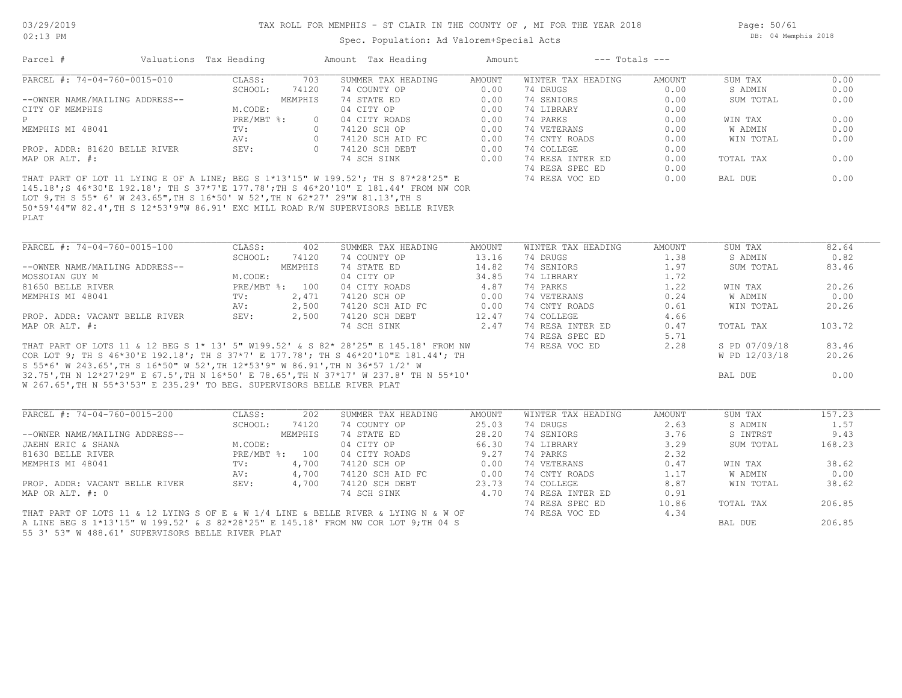# TAX ROLL FOR MEMPHIS - ST CLAIR IN THE COUNTY OF , MI FOR THE YEAR 2018

Spec. Population: Ad Valorem+Special Acts

DB: 04 Memphis 2018

| Parcel # | Valuations | Tax Heading | Amount | Tax Heading | Amount | --- Totals --- | |
|---|---|---|---|---|---|---|---|

## PARCEL #: 74-04-760-0015-010

| | | SUMMER TAX HEADING | AMOUNT | WINTER TAX HEADING | AMOUNT | | |
|---|---|---|---|---|---|---|---|
| CLASS: | 703 | 74 COUNTY OP | 0.00 | 74 DRUGS | 0.00 | SUM TAX | 0.00 |
| SCHOOL: | 74120 | 74 STATE ED | 0.00 | 74 SENIORS | 0.00 | S ADMIN | 0.00 |
| | MEMPHIS | 04 CITY OP | 0.00 | 74 LIBRARY | 0.00 | SUM TOTAL | 0.00 |
| M.CODE: | | 04 CITY ROADS | 0.00 | 74 PARKS | 0.00 | | |
| PRE/MBT %: | 0 | 74120 SCH OP | 0.00 | 74 VETERANS | 0.00 | WIN TAX | 0.00 |
| TV: | 0 | 74120 SCH AID FC | 0.00 | 74 CNTY ROADS | 0.00 | W ADMIN | 0.00 |
| AV: | 0 | 74120 SCH DEBT | 0.00 | 74 COLLEGE | 0.00 | WIN TOTAL | 0.00 |
| SEV: | 0 | 74 SCH SINK | 0.00 | 74 RESA INTER ED | 0.00 | | |
| | | | | 74 RESA SPEC ED | 0.00 | TOTAL TAX | 0.00 |
| | | | | 74 RESA VOC ED | 0.00 | BAL DUE | 0.00 |

--OWNER NAME/MAILING ADDRESS--
CITY OF MEMPHIS
P
MEMPHIS MI 48041

PROP. ADDR: 81620 BELLE RIVER
MAP OR ALT. #:

THAT PART OF LOT 11 LYING E OF A LINE; BEG S 1*13'15" W 199.52'; TH S 87*28'25" E 145.18';S 46*30'E 192.18'; TH S 37*7'E 177.78';TH S 46*20'10" E 181.44' FROM NW COR LOT 9,TH S 55* 6' W 243.65",TH S 16*50' W 52',TH N 62*27' 29"W 81.13',TH S 50*59'44"W 82.4',TH S 12*53'9"W 86.91' EXC MILL ROAD R/W SUPERVISORS BELLE RIVER PLAT

## PARCEL #: 74-04-760-0015-100

| | | SUMMER TAX HEADING | AMOUNT | WINTER TAX HEADING | AMOUNT | | |
|---|---|---|---|---|---|---|---|
| CLASS: | 402 | 74 COUNTY OP | 13.16 | 74 DRUGS | 1.38 | SUM TAX | 82.64 |
| SCHOOL: | 74120 | 74 STATE ED | 14.82 | 74 SENIORS | 1.97 | S ADMIN | 0.82 |
| | MEMPHIS | 04 CITY OP | 34.85 | 74 LIBRARY | 1.72 | SUM TOTAL | 83.46 |
| M.CODE: | | 04 CITY ROADS | 4.87 | 74 PARKS | 1.22 | | |
| PRE/MBT %: | 100 | 74120 SCH OP | 0.00 | 74 VETERANS | 0.24 | WIN TAX | 20.26 |
| TV: | 2,471 | 74120 SCH AID FC | 0.00 | 74 CNTY ROADS | 0.61 | W ADMIN | 0.00 |
| AV: | 2,500 | 74120 SCH DEBT | 12.47 | 74 COLLEGE | 4.66 | WIN TOTAL | 20.26 |
| SEV: | 2,500 | 74 SCH SINK | 2.47 | 74 RESA INTER ED | 0.47 | | |
| | | | | 74 RESA SPEC ED | 5.71 | TOTAL TAX | 103.72 |
| | | | | 74 RESA VOC ED | 2.28 | S PD 07/09/18 | 83.46 |
| | | | | | | W PD 12/03/18 | 20.26 |
| | | | | | | BAL DUE | 0.00 |

--OWNER NAME/MAILING ADDRESS--
MOSSOIAN GUY M
81650 BELLE RIVER
MEMPHIS MI 48041

PROP. ADDR: VACANT BELLE RIVER
MAP OR ALT. #:

THAT PART OF LOTS 11 & 12 BEG S 1* 13' 5" W199.52' & S 82* 28'25" E 145.18' FROM NW COR LOT 9; TH S 46*30'E 192.18'; TH S 37*7' E 177.78'; TH S 46*20'10"E 181.44'; TH S 55*6' W 243.65',TH S 16*50" W 52',TH 12*53'9" W 86.91',TH N 36*57 1/2' W 32.75',TH N 12*27'29" E 67.5',TH N 16*50' E 78.65',TH N 37*17' W 237.8' TH N 55*10' W 267.65',TH N 55*3'53" E 235.29' TO BEG. SUPERVISORS BELLE RIVER PLAT

## PARCEL #: 74-04-760-0015-200

| | | SUMMER TAX HEADING | AMOUNT | WINTER TAX HEADING | AMOUNT | | |
|---|---|---|---|---|---|---|---|
| CLASS: | 202 | 74 COUNTY OP | 25.03 | 74 DRUGS | 2.63 | SUM TAX | 157.23 |
| SCHOOL: | 74120 | 74 STATE ED | 28.20 | 74 SENIORS | 3.76 | S ADMIN | 1.57 |
| | MEMPHIS | 04 CITY OP | 66.30 | 74 LIBRARY | 3.29 | S INTRST | 9.43 |
| M.CODE: | | 04 CITY ROADS | 9.27 | 74 PARKS | 2.32 | SUM TOTAL | 168.23 |
| PRE/MBT %: | 100 | 74120 SCH OP | 0.00 | 74 VETERANS | 0.47 | WIN TAX | 38.62 |
| TV: | 4,700 | 74120 SCH AID FC | 0.00 | 74 CNTY ROADS | 1.17 | W ADMIN | 0.00 |
| AV: | 4,700 | 74120 SCH DEBT | 23.73 | 74 COLLEGE | 8.87 | WIN TOTAL | 38.62 |
| SEV: | 4,700 | 74 SCH SINK | 4.70 | 74 RESA INTER ED | 0.91 | | |
| | | | | 74 RESA SPEC ED | 10.86 | TOTAL TAX | 206.85 |
| | | | | 74 RESA VOC ED | 4.34 | BAL DUE | 206.85 |

--OWNER NAME/MAILING ADDRESS--
JAEHN ERIC & SHANA
81630 BELLE RIVER
MEMPHIS MI 48041

PROP. ADDR: VACANT BELLE RIVER
MAP OR ALT. #: 0

THAT PART OF LOTS 11 & 12 LYING S OF E & W 1/4 LINE & BELLE RIVER & LYING N & W OF A LINE BEG S 1*13'15" W 199.52' & S 82*28'25" E 145.18' FROM NW COR LOT 9;TH 04 S 55 3' 53" W 488.61' SUPERVISORS BELLE RIVER PLAT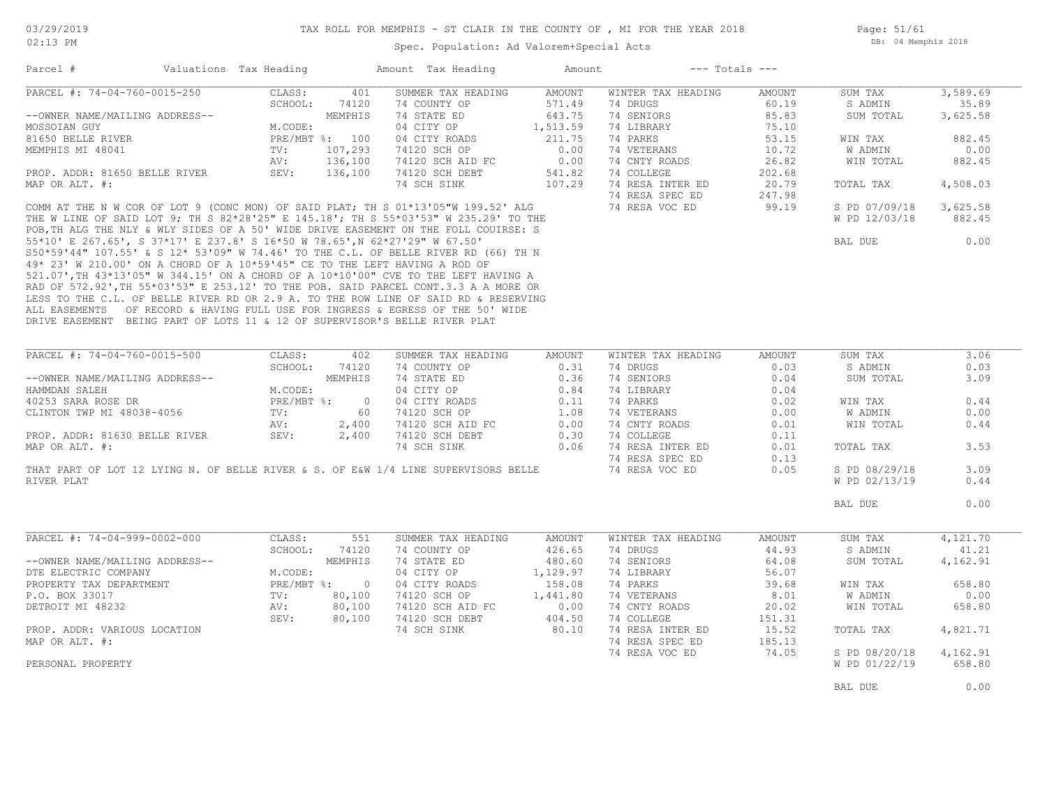TAX ROLL FOR MEMPHIS - ST CLAIR IN THE COUNTY OF , MI FOR THE YEAR 2018

Spec. Population: Ad Valorem+Special Acts

03/29/2019 02:13 PM — DB: 04 Memphis 2018

| Parcel # | Valuations | Tax Heading | Amount | Tax Heading | Amount | --- Totals --- | |
|---|---|---|---|---|---|---|---|

**PARCEL #: 74-04-760-0015-250**

| | | | | | | | |
|---|---|---|---|---|---|---|---|
| CLASS: | 401 | SUMMER TAX HEADING | AMOUNT | WINTER TAX HEADING | AMOUNT | SUM TAX | 3,589.69 |
| SCHOOL: | 74120 | 74 COUNTY OP | 571.49 | 74 DRUGS | 60.19 | S ADMIN | 35.89 |
| | MEMPHIS | 74 STATE ED | 643.75 | 74 SENIORS | 85.83 | SUM TOTAL | 3,625.58 |
| M.CODE: | | 04 CITY OP | 1,513.59 | 74 LIBRARY | 75.10 | | |
| PRE/MBT %: | 100 | 04 CITY ROADS | 211.75 | 74 PARKS | 53.15 | WIN TAX | 882.45 |
| TV: | 107,293 | 74120 SCH OP | 0.00 | 74 VETERANS | 10.72 | W ADMIN | 0.00 |
| AV: | 136,100 | 74120 SCH AID FC | 0.00 | 74 CNTY ROADS | 26.82 | WIN TOTAL | 882.45 |
| SEV: | 136,100 | 74120 SCH DEBT | 541.82 | 74 COLLEGE | 202.68 | | |
| | | 74 SCH SINK | 107.29 | 74 RESA INTER ED | 20.79 | TOTAL TAX | 4,508.03 |
| | | | | 74 RESA SPEC ED | 247.98 | | |
| | | | | 74 RESA VOC ED | 99.19 | S PD 07/09/18 | 3,625.58 |
| | | | | | | W PD 12/03/18 | 882.45 |
| | | | | | | BAL DUE | 0.00 |

--OWNER NAME/MAILING ADDRESS--
MOSSOIAN GUY
81650 BELLE RIVER
MEMPHIS MI 48041

PROP. ADDR: 81650 BELLE RIVER
MAP OR ALT. #:

COMM AT THE N W COR OF LOT 9 (CONC MON) OF SAID PLAT; TH S 01*13'05"W 199.52' ALG THE W LINE OF SAID LOT 9; TH S 82*28'25" E 145.18'; TH S 55*03'53" W 235.29' TO THE POB,TH ALG THE NLY & WLY SIDES OF A 50' WIDE DRIVE EASEMENT ON THE FOLL COUIRSE: S 55*10' E 267.65', S 37*17' E 237.8' S 16*50 W 78.65',N 62*27'29" W 67.50' S50*59'44" 107.55' & S 12* 53'09" W 74.46' TO THE C.L. OF BELLE RIVER RD (66) TH N 49* 23' W 210.00' ON A CHORD OF A 10*59'45" CE TO THE LEFT HAVING A ROD OF 521.07',TH 43*13'05" W 344.15' ON A CHORD OF A 10*10'00" CVE TO THE LEFT HAVING A RAD OF 572.92',TH 55*03'53" E 253.12' TO THE POB. SAID PARCEL CONT.3.3 A A MORE OR LESS TO THE C.L. OF BELLE RIVER RD OR 2.9 A. TO THE ROW LINE OF SAID RD & RESERVING ALL EASEMENTS OF RECORD & HAVING FULL USE FOR INGRESS & EGRESS OF THE 50' WIDE DRIVE EASEMENT BEING PART OF LOTS 11 & 12 OF SUPERVISOR'S BELLE RIVER PLAT

**PARCEL #: 74-04-760-0015-500**

| | | | | | | | |
|---|---|---|---|---|---|---|---|
| CLASS: | 402 | SUMMER TAX HEADING | AMOUNT | WINTER TAX HEADING | AMOUNT | SUM TAX | 3.06 |
| SCHOOL: | 74120 | 74 COUNTY OP | 0.31 | 74 DRUGS | 0.03 | S ADMIN | 0.03 |
| | MEMPHIS | 74 STATE ED | 0.36 | 74 SENIORS | 0.04 | SUM TOTAL | 3.09 |
| M.CODE: | | 04 CITY OP | 0.84 | 74 LIBRARY | 0.04 | | |
| PRE/MBT %: | 0 | 04 CITY ROADS | 0.11 | 74 PARKS | 0.02 | WIN TAX | 0.44 |
| TV: | 60 | 74120 SCH OP | 1.08 | 74 VETERANS | 0.00 | W ADMIN | 0.00 |
| AV: | 2,400 | 74120 SCH AID FC | 0.00 | 74 CNTY ROADS | 0.01 | WIN TOTAL | 0.44 |
| SEV: | 2,400 | 74120 SCH DEBT | 0.30 | 74 COLLEGE | 0.11 | | |
| | | 74 SCH SINK | 0.06 | 74 RESA INTER ED | 0.01 | TOTAL TAX | 3.53 |
| | | | | 74 RESA SPEC ED | 0.13 | | |
| | | | | 74 RESA VOC ED | 0.05 | S PD 08/29/18 | 3.09 |
| | | | | | | W PD 02/13/19 | 0.44 |
| | | | | | | BAL DUE | 0.00 |

--OWNER NAME/MAILING ADDRESS--
HAMMDAN SALEH
40253 SARA ROSE DR
CLINTON TWP MI 48038-4056

PROP. ADDR: 81630 BELLE RIVER
MAP OR ALT. #:

THAT PART OF LOT 12 LYING N. OF BELLE RIVER & S. OF E&W 1/4 LINE SUPERVISORS BELLE RIVER PLAT

**PARCEL #: 74-04-999-0002-000**

| | | | | | | | |
|---|---|---|---|---|---|---|---|
| CLASS: | 551 | SUMMER TAX HEADING | AMOUNT | WINTER TAX HEADING | AMOUNT | SUM TAX | 4,121.70 |
| SCHOOL: | 74120 | 74 COUNTY OP | 426.65 | 74 DRUGS | 44.93 | S ADMIN | 41.21 |
| | MEMPHIS | 74 STATE ED | 480.60 | 74 SENIORS | 64.08 | SUM TOTAL | 4,162.91 |
| M.CODE: | | 04 CITY OP | 1,129.97 | 74 LIBRARY | 56.07 | | |
| PRE/MBT %: | 0 | 04 CITY ROADS | 158.08 | 74 PARKS | 39.68 | WIN TAX | 658.80 |
| TV: | 80,100 | 74120 SCH OP | 1,441.80 | 74 VETERANS | 8.01 | W ADMIN | 0.00 |
| AV: | 80,100 | 74120 SCH AID FC | 0.00 | 74 CNTY ROADS | 20.02 | WIN TOTAL | 658.80 |
| SEV: | 80,100 | 74120 SCH DEBT | 404.50 | 74 COLLEGE | 151.31 | | |
| | | 74 SCH SINK | 80.10 | 74 RESA INTER ED | 15.52 | TOTAL TAX | 4,821.71 |
| | | | | 74 RESA SPEC ED | 185.13 | | |
| | | | | 74 RESA VOC ED | 74.05 | S PD 08/20/18 | 4,162.91 |
| | | | | | | W PD 01/22/19 | 658.80 |
| | | | | | | BAL DUE | 0.00 |

--OWNER NAME/MAILING ADDRESS--
DTE ELECTRIC COMPANY
PROPERTY TAX DEPARTMENT
P.O. BOX 33017
DETROIT MI 48232

PROP. ADDR: VARIOUS LOCATION
MAP OR ALT. #:

PERSONAL PROPERTY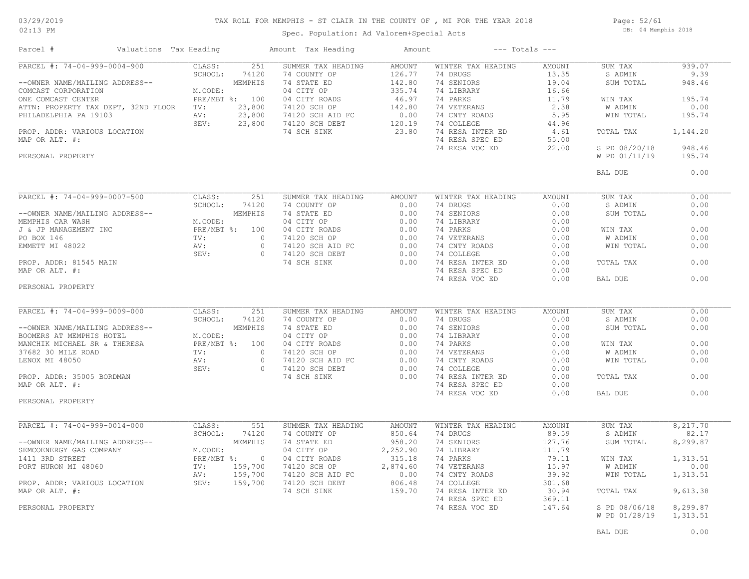TAX ROLL FOR MEMPHIS - ST CLAIR IN THE COUNTY OF , MI FOR THE YEAR 2018

Spec. Population: Ad Valorem+Special Acts

| Parcel # | Valuations | Tax Heading | Amount | Tax Heading | Amount | --- Totals --- | |
|---|---|---|---|---|---|---|---|
| PARCEL #: 74-04-999-0004-900 | CLASS: 251 | SUMMER TAX HEADING | AMOUNT | WINTER TAX HEADING | AMOUNT | SUM TAX | 939.07 |
| | SCHOOL: 74120 | 74 COUNTY OP | 126.77 | 74 DRUGS | 13.35 | S ADMIN | 9.39 |
| --OWNER NAME/MAILING ADDRESS-- | MEMPHIS | 74 STATE ED | 142.80 | 74 SENIORS | 19.04 | SUM TOTAL | 948.46 |
| COMCAST CORPORATION | M.CODE: | 04 CITY OP | 335.74 | 74 LIBRARY | 16.66 | | |
| ONE COMCAST CENTER | PRE/MBT %: 100 | 04 CITY ROADS | 46.97 | 74 PARKS | 11.79 | WIN TAX | 195.74 |
| ATTN: PROPERTY TAX DEPT, 32ND FLOOR | TV: 23,800 | 74120 SCH OP | 142.80 | 74 VETERANS | 2.38 | W ADMIN | 0.00 |
| PHILADELPHIA PA 19103 | AV: 23,800 | 74120 SCH AID FC | 0.00 | 74 CNTY ROADS | 5.95 | WIN TOTAL | 195.74 |
| | SEV: 23,800 | 74120 SCH DEBT | 120.19 | 74 COLLEGE | 44.96 | | |
| PROP. ADDR: VARIOUS LOCATION | | 74 SCH SINK | 23.80 | 74 RESA INTER ED | 4.61 | TOTAL TAX | 1,144.20 |
| MAP OR ALT. #: | | | | 74 RESA SPEC ED | 55.00 | | |
| | | | | 74 RESA VOC ED | 22.00 | S PD 08/20/18 | 948.46 |
| PERSONAL PROPERTY | | | | | | W PD 01/11/19 | 195.74 |
| | | | | | | BAL DUE | 0.00 |

| Parcel # | Valuations | Tax Heading | Amount | Tax Heading | Amount | --- Totals --- | |
|---|---|---|---|---|---|---|---|
| PARCEL #: 74-04-999-0007-500 | CLASS: 251 | SUMMER TAX HEADING | AMOUNT | WINTER TAX HEADING | AMOUNT | SUM TAX | 0.00 |
| | SCHOOL: 74120 | 74 COUNTY OP | 0.00 | 74 DRUGS | 0.00 | S ADMIN | 0.00 |
| --OWNER NAME/MAILING ADDRESS-- | MEMPHIS | 74 STATE ED | 0.00 | 74 SENIORS | 0.00 | SUM TOTAL | 0.00 |
| MEMPHIS CAR WASH | M.CODE: | 04 CITY OP | 0.00 | 74 LIBRARY | 0.00 | | |
| J & JP MANAGEMENT INC | PRE/MBT %: 100 | 04 CITY ROADS | 0.00 | 74 PARKS | 0.00 | WIN TAX | 0.00 |
| PO BOX 146 | TV: 0 | 74120 SCH OP | 0.00 | 74 VETERANS | 0.00 | W ADMIN | 0.00 |
| EMMETT MI 48022 | AV: 0 | 74120 SCH AID FC | 0.00 | 74 CNTY ROADS | 0.00 | WIN TOTAL | 0.00 |
| | SEV: 0 | 74120 SCH DEBT | 0.00 | 74 COLLEGE | 0.00 | | |
| PROP. ADDR: 81545 MAIN | | 74 SCH SINK | 0.00 | 74 RESA INTER ED | 0.00 | TOTAL TAX | 0.00 |
| MAP OR ALT. #: | | | | 74 RESA SPEC ED | 0.00 | | |
| | | | | 74 RESA VOC ED | 0.00 | BAL DUE | 0.00 |
| PERSONAL PROPERTY | | | | | | | |

| Parcel # | Valuations | Tax Heading | Amount | Tax Heading | Amount | --- Totals --- | |
|---|---|---|---|---|---|---|---|
| PARCEL #: 74-04-999-0009-000 | CLASS: 251 | SUMMER TAX HEADING | AMOUNT | WINTER TAX HEADING | AMOUNT | SUM TAX | 0.00 |
| | SCHOOL: 74120 | 74 COUNTY OP | 0.00 | 74 DRUGS | 0.00 | S ADMIN | 0.00 |
| --OWNER NAME/MAILING ADDRESS-- | MEMPHIS | 74 STATE ED | 0.00 | 74 SENIORS | 0.00 | SUM TOTAL | 0.00 |
| BOOMERS AT MEMPHIS HOTEL | M.CODE: | 04 CITY OP | 0.00 | 74 LIBRARY | 0.00 | | |
| MANCHIK MICHAEL SR & THERESA | PRE/MBT %: 100 | 04 CITY ROADS | 0.00 | 74 PARKS | 0.00 | WIN TAX | 0.00 |
| 37682 30 MILE ROAD | TV: 0 | 74120 SCH OP | 0.00 | 74 VETERANS | 0.00 | W ADMIN | 0.00 |
| LENOX MI 48050 | AV: 0 | 74120 SCH AID FC | 0.00 | 74 CNTY ROADS | 0.00 | WIN TOTAL | 0.00 |
| | SEV: 0 | 74120 SCH DEBT | 0.00 | 74 COLLEGE | 0.00 | | |
| PROP. ADDR: 35005 BORDMAN | | 74 SCH SINK | 0.00 | 74 RESA INTER ED | 0.00 | TOTAL TAX | 0.00 |
| MAP OR ALT. #: | | | | 74 RESA SPEC ED | 0.00 | | |
| | | | | 74 RESA VOC ED | 0.00 | BAL DUE | 0.00 |
| PERSONAL PROPERTY | | | | | | | |

| Parcel # | Valuations | Tax Heading | Amount | Tax Heading | Amount | --- Totals --- | |
|---|---|---|---|---|---|---|---|
| PARCEL #: 74-04-999-0014-000 | CLASS: 551 | SUMMER TAX HEADING | AMOUNT | WINTER TAX HEADING | AMOUNT | SUM TAX | 8,217.70 |
| | SCHOOL: 74120 | 74 COUNTY OP | 850.64 | 74 DRUGS | 89.59 | S ADMIN | 82.17 |
| --OWNER NAME/MAILING ADDRESS-- | MEMPHIS | 74 STATE ED | 958.20 | 74 SENIORS | 127.76 | SUM TOTAL | 8,299.87 |
| SEMCOENERGY GAS COMPANY | M.CODE: | 04 CITY OP | 2,252.90 | 74 LIBRARY | 111.79 | | |
| 1411 3RD STREET | PRE/MBT %: 0 | 04 CITY ROADS | 315.18 | 74 PARKS | 79.11 | WIN TAX | 1,313.51 |
| PORT HURON MI 48060 | TV: 159,700 | 74120 SCH OP | 2,874.60 | 74 VETERANS | 15.97 | W ADMIN | 0.00 |
| | AV: 159,700 | 74120 SCH AID FC | 0.00 | 74 CNTY ROADS | 39.92 | WIN TOTAL | 1,313.51 |
| PROP. ADDR: VARIOUS LOCATION | SEV: 159,700 | 74120 SCH DEBT | 806.48 | 74 COLLEGE | 301.68 | | |
| MAP OR ALT. #: | | 74 SCH SINK | 159.70 | 74 RESA INTER ED | 30.94 | TOTAL TAX | 9,613.38 |
| | | | | 74 RESA SPEC ED | 369.11 | | |
| PERSONAL PROPERTY | | | | 74 RESA VOC ED | 147.64 | S PD 08/06/18 | 8,299.87 |
| | | | | | | W PD 01/28/19 | 1,313.51 |
| | | | | | | BAL DUE | 0.00 |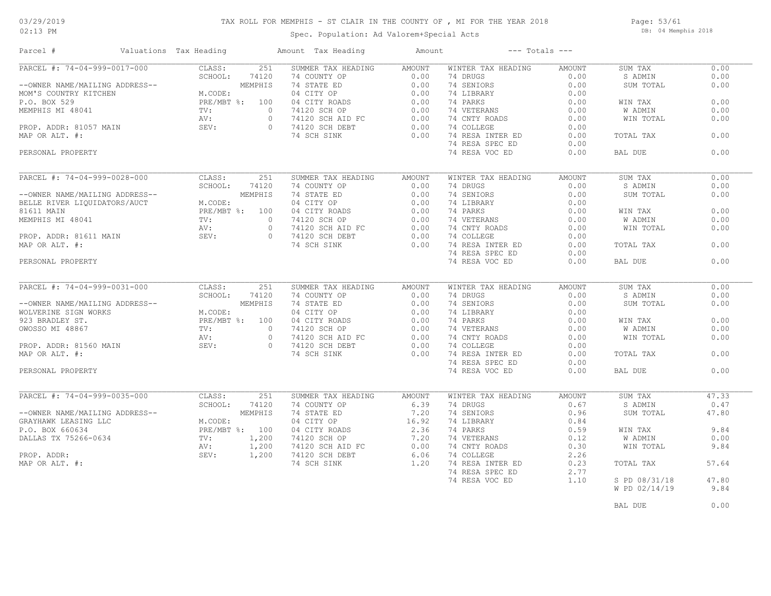# TAX ROLL FOR MEMPHIS - ST CLAIR IN THE COUNTY OF , MI FOR THE YEAR 2018

03/29/2019
02:13 PM

Spec. Population: Ad Valorem+Special Acts

DB: 04 Memphis 2018

| Parcel # | Valuations | Tax Heading | Amount | Tax Heading | Amount | --- Totals --- | |
|---|---|---|---|---|---|---|---|
| PARCEL #: 74-04-999-0017-000 | CLASS: 251 | SUMMER TAX HEADING | AMOUNT | WINTER TAX HEADING | AMOUNT | SUM TAX | 0.00 |
| | SCHOOL: 74120 | 74 COUNTY OP | 0.00 | 74 DRUGS | 0.00 | S ADMIN | 0.00 |
| --OWNER NAME/MAILING ADDRESS-- | MEMPHIS | 74 STATE ED | 0.00 | 74 SENIORS | 0.00 | SUM TOTAL | 0.00 |
| MOM'S COUNTRY KITCHEN | M.CODE: | 04 CITY OP | 0.00 | 74 LIBRARY | 0.00 | | |
| P.O. BOX 529 | PRE/MBT %: 100 | 04 CITY ROADS | 0.00 | 74 PARKS | 0.00 | WIN TAX | 0.00 |
| MEMPHIS MI 48041 | TV: 0 | 74120 SCH OP | 0.00 | 74 VETERANS | 0.00 | W ADMIN | 0.00 |
| | AV: 0 | 74120 SCH AID FC | 0.00 | 74 CNTY ROADS | 0.00 | WIN TOTAL | 0.00 |
| PROP. ADDR: 81057 MAIN | SEV: 0 | 74120 SCH DEBT | 0.00 | 74 COLLEGE | 0.00 | | |
| MAP OR ALT. #: | | 74 SCH SINK | 0.00 | 74 RESA INTER ED | 0.00 | TOTAL TAX | 0.00 |
| | | | | 74 RESA SPEC ED | 0.00 | | |
| PERSONAL PROPERTY | | | | 74 RESA VOC ED | 0.00 | BAL DUE | 0.00 |
| PARCEL #: 74-04-999-0028-000 | CLASS: 251 | SUMMER TAX HEADING | AMOUNT | WINTER TAX HEADING | AMOUNT | SUM TAX | 0.00 |
| | SCHOOL: 74120 | 74 COUNTY OP | 0.00 | 74 DRUGS | 0.00 | S ADMIN | 0.00 |
| --OWNER NAME/MAILING ADDRESS-- | MEMPHIS | 74 STATE ED | 0.00 | 74 SENIORS | 0.00 | SUM TOTAL | 0.00 |
| BELLE RIVER LIQUIDATORS/AUCT | M.CODE: | 04 CITY OP | 0.00 | 74 LIBRARY | 0.00 | | |
| 81611 MAIN | PRE/MBT %: 100 | 04 CITY ROADS | 0.00 | 74 PARKS | 0.00 | WIN TAX | 0.00 |
| MEMPHIS MI 48041 | TV: 0 | 74120 SCH OP | 0.00 | 74 VETERANS | 0.00 | W ADMIN | 0.00 |
| | AV: 0 | 74120 SCH AID FC | 0.00 | 74 CNTY ROADS | 0.00 | WIN TOTAL | 0.00 |
| PROP. ADDR: 81611 MAIN | SEV: 0 | 74120 SCH DEBT | 0.00 | 74 COLLEGE | 0.00 | | |
| MAP OR ALT. #: | | 74 SCH SINK | 0.00 | 74 RESA INTER ED | 0.00 | TOTAL TAX | 0.00 |
| | | | | 74 RESA SPEC ED | 0.00 | | |
| PERSONAL PROPERTY | | | | 74 RESA VOC ED | 0.00 | BAL DUE | 0.00 |
| PARCEL #: 74-04-999-0031-000 | CLASS: 251 | SUMMER TAX HEADING | AMOUNT | WINTER TAX HEADING | AMOUNT | SUM TAX | 0.00 |
| | SCHOOL: 74120 | 74 COUNTY OP | 0.00 | 74 DRUGS | 0.00 | S ADMIN | 0.00 |
| --OWNER NAME/MAILING ADDRESS-- | MEMPHIS | 74 STATE ED | 0.00 | 74 SENIORS | 0.00 | SUM TOTAL | 0.00 |
| WOLVERINE SIGN WORKS | M.CODE: | 04 CITY OP | 0.00 | 74 LIBRARY | 0.00 | | |
| 923 BRADLEY ST. | PRE/MBT %: 100 | 04 CITY ROADS | 0.00 | 74 PARKS | 0.00 | WIN TAX | 0.00 |
| OWOSSO MI 48867 | TV: 0 | 74120 SCH OP | 0.00 | 74 VETERANS | 0.00 | W ADMIN | 0.00 |
| | AV: 0 | 74120 SCH AID FC | 0.00 | 74 CNTY ROADS | 0.00 | WIN TOTAL | 0.00 |
| PROP. ADDR: 81560 MAIN | SEV: 0 | 74120 SCH DEBT | 0.00 | 74 COLLEGE | 0.00 | | |
| MAP OR ALT. #: | | 74 SCH SINK | 0.00 | 74 RESA INTER ED | 0.00 | TOTAL TAX | 0.00 |
| | | | | 74 RESA SPEC ED | 0.00 | | |
| PERSONAL PROPERTY | | | | 74 RESA VOC ED | 0.00 | BAL DUE | 0.00 |
| PARCEL #: 74-04-999-0035-000 | CLASS: 251 | SUMMER TAX HEADING | AMOUNT | WINTER TAX HEADING | AMOUNT | SUM TAX | 47.33 |
| | SCHOOL: 74120 | 74 COUNTY OP | 6.39 | 74 DRUGS | 0.67 | S ADMIN | 0.47 |
| --OWNER NAME/MAILING ADDRESS-- | MEMPHIS | 74 STATE ED | 7.20 | 74 SENIORS | 0.96 | SUM TOTAL | 47.80 |
| GRAYHAWK LEASING LLC | M.CODE: | 04 CITY OP | 16.92 | 74 LIBRARY | 0.84 | | |
| P.O. BOX 660634 | PRE/MBT %: 100 | 04 CITY ROADS | 2.36 | 74 PARKS | 0.59 | WIN TAX | 9.84 |
| DALLAS TX 75266-0634 | TV: 1,200 | 74120 SCH OP | 7.20 | 74 VETERANS | 0.12 | W ADMIN | 0.00 |
| | AV: 1,200 | 74120 SCH AID FC | 0.00 | 74 CNTY ROADS | 0.30 | WIN TOTAL | 9.84 |
| PROP. ADDR: | SEV: 1,200 | 74120 SCH DEBT | 6.06 | 74 COLLEGE | 2.26 | | |
| MAP OR ALT. #: | | 74 SCH SINK | 1.20 | 74 RESA INTER ED | 0.23 | TOTAL TAX | 57.64 |
| | | | | 74 RESA SPEC ED | 2.77 | | |
| | | | | 74 RESA VOC ED | 1.10 | S PD 08/31/18 | 47.80 |
| | | | | | | W PD 02/14/19 | 9.84 |
| | | | | | | BAL DUE | 0.00 |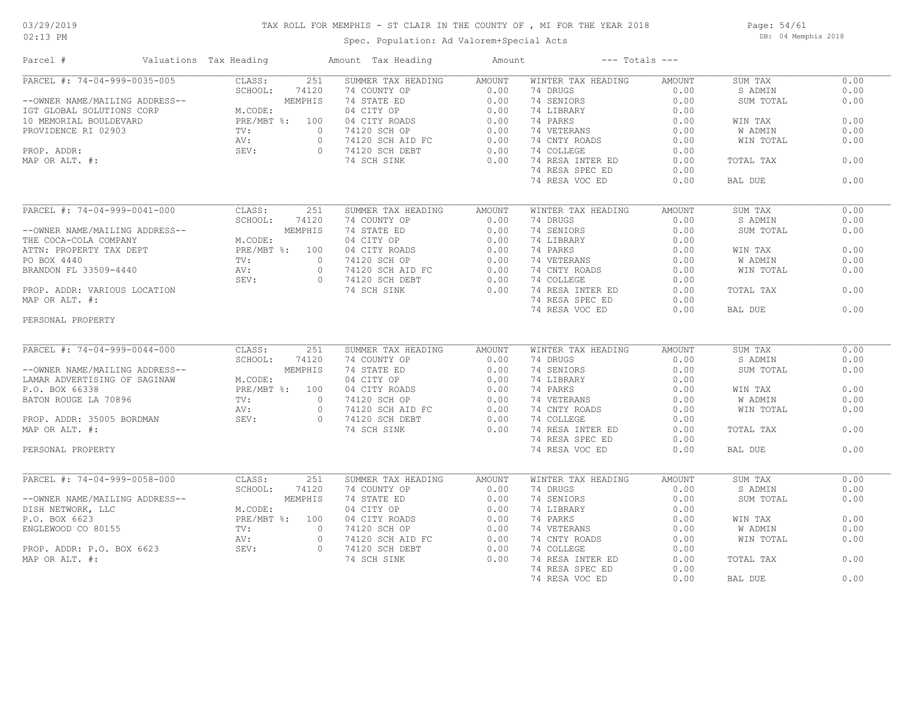# TAX ROLL FOR MEMPHIS - ST CLAIR IN THE COUNTY OF , MI FOR THE YEAR 2018

03/29/2019
02:13 PM

Spec. Population: Ad Valorem+Special Acts

DB: 04 Memphis 2018

| Parcel # | Valuations | Tax Heading | Amount | Tax Heading | Amount | --- Totals --- | |
|---|---|---|---|---|---|---|---|
| PARCEL #: 74-04-999-0035-005 | CLASS: 251 | SUMMER TAX HEADING | AMOUNT | WINTER TAX HEADING | AMOUNT | SUM TAX | 0.00 |
| | SCHOOL: 74120 | 74 COUNTY OP | 0.00 | 74 DRUGS | 0.00 | S ADMIN | 0.00 |
| --OWNER NAME/MAILING ADDRESS-- | MEMPHIS | 74 STATE ED | 0.00 | 74 SENIORS | 0.00 | SUM TOTAL | 0.00 |
| IGT GLOBAL SOLUTIONS CORP | M.CODE: | 04 CITY OP | 0.00 | 74 LIBRARY | 0.00 | | |
| 10 MEMORIAL BOULDEVARD | PRE/MBT %: 100 | 04 CITY ROADS | 0.00 | 74 PARKS | 0.00 | WIN TAX | 0.00 |
| PROVIDENCE RI 02903 | TV: 0 | 74120 SCH OP | 0.00 | 74 VETERANS | 0.00 | W ADMIN | 0.00 |
| | AV: 0 | 74120 SCH AID FC | 0.00 | 74 CNTY ROADS | 0.00 | WIN TOTAL | 0.00 |
| PROP. ADDR: | SEV: 0 | 74120 SCH DEBT | 0.00 | 74 COLLEGE | 0.00 | | |
| MAP OR ALT. #: | | 74 SCH SINK | 0.00 | 74 RESA INTER ED | 0.00 | TOTAL TAX | 0.00 |
| | | | | 74 RESA SPEC ED | 0.00 | | |
| | | | | 74 RESA VOC ED | 0.00 | BAL DUE | 0.00 |

| Parcel # | Valuations | Tax Heading | Amount | Tax Heading | Amount | --- Totals --- | |
|---|---|---|---|---|---|---|---|
| PARCEL #: 74-04-999-0041-000 | CLASS: 251 | SUMMER TAX HEADING | AMOUNT | WINTER TAX HEADING | AMOUNT | SUM TAX | 0.00 |
| | SCHOOL: 74120 | 74 COUNTY OP | 0.00 | 74 DRUGS | 0.00 | S ADMIN | 0.00 |
| --OWNER NAME/MAILING ADDRESS-- | MEMPHIS | 74 STATE ED | 0.00 | 74 SENIORS | 0.00 | SUM TOTAL | 0.00 |
| THE COCA-COLA COMPANY | M.CODE: | 04 CITY OP | 0.00 | 74 LIBRARY | 0.00 | | |
| ATTN: PROPERTY TAX DEPT | PRE/MBT %: 100 | 04 CITY ROADS | 0.00 | 74 PARKS | 0.00 | WIN TAX | 0.00 |
| PO BOX 4440 | TV: 0 | 74120 SCH OP | 0.00 | 74 VETERANS | 0.00 | W ADMIN | 0.00 |
| BRANDON FL 33509-4440 | AV: 0 | 74120 SCH AID FC | 0.00 | 74 CNTY ROADS | 0.00 | WIN TOTAL | 0.00 |
| | SEV: 0 | 74120 SCH DEBT | 0.00 | 74 COLLEGE | 0.00 | | |
| PROP. ADDR: VARIOUS LOCATION | | 74 SCH SINK | 0.00 | 74 RESA INTER ED | 0.00 | TOTAL TAX | 0.00 |
| MAP OR ALT. #: | | | | 74 RESA SPEC ED | 0.00 | | |
| | | | | 74 RESA VOC ED | 0.00 | BAL DUE | 0.00 |
| PERSONAL PROPERTY | | | | | | | |

| Parcel # | Valuations | Tax Heading | Amount | Tax Heading | Amount | --- Totals --- | |
|---|---|---|---|---|---|---|---|
| PARCEL #: 74-04-999-0044-000 | CLASS: 251 | SUMMER TAX HEADING | AMOUNT | WINTER TAX HEADING | AMOUNT | SUM TAX | 0.00 |
| | SCHOOL: 74120 | 74 COUNTY OP | 0.00 | 74 DRUGS | 0.00 | S ADMIN | 0.00 |
| --OWNER NAME/MAILING ADDRESS-- | MEMPHIS | 74 STATE ED | 0.00 | 74 SENIORS | 0.00 | SUM TOTAL | 0.00 |
| LAMAR ADVERTISING OF SAGINAW | M.CODE: | 04 CITY OP | 0.00 | 74 LIBRARY | 0.00 | | |
| P.O. BOX 66338 | PRE/MBT %: 100 | 04 CITY ROADS | 0.00 | 74 PARKS | 0.00 | WIN TAX | 0.00 |
| BATON ROUGE LA 70896 | TV: 0 | 74120 SCH OP | 0.00 | 74 VETERANS | 0.00 | W ADMIN | 0.00 |
| | AV: 0 | 74120 SCH AID FC | 0.00 | 74 CNTY ROADS | 0.00 | WIN TOTAL | 0.00 |
| PROP. ADDR: 35005 BORDMAN | SEV: 0 | 74120 SCH DEBT | 0.00 | 74 COLLEGE | 0.00 | | |
| MAP OR ALT. #: | | 74 SCH SINK | 0.00 | 74 RESA INTER ED | 0.00 | TOTAL TAX | 0.00 |
| | | | | 74 RESA SPEC ED | 0.00 | | |
| PERSONAL PROPERTY | | | | 74 RESA VOC ED | 0.00 | BAL DUE | 0.00 |

| Parcel # | Valuations | Tax Heading | Amount | Tax Heading | Amount | --- Totals --- | |
|---|---|---|---|---|---|---|---|
| PARCEL #: 74-04-999-0058-000 | CLASS: 251 | SUMMER TAX HEADING | AMOUNT | WINTER TAX HEADING | AMOUNT | SUM TAX | 0.00 |
| | SCHOOL: 74120 | 74 COUNTY OP | 0.00 | 74 DRUGS | 0.00 | S ADMIN | 0.00 |
| --OWNER NAME/MAILING ADDRESS-- | MEMPHIS | 74 STATE ED | 0.00 | 74 SENIORS | 0.00 | SUM TOTAL | 0.00 |
| DISH NETWORK, LLC | M.CODE: | 04 CITY OP | 0.00 | 74 LIBRARY | 0.00 | | |
| P.O. BOX 6623 | PRE/MBT %: 100 | 04 CITY ROADS | 0.00 | 74 PARKS | 0.00 | WIN TAX | 0.00 |
| ENGLEWOOD CO 80155 | TV: 0 | 74120 SCH OP | 0.00 | 74 VETERANS | 0.00 | W ADMIN | 0.00 |
| | AV: 0 | 74120 SCH AID FC | 0.00 | 74 CNTY ROADS | 0.00 | WIN TOTAL | 0.00 |
| PROP. ADDR: P.O. BOX 6623 | SEV: 0 | 74120 SCH DEBT | 0.00 | 74 COLLEGE | 0.00 | | |
| MAP OR ALT. #: | | 74 SCH SINK | 0.00 | 74 RESA INTER ED | 0.00 | TOTAL TAX | 0.00 |
| | | | | 74 RESA SPEC ED | 0.00 | | |
| | | | | 74 RESA VOC ED | 0.00 | BAL DUE | 0.00 |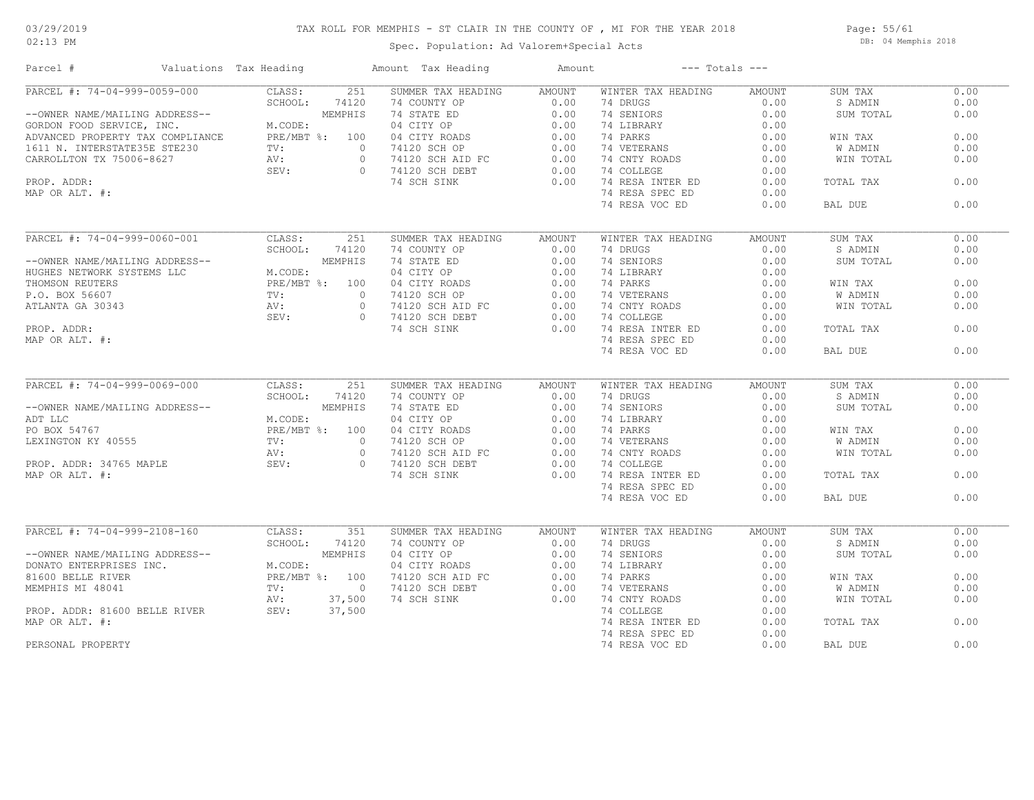# TAX ROLL FOR MEMPHIS - ST CLAIR IN THE COUNTY OF , MI FOR THE YEAR 2018

03/29/2019
02:13 PM

Spec. Population: Ad Valorem+Special Acts

DB: 04 Memphis 2018

| Parcel # | Valuations | Tax Heading | Amount | Tax Heading | Amount | --- Totals --- | |
|---|---|---|---|---|---|---|---|
| PARCEL #: 74-04-999-0059-000 | CLASS: 251 | SUMMER TAX HEADING | AMOUNT | WINTER TAX HEADING | AMOUNT | SUM TAX | 0.00 |
| | SCHOOL: 74120 | 74 COUNTY OP | 0.00 | 74 DRUGS | 0.00 | S ADMIN | 0.00 |
| --OWNER NAME/MAILING ADDRESS-- | MEMPHIS | 74 STATE ED | 0.00 | 74 SENIORS | 0.00 | SUM TOTAL | 0.00 |
| GORDON FOOD SERVICE, INC. | M.CODE: | 04 CITY OP | 0.00 | 74 LIBRARY | 0.00 | | |
| ADVANCED PROPERTY TAX COMPLIANCE | PRE/MBT %: 100 | 04 CITY ROADS | 0.00 | 74 PARKS | 0.00 | WIN TAX | 0.00 |
| 1611 N. INTERSTATE35E STE230 | TV: 0 | 74120 SCH OP | 0.00 | 74 VETERANS | 0.00 | W ADMIN | 0.00 |
| CARROLLTON TX 75006-8627 | AV: 0 | 74120 SCH AID FC | 0.00 | 74 CNTY ROADS | 0.00 | WIN TOTAL | 0.00 |
| | SEV: 0 | 74120 SCH DEBT | 0.00 | 74 COLLEGE | 0.00 | | |
| PROP. ADDR: | | 74 SCH SINK | 0.00 | 74 RESA INTER ED | 0.00 | TOTAL TAX | 0.00 |
| MAP OR ALT. #: | | | | 74 RESA SPEC ED | 0.00 | | |
| | | | | 74 RESA VOC ED | 0.00 | BAL DUE | 0.00 |

| Parcel # | Valuations | Tax Heading | Amount | Tax Heading | Amount | --- Totals --- | |
|---|---|---|---|---|---|---|---|
| PARCEL #: 74-04-999-0060-001 | CLASS: 251 | SUMMER TAX HEADING | AMOUNT | WINTER TAX HEADING | AMOUNT | SUM TAX | 0.00 |
| | SCHOOL: 74120 | 74 COUNTY OP | 0.00 | 74 DRUGS | 0.00 | S ADMIN | 0.00 |
| --OWNER NAME/MAILING ADDRESS-- | MEMPHIS | 74 STATE ED | 0.00 | 74 SENIORS | 0.00 | SUM TOTAL | 0.00 |
| HUGHES NETWORK SYSTEMS LLC | M.CODE: | 04 CITY OP | 0.00 | 74 LIBRARY | 0.00 | | |
| THOMSON REUTERS | PRE/MBT %: 100 | 04 CITY ROADS | 0.00 | 74 PARKS | 0.00 | WIN TAX | 0.00 |
| P.O. BOX 56607 | TV: 0 | 74120 SCH OP | 0.00 | 74 VETERANS | 0.00 | W ADMIN | 0.00 |
| ATLANTA GA 30343 | AV: 0 | 74120 SCH AID FC | 0.00 | 74 CNTY ROADS | 0.00 | WIN TOTAL | 0.00 |
| | SEV: 0 | 74120 SCH DEBT | 0.00 | 74 COLLEGE | 0.00 | | |
| PROP. ADDR: | | 74 SCH SINK | 0.00 | 74 RESA INTER ED | 0.00 | TOTAL TAX | 0.00 |
| MAP OR ALT. #: | | | | 74 RESA SPEC ED | 0.00 | | |
| | | | | 74 RESA VOC ED | 0.00 | BAL DUE | 0.00 |

| Parcel # | Valuations | Tax Heading | Amount | Tax Heading | Amount | --- Totals --- | |
|---|---|---|---|---|---|---|---|
| PARCEL #: 74-04-999-0069-000 | CLASS: 251 | SUMMER TAX HEADING | AMOUNT | WINTER TAX HEADING | AMOUNT | SUM TAX | 0.00 |
| | SCHOOL: 74120 | 74 COUNTY OP | 0.00 | 74 DRUGS | 0.00 | S ADMIN | 0.00 |
| --OWNER NAME/MAILING ADDRESS-- | MEMPHIS | 74 STATE ED | 0.00 | 74 SENIORS | 0.00 | SUM TOTAL | 0.00 |
| ADT LLC | M.CODE: | 04 CITY OP | 0.00 | 74 LIBRARY | 0.00 | | |
| PO BOX 54767 | PRE/MBT %: 100 | 04 CITY ROADS | 0.00 | 74 PARKS | 0.00 | WIN TAX | 0.00 |
| LEXINGTON KY 40555 | TV: 0 | 74120 SCH OP | 0.00 | 74 VETERANS | 0.00 | W ADMIN | 0.00 |
| | AV: 0 | 74120 SCH AID FC | 0.00 | 74 CNTY ROADS | 0.00 | WIN TOTAL | 0.00 |
| PROP. ADDR: 34765 MAPLE | SEV: 0 | 74120 SCH DEBT | 0.00 | 74 COLLEGE | 0.00 | | |
| MAP OR ALT. #: | | 74 SCH SINK | 0.00 | 74 RESA INTER ED | 0.00 | TOTAL TAX | 0.00 |
| | | | | 74 RESA SPEC ED | 0.00 | | |
| | | | | 74 RESA VOC ED | 0.00 | BAL DUE | 0.00 |

| Parcel # | Valuations | Tax Heading | Amount | Tax Heading | Amount | --- Totals --- | |
|---|---|---|---|---|---|---|---|
| PARCEL #: 74-04-999-2108-160 | CLASS: 351 | SUMMER TAX HEADING | AMOUNT | WINTER TAX HEADING | AMOUNT | SUM TAX | 0.00 |
| | SCHOOL: 74120 | 74 COUNTY OP | 0.00 | 74 DRUGS | 0.00 | S ADMIN | 0.00 |
| --OWNER NAME/MAILING ADDRESS-- | MEMPHIS | 04 CITY OP | 0.00 | 74 SENIORS | 0.00 | SUM TOTAL | 0.00 |
| DONATO ENTERPRISES INC. | M.CODE: | 04 CITY ROADS | 0.00 | 74 LIBRARY | 0.00 | | |
| 81600 BELLE RIVER | PRE/MBT %: 100 | 74120 SCH AID FC | 0.00 | 74 PARKS | 0.00 | WIN TAX | 0.00 |
| MEMPHIS MI 48041 | TV: 0 | 74120 SCH DEBT | 0.00 | 74 VETERANS | 0.00 | W ADMIN | 0.00 |
| | AV: 37,500 | 74 SCH SINK | 0.00 | 74 CNTY ROADS | 0.00 | WIN TOTAL | 0.00 |
| PROP. ADDR: 81600 BELLE RIVER | SEV: 37,500 | | | 74 COLLEGE | 0.00 | | |
| MAP OR ALT. #: | | | | 74 RESA INTER ED | 0.00 | TOTAL TAX | 0.00 |
| | | | | 74 RESA SPEC ED | 0.00 | | |
| PERSONAL PROPERTY | | | | 74 RESA VOC ED | 0.00 | BAL DUE | 0.00 |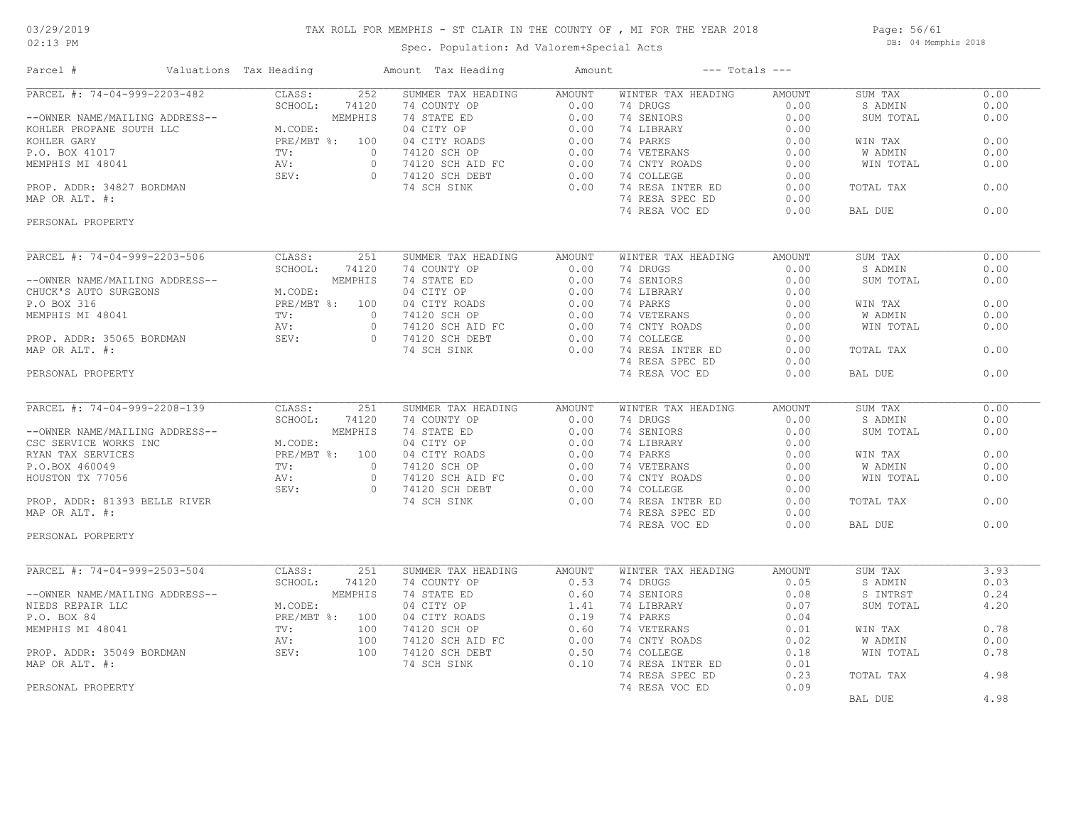# TAX ROLL FOR MEMPHIS - ST CLAIR IN THE COUNTY OF , MI FOR THE YEAR 2018

Spec. Population: Ad Valorem+Special Acts

DB: 04 Memphis 2018

03/29/2019
02:13 PM

| Parcel # | Valuations | Tax Heading | Amount | Tax Heading | Amount | --- Totals --- | |
|---|---|---|---|---|---|---|---|

---

**PARCEL #: 74-04-999-2203-482**

--OWNER NAME/MAILING ADDRESS--
KOHLER PROPANE SOUTH LLC
KOHLER GARY
P.O. BOX 41017
MEMPHIS MI 48041

PROP. ADDR: 34827 BORDMAN
MAP OR ALT. #:

PERSONAL PROPERTY

| Valuations | | Summer Tax Heading | Amount | Winter Tax Heading | Amount | Totals | |
|---|---|---|---|---|---|---|---|
| CLASS: | 252 | 74 COUNTY OP | 0.00 | 74 DRUGS | 0.00 | SUM TAX | 0.00 |
| SCHOOL: | 74120 | 74 STATE ED | 0.00 | 74 SENIORS | 0.00 | S ADMIN | 0.00 |
| | MEMPHIS | 04 CITY OP | 0.00 | 74 LIBRARY | 0.00 | SUM TOTAL | 0.00 |
| M.CODE: | | 04 CITY ROADS | 0.00 | 74 PARKS | 0.00 | | |
| PRE/MBT %: | 100 | 74120 SCH OP | 0.00 | 74 VETERANS | 0.00 | WIN TAX | 0.00 |
| TV: | 0 | 74120 SCH AID FC | 0.00 | 74 CNTY ROADS | 0.00 | W ADMIN | 0.00 |
| AV: | 0 | 74120 SCH DEBT | 0.00 | 74 COLLEGE | 0.00 | WIN TOTAL | 0.00 |
| SEV: | 0 | 74 SCH SINK | 0.00 | 74 RESA INTER ED | 0.00 | | |
| | | | | 74 RESA SPEC ED | 0.00 | TOTAL TAX | 0.00 |
| | | | | 74 RESA VOC ED | 0.00 | BAL DUE | 0.00 |

---

**PARCEL #: 74-04-999-2203-506**

--OWNER NAME/MAILING ADDRESS--
CHUCK'S AUTO SURGEONS
P.O BOX 316
MEMPHIS MI 48041

PROP. ADDR: 35065 BORDMAN
MAP OR ALT. #:

PERSONAL PROPERTY

| Valuations | | Summer Tax Heading | Amount | Winter Tax Heading | Amount | Totals | |
|---|---|---|---|---|---|---|---|
| CLASS: | 251 | 74 COUNTY OP | 0.00 | 74 DRUGS | 0.00 | SUM TAX | 0.00 |
| SCHOOL: | 74120 | 74 STATE ED | 0.00 | 74 SENIORS | 0.00 | S ADMIN | 0.00 |
| | MEMPHIS | 04 CITY OP | 0.00 | 74 LIBRARY | 0.00 | SUM TOTAL | 0.00 |
| M.CODE: | | 04 CITY ROADS | 0.00 | 74 PARKS | 0.00 | | |
| PRE/MBT %: | 100 | 74120 SCH OP | 0.00 | 74 VETERANS | 0.00 | WIN TAX | 0.00 |
| TV: | 0 | 74120 SCH AID FC | 0.00 | 74 CNTY ROADS | 0.00 | W ADMIN | 0.00 |
| AV: | 0 | 74120 SCH DEBT | 0.00 | 74 COLLEGE | 0.00 | WIN TOTAL | 0.00 |
| SEV: | 0 | 74 SCH SINK | 0.00 | 74 RESA INTER ED | 0.00 | | |
| | | | | 74 RESA SPEC ED | 0.00 | TOTAL TAX | 0.00 |
| | | | | 74 RESA VOC ED | 0.00 | BAL DUE | 0.00 |

---

**PARCEL #: 74-04-999-2208-139**

--OWNER NAME/MAILING ADDRESS--
CSC SERVICE WORKS INC
RYAN TAX SERVICES
P.O.BOX 460049
HOUSTON TX 77056

PROP. ADDR: 81393 BELLE RIVER
MAP OR ALT. #:

PERSONAL PORPERTY

| Valuations | | Summer Tax Heading | Amount | Winter Tax Heading | Amount | Totals | |
|---|---|---|---|---|---|---|---|
| CLASS: | 251 | 74 COUNTY OP | 0.00 | 74 DRUGS | 0.00 | SUM TAX | 0.00 |
| SCHOOL: | 74120 | 74 STATE ED | 0.00 | 74 SENIORS | 0.00 | S ADMIN | 0.00 |
| | MEMPHIS | 04 CITY OP | 0.00 | 74 LIBRARY | 0.00 | SUM TOTAL | 0.00 |
| M.CODE: | | 04 CITY ROADS | 0.00 | 74 PARKS | 0.00 | | |
| PRE/MBT %: | 100 | 74120 SCH OP | 0.00 | 74 VETERANS | 0.00 | WIN TAX | 0.00 |
| TV: | 0 | 74120 SCH AID FC | 0.00 | 74 CNTY ROADS | 0.00 | W ADMIN | 0.00 |
| AV: | 0 | 74120 SCH DEBT | 0.00 | 74 COLLEGE | 0.00 | WIN TOTAL | 0.00 |
| SEV: | 0 | 74 SCH SINK | 0.00 | 74 RESA INTER ED | 0.00 | | |
| | | | | 74 RESA SPEC ED | 0.00 | TOTAL TAX | 0.00 |
| | | | | 74 RESA VOC ED | 0.00 | BAL DUE | 0.00 |

---

**PARCEL #: 74-04-999-2503-504**

--OWNER NAME/MAILING ADDRESS--
NIEDS REPAIR LLC
P.O. BOX 84
MEMPHIS MI 48041

PROP. ADDR: 35049 BORDMAN
MAP OR ALT. #:

PERSONAL PROPERTY

| Valuations | | Summer Tax Heading | Amount | Winter Tax Heading | Amount | Totals | |
|---|---|---|---|---|---|---|---|
| CLASS: | 251 | 74 COUNTY OP | 0.53 | 74 DRUGS | 0.05 | SUM TAX | 3.93 |
| SCHOOL: | 74120 | 74 STATE ED | 0.60 | 74 SENIORS | 0.08 | S ADMIN | 0.03 |
| | MEMPHIS | 04 CITY OP | 1.41 | 74 LIBRARY | 0.07 | S INTRST | 0.24 |
| M.CODE: | | 04 CITY ROADS | 0.19 | 74 PARKS | 0.04 | SUM TOTAL | 4.20 |
| PRE/MBT %: | 100 | 74120 SCH OP | 0.60 | 74 VETERANS | 0.01 | WIN TAX | 0.78 |
| TV: | 100 | 74120 SCH AID FC | 0.00 | 74 CNTY ROADS | 0.02 | W ADMIN | 0.00 |
| AV: | 100 | 74120 SCH DEBT | 0.50 | 74 COLLEGE | 0.18 | WIN TOTAL | 0.78 |
| SEV: | 100 | 74 SCH SINK | 0.10 | 74 RESA INTER ED | 0.01 | | |
| | | | | 74 RESA SPEC ED | 0.23 | TOTAL TAX | 4.98 |
| | | | | 74 RESA VOC ED | 0.09 | BAL DUE | 4.98 |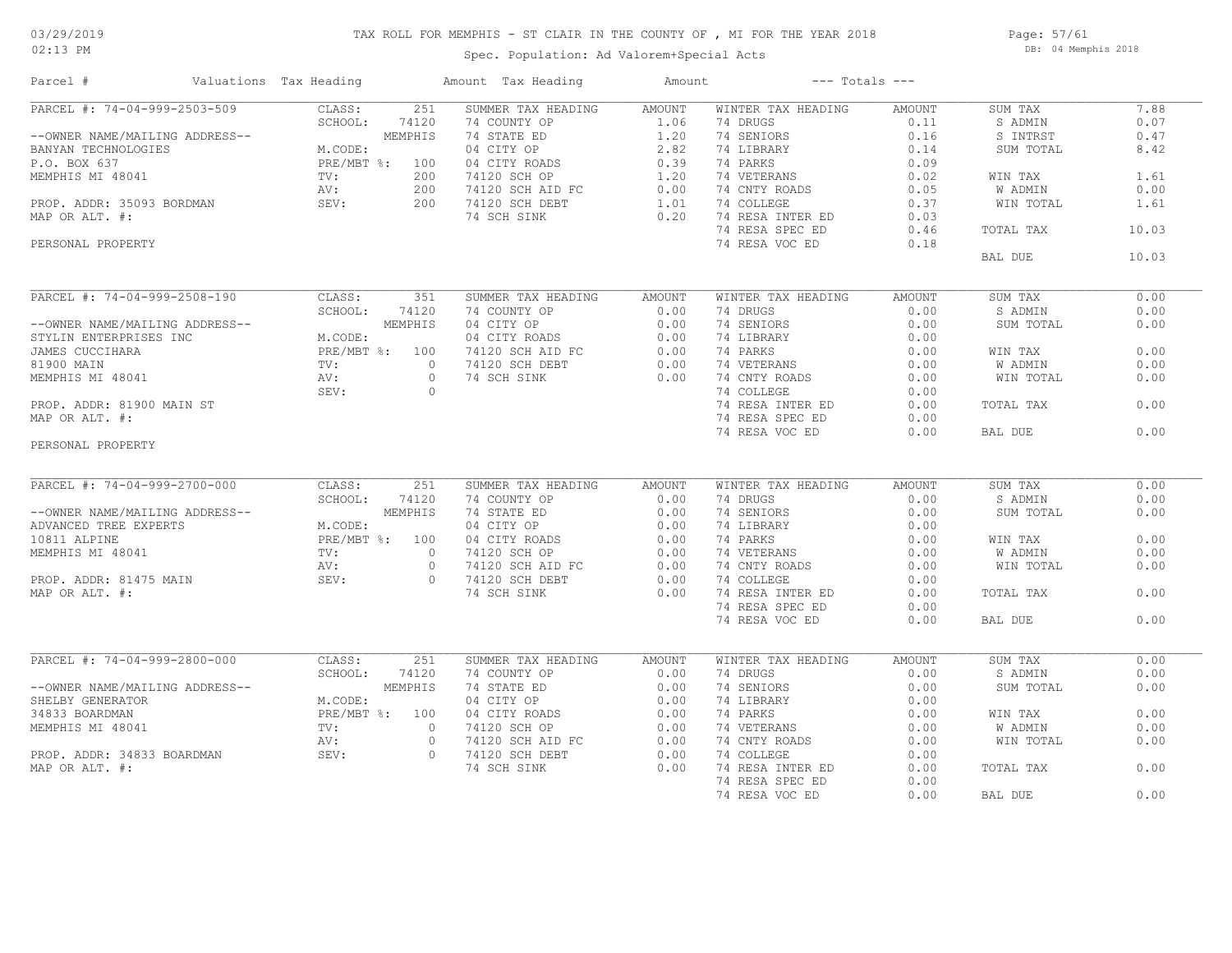# TAX ROLL FOR MEMPHIS - ST CLAIR IN THE COUNTY OF , MI FOR THE YEAR 2018

03/29/2019
02:13 PM

Spec. Population: Ad Valorem+Special Acts

DB: 04 Memphis 2018

| Parcel # | Valuations | Tax Heading | Amount | Tax Heading | Amount | --- Totals --- | |
|---|---|---|---|---|---|---|---|
| PARCEL #: 74-04-999-2503-509 | CLASS: 251 | SUMMER TAX HEADING | AMOUNT | WINTER TAX HEADING | AMOUNT | SUM TAX | 7.88 |
| | SCHOOL: 74120 | 74 COUNTY OP | 1.06 | 74 DRUGS | 0.11 | S ADMIN | 0.07 |
| --OWNER NAME/MAILING ADDRESS-- | MEMPHIS | 74 STATE ED | 1.20 | 74 SENIORS | 0.16 | S INTRST | 0.47 |
| BANYAN TECHNOLOGIES | M.CODE: | 04 CITY OP | 2.82 | 74 LIBRARY | 0.14 | SUM TOTAL | 8.42 |
| P.O. BOX 637 | PRE/MBT %: 100 | 04 CITY ROADS | 0.39 | 74 PARKS | 0.09 | | |
| MEMPHIS MI 48041 | TV: 200 | 74120 SCH OP | 1.20 | 74 VETERANS | 0.02 | WIN TAX | 1.61 |
| | AV: 200 | 74120 SCH AID FC | 0.00 | 74 CNTY ROADS | 0.05 | W ADMIN | 0.00 |
| PROP. ADDR: 35093 BORDMAN | SEV: 200 | 74120 SCH DEBT | 1.01 | 74 COLLEGE | 0.37 | WIN TOTAL | 1.61 |
| MAP OR ALT. #: | | 74 SCH SINK | 0.20 | 74 RESA INTER ED | 0.03 | | |
| | | | | 74 RESA SPEC ED | 0.46 | TOTAL TAX | 10.03 |
| PERSONAL PROPERTY | | | | 74 RESA VOC ED | 0.18 | | |
| | | | | | | BAL DUE | 10.03 |

| Parcel # | Valuations | Tax Heading | Amount | Tax Heading | Amount | --- Totals --- | |
|---|---|---|---|---|---|---|---|
| PARCEL #: 74-04-999-2508-190 | CLASS: 351 | SUMMER TAX HEADING | AMOUNT | WINTER TAX HEADING | AMOUNT | SUM TAX | 0.00 |
| | SCHOOL: 74120 | 74 COUNTY OP | 0.00 | 74 DRUGS | 0.00 | S ADMIN | 0.00 |
| --OWNER NAME/MAILING ADDRESS-- | MEMPHIS | 04 CITY OP | 0.00 | 74 SENIORS | 0.00 | SUM TOTAL | 0.00 |
| STYLIN ENTERPRISES INC | M.CODE: | 04 CITY ROADS | 0.00 | 74 LIBRARY | 0.00 | | |
| JAMES CUCCIHARA | PRE/MBT %: 100 | 74120 SCH AID FC | 0.00 | 74 PARKS | 0.00 | WIN TAX | 0.00 |
| 81900 MAIN | TV: 0 | 74120 SCH DEBT | 0.00 | 74 VETERANS | 0.00 | W ADMIN | 0.00 |
| MEMPHIS MI 48041 | AV: 0 | 74 SCH SINK | 0.00 | 74 CNTY ROADS | 0.00 | WIN TOTAL | 0.00 |
| | SEV: 0 | | | 74 COLLEGE | 0.00 | | |
| PROP. ADDR: 81900 MAIN ST | | | | 74 RESA INTER ED | 0.00 | TOTAL TAX | 0.00 |
| MAP OR ALT. #: | | | | 74 RESA SPEC ED | 0.00 | | |
| | | | | 74 RESA VOC ED | 0.00 | BAL DUE | 0.00 |
| PERSONAL PROPERTY | | | | | | | |

| Parcel # | Valuations | Tax Heading | Amount | Tax Heading | Amount | --- Totals --- | |
|---|---|---|---|---|---|---|---|
| PARCEL #: 74-04-999-2700-000 | CLASS: 251 | SUMMER TAX HEADING | AMOUNT | WINTER TAX HEADING | AMOUNT | SUM TAX | 0.00 |
| | SCHOOL: 74120 | 74 COUNTY OP | 0.00 | 74 DRUGS | 0.00 | S ADMIN | 0.00 |
| --OWNER NAME/MAILING ADDRESS-- | MEMPHIS | 74 STATE ED | 0.00 | 74 SENIORS | 0.00 | SUM TOTAL | 0.00 |
| ADVANCED TREE EXPERTS | M.CODE: | 04 CITY OP | 0.00 | 74 LIBRARY | 0.00 | | |
| 10811 ALPINE | PRE/MBT %: 100 | 04 CITY ROADS | 0.00 | 74 PARKS | 0.00 | WIN TAX | 0.00 |
| MEMPHIS MI 48041 | TV: 0 | 74120 SCH OP | 0.00 | 74 VETERANS | 0.00 | W ADMIN | 0.00 |
| | AV: 0 | 74120 SCH AID FC | 0.00 | 74 CNTY ROADS | 0.00 | WIN TOTAL | 0.00 |
| PROP. ADDR: 81475 MAIN | SEV: 0 | 74120 SCH DEBT | 0.00 | 74 COLLEGE | 0.00 | | |
| MAP OR ALT. #: | | 74 SCH SINK | 0.00 | 74 RESA INTER ED | 0.00 | TOTAL TAX | 0.00 |
| | | | | 74 RESA SPEC ED | 0.00 | | |
| | | | | 74 RESA VOC ED | 0.00 | BAL DUE | 0.00 |

| Parcel # | Valuations | Tax Heading | Amount | Tax Heading | Amount | --- Totals --- | |
|---|---|---|---|---|---|---|---|
| PARCEL #: 74-04-999-2800-000 | CLASS: 251 | SUMMER TAX HEADING | AMOUNT | WINTER TAX HEADING | AMOUNT | SUM TAX | 0.00 |
| | SCHOOL: 74120 | 74 COUNTY OP | 0.00 | 74 DRUGS | 0.00 | S ADMIN | 0.00 |
| --OWNER NAME/MAILING ADDRESS-- | MEMPHIS | 74 STATE ED | 0.00 | 74 SENIORS | 0.00 | SUM TOTAL | 0.00 |
| SHELBY GENERATOR | M.CODE: | 04 CITY OP | 0.00 | 74 LIBRARY | 0.00 | | |
| 34833 BOARDMAN | PRE/MBT %: 100 | 04 CITY ROADS | 0.00 | 74 PARKS | 0.00 | WIN TAX | 0.00 |
| MEMPHIS MI 48041 | TV: 0 | 74120 SCH OP | 0.00 | 74 VETERANS | 0.00 | W ADMIN | 0.00 |
| | AV: 0 | 74120 SCH AID FC | 0.00 | 74 CNTY ROADS | 0.00 | WIN TOTAL | 0.00 |
| PROP. ADDR: 34833 BOARDMAN | SEV: 0 | 74120 SCH DEBT | 0.00 | 74 COLLEGE | 0.00 | | |
| MAP OR ALT. #: | | 74 SCH SINK | 0.00 | 74 RESA INTER ED | 0.00 | TOTAL TAX | 0.00 |
| | | | | 74 RESA SPEC ED | 0.00 | | |
| | | | | 74 RESA VOC ED | 0.00 | BAL DUE | 0.00 |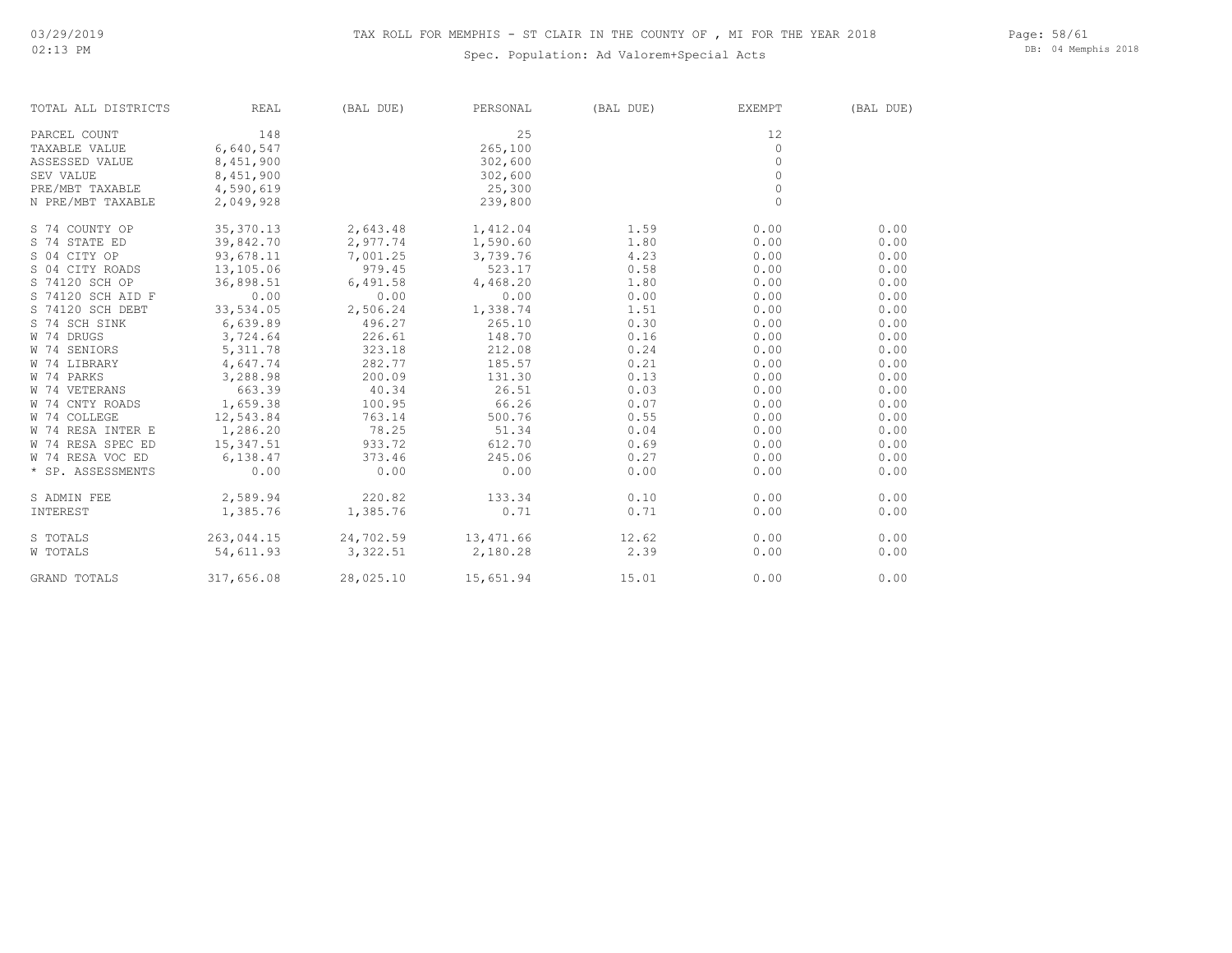# TAX ROLL FOR MEMPHIS - ST CLAIR IN THE COUNTY OF , MI FOR THE YEAR 2018

Spec. Population: Ad Valorem+Special Acts

| TOTAL ALL DISTRICTS | REAL | (BAL DUE) | PERSONAL | (BAL DUE) | EXEMPT | (BAL DUE) |
|---|---|---|---|---|---|---|
| PARCEL COUNT | 148 | | 25 | | 12 | |
| TAXABLE VALUE | 6,640,547 | | 265,100 | | 0 | |
| ASSESSED VALUE | 8,451,900 | | 302,600 | | 0 | |
| SEV VALUE | 8,451,900 | | 302,600 | | 0 | |
| PRE/MBT TAXABLE | 4,590,619 | | 25,300 | | 0 | |
| N PRE/MBT TAXABLE | 2,049,928 | | 239,800 | | 0 | |
| S 74 COUNTY OP | 35,370.13 | 2,643.48 | 1,412.04 | 1.59 | 0.00 | 0.00 |
| S 74 STATE ED | 39,842.70 | 2,977.74 | 1,590.60 | 1.80 | 0.00 | 0.00 |
| S 04 CITY OP | 93,678.11 | 7,001.25 | 3,739.76 | 4.23 | 0.00 | 0.00 |
| S 04 CITY ROADS | 13,105.06 | 979.45 | 523.17 | 0.58 | 0.00 | 0.00 |
| S 74120 SCH OP | 36,898.51 | 6,491.58 | 4,468.20 | 1.80 | 0.00 | 0.00 |
| S 74120 SCH AID F | 0.00 | 0.00 | 0.00 | 0.00 | 0.00 | 0.00 |
| S 74120 SCH DEBT | 33,534.05 | 2,506.24 | 1,338.74 | 1.51 | 0.00 | 0.00 |
| S 74 SCH SINK | 6,639.89 | 496.27 | 265.10 | 0.30 | 0.00 | 0.00 |
| W 74 DRUGS | 3,724.64 | 226.61 | 148.70 | 0.16 | 0.00 | 0.00 |
| W 74 SENIORS | 5,311.78 | 323.18 | 212.08 | 0.24 | 0.00 | 0.00 |
| W 74 LIBRARY | 4,647.74 | 282.77 | 185.57 | 0.21 | 0.00 | 0.00 |
| W 74 PARKS | 3,288.98 | 200.09 | 131.30 | 0.13 | 0.00 | 0.00 |
| W 74 VETERANS | 663.39 | 40.34 | 26.51 | 0.03 | 0.00 | 0.00 |
| W 74 CNTY ROADS | 1,659.38 | 100.95 | 66.26 | 0.07 | 0.00 | 0.00 |
| W 74 COLLEGE | 12,543.84 | 763.14 | 500.76 | 0.55 | 0.00 | 0.00 |
| W 74 RESA INTER E | 1,286.20 | 78.25 | 51.34 | 0.04 | 0.00 | 0.00 |
| W 74 RESA SPEC ED | 15,347.51 | 933.72 | 612.70 | 0.69 | 0.00 | 0.00 |
| W 74 RESA VOC ED | 6,138.47 | 373.46 | 245.06 | 0.27 | 0.00 | 0.00 |
| * SP. ASSESSMENTS | 0.00 | 0.00 | 0.00 | 0.00 | 0.00 | 0.00 |
| S ADMIN FEE | 2,589.94 | 220.82 | 133.34 | 0.10 | 0.00 | 0.00 |
| INTEREST | 1,385.76 | 1,385.76 | 0.71 | 0.71 | 0.00 | 0.00 |
| S TOTALS | 263,044.15 | 24,702.59 | 13,471.66 | 12.62 | 0.00 | 0.00 |
| W TOTALS | 54,611.93 | 3,322.51 | 2,180.28 | 2.39 | 0.00 | 0.00 |
| GRAND TOTALS | 317,656.08 | 28,025.10 | 15,651.94 | 15.01 | 0.00 | 0.00 |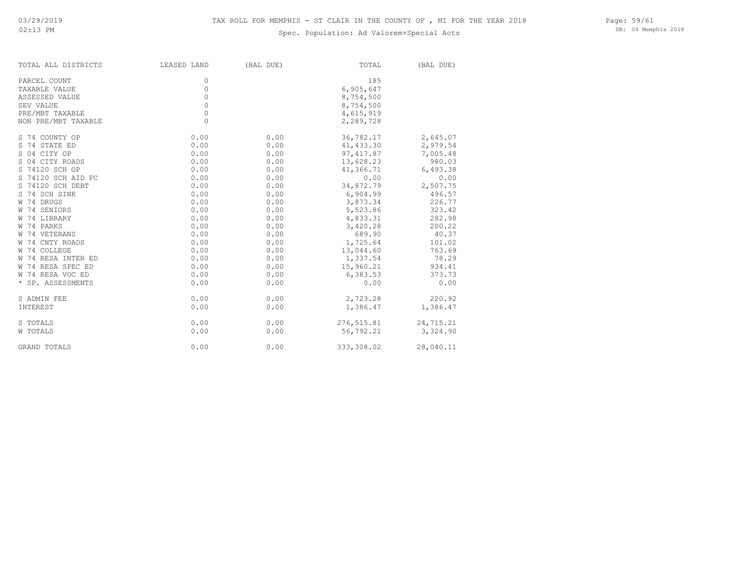03/29/2019
02:13 PM

# TAX ROLL FOR MEMPHIS - ST CLAIR IN THE COUNTY OF , MI FOR THE YEAR 2018

Spec. Population: Ad Valorem+Special Acts

DB: 04 Memphis 2018

| TOTAL ALL DISTRICTS | LEASED LAND | (BAL DUE) | TOTAL | (BAL DUE) |
|---|---|---|---|---|
| PARCEL COUNT | 0 | | 185 | |
| TAXABLE VALUE | 0 | | 6,905,647 | |
| ASSESSED VALUE | 0 | | 8,754,500 | |
| SEV VALUE | 0 | | 8,754,500 | |
| PRE/MBT TAXABLE | 0 | | 4,615,919 | |
| NON PRE/MBT TAXABLE | 0 | | 2,289,728 | |
| S 74 COUNTY OP | 0.00 | 0.00 | 36,782.17 | 2,645.07 |
| S 74 STATE ED | 0.00 | 0.00 | 41,433.30 | 2,979.54 |
| S 04 CITY OP | 0.00 | 0.00 | 97,417.87 | 7,005.48 |
| S 04 CITY ROADS | 0.00 | 0.00 | 13,628.23 | 980.03 |
| S 74120 SCH OP | 0.00 | 0.00 | 41,366.71 | 6,493.38 |
| S 74120 SCH AID FC | 0.00 | 0.00 | 0.00 | 0.00 |
| S 74120 SCH DEBT | 0.00 | 0.00 | 34,872.79 | 2,507.75 |
| S 74 SCH SINK | 0.00 | 0.00 | 6,904.99 | 496.57 |
| W 74 DRUGS | 0.00 | 0.00 | 3,873.34 | 226.77 |
| W 74 SENIORS | 0.00 | 0.00 | 5,523.86 | 323.42 |
| W 74 LIBRARY | 0.00 | 0.00 | 4,833.31 | 282.98 |
| W 74 PARKS | 0.00 | 0.00 | 3,420.28 | 200.22 |
| W 74 VETERANS | 0.00 | 0.00 | 689.90 | 40.37 |
| W 74 CNTY ROADS | 0.00 | 0.00 | 1,725.64 | 101.02 |
| W 74 COLLEGE | 0.00 | 0.00 | 13,044.60 | 763.69 |
| W 74 RESA INTER ED | 0.00 | 0.00 | 1,337.54 | 78.29 |
| W 74 RESA SPEC ED | 0.00 | 0.00 | 15,960.21 | 934.41 |
| W 74 RESA VOC ED | 0.00 | 0.00 | 6,383.53 | 373.73 |
| * SP. ASSESSMENTS | 0.00 | 0.00 | 0.00 | 0.00 |
| S ADMIN FEE | 0.00 | 0.00 | 2,723.28 | 220.92 |
| INTEREST | 0.00 | 0.00 | 1,386.47 | 1,386.47 |
| S TOTALS | 0.00 | 0.00 | 276,515.81 | 24,715.21 |
| W TOTALS | 0.00 | 0.00 | 56,792.21 | 3,324.90 |
| GRAND TOTALS | 0.00 | 0.00 | 333,308.02 | 28,040.11 |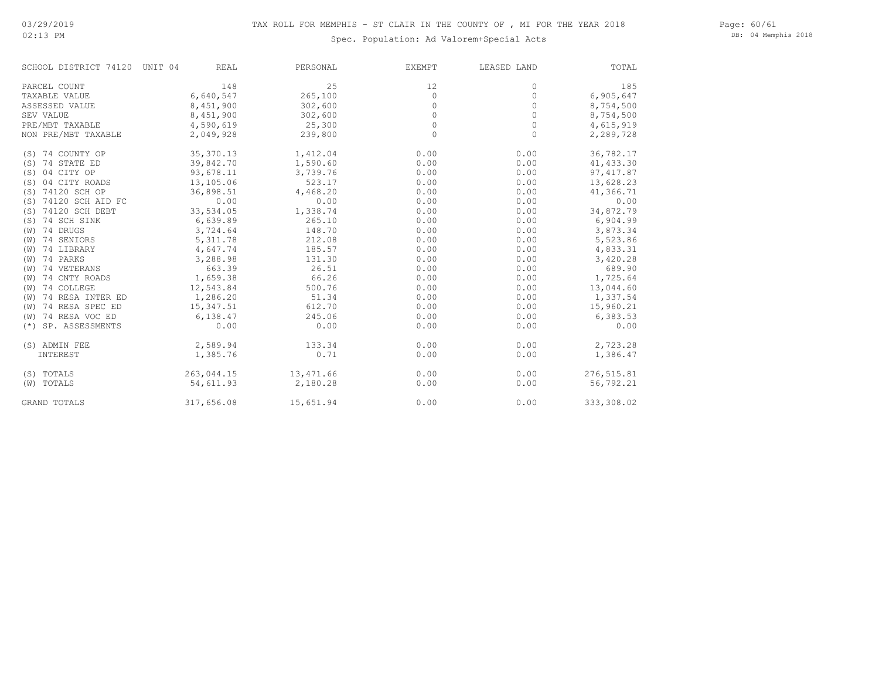03/29/2019
02:13 PM

# TAX ROLL FOR MEMPHIS - ST CLAIR IN THE COUNTY OF , MI FOR THE YEAR 2018

## Spec. Population: Ad Valorem+Special Acts

DB: 04 Memphis 2018

| SCHOOL DISTRICT 74120 UNIT 04 | REAL | PERSONAL | EXEMPT | LEASED LAND | TOTAL |
|---|---|---|---|---|---|
| PARCEL COUNT | 148 | 25 | 12 | 0 | 185 |
| TAXABLE VALUE | 6,640,547 | 265,100 | 0 | 0 | 6,905,647 |
| ASSESSED VALUE | 8,451,900 | 302,600 | 0 | 0 | 8,754,500 |
| SEV VALUE | 8,451,900 | 302,600 | 0 | 0 | 8,754,500 |
| PRE/MBT TAXABLE | 4,590,619 | 25,300 | 0 | 0 | 4,615,919 |
| NON PRE/MBT TAXABLE | 2,049,928 | 239,800 | 0 | 0 | 2,289,728 |
| (S) 74 COUNTY OP | 35,370.13 | 1,412.04 | 0.00 | 0.00 | 36,782.17 |
| (S) 74 STATE ED | 39,842.70 | 1,590.60 | 0.00 | 0.00 | 41,433.30 |
| (S) 04 CITY OP | 93,678.11 | 3,739.76 | 0.00 | 0.00 | 97,417.87 |
| (S) 04 CITY ROADS | 13,105.06 | 523.17 | 0.00 | 0.00 | 13,628.23 |
| (S) 74120 SCH OP | 36,898.51 | 4,468.20 | 0.00 | 0.00 | 41,366.71 |
| (S) 74120 SCH AID FC | 0.00 | 0.00 | 0.00 | 0.00 | 0.00 |
| (S) 74120 SCH DEBT | 33,534.05 | 1,338.74 | 0.00 | 0.00 | 34,872.79 |
| (S) 74 SCH SINK | 6,639.89 | 265.10 | 0.00 | 0.00 | 6,904.99 |
| (W) 74 DRUGS | 3,724.64 | 148.70 | 0.00 | 0.00 | 3,873.34 |
| (W) 74 SENIORS | 5,311.78 | 212.08 | 0.00 | 0.00 | 5,523.86 |
| (W) 74 LIBRARY | 4,647.74 | 185.57 | 0.00 | 0.00 | 4,833.31 |
| (W) 74 PARKS | 3,288.98 | 131.30 | 0.00 | 0.00 | 3,420.28 |
| (W) 74 VETERANS | 663.39 | 26.51 | 0.00 | 0.00 | 689.90 |
| (W) 74 CNTY ROADS | 1,659.38 | 66.26 | 0.00 | 0.00 | 1,725.64 |
| (W) 74 COLLEGE | 12,543.84 | 500.76 | 0.00 | 0.00 | 13,044.60 |
| (W) 74 RESA INTER ED | 1,286.20 | 51.34 | 0.00 | 0.00 | 1,337.54 |
| (W) 74 RESA SPEC ED | 15,347.51 | 612.70 | 0.00 | 0.00 | 15,960.21 |
| (W) 74 RESA VOC ED | 6,138.47 | 245.06 | 0.00 | 0.00 | 6,383.53 |
| (*) SP. ASSESSMENTS | 0.00 | 0.00 | 0.00 | 0.00 | 0.00 |
| (S) ADMIN FEE | 2,589.94 | 133.34 | 0.00 | 0.00 | 2,723.28 |
| INTEREST | 1,385.76 | 0.71 | 0.00 | 0.00 | 1,386.47 |
| (S) TOTALS | 263,044.15 | 13,471.66 | 0.00 | 0.00 | 276,515.81 |
| (W) TOTALS | 54,611.93 | 2,180.28 | 0.00 | 0.00 | 56,792.21 |
| GRAND TOTALS | 317,656.08 | 15,651.94 | 0.00 | 0.00 | 333,308.02 |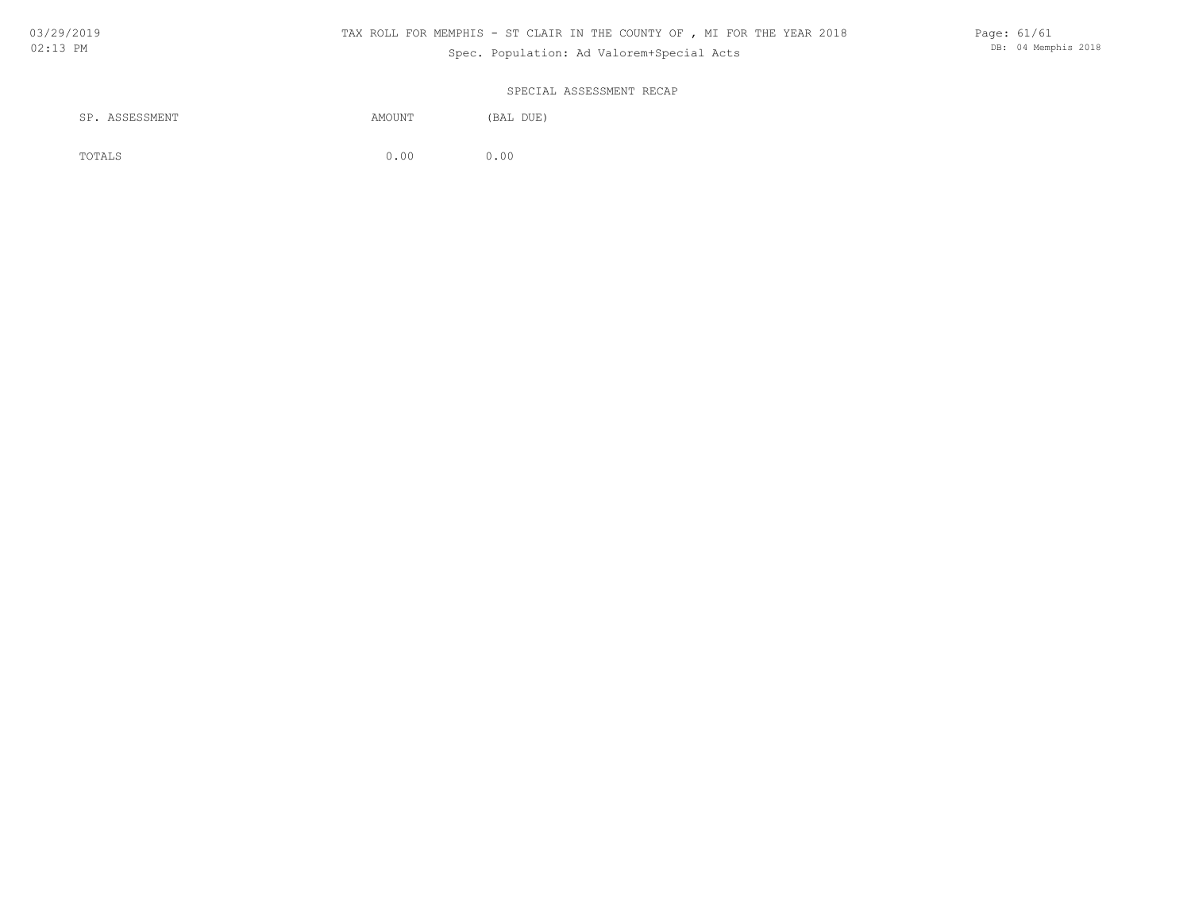## SPECIAL ASSESSMENT RECAP

| SP. ASSESSMENT | AMOUNT | (BAL DUE) |
|---|---|---|
| TOTALS | 0.00 | 0.00 |